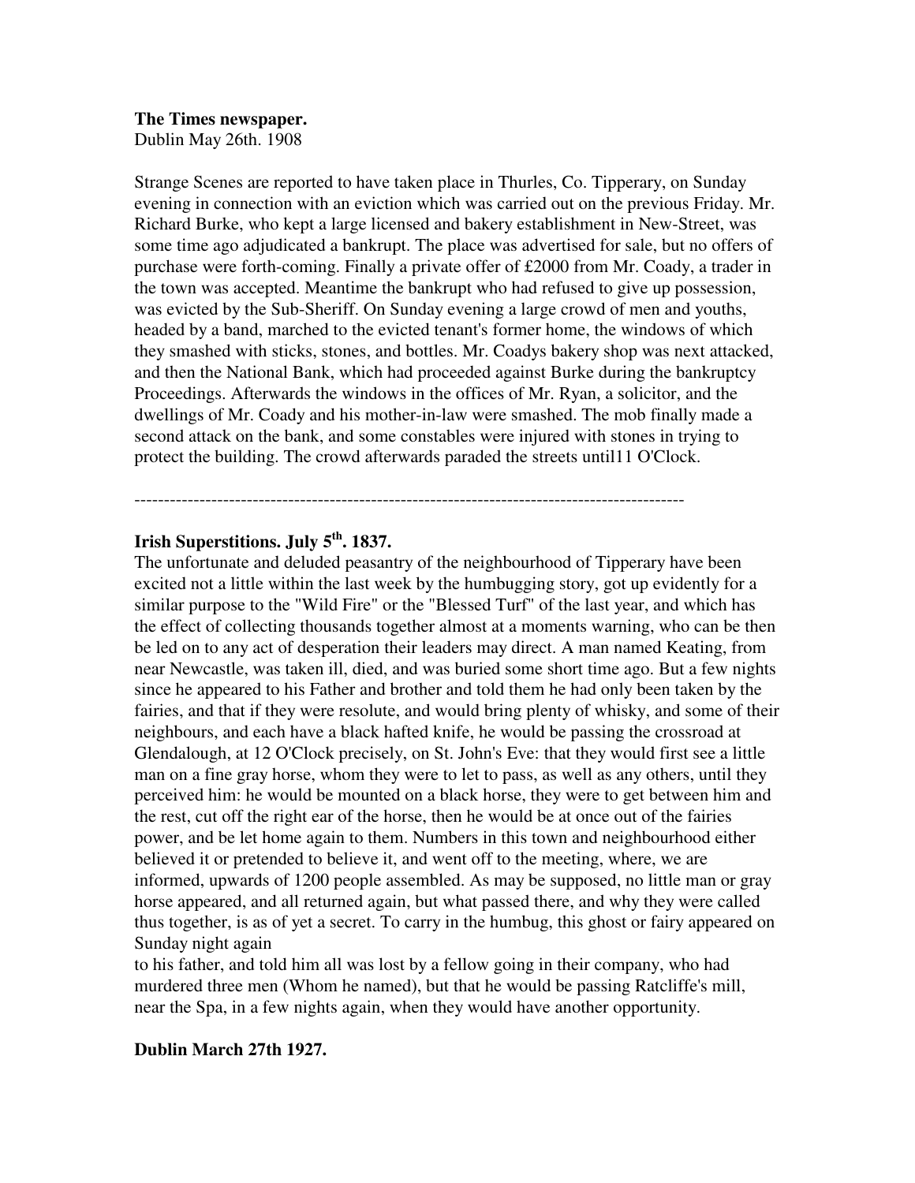**The Times newspaper.**
Dublin May 26th. 1908

Strange Scenes are reported to have taken place in Thurles, Co. Tipperary, on Sunday evening in connection with an eviction which was carried out on the previous Friday. Mr. Richard Burke, who kept a large licensed and bakery establishment in New-Street, was some time ago adjudicated a bankrupt. The place was advertised for sale, but no offers of purchase were forth-coming. Finally a private offer of £2000 from Mr. Coady, a trader in the town was accepted. Meantime the bankrupt who had refused to give up possession, was evicted by the Sub-Sheriff. On Sunday evening a large crowd of men and youths, headed by a band, marched to the evicted tenant's former home, the windows of which they smashed with sticks, stones, and bottles. Mr. Coadys bakery shop was next attacked, and then the National Bank, which had proceeded against Burke during the bankruptcy Proceedings. Afterwards the windows in the offices of Mr. Ryan, a solicitor, and the dwellings of Mr. Coady and his mother-in-law were smashed. The mob finally made a second attack on the bank, and some constables were injured with stones in trying to protect the building. The crowd afterwards paraded the streets until11 O'Clock.

---

**Irish Superstitions. July 5th. 1837.**

The unfortunate and deluded peasantry of the neighbourhood of Tipperary have been excited not a little within the last week by the humbugging story, got up evidently for a similar purpose to the "Wild Fire" or the "Blessed Turf" of the last year, and which has the effect of collecting thousands together almost at a moments warning, who can be then be led on to any act of desperation their leaders may direct. A man named Keating, from near Newcastle, was taken ill, died, and was buried some short time ago. But a few nights since he appeared to his Father and brother and told them he had only been taken by the fairies, and that if they were resolute, and would bring plenty of whisky, and some of their neighbours, and each have a black hafted knife, he would be passing the crossroad at Glendalough, at 12 O'Clock precisely, on St. John's Eve: that they would first see a little man on a fine gray horse, whom they were to let to pass, as well as any others, until they perceived him: he would be mounted on a black horse, they were to get between him and the rest, cut off the right ear of the horse, then he would be at once out of the fairies power, and be let home again to them. Numbers in this town and neighbourhood either believed it or pretended to believe it, and went off to the meeting, where, we are informed, upwards of 1200 people assembled. As may be supposed, no little man or gray horse appeared, and all returned again, but what passed there, and why they were called thus together, is as of yet a secret. To carry in the humbug, this ghost or fairy appeared on Sunday night again
to his father, and told him all was lost by a fellow going in their company, who had murdered three men (Whom he named), but that he would be passing Ratcliffe's mill, near the Spa, in a few nights again, when they would have another opportunity.

**Dublin March 27th 1927.**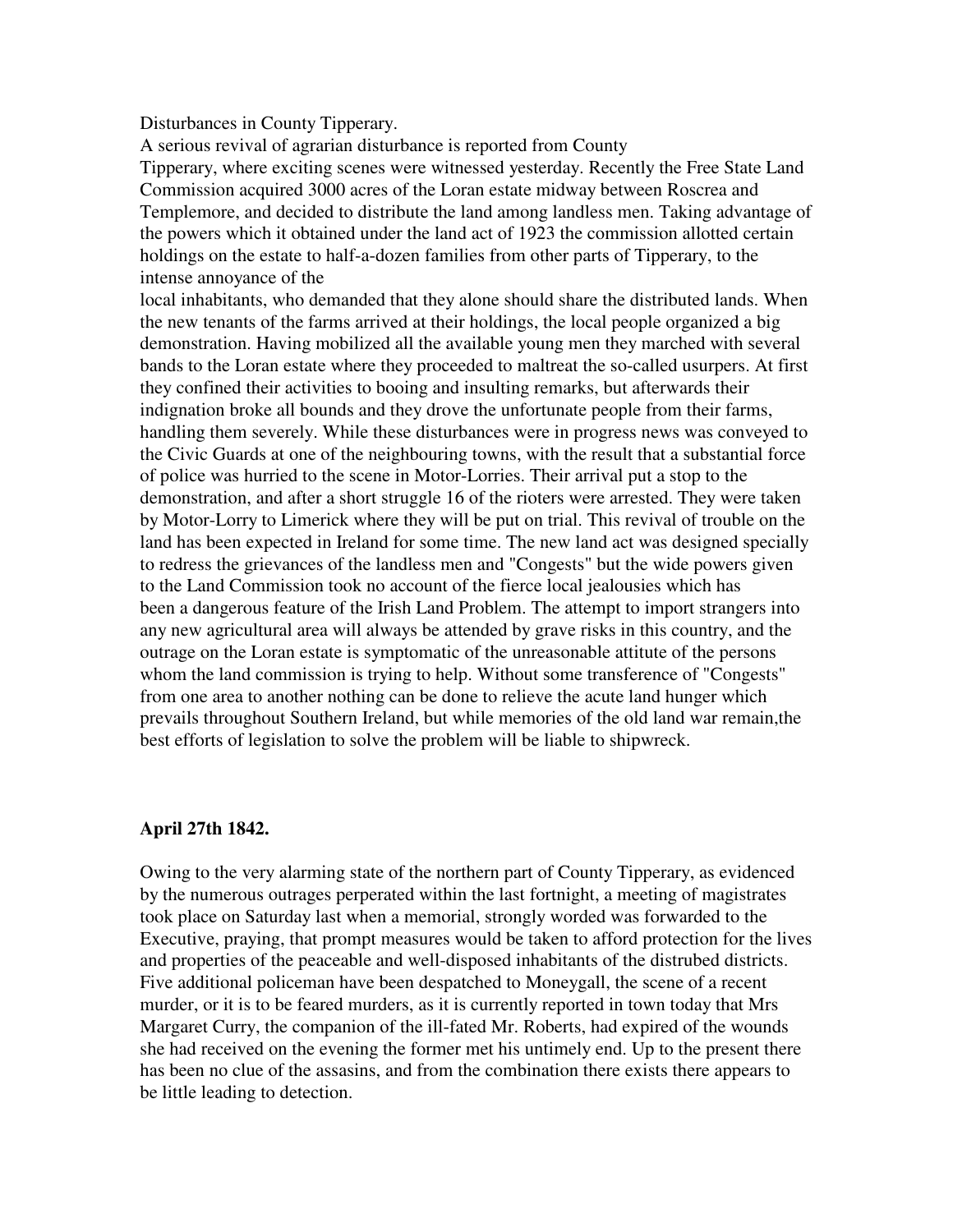Disturbances in County Tipperary.

A serious revival of agrarian disturbance is reported from County Tipperary, where exciting scenes were witnessed yesterday. Recently the Free State Land Commission acquired 3000 acres of the Loran estate midway between Roscrea and Templemore, and decided to distribute the land among landless men. Taking advantage of the powers which it obtained under the land act of 1923 the commission allotted certain holdings on the estate to half-a-dozen families from other parts of Tipperary, to the intense annoyance of the local inhabitants, who demanded that they alone should share the distributed lands. When the new tenants of the farms arrived at their holdings, the local people organized a big demonstration. Having mobilized all the available young men they marched with several bands to the Loran estate where they proceeded to maltreat the so-called usurpers. At first they confined their activities to booing and insulting remarks, but afterwards their indignation broke all bounds and they drove the unfortunate people from their farms, handling them severely. While these disturbances were in progress news was conveyed to the Civic Guards at one of the neighbouring towns, with the result that a substantial force of police was hurried to the scene in Motor-Lorries. Their arrival put a stop to the demonstration, and after a short struggle 16 of the rioters were arrested. They were taken by Motor-Lorry to Limerick where they will be put on trial. This revival of trouble on the land has been expected in Ireland for some time. The new land act was designed specially to redress the grievances of the landless men and "Congests" but the wide powers given to the Land Commission took no account of the fierce local jealousies which has been a dangerous feature of the Irish Land Problem. The attempt to import strangers into any new agricultural area will always be attended by grave risks in this country, and the outrage on the Loran estate is symptomatic of the unreasonable attitute of the persons whom the land commission is trying to help. Without some transference of "Congests" from one area to another nothing can be done to relieve the acute land hunger which prevails throughout Southern Ireland, but while memories of the old land war remain,the best efforts of legislation to solve the problem will be liable to shipwreck.

**April 27th 1842.**

Owing to the very alarming state of the northern part of County Tipperary, as evidenced by the numerous outrages perperated within the last fortnight, a meeting of magistrates took place on Saturday last when a memorial, strongly worded was forwarded to the Executive, praying, that prompt measures would be taken to afford protection for the lives and properties of the peaceable and well-disposed inhabitants of the distrubed districts. Five additional policeman have been despatched to Moneygall, the scene of a recent murder, or it is to be feared murders, as it is currently reported in town today that Mrs Margaret Curry, the companion of the ill-fated Mr. Roberts, had expired of the wounds she had received on the evening the former met his untimely end. Up to the present there has been no clue of the assasins, and from the combination there exists there appears to be little leading to detection.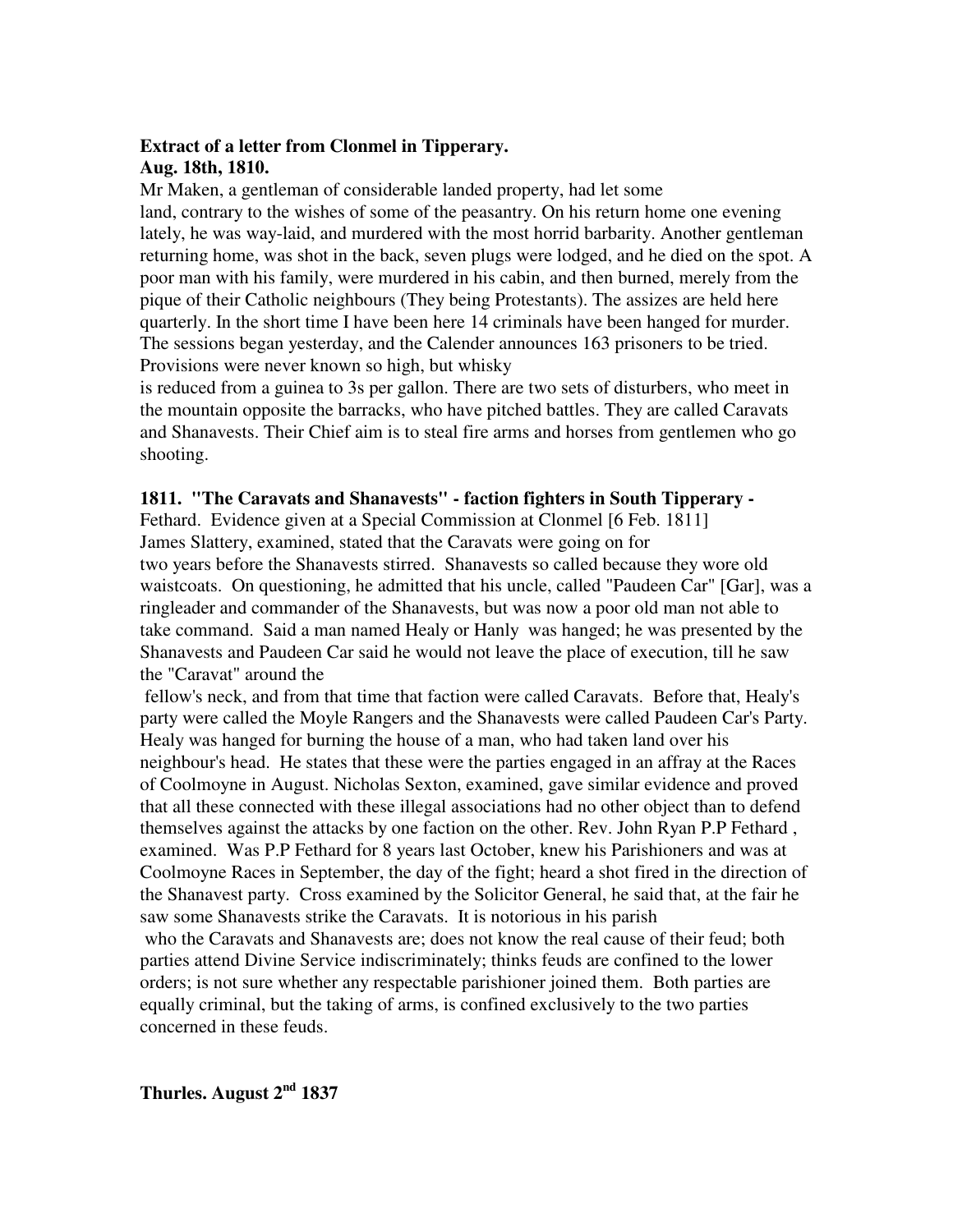**Extract of a letter from Clonmel in Tipperary.**
**Aug. 18th, 1810.**

Mr Maken, a gentleman of considerable landed property, had let some land, contrary to the wishes of some of the peasantry. On his return home one evening lately, he was way-laid, and murdered with the most horrid barbarity. Another gentleman returning home, was shot in the back, seven plugs were lodged, and he died on the spot. A poor man with his family, were murdered in his cabin, and then burned, merely from the pique of their Catholic neighbours (They being Protestants). The assizes are held here quarterly. In the short time I have been here 14 criminals have been hanged for murder. The sessions began yesterday, and the Calender announces 163 prisoners to be tried. Provisions were never known so high, but whisky is reduced from a guinea to 3s per gallon. There are two sets of disturbers, who meet in the mountain opposite the barracks, who have pitched battles. They are called Caravats and Shanavests. Their Chief aim is to steal fire arms and horses from gentlemen who go shooting.

**1811. "The Caravats and Shanavests" - faction fighters in South Tipperary -** Fethard. Evidence given at a Special Commission at Clonmel [6 Feb. 1811] James Slattery, examined, stated that the Caravats were going on for two years before the Shanavests stirred. Shanavests so called because they wore old waistcoats. On questioning, he admitted that his uncle, called "Paudeen Car" [Gar], was a ringleader and commander of the Shanavests, but was now a poor old man not able to take command. Said a man named Healy or Hanly was hanged; he was presented by the Shanavests and Paudeen Car said he would not leave the place of execution, till he saw the "Caravat" around the fellow's neck, and from that time that faction were called Caravats. Before that, Healy's party were called the Moyle Rangers and the Shanavests were called Paudeen Car's Party. Healy was hanged for burning the house of a man, who had taken land over his neighbour's head. He states that these were the parties engaged in an affray at the Races of Coolmoyne in August. Nicholas Sexton, examined, gave similar evidence and proved that all these connected with these illegal associations had no other object than to defend themselves against the attacks by one faction on the other. Rev. John Ryan P.P Fethard , examined. Was P.P Fethard for 8 years last October, knew his Parishioners and was at Coolmoyne Races in September, the day of the fight; heard a shot fired in the direction of the Shanavest party. Cross examined by the Solicitor General, he said that, at the fair he saw some Shanavests strike the Caravats. It is notorious in his parish who the Caravats and Shanavests are; does not know the real cause of their feud; both parties attend Divine Service indiscriminately; thinks feuds are confined to the lower orders; is not sure whether any respectable parishioner joined them. Both parties are equally criminal, but the taking of arms, is confined exclusively to the two parties concerned in these feuds.

**Thurles. August 2nd 1837**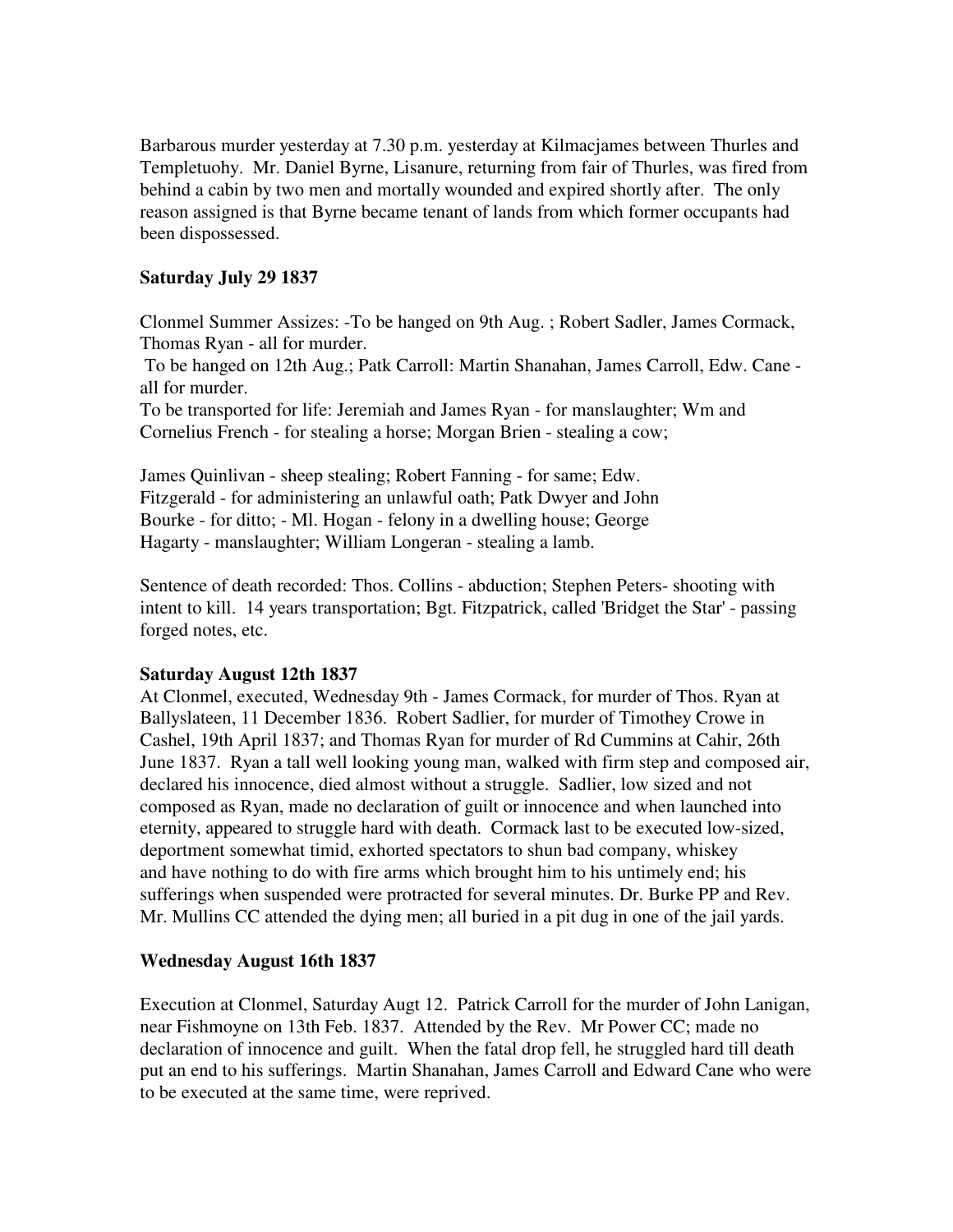Barbarous murder yesterday at 7.30 p.m. yesterday at Kilmacjames between Thurles and Templetuohy. Mr. Daniel Byrne, Lisanure, returning from fair of Thurles, was fired from behind a cabin by two men and mortally wounded and expired shortly after. The only reason assigned is that Byrne became tenant of lands from which former occupants had been dispossessed.

**Saturday July 29 1837**

Clonmel Summer Assizes: -To be hanged on 9th Aug. ; Robert Sadler, James Cormack, Thomas Ryan - all for murder.
To be hanged on 12th Aug.; Patk Carroll: Martin Shanahan, James Carroll, Edw. Cane - all for murder.
To be transported for life: Jeremiah and James Ryan - for manslaughter; Wm and Cornelius French - for stealing a horse; Morgan Brien - stealing a cow;

James Quinlivan - sheep stealing; Robert Fanning - for same; Edw. Fitzgerald - for administering an unlawful oath; Patk Dwyer and John Bourke - for ditto; - Ml. Hogan - felony in a dwelling house; George Hagarty - manslaughter; William Longeran - stealing a lamb.

Sentence of death recorded: Thos. Collins - abduction; Stephen Peters- shooting with intent to kill. 14 years transportation; Bgt. Fitzpatrick, called 'Bridget the Star' - passing forged notes, etc.

**Saturday August 12th 1837**

At Clonmel, executed, Wednesday 9th - James Cormack, for murder of Thos. Ryan at Ballyslateen, 11 December 1836. Robert Sadlier, for murder of Timothey Crowe in Cashel, 19th April 1837; and Thomas Ryan for murder of Rd Cummins at Cahir, 26th June 1837. Ryan a tall well looking young man, walked with firm step and composed air, declared his innocence, died almost without a struggle. Sadlier, low sized and not composed as Ryan, made no declaration of guilt or innocence and when launched into eternity, appeared to struggle hard with death. Cormack last to be executed low-sized, deportment somewhat timid, exhorted spectators to shun bad company, whiskey and have nothing to do with fire arms which brought him to his untimely end; his sufferings when suspended were protracted for several minutes. Dr. Burke PP and Rev. Mr. Mullins CC attended the dying men; all buried in a pit dug in one of the jail yards.

**Wednesday August 16th 1837**

Execution at Clonmel, Saturday Augt 12. Patrick Carroll for the murder of John Lanigan, near Fishmoyne on 13th Feb. 1837. Attended by the Rev. Mr Power CC; made no declaration of innocence and guilt. When the fatal drop fell, he struggled hard till death put an end to his sufferings. Martin Shanahan, James Carroll and Edward Cane who were to be executed at the same time, were reprived.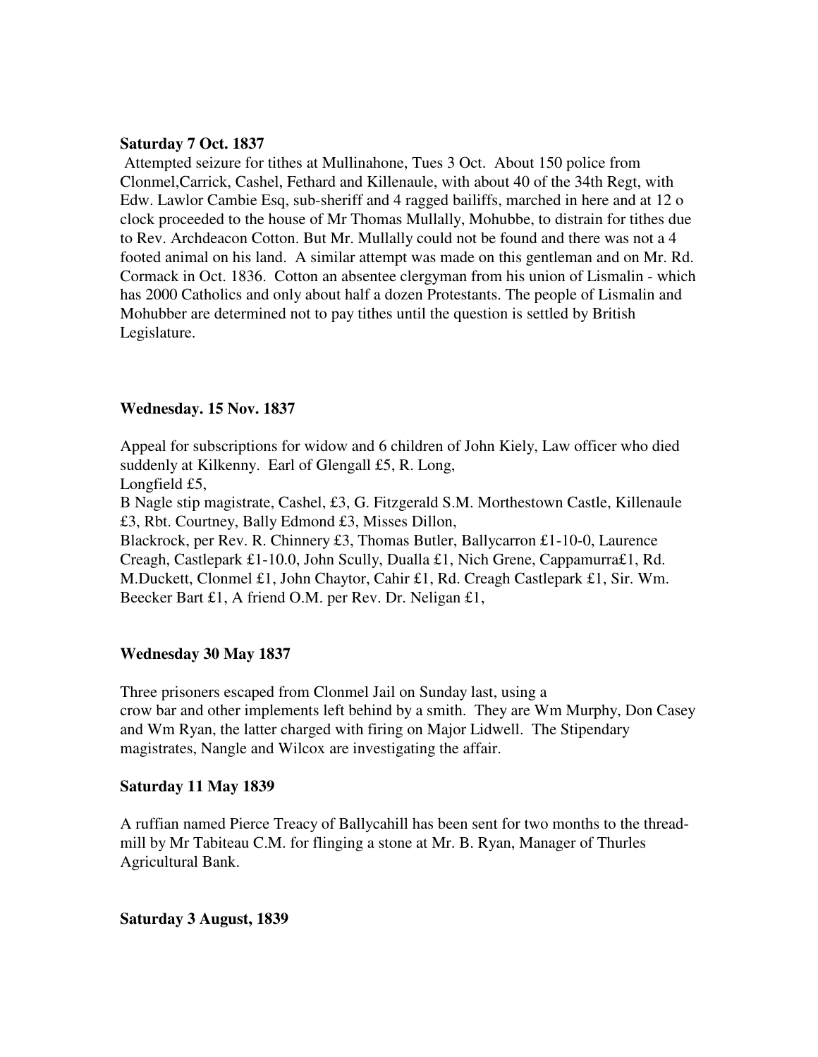**Saturday 7 Oct. 1837**

Attempted seizure for tithes at Mullinahone, Tues 3 Oct. About 150 police from Clonmel,Carrick, Cashel, Fethard and Killenaule, with about 40 of the 34th Regt, with Edw. Lawlor Cambie Esq, sub-sheriff and 4 ragged bailiffs, marched in here and at 12 o clock proceeded to the house of Mr Thomas Mullally, Mohubbe, to distrain for tithes due to Rev. Archdeacon Cotton. But Mr. Mullally could not be found and there was not a 4 footed animal on his land. A similar attempt was made on this gentleman and on Mr. Rd. Cormack in Oct. 1836. Cotton an absentee clergyman from his union of Lismalin - which has 2000 Catholics and only about half a dozen Protestants. The people of Lismalin and Mohubber are determined not to pay tithes until the question is settled by British Legislature.

**Wednesday. 15 Nov. 1837**

Appeal for subscriptions for widow and 6 children of John Kiely, Law officer who died suddenly at Kilkenny. Earl of Glengall £5, R. Long,
Longfield £5,
B Nagle stip magistrate, Cashel, £3, G. Fitzgerald S.M. Morthestown Castle, Killenaule £3, Rbt. Courtney, Bally Edmond £3, Misses Dillon,
Blackrock, per Rev. R. Chinnery £3, Thomas Butler, Ballycarron £1-10-0, Laurence Creagh, Castlepark £1-10.0, John Scully, Dualla £1, Nich Grene, Cappamurra£1, Rd. M.Duckett, Clonmel £1, John Chaytor, Cahir £1, Rd. Creagh Castlepark £1, Sir. Wm. Beecker Bart £1, A friend O.M. per Rev. Dr. Neligan £1,

**Wednesday 30 May 1837**

Three prisoners escaped from Clonmel Jail on Sunday last, using a crow bar and other implements left behind by a smith. They are Wm Murphy, Don Casey and Wm Ryan, the latter charged with firing on Major Lidwell. The Stipendary magistrates, Nangle and Wilcox are investigating the affair.

**Saturday 11 May 1839**

A ruffian named Pierce Treacy of Ballycahill has been sent for two months to the thread-mill by Mr Tabiteau C.M. for flinging a stone at Mr. B. Ryan, Manager of Thurles Agricultural Bank.

**Saturday 3 August, 1839**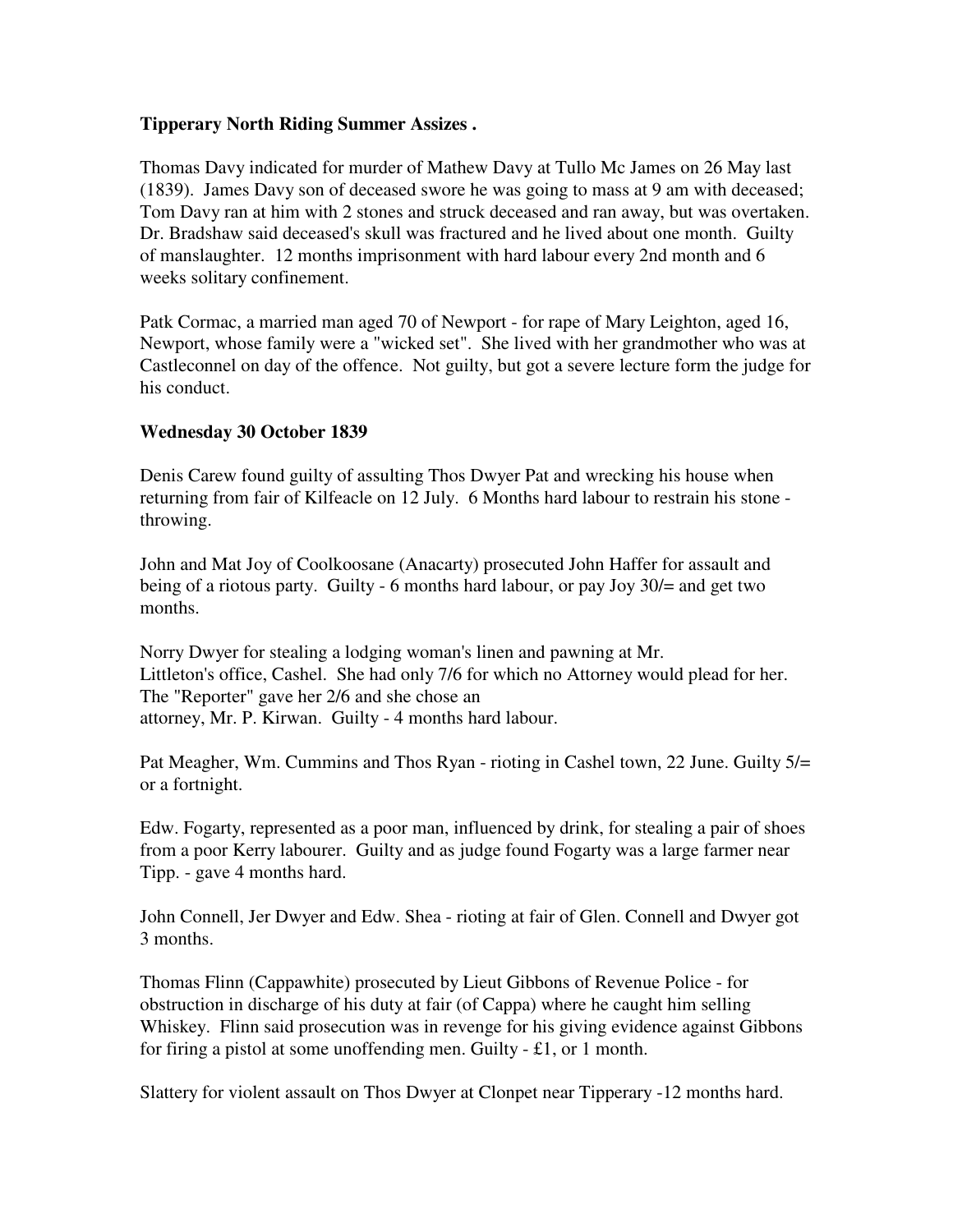**Tipperary North Riding Summer Assizes .**

Thomas Davy indicated for murder of Mathew Davy at Tullo Mc James on 26 May last (1839). James Davy son of deceased swore he was going to mass at 9 am with deceased; Tom Davy ran at him with 2 stones and struck deceased and ran away, but was overtaken. Dr. Bradshaw said deceased's skull was fractured and he lived about one month. Guilty of manslaughter. 12 months imprisonment with hard labour every 2nd month and 6 weeks solitary confinement.

Patk Cormac, a married man aged 70 of Newport - for rape of Mary Leighton, aged 16, Newport, whose family were a "wicked set". She lived with her grandmother who was at Castleconnel on day of the offence. Not guilty, but got a severe lecture form the judge for his conduct.

**Wednesday 30 October 1839**

Denis Carew found guilty of assulting Thos Dwyer Pat and wrecking his house when returning from fair of Kilfeacle on 12 July. 6 Months hard labour to restrain his stone - throwing.

John and Mat Joy of Coolkoosane (Anacarty) prosecuted John Haffer for assault and being of a riotous party. Guilty - 6 months hard labour, or pay Joy 30/= and get two months.

Norry Dwyer for stealing a lodging woman's linen and pawning at Mr. Littleton's office, Cashel. She had only 7/6 for which no Attorney would plead for her. The "Reporter" gave her 2/6 and she chose an attorney, Mr. P. Kirwan. Guilty - 4 months hard labour.

Pat Meagher, Wm. Cummins and Thos Ryan - rioting in Cashel town, 22 June. Guilty 5/= or a fortnight.

Edw. Fogarty, represented as a poor man, influenced by drink, for stealing a pair of shoes from a poor Kerry labourer. Guilty and as judge found Fogarty was a large farmer near Tipp. - gave 4 months hard.

John Connell, Jer Dwyer and Edw. Shea - rioting at fair of Glen. Connell and Dwyer got 3 months.

Thomas Flinn (Cappawhite) prosecuted by Lieut Gibbons of Revenue Police - for obstruction in discharge of his duty at fair (of Cappa) where he caught him selling Whiskey. Flinn said prosecution was in revenge for his giving evidence against Gibbons for firing a pistol at some unoffending men. Guilty - £1, or 1 month.

Slattery for violent assault on Thos Dwyer at Clonpet near Tipperary -12 months hard.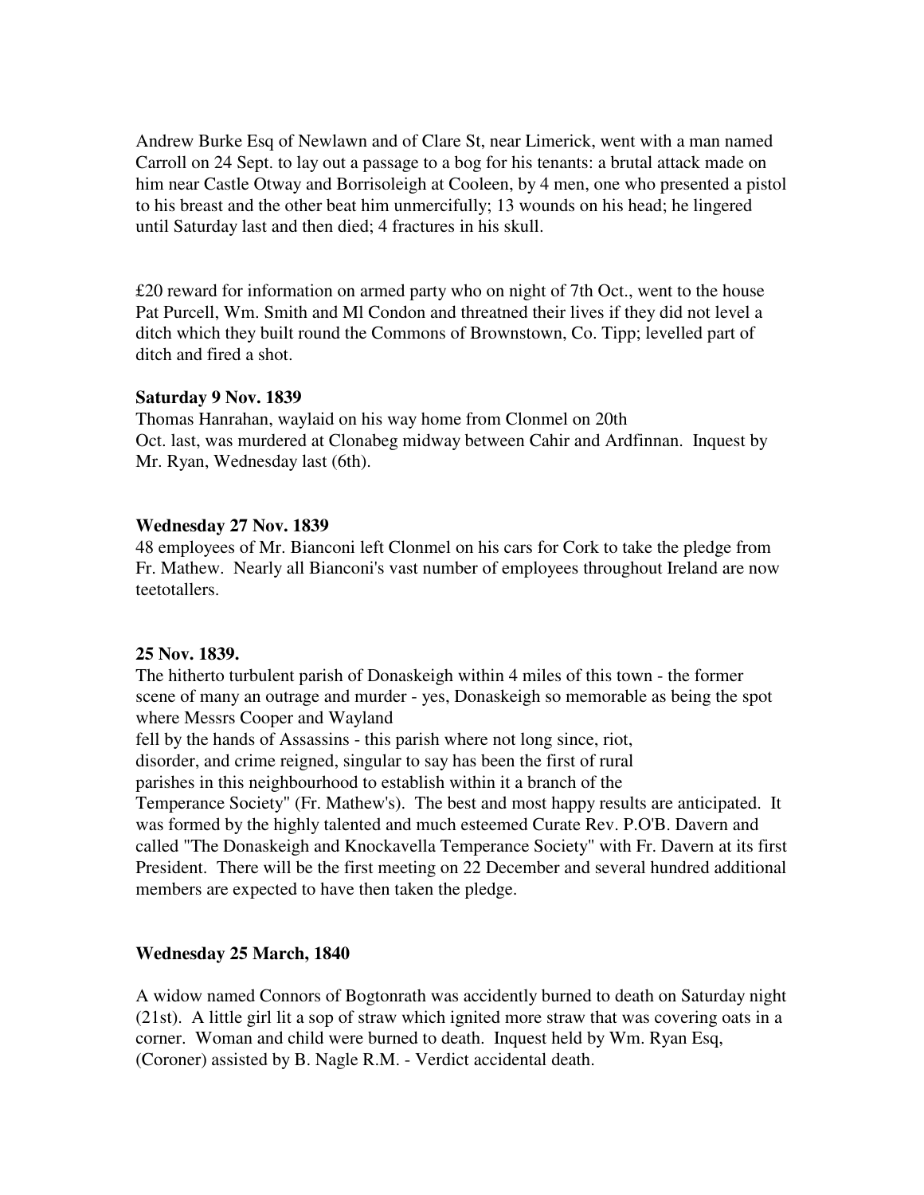Andrew Burke Esq of Newlawn and of Clare St, near Limerick, went with a man named Carroll on 24 Sept. to lay out a passage to a bog for his tenants: a brutal attack made on him near Castle Otway and Borrisoleigh at Cooleen, by 4 men, one who presented a pistol to his breast and the other beat him unmercifully; 13 wounds on his head; he lingered until Saturday last and then died; 4 fractures in his skull.

£20 reward for information on armed party who on night of 7th Oct., went to the house Pat Purcell, Wm. Smith and Ml Condon and threatned their lives if they did not level a ditch which they built round the Commons of Brownstown, Co. Tipp; levelled part of ditch and fired a shot.

**Saturday 9 Nov. 1839**

Thomas Hanrahan, waylaid on his way home from Clonmel on 20th Oct. last, was murdered at Clonabeg midway between Cahir and Ardfinnan. Inquest by Mr. Ryan, Wednesday last (6th).

**Wednesday 27 Nov. 1839**

48 employees of Mr. Bianconi left Clonmel on his cars for Cork to take the pledge from Fr. Mathew. Nearly all Bianconi's vast number of employees throughout Ireland are now teetotallers.

**25 Nov. 1839.**

The hitherto turbulent parish of Donaskeigh within 4 miles of this town - the former scene of many an outrage and murder - yes, Donaskeigh so memorable as being the spot where Messrs Cooper and Wayland fell by the hands of Assassins - this parish where not long since, riot, disorder, and crime reigned, singular to say has been the first of rural parishes in this neighbourhood to establish within it a branch of the Temperance Society" (Fr. Mathew's). The best and most happy results are anticipated. It was formed by the highly talented and much esteemed Curate Rev. P.O'B. Davern and called "The Donaskeigh and Knockavella Temperance Society" with Fr. Davern at its first President. There will be the first meeting on 22 December and several hundred additional members are expected to have then taken the pledge.

**Wednesday 25 March, 1840**

A widow named Connors of Bogtonrath was accidently burned to death on Saturday night (21st). A little girl lit a sop of straw which ignited more straw that was covering oats in a corner. Woman and child were burned to death. Inquest held by Wm. Ryan Esq, (Coroner) assisted by B. Nagle R.M. - Verdict accidental death.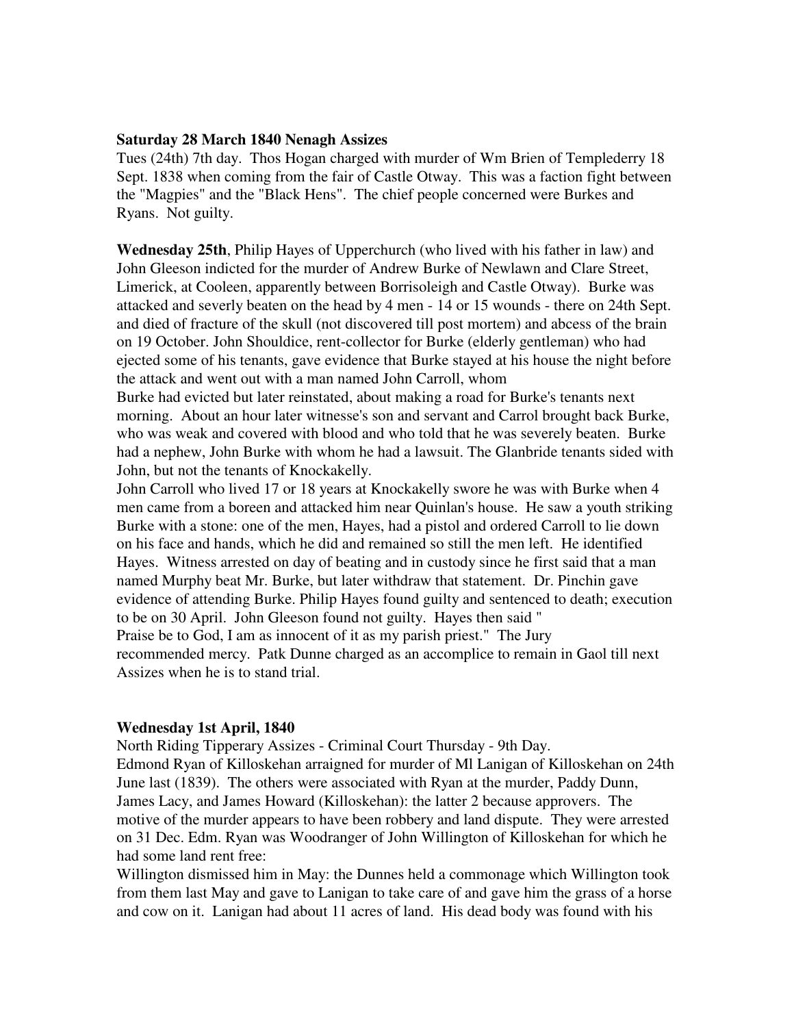**Saturday 28 March 1840 Nenagh Assizes**

Tues (24th) 7th day. Thos Hogan charged with murder of Wm Brien of Templederry 18 Sept. 1838 when coming from the fair of Castle Otway. This was a faction fight between the "Magpies" and the "Black Hens". The chief people concerned were Burkes and Ryans. Not guilty.

**Wednesday 25th**, Philip Hayes of Upperchurch (who lived with his father in law) and John Gleeson indicted for the murder of Andrew Burke of Newlawn and Clare Street, Limerick, at Cooleen, apparently between Borrisoleigh and Castle Otway). Burke was attacked and severly beaten on the head by 4 men - 14 or 15 wounds - there on 24th Sept. and died of fracture of the skull (not discovered till post mortem) and abcess of the brain on 19 October. John Shouldice, rent-collector for Burke (elderly gentleman) who had ejected some of his tenants, gave evidence that Burke stayed at his house the night before the attack and went out with a man named John Carroll, whom
Burke had evicted but later reinstated, about making a road for Burke's tenants next morning. About an hour later witnesse's son and servant and Carrol brought back Burke, who was weak and covered with blood and who told that he was severely beaten. Burke had a nephew, John Burke with whom he had a lawsuit. The Glanbride tenants sided with John, but not the tenants of Knockakelly.
John Carroll who lived 17 or 18 years at Knockakelly swore he was with Burke when 4 men came from a boreen and attacked him near Quinlan's house. He saw a youth striking Burke with a stone: one of the men, Hayes, had a pistol and ordered Carroll to lie down on his face and hands, which he did and remained so still the men left. He identified Hayes. Witness arrested on day of beating and in custody since he first said that a man named Murphy beat Mr. Burke, but later withdraw that statement. Dr. Pinchin gave evidence of attending Burke. Philip Hayes found guilty and sentenced to death; execution to be on 30 April. John Gleeson found not guilty. Hayes then said "
Praise be to God, I am as innocent of it as my parish priest." The Jury recommended mercy. Patk Dunne charged as an accomplice to remain in Gaol till next Assizes when he is to stand trial.

**Wednesday 1st April, 1840**

North Riding Tipperary Assizes - Criminal Court Thursday - 9th Day.
Edmond Ryan of Killoskehan arraigned for murder of Ml Lanigan of Killoskehan on 24th June last (1839). The others were associated with Ryan at the murder, Paddy Dunn, James Lacy, and James Howard (Killoskehan): the latter 2 because approvers. The motive of the murder appears to have been robbery and land dispute. They were arrested on 31 Dec. Edm. Ryan was Woodranger of John Willington of Killoskehan for which he had some land rent free:
Willington dismissed him in May: the Dunnes held a commonage which Willington took from them last May and gave to Lanigan to take care of and gave him the grass of a horse and cow on it. Lanigan had about 11 acres of land. His dead body was found with his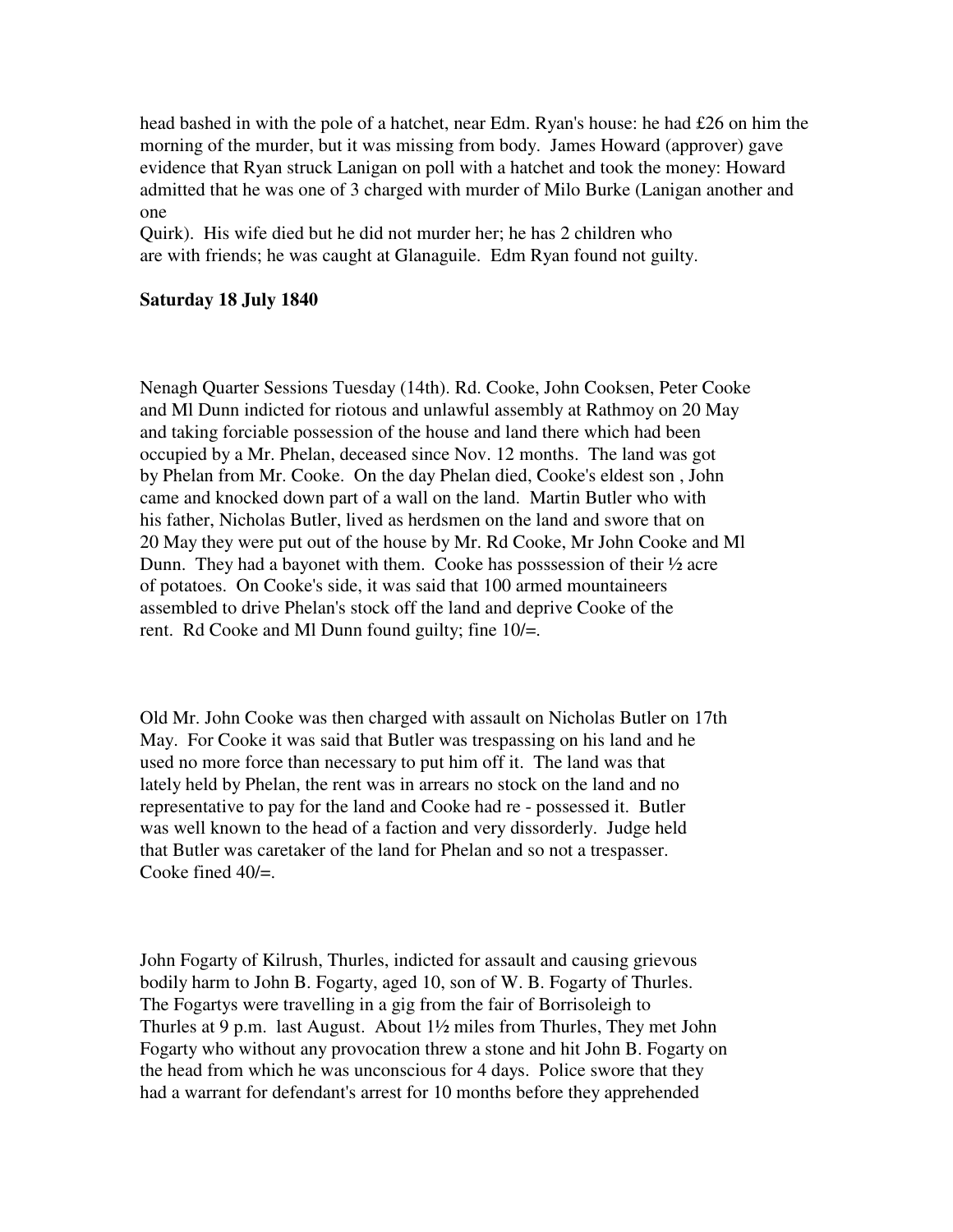head bashed in with the pole of a hatchet, near Edm. Ryan's house: he had £26 on him the morning of the murder, but it was missing from body. James Howard (approver) gave evidence that Ryan struck Lanigan on poll with a hatchet and took the money: Howard admitted that he was one of 3 charged with murder of Milo Burke (Lanigan another and one Quirk). His wife died but he did not murder her; he has 2 children who are with friends; he was caught at Glanaguile. Edm Ryan found not guilty.

**Saturday 18 July 1840**

Nenagh Quarter Sessions Tuesday (14th). Rd. Cooke, John Cooksen, Peter Cooke and Ml Dunn indicted for riotous and unlawful assembly at Rathmoy on 20 May and taking forciable possession of the house and land there which had been occupied by a Mr. Phelan, deceased since Nov. 12 months. The land was got by Phelan from Mr. Cooke. On the day Phelan died, Cooke's eldest son , John came and knocked down part of a wall on the land. Martin Butler who with his father, Nicholas Butler, lived as herdsmen on the land and swore that on 20 May they were put out of the house by Mr. Rd Cooke, Mr John Cooke and Ml Dunn. They had a bayonet with them. Cooke has posssession of their ½ acre of potatoes. On Cooke's side, it was said that 100 armed mountaineers assembled to drive Phelan's stock off the land and deprive Cooke of the rent. Rd Cooke and Ml Dunn found guilty; fine 10/=.

Old Mr. John Cooke was then charged with assault on Nicholas Butler on 17th May. For Cooke it was said that Butler was trespassing on his land and he used no more force than necessary to put him off it. The land was that lately held by Phelan, the rent was in arrears no stock on the land and no representative to pay for the land and Cooke had re - possessed it. Butler was well known to the head of a faction and very dissorderly. Judge held that Butler was caretaker of the land for Phelan and so not a trespasser. Cooke fined 40/=.

John Fogarty of Kilrush, Thurles, indicted for assault and causing grievous bodily harm to John B. Fogarty, aged 10, son of W. B. Fogarty of Thurles. The Fogartys were travelling in a gig from the fair of Borrisoleigh to Thurles at 9 p.m. last August. About 1½ miles from Thurles, They met John Fogarty who without any provocation threw a stone and hit John B. Fogarty on the head from which he was unconscious for 4 days. Police swore that they had a warrant for defendant's arrest for 10 months before they apprehended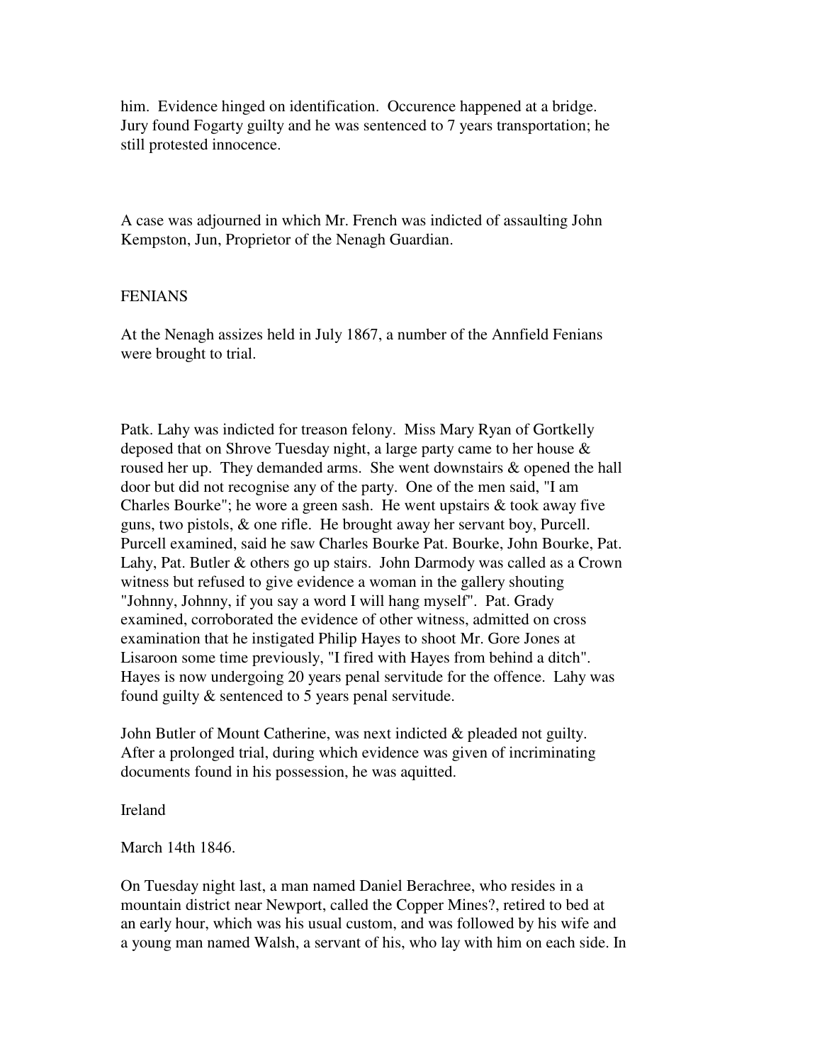him. Evidence hinged on identification. Occurence happened at a bridge. Jury found Fogarty guilty and he was sentenced to 7 years transportation; he still protested innocence.

A case was adjourned in which Mr. French was indicted of assaulting John Kempston, Jun, Proprietor of the Nenagh Guardian.

FENIANS

At the Nenagh assizes held in July 1867, a number of the Annfield Fenians were brought to trial.

Patk. Lahy was indicted for treason felony. Miss Mary Ryan of Gortkelly deposed that on Shrove Tuesday night, a large party came to her house & roused her up. They demanded arms. She went downstairs & opened the hall door but did not recognise any of the party. One of the men said, "I am Charles Bourke"; he wore a green sash. He went upstairs & took away five guns, two pistols, & one rifle. He brought away her servant boy, Purcell. Purcell examined, said he saw Charles Bourke Pat. Bourke, John Bourke, Pat. Lahy, Pat. Butler & others go up stairs. John Darmody was called as a Crown witness but refused to give evidence a woman in the gallery shouting "Johnny, Johnny, if you say a word I will hang myself". Pat. Grady examined, corroborated the evidence of other witness, admitted on cross examination that he instigated Philip Hayes to shoot Mr. Gore Jones at Lisaroon some time previously, "I fired with Hayes from behind a ditch". Hayes is now undergoing 20 years penal servitude for the offence. Lahy was found guilty & sentenced to 5 years penal servitude.

John Butler of Mount Catherine, was next indicted & pleaded not guilty. After a prolonged trial, during which evidence was given of incriminating documents found in his possession, he was aquitted.

Ireland

March 14th 1846.

On Tuesday night last, a man named Daniel Berachree, who resides in a mountain district near Newport, called the Copper Mines?, retired to bed at an early hour, which was his usual custom, and was followed by his wife and a young man named Walsh, a servant of his, who lay with him on each side. In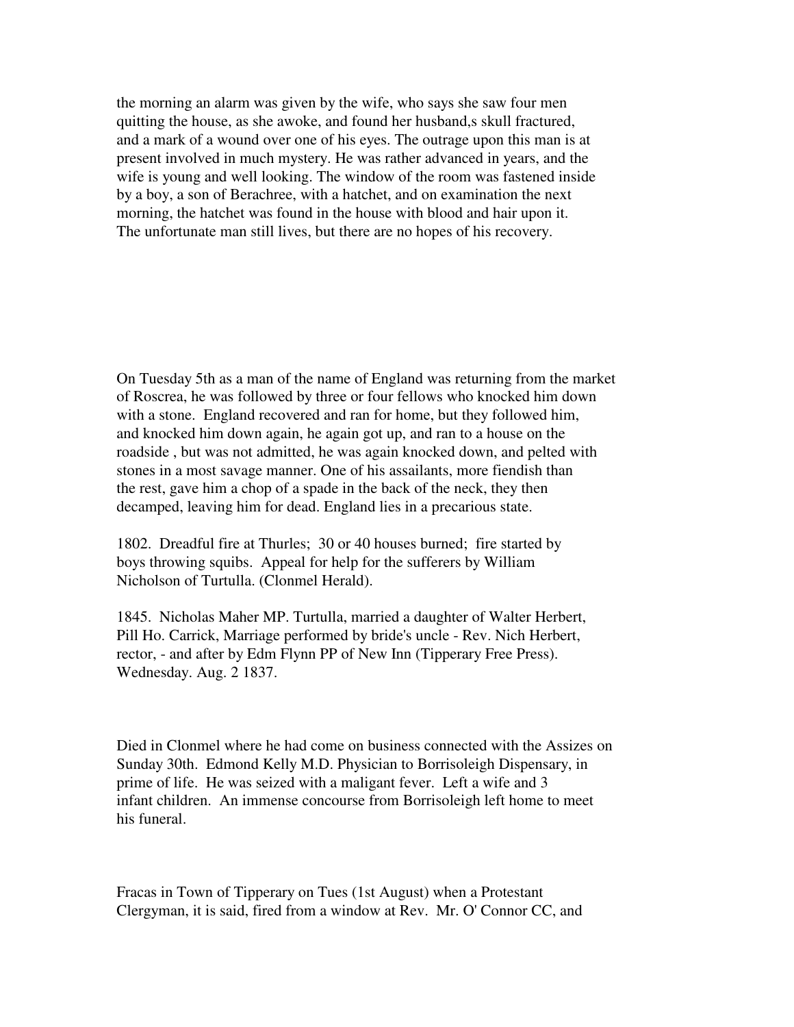the morning an alarm was given by the wife, who says she saw four men quitting the house, as she awoke, and found her husband,s skull fractured, and a mark of a wound over one of his eyes. The outrage upon this man is at present involved in much mystery. He was rather advanced in years, and the wife is young and well looking. The window of the room was fastened inside by a boy, a son of Berachree, with a hatchet, and on examination the next morning, the hatchet was found in the house with blood and hair upon it. The unfortunate man still lives, but there are no hopes of his recovery.

On Tuesday 5th as a man of the name of England was returning from the market of Roscrea, he was followed by three or four fellows who knocked him down with a stone. England recovered and ran for home, but they followed him, and knocked him down again, he again got up, and ran to a house on the roadside , but was not admitted, he was again knocked down, and pelted with stones in a most savage manner. One of his assailants, more fiendish than the rest, gave him a chop of a spade in the back of the neck, they then decamped, leaving him for dead. England lies in a precarious state.

1802. Dreadful fire at Thurles; 30 or 40 houses burned; fire started by boys throwing squibs. Appeal for help for the sufferers by William Nicholson of Turtulla. (Clonmel Herald).

1845. Nicholas Maher MP. Turtulla, married a daughter of Walter Herbert, Pill Ho. Carrick, Marriage performed by bride's uncle - Rev. Nich Herbert, rector, - and after by Edm Flynn PP of New Inn (Tipperary Free Press). Wednesday. Aug. 2 1837.

Died in Clonmel where he had come on business connected with the Assizes on Sunday 30th. Edmond Kelly M.D. Physician to Borrisoleigh Dispensary, in prime of life. He was seized with a maligant fever. Left a wife and 3 infant children. An immense concourse from Borrisoleigh left home to meet his funeral.

Fracas in Town of Tipperary on Tues (1st August) when a Protestant Clergyman, it is said, fired from a window at Rev. Mr. O' Connor CC, and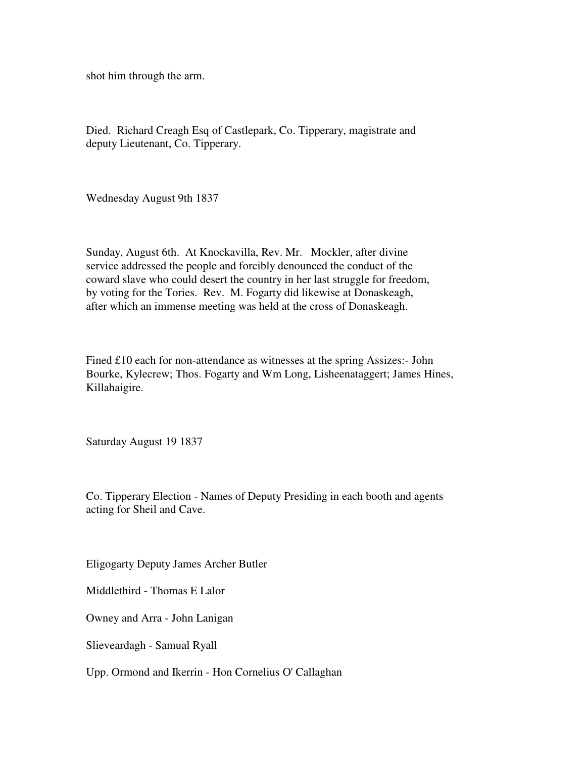shot him through the arm.

Died. Richard Creagh Esq of Castlepark, Co. Tipperary, magistrate and deputy Lieutenant, Co. Tipperary.

Wednesday August 9th 1837

Sunday, August 6th. At Knockavilla, Rev. Mr. Mockler, after divine service addressed the people and forcibly denounced the conduct of the coward slave who could desert the country in her last struggle for freedom, by voting for the Tories. Rev. M. Fogarty did likewise at Donaskeagh, after which an immense meeting was held at the cross of Donaskeagh.

Fined £10 each for non-attendance as witnesses at the spring Assizes:- John Bourke, Kylecrew; Thos. Fogarty and Wm Long, Lisheenataggert; James Hines, Killahaigire.

Saturday August 19 1837

Co. Tipperary Election - Names of Deputy Presiding in each booth and agents acting for Sheil and Cave.

Eligogarty Deputy James Archer Butler

Middlethird - Thomas E Lalor

Owney and Arra - John Lanigan

Slieveardagh - Samual Ryall

Upp. Ormond and Ikerrin - Hon Cornelius O' Callaghan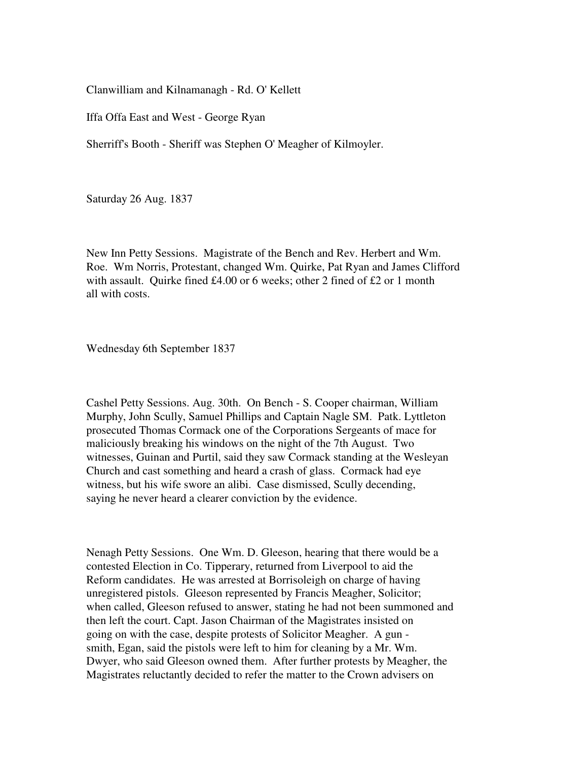Clanwilliam and Kilnamanagh - Rd. O' Kellett

Iffa Offa East and West - George Ryan

Sherriff's Booth - Sheriff was Stephen O' Meagher of Kilmoyler.

Saturday 26 Aug. 1837

New Inn Petty Sessions. Magistrate of the Bench and Rev. Herbert and Wm. Roe. Wm Norris, Protestant, changed Wm. Quirke, Pat Ryan and James Clifford with assault. Quirke fined £4.00 or 6 weeks; other 2 fined of £2 or 1 month all with costs.

Wednesday 6th September 1837

Cashel Petty Sessions. Aug. 30th. On Bench - S. Cooper chairman, William Murphy, John Scully, Samuel Phillips and Captain Nagle SM. Patk. Lyttleton prosecuted Thomas Cormack one of the Corporations Sergeants of mace for maliciously breaking his windows on the night of the 7th August. Two witnesses, Guinan and Purtil, said they saw Cormack standing at the Wesleyan Church and cast something and heard a crash of glass. Cormack had eye witness, but his wife swore an alibi. Case dismissed, Scully decending, saying he never heard a clearer conviction by the evidence.

Nenagh Petty Sessions. One Wm. D. Gleeson, hearing that there would be a contested Election in Co. Tipperary, returned from Liverpool to aid the Reform candidates. He was arrested at Borrisoleigh on charge of having unregistered pistols. Gleeson represented by Francis Meagher, Solicitor; when called, Gleeson refused to answer, stating he had not been summoned and then left the court. Capt. Jason Chairman of the Magistrates insisted on going on with the case, despite protests of Solicitor Meagher. A gun - smith, Egan, said the pistols were left to him for cleaning by a Mr. Wm. Dwyer, who said Gleeson owned them. After further protests by Meagher, the Magistrates reluctantly decided to refer the matter to the Crown advisers on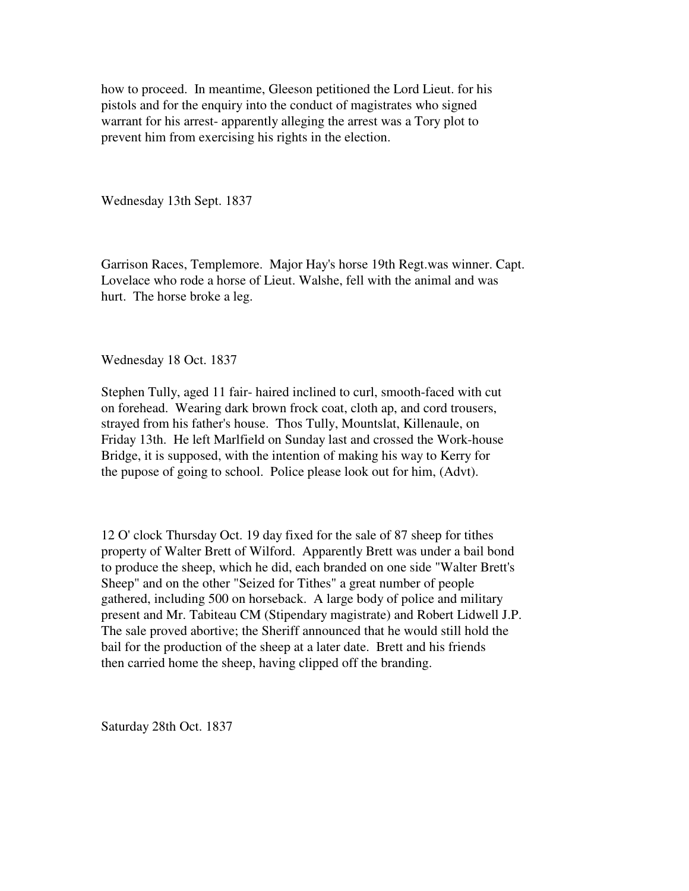how to proceed. In meantime, Gleeson petitioned the Lord Lieut. for his pistols and for the enquiry into the conduct of magistrates who signed warrant for his arrest- apparently alleging the arrest was a Tory plot to prevent him from exercising his rights in the election.

Wednesday 13th Sept. 1837

Garrison Races, Templemore. Major Hay's horse 19th Regt.was winner. Capt. Lovelace who rode a horse of Lieut. Walshe, fell with the animal and was hurt. The horse broke a leg.

Wednesday 18 Oct. 1837

Stephen Tully, aged 11 fair- haired inclined to curl, smooth-faced with cut on forehead. Wearing dark brown frock coat, cloth ap, and cord trousers, strayed from his father's house. Thos Tully, Mountslat, Killenaule, on Friday 13th. He left Marlfield on Sunday last and crossed the Work-house Bridge, it is supposed, with the intention of making his way to Kerry for the pupose of going to school. Police please look out for him, (Advt).

12 O' clock Thursday Oct. 19 day fixed for the sale of 87 sheep for tithes property of Walter Brett of Wilford. Apparently Brett was under a bail bond to produce the sheep, which he did, each branded on one side "Walter Brett's Sheep" and on the other "Seized for Tithes" a great number of people gathered, including 500 on horseback. A large body of police and military present and Mr. Tabiteau CM (Stipendary magistrate) and Robert Lidwell J.P. The sale proved abortive; the Sheriff announced that he would still hold the bail for the production of the sheep at a later date. Brett and his friends then carried home the sheep, having clipped off the branding.

Saturday 28th Oct. 1837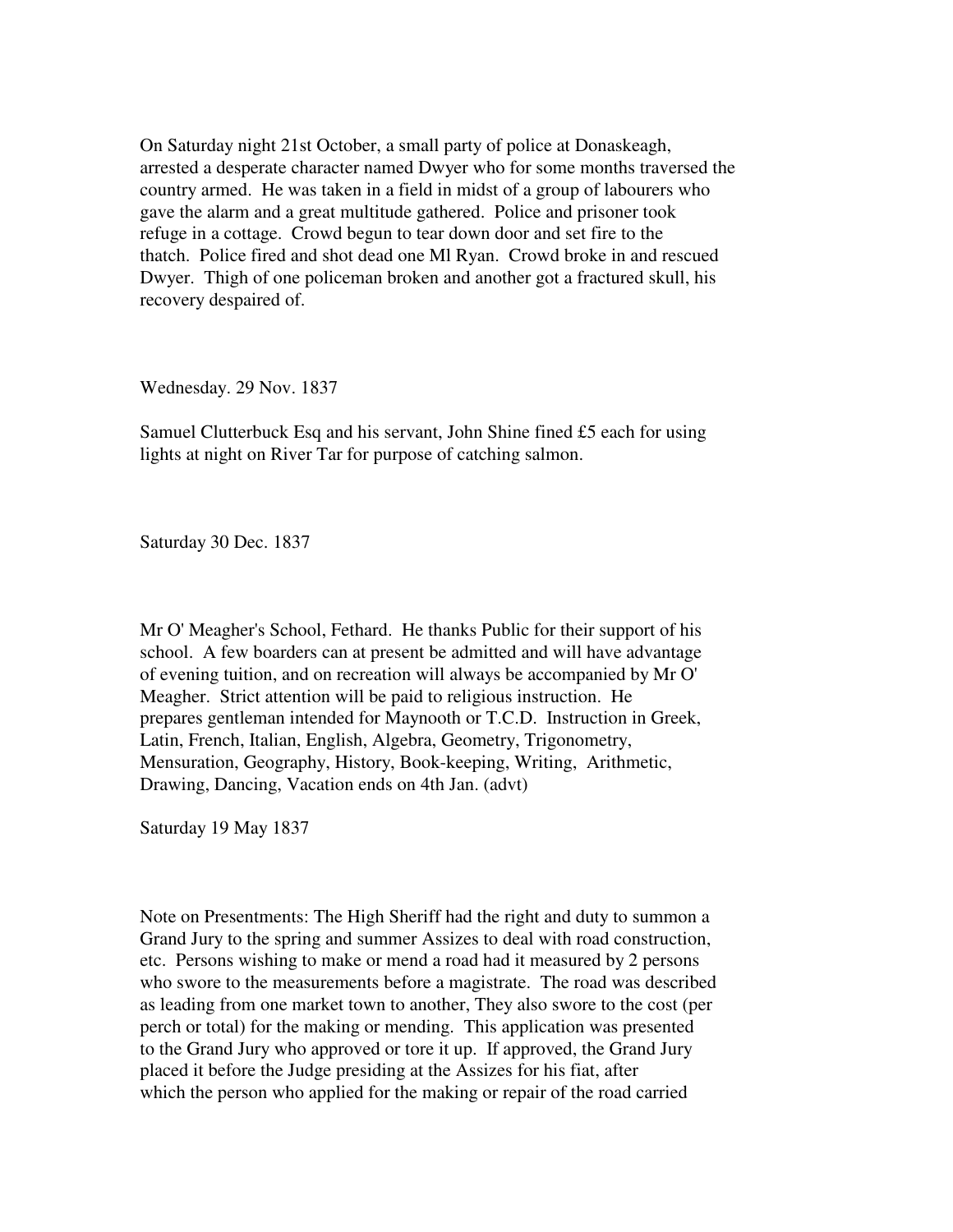On Saturday night 21st October, a small party of police at Donaskeagh, arrested a desperate character named Dwyer who for some months traversed the country armed. He was taken in a field in midst of a group of labourers who gave the alarm and a great multitude gathered. Police and prisoner took refuge in a cottage. Crowd begun to tear down door and set fire to the thatch. Police fired and shot dead one Ml Ryan. Crowd broke in and rescued Dwyer. Thigh of one policeman broken and another got a fractured skull, his recovery despaired of.

Wednesday. 29 Nov. 1837

Samuel Clutterbuck Esq and his servant, John Shine fined £5 each for using lights at night on River Tar for purpose of catching salmon.

Saturday 30 Dec. 1837

Mr O' Meagher's School, Fethard. He thanks Public for their support of his school. A few boarders can at present be admitted and will have advantage of evening tuition, and on recreation will always be accompanied by Mr O' Meagher. Strict attention will be paid to religious instruction. He prepares gentleman intended for Maynooth or T.C.D. Instruction in Greek, Latin, French, Italian, English, Algebra, Geometry, Trigonometry, Mensuration, Geography, History, Book-keeping, Writing, Arithmetic, Drawing, Dancing, Vacation ends on 4th Jan. (advt)

Saturday 19 May 1837

Note on Presentments: The High Sheriff had the right and duty to summon a Grand Jury to the spring and summer Assizes to deal with road construction, etc. Persons wishing to make or mend a road had it measured by 2 persons who swore to the measurements before a magistrate. The road was described as leading from one market town to another, They also swore to the cost (per perch or total) for the making or mending. This application was presented to the Grand Jury who approved or tore it up. If approved, the Grand Jury placed it before the Judge presiding at the Assizes for his fiat, after which the person who applied for the making or repair of the road carried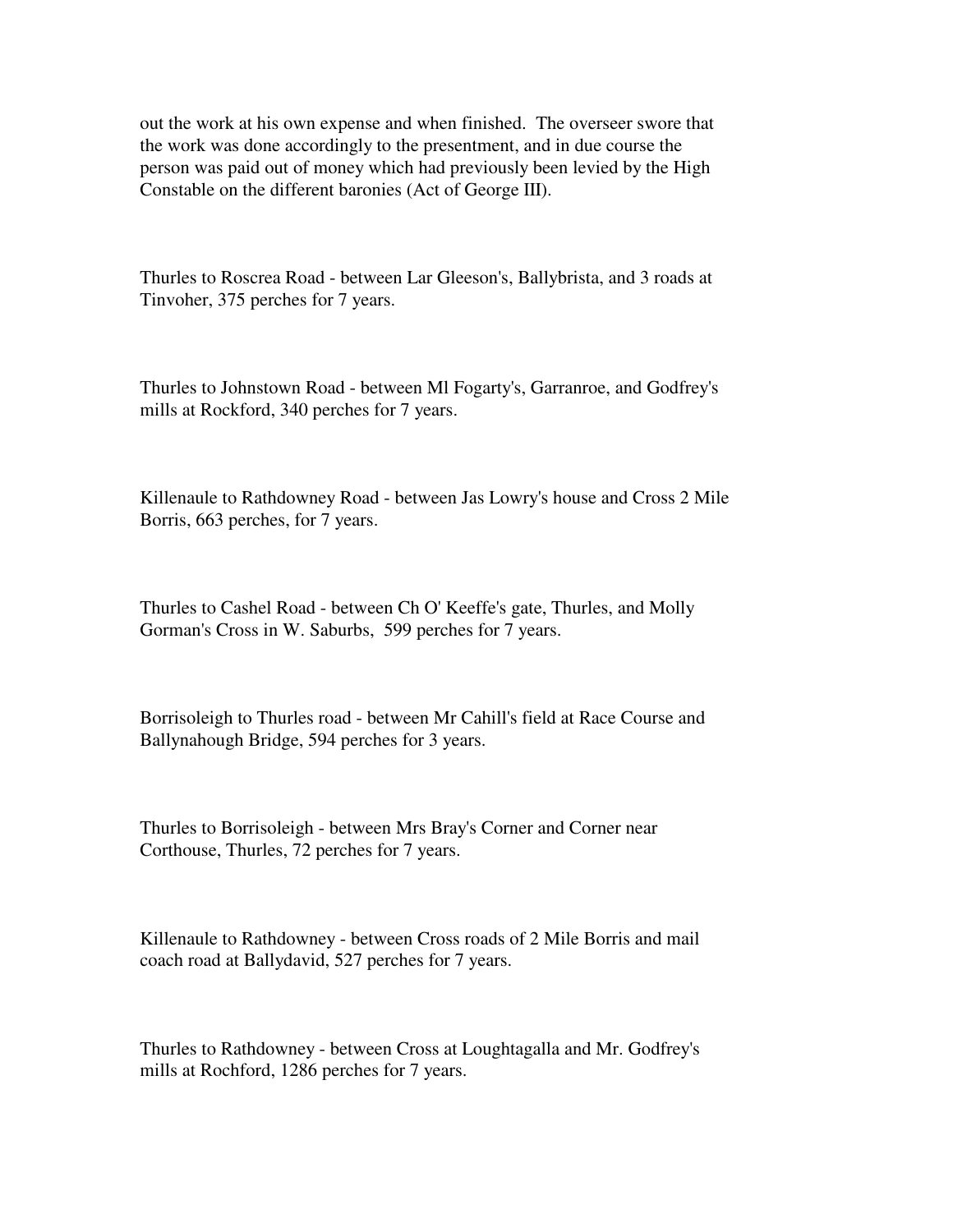out the work at his own expense and when finished.  The overseer swore that the work was done accordingly to the presentment, and in due course the person was paid out of money which had previously been levied by the High Constable on the different baronies (Act of George III).

Thurles to Roscrea Road - between Lar Gleeson's, Ballybrista, and 3 roads at Tinvoher, 375 perches for 7 years.

Thurles to Johnstown Road - between Ml Fogarty's, Garranroe, and Godfrey's mills at Rockford, 340 perches for 7 years.

Killenaule to Rathdowney Road - between Jas Lowry's house and Cross 2 Mile Borris, 663 perches, for 7 years.

Thurles to Cashel Road - between Ch O' Keeffe's gate, Thurles, and Molly Gorman's Cross in W. Saburbs,  599 perches for 7 years.

Borrisoleigh to Thurles road - between Mr Cahill's field at Race Course and Ballynahough Bridge, 594 perches for 3 years.

Thurles to Borrisoleigh - between Mrs Bray's Corner and Corner near Corthouse, Thurles, 72 perches for 7 years.

Killenaule to Rathdowney - between Cross roads of 2 Mile Borris and mail coach road at Ballydavid, 527 perches for 7 years.

Thurles to Rathdowney - between Cross at Loughtagalla and Mr. Godfrey's mills at Rochford, 1286 perches for 7 years.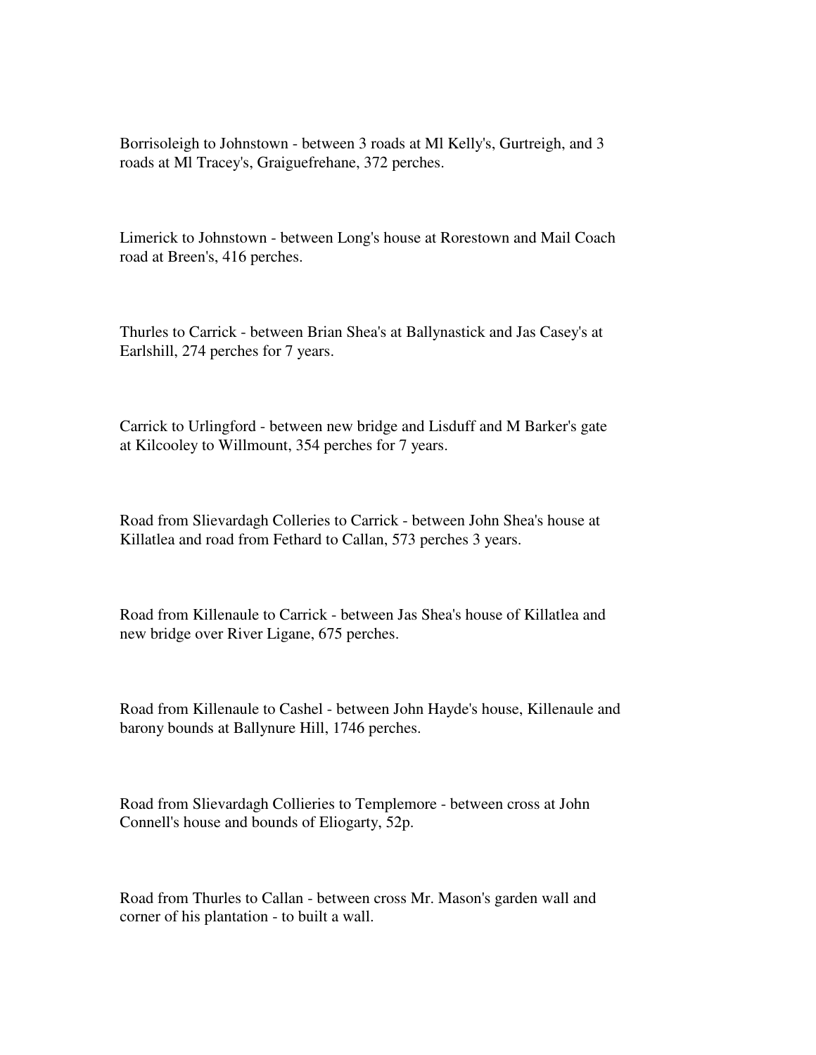Borrisoleigh to Johnstown - between 3 roads at Ml Kelly's, Gurtreigh, and 3 roads at Ml Tracey's, Graiguefrehane, 372 perches.

Limerick to Johnstown - between Long's house at Rorestown and Mail Coach road at Breen's, 416 perches.

Thurles to Carrick - between Brian Shea's at Ballynastick and Jas Casey's at Earlshill, 274 perches for 7 years.

Carrick to Urlingford - between new bridge and Lisduff and M Barker's gate at Kilcooley to Willmount, 354 perches for 7 years.

Road from Slievardagh Colleries to Carrick - between John Shea's house at Killatlea and road from Fethard to Callan, 573 perches 3 years.

Road from Killenaule to Carrick - between Jas Shea's house of Killatlea and new bridge over River Ligane, 675 perches.

Road from Killenaule to Cashel - between John Hayde's house, Killenaule and barony bounds at Ballynure Hill, 1746 perches.

Road from Slievardagh Collieries to Templemore - between cross at John Connell's house and bounds of Eliogarty, 52p.

Road from Thurles to Callan - between cross Mr. Mason's garden wall and corner of his plantation - to built a wall.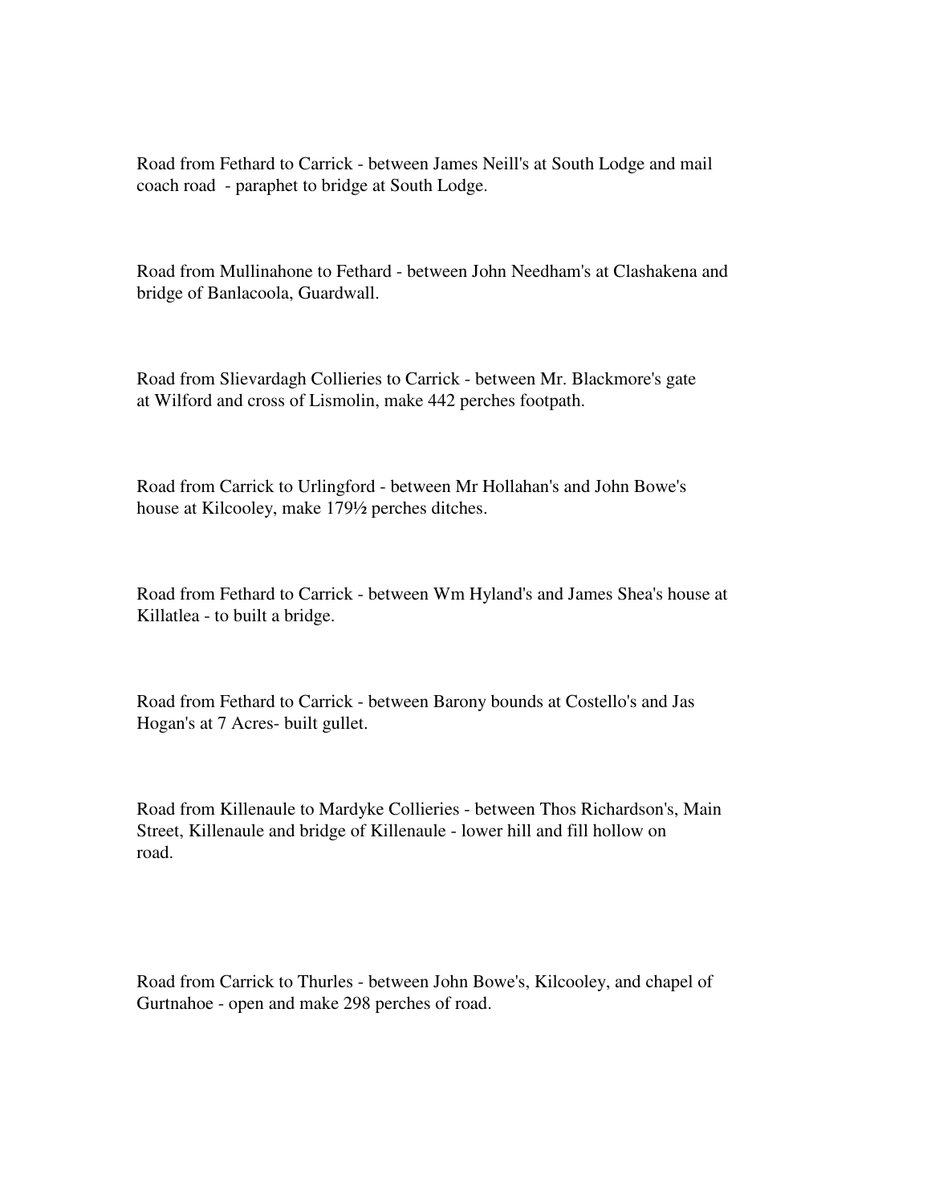Road from Fethard to Carrick - between James Neill's at South Lodge and mail coach road - paraphet to bridge at South Lodge.

Road from Mullinahone to Fethard - between John Needham's at Clashakena and bridge of Banlacoola, Guardwall.

Road from Slievardagh Collieries to Carrick - between Mr. Blackmore's gate at Wilford and cross of Lismolin, make 442 perches footpath.

Road from Carrick to Urlingford - between Mr Hollahan's and John Bowe's house at Kilcooley, make 179½ perches ditches.

Road from Fethard to Carrick - between Wm Hyland's and James Shea's house at Killatlea - to built a bridge.

Road from Fethard to Carrick - between Barony bounds at Costello's and Jas Hogan's at 7 Acres- built gullet.

Road from Killenaule to Mardyke Collieries - between Thos Richardson's, Main Street, Killenaule and bridge of Killenaule - lower hill and fill hollow on road.

Road from Carrick to Thurles - between John Bowe's, Kilcooley, and chapel of Gurtnahoe - open and make 298 perches of road.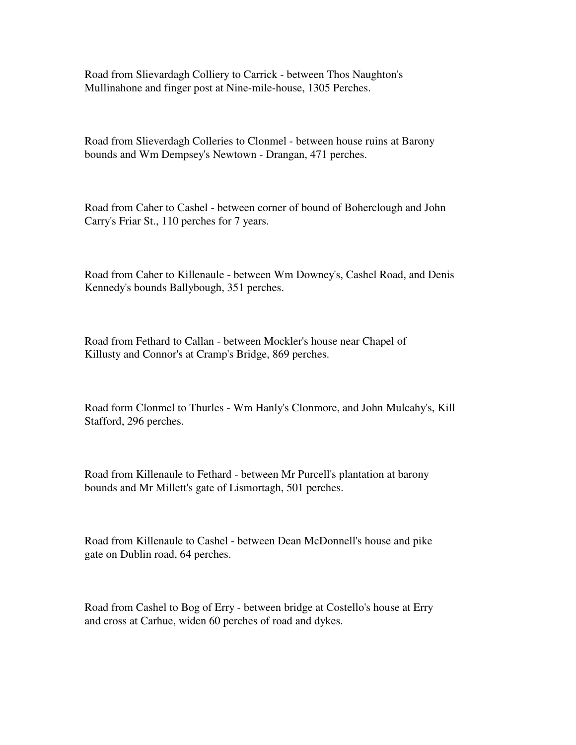Road from Slievardagh Colliery to Carrick - between Thos Naughton's Mullinahone and finger post at Nine-mile-house, 1305 Perches.

Road from Slieverdagh Colleries to Clonmel - between house ruins at Barony bounds and Wm Dempsey's Newtown - Drangan, 471 perches.

Road from Caher to Cashel - between corner of bound of Boherclough and John Carry's Friar St., 110 perches for 7 years.

Road from Caher to Killenaule - between Wm Downey's, Cashel Road, and Denis Kennedy's bounds Ballybough, 351 perches.

Road from Fethard to Callan - between Mockler's house near Chapel of Killusty and Connor's at Cramp's Bridge, 869 perches.

Road form Clonmel to Thurles - Wm Hanly's Clonmore, and John Mulcahy's, Kill Stafford, 296 perches.

Road from Killenaule to Fethard - between Mr Purcell's plantation at barony bounds and Mr Millett's gate of Lismortagh, 501 perches.

Road from Killenaule to Cashel - between Dean McDonnell's house and pike gate on Dublin road, 64 perches.

Road from Cashel to Bog of Erry - between bridge at Costello's house at Erry and cross at Carhue, widen 60 perches of road and dykes.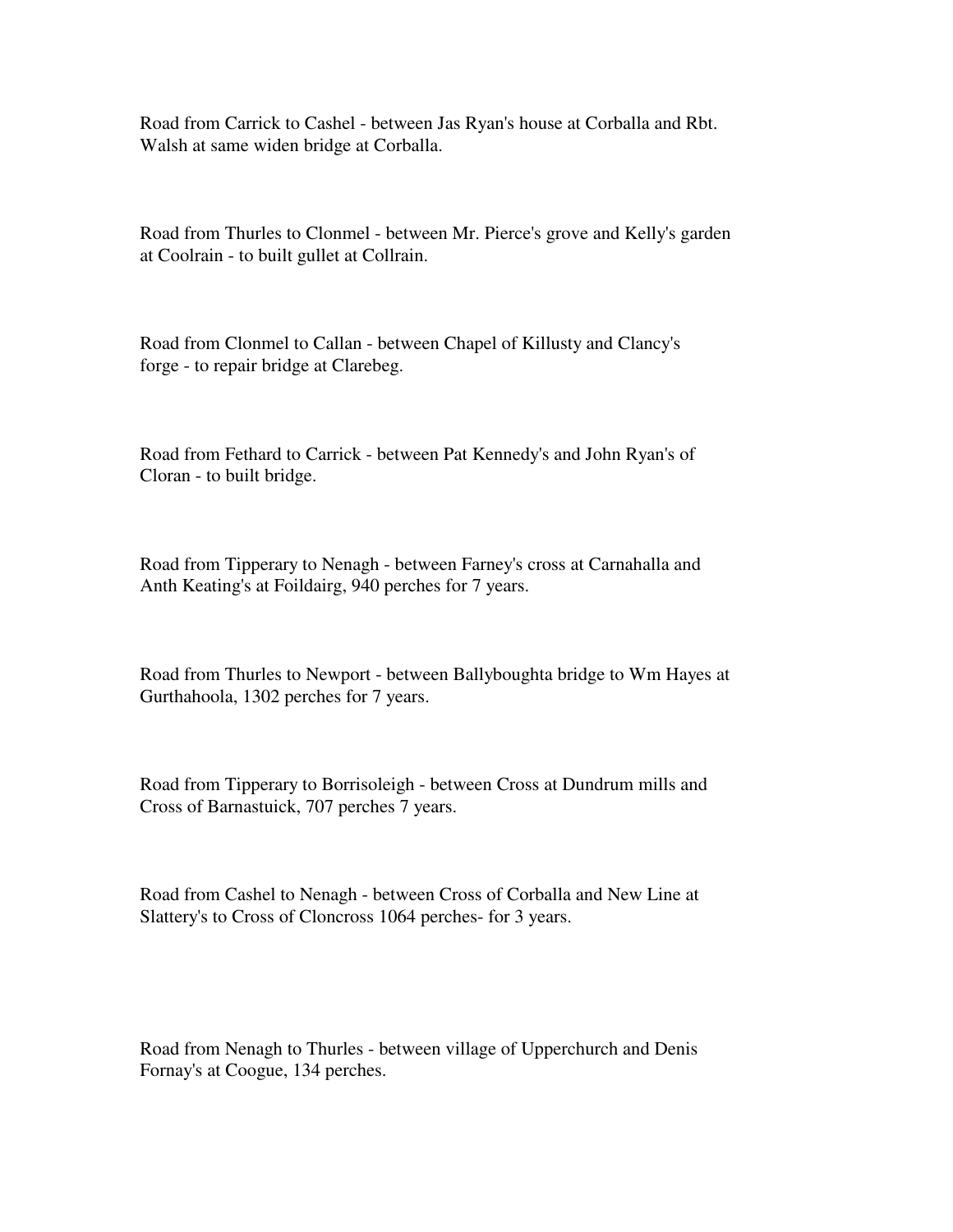Road from Carrick to Cashel - between Jas Ryan's house at Corballa and Rbt. Walsh at same widen bridge at Corballa.

Road from Thurles to Clonmel - between Mr. Pierce's grove and Kelly's garden at Coolrain - to built gullet at Collrain.

Road from Clonmel to Callan - between Chapel of Killusty and Clancy's forge - to repair bridge at Clarebeg.

Road from Fethard to Carrick - between Pat Kennedy's and John Ryan's of Cloran - to built bridge.

Road from Tipperary to Nenagh - between Farney's cross at Carnahalla and Anth Keating's at Foildairg, 940 perches for 7 years.

Road from Thurles to Newport - between Ballyboughta bridge to Wm Hayes at Gurthahoola, 1302 perches for 7 years.

Road from Tipperary to Borrisoleigh - between Cross at Dundrum mills and Cross of Barnastuick, 707 perches 7 years.

Road from Cashel to Nenagh - between Cross of Corballa and New Line at Slattery's to Cross of Cloncross 1064 perches- for 3 years.

Road from Nenagh to Thurles - between village of Upperchurch and Denis Fornay's at Coogue, 134 perches.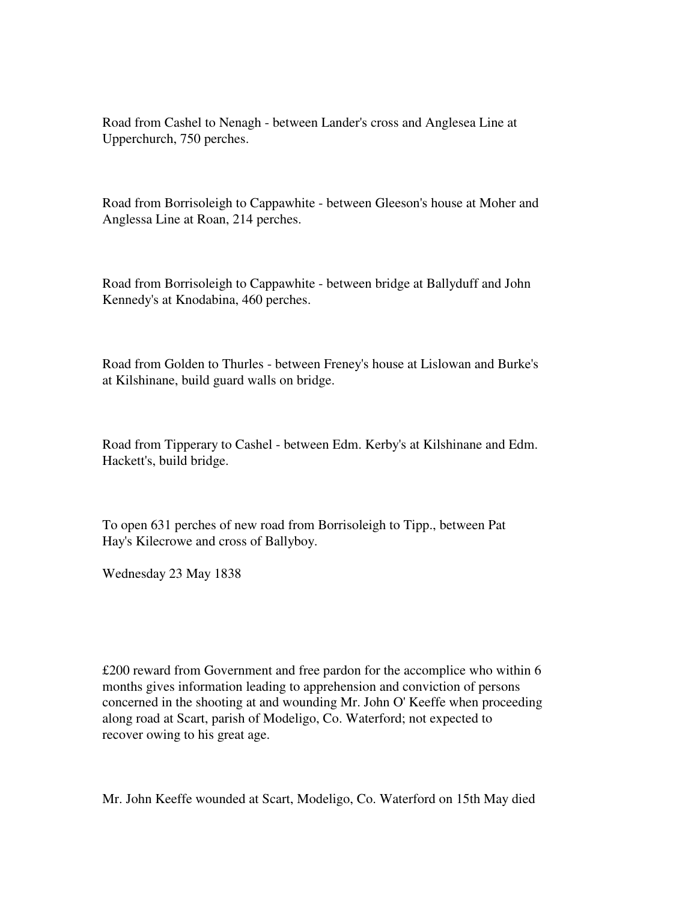Road from Cashel to Nenagh - between Lander's cross and Anglesea Line at Upperchurch, 750 perches.

Road from Borrisoleigh to Cappawhite - between Gleeson's house at Moher and Anglessa Line at Roan, 214 perches.

Road from Borrisoleigh to Cappawhite - between bridge at Ballyduff and John Kennedy's at Knodabina, 460 perches.

Road from Golden to Thurles - between Freney's house at Lislowan and Burke's at Kilshinane, build guard walls on bridge.

Road from Tipperary to Cashel - between Edm. Kerby's at Kilshinane and Edm. Hackett's, build bridge.

To open 631 perches of new road from Borrisoleigh to Tipp., between Pat Hay's Kilecrowe and cross of Ballyboy.

Wednesday 23 May 1838

£200 reward from Government and free pardon for the accomplice who within 6 months gives information leading to apprehension and conviction of persons concerned in the shooting at and wounding Mr. John O' Keeffe when proceeding along road at Scart, parish of Modeligo, Co. Waterford; not expected to recover owing to his great age.

Mr. John Keeffe wounded at Scart, Modeligo, Co. Waterford on 15th May died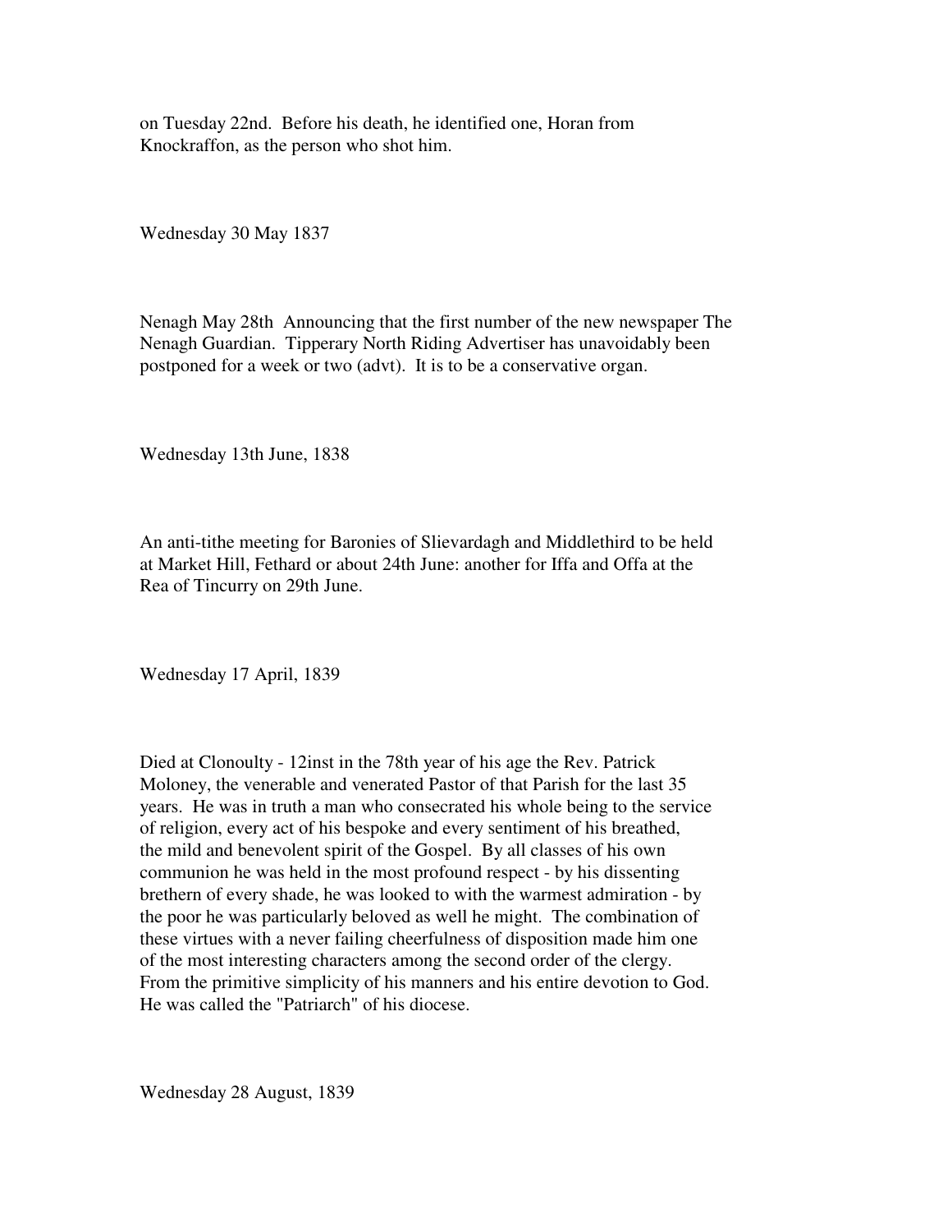on Tuesday 22nd. Before his death, he identified one, Horan from Knockraffon, as the person who shot him.

Wednesday 30 May 1837

Nenagh May 28th Announcing that the first number of the new newspaper The Nenagh Guardian. Tipperary North Riding Advertiser has unavoidably been postponed for a week or two (advt). It is to be a conservative organ.

Wednesday 13th June, 1838

An anti-tithe meeting for Baronies of Slievardagh and Middlethird to be held at Market Hill, Fethard or about 24th June: another for Iffa and Offa at the Rea of Tincurry on 29th June.

Wednesday 17 April, 1839

Died at Clonoulty - 12inst in the 78th year of his age the Rev. Patrick Moloney, the venerable and venerated Pastor of that Parish for the last 35 years. He was in truth a man who consecrated his whole being to the service of religion, every act of his bespoke and every sentiment of his breathed, the mild and benevolent spirit of the Gospel. By all classes of his own communion he was held in the most profound respect - by his dissenting brethern of every shade, he was looked to with the warmest admiration - by the poor he was particularly beloved as well he might. The combination of these virtues with a never failing cheerfulness of disposition made him one of the most interesting characters among the second order of the clergy. From the primitive simplicity of his manners and his entire devotion to God. He was called the "Patriarch" of his diocese.

Wednesday 28 August, 1839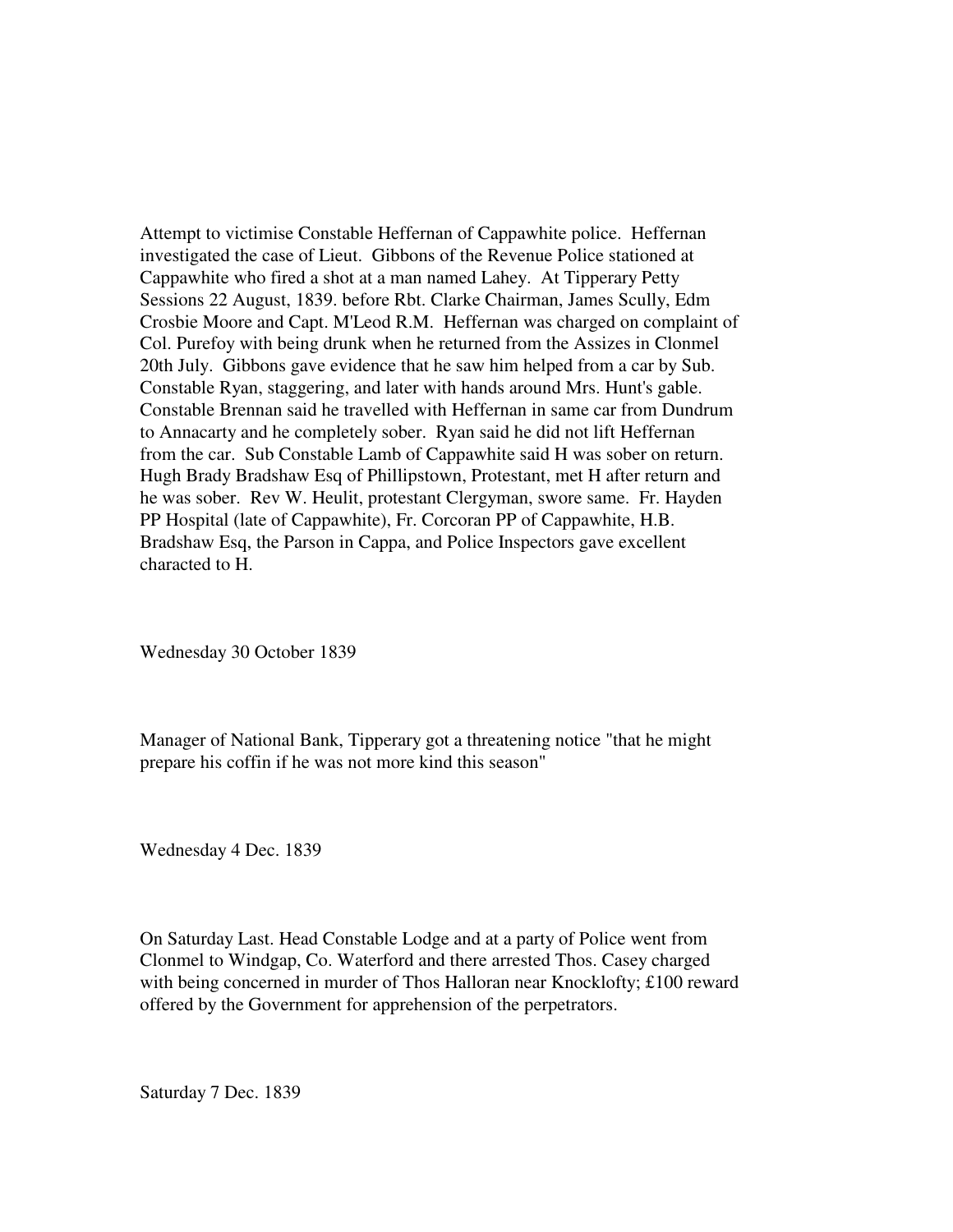Attempt to victimise Constable Heffernan of Cappawhite police. Heffernan investigated the case of Lieut. Gibbons of the Revenue Police stationed at Cappawhite who fired a shot at a man named Lahey. At Tipperary Petty Sessions 22 August, 1839. before Rbt. Clarke Chairman, James Scully, Edm Crosbie Moore and Capt. M'Leod R.M. Heffernan was charged on complaint of Col. Purefoy with being drunk when he returned from the Assizes in Clonmel 20th July. Gibbons gave evidence that he saw him helped from a car by Sub. Constable Ryan, staggering, and later with hands around Mrs. Hunt's gable. Constable Brennan said he travelled with Heffernan in same car from Dundrum to Annacarty and he completely sober. Ryan said he did not lift Heffernan from the car. Sub Constable Lamb of Cappawhite said H was sober on return. Hugh Brady Bradshaw Esq of Phillipstown, Protestant, met H after return and he was sober. Rev W. Heulit, protestant Clergyman, swore same. Fr. Hayden PP Hospital (late of Cappawhite), Fr. Corcoran PP of Cappawhite, H.B. Bradshaw Esq, the Parson in Cappa, and Police Inspectors gave excellent characted to H.

Wednesday 30 October 1839

Manager of National Bank, Tipperary got a threatening notice "that he might prepare his coffin if he was not more kind this season"

Wednesday 4 Dec. 1839

On Saturday Last. Head Constable Lodge and at a party of Police went from Clonmel to Windgap, Co. Waterford and there arrested Thos. Casey charged with being concerned in murder of Thos Halloran near Knocklofty; £100 reward offered by the Government for apprehension of the perpetrators.

Saturday 7 Dec. 1839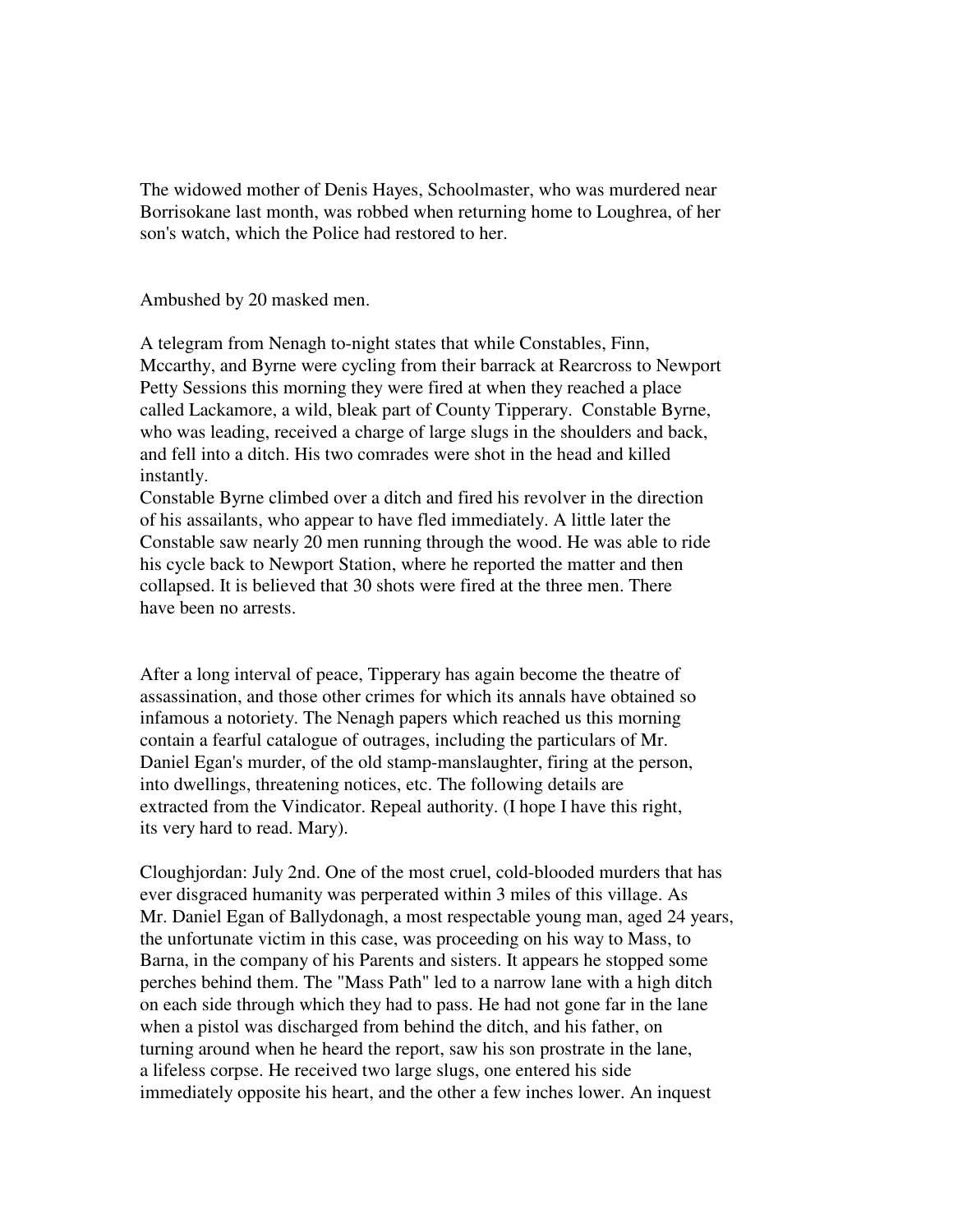The widowed mother of Denis Hayes, Schoolmaster, who was murdered near Borrisokane last month, was robbed when returning home to Loughrea, of her son's watch, which the Police had restored to her.

Ambushed by 20 masked men.

A telegram from Nenagh to-night states that while Constables, Finn, Mccarthy, and Byrne were cycling from their barrack at Rearcross to Newport Petty Sessions this morning they were fired at when they reached a place called Lackamore, a wild, bleak part of County Tipperary. Constable Byrne, who was leading, received a charge of large slugs in the shoulders and back, and fell into a ditch. His two comrades were shot in the head and killed instantly.
Constable Byrne climbed over a ditch and fired his revolver in the direction of his assailants, who appear to have fled immediately. A little later the Constable saw nearly 20 men running through the wood. He was able to ride his cycle back to Newport Station, where he reported the matter and then collapsed. It is believed that 30 shots were fired at the three men. There have been no arrests.

After a long interval of peace, Tipperary has again become the theatre of assassination, and those other crimes for which its annals have obtained so infamous a notoriety. The Nenagh papers which reached us this morning contain a fearful catalogue of outrages, including the particulars of Mr. Daniel Egan's murder, of the old stamp-manslaughter, firing at the person, into dwellings, threatening notices, etc. The following details are extracted from the Vindicator. Repeal authority. (I hope I have this right, its very hard to read. Mary).

Cloughjordan: July 2nd. One of the most cruel, cold-blooded murders that has ever disgraced humanity was perperated within 3 miles of this village. As Mr. Daniel Egan of Ballydonagh, a most respectable young man, aged 24 years, the unfortunate victim in this case, was proceeding on his way to Mass, to Barna, in the company of his Parents and sisters. It appears he stopped some perches behind them. The "Mass Path" led to a narrow lane with a high ditch on each side through which they had to pass. He had not gone far in the lane when a pistol was discharged from behind the ditch, and his father, on turning around when he heard the report, saw his son prostrate in the lane, a lifeless corpse. He received two large slugs, one entered his side immediately opposite his heart, and the other a few inches lower. An inquest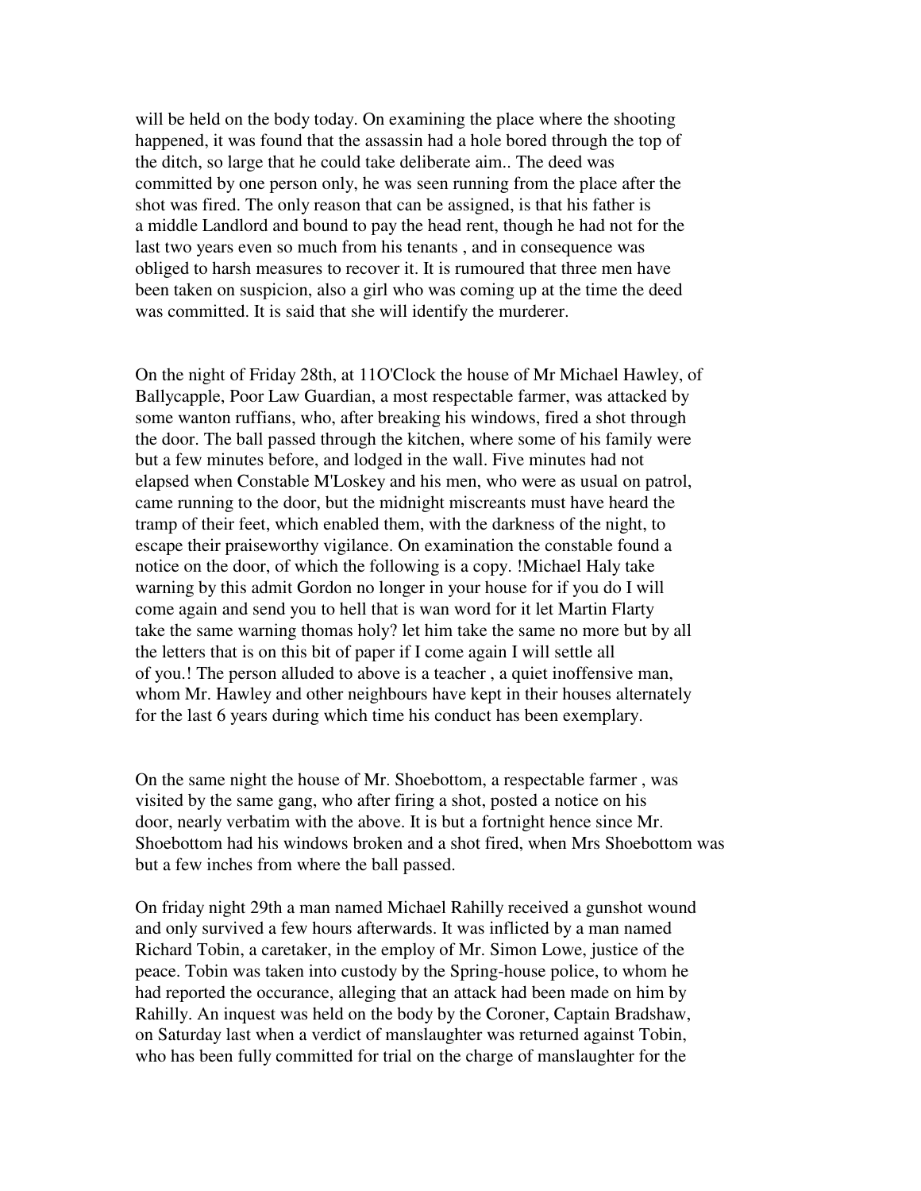will be held on the body today. On examining the place where the shooting happened, it was found that the assassin had a hole bored through the top of the ditch, so large that he could take deliberate aim.. The deed was committed by one person only, he was seen running from the place after the shot was fired. The only reason that can be assigned, is that his father is a middle Landlord and bound to pay the head rent, though he had not for the last two years even so much from his tenants , and in consequence was obliged to harsh measures to recover it. It is rumoured that three men have been taken on suspicion, also a girl who was coming up at the time the deed was committed. It is said that she will identify the murderer.

On the night of Friday 28th, at 11O'Clock the house of Mr Michael Hawley, of Ballycapple, Poor Law Guardian, a most respectable farmer, was attacked by some wanton ruffians, who, after breaking his windows, fired a shot through the door. The ball passed through the kitchen, where some of his family were but a few minutes before, and lodged in the wall. Five minutes had not elapsed when Constable M'Loskey and his men, who were as usual on patrol, came running to the door, but the midnight miscreants must have heard the tramp of their feet, which enabled them, with the darkness of the night, to escape their praiseworthy vigilance. On examination the constable found a notice on the door, of which the following is a copy. !Michael Haly take warning by this admit Gordon no longer in your house for if you do I will come again and send you to hell that is wan word for it let Martin Flarty take the same warning thomas holy? let him take the same no more but by all the letters that is on this bit of paper if I come again I will settle all of you.! The person alluded to above is a teacher , a quiet inoffensive man, whom Mr. Hawley and other neighbours have kept in their houses alternately for the last 6 years during which time his conduct has been exemplary.

On the same night the house of Mr. Shoebottom, a respectable farmer , was visited by the same gang, who after firing a shot, posted a notice on his door, nearly verbatim with the above. It is but a fortnight hence since Mr. Shoebottom had his windows broken and a shot fired, when Mrs Shoebottom was but a few inches from where the ball passed.

On friday night 29th a man named Michael Rahilly received a gunshot wound and only survived a few hours afterwards. It was inflicted by a man named Richard Tobin, a caretaker, in the employ of Mr. Simon Lowe, justice of the peace. Tobin was taken into custody by the Spring-house police, to whom he had reported the occurance, alleging that an attack had been made on him by Rahilly. An inquest was held on the body by the Coroner, Captain Bradshaw, on Saturday last when a verdict of manslaughter was returned against Tobin, who has been fully committed for trial on the charge of manslaughter for the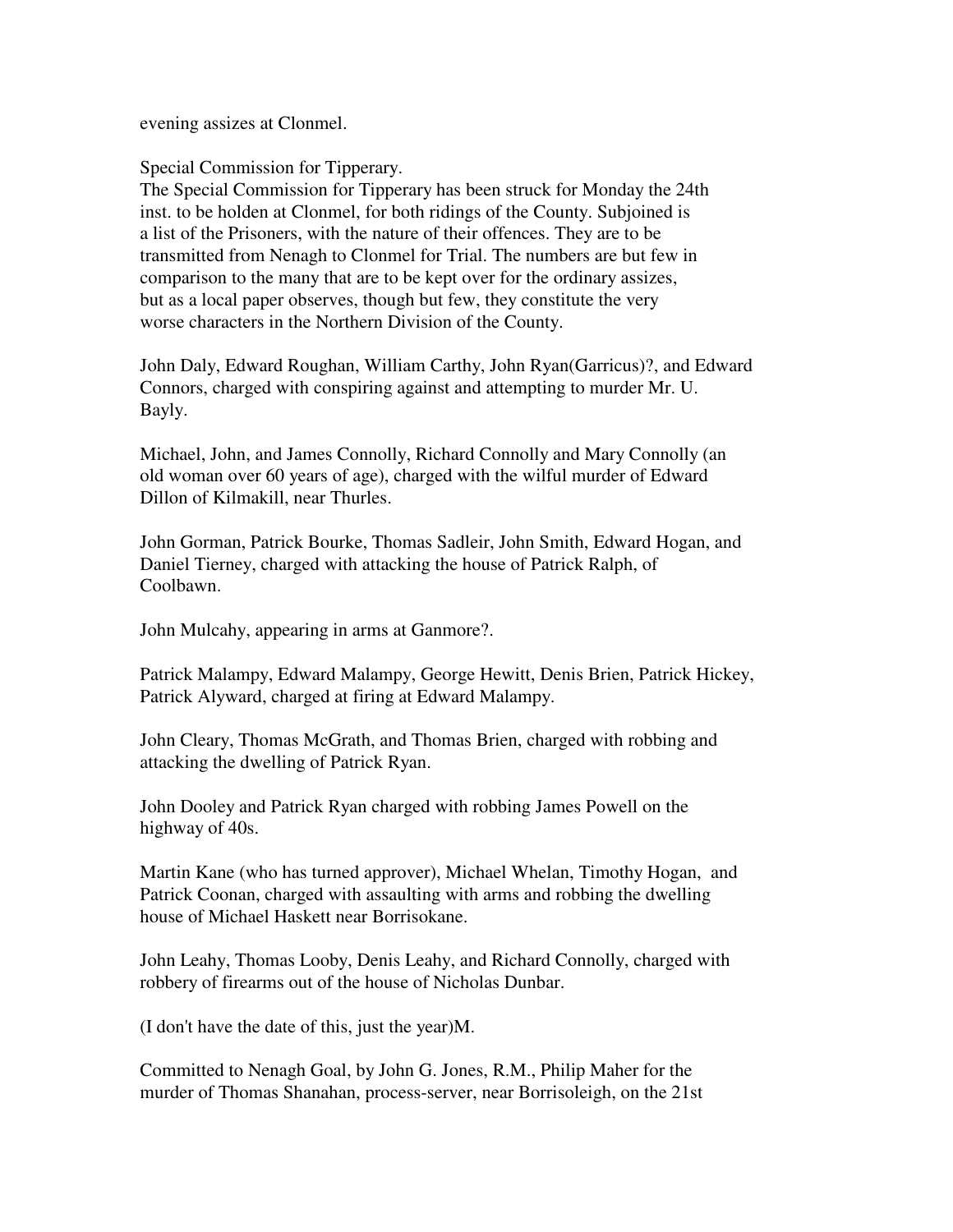evening assizes at Clonmel.

Special Commission for Tipperary.
The Special Commission for Tipperary has been struck for Monday the 24th inst. to be holden at Clonmel, for both ridings of the County. Subjoined is a list of the Prisoners, with the nature of their offences. They are to be transmitted from Nenagh to Clonmel for Trial. The numbers are but few in comparison to the many that are to be kept over for the ordinary assizes, but as a local paper observes, though but few, they constitute the very worse characters in the Northern Division of the County.

John Daly, Edward Roughan, William Carthy, John Ryan(Garricus)?, and Edward Connors, charged with conspiring against and attempting to murder Mr. U. Bayly.

Michael, John, and James Connolly, Richard Connolly and Mary Connolly (an old woman over 60 years of age), charged with the wilful murder of Edward Dillon of Kilmakill, near Thurles.

John Gorman, Patrick Bourke, Thomas Sadleir, John Smith, Edward Hogan, and Daniel Tierney, charged with attacking the house of Patrick Ralph, of Coolbawn.

John Mulcahy, appearing in arms at Ganmore?.

Patrick Malampy, Edward Malampy, George Hewitt, Denis Brien, Patrick Hickey, Patrick Alyward, charged at firing at Edward Malampy.

John Cleary, Thomas McGrath, and Thomas Brien, charged with robbing and attacking the dwelling of Patrick Ryan.

John Dooley and Patrick Ryan charged with robbing James Powell on the highway of 40s.

Martin Kane (who has turned approver), Michael Whelan, Timothy Hogan, and Patrick Coonan, charged with assaulting with arms and robbing the dwelling house of Michael Haskett near Borrisokane.

John Leahy, Thomas Looby, Denis Leahy, and Richard Connolly, charged with robbery of firearms out of the house of Nicholas Dunbar.

(I don't have the date of this, just the year)M.

Committed to Nenagh Goal, by John G. Jones, R.M., Philip Maher for the murder of Thomas Shanahan, process-server, near Borrisoleigh, on the 21st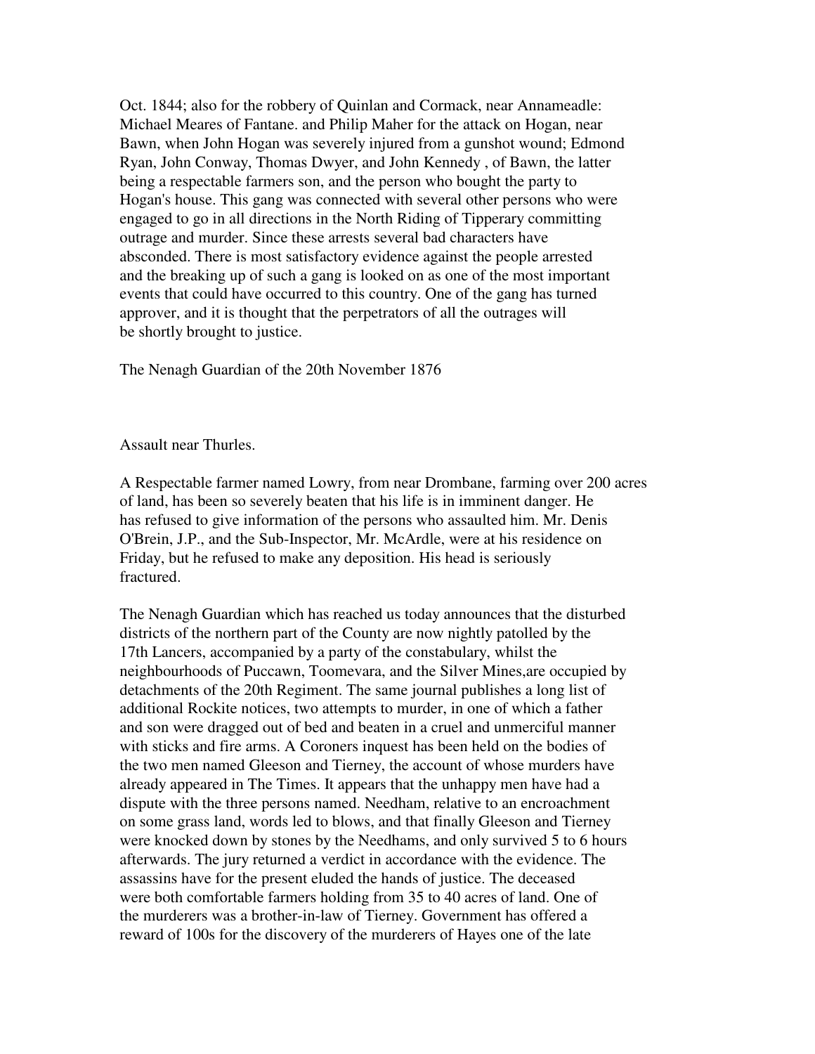Oct. 1844; also for the robbery of Quinlan and Cormack, near Annameadle: Michael Meares of Fantane. and Philip Maher for the attack on Hogan, near Bawn, when John Hogan was severely injured from a gunshot wound; Edmond Ryan, John Conway, Thomas Dwyer, and John Kennedy , of Bawn, the latter being a respectable farmers son, and the person who bought the party to Hogan's house. This gang was connected with several other persons who were engaged to go in all directions in the North Riding of Tipperary committing outrage and murder. Since these arrests several bad characters have absconded. There is most satisfactory evidence against the people arrested and the breaking up of such a gang is looked on as one of the most important events that could have occurred to this country. One of the gang has turned approver, and it is thought that the perpetrators of all the outrages will be shortly brought to justice.

The Nenagh Guardian of the 20th November 1876

Assault near Thurles.

A Respectable farmer named Lowry, from near Drombane, farming over 200 acres of land, has been so severely beaten that his life is in imminent danger. He has refused to give information of the persons who assaulted him. Mr. Denis O'Brein, J.P., and the Sub-Inspector, Mr. McArdle, were at his residence on Friday, but he refused to make any deposition. His head is seriously fractured.

The Nenagh Guardian which has reached us today announces that the disturbed districts of the northern part of the County are now nightly patolled by the 17th Lancers, accompanied by a party of the constabulary, whilst the neighbourhoods of Puccawn, Toomevara, and the Silver Mines,are occupied by detachments of the 20th Regiment. The same journal publishes a long list of additional Rockite notices, two attempts to murder, in one of which a father and son were dragged out of bed and beaten in a cruel and unmerciful manner with sticks and fire arms. A Coroners inquest has been held on the bodies of the two men named Gleeson and Tierney, the account of whose murders have already appeared in The Times. It appears that the unhappy men have had a dispute with the three persons named. Needham, relative to an encroachment on some grass land, words led to blows, and that finally Gleeson and Tierney were knocked down by stones by the Needhams, and only survived 5 to 6 hours afterwards. The jury returned a verdict in accordance with the evidence. The assassins have for the present eluded the hands of justice. The deceased were both comfortable farmers holding from 35 to 40 acres of land. One of the murderers was a brother-in-law of Tierney. Government has offered a reward of 100s for the discovery of the murderers of Hayes one of the late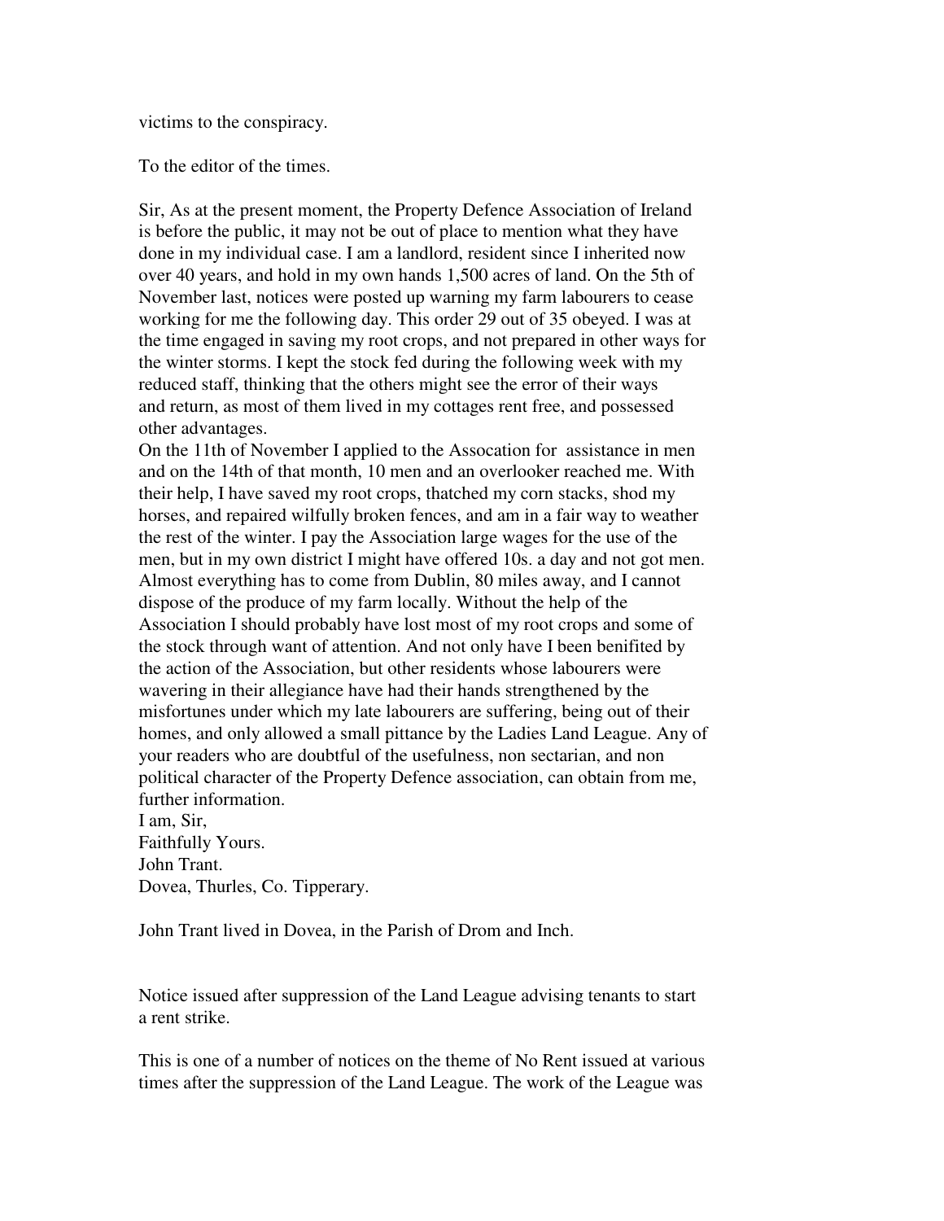victims to the conspiracy.

To the editor of the times.

Sir, As at the present moment, the Property Defence Association of Ireland is before the public, it may not be out of place to mention what they have done in my individual case. I am a landlord, resident since I inherited now over 40 years, and hold in my own hands 1,500 acres of land. On the 5th of November last, notices were posted up warning my farm labourers to cease working for me the following day. This order 29 out of 35 obeyed. I was at the time engaged in saving my root crops, and not prepared in other ways for the winter storms. I kept the stock fed during the following week with my reduced staff, thinking that the others might see the error of their ways and return, as most of them lived in my cottages rent free, and possessed other advantages.
On the 11th of November I applied to the Assocation for assistance in men and on the 14th of that month, 10 men and an overlooker reached me. With their help, I have saved my root crops, thatched my corn stacks, shod my horses, and repaired wilfully broken fences, and am in a fair way to weather the rest of the winter. I pay the Association large wages for the use of the men, but in my own district I might have offered 10s. a day and not got men. Almost everything has to come from Dublin, 80 miles away, and I cannot dispose of the produce of my farm locally. Without the help of the Association I should probably have lost most of my root crops and some of the stock through want of attention. And not only have I been benifited by the action of the Association, but other residents whose labourers were wavering in their allegiance have had their hands strengthened by the misfortunes under which my late labourers are suffering, being out of their homes, and only allowed a small pittance by the Ladies Land League. Any of your readers who are doubtful of the usefulness, non sectarian, and non political character of the Property Defence association, can obtain from me, further information.
I am, Sir,
Faithfully Yours.
John Trant.
Dovea, Thurles, Co. Tipperary.

John Trant lived in Dovea, in the Parish of Drom and Inch.

Notice issued after suppression of the Land League advising tenants to start a rent strike.

This is one of a number of notices on the theme of No Rent issued at various times after the suppression of the Land League. The work of the League was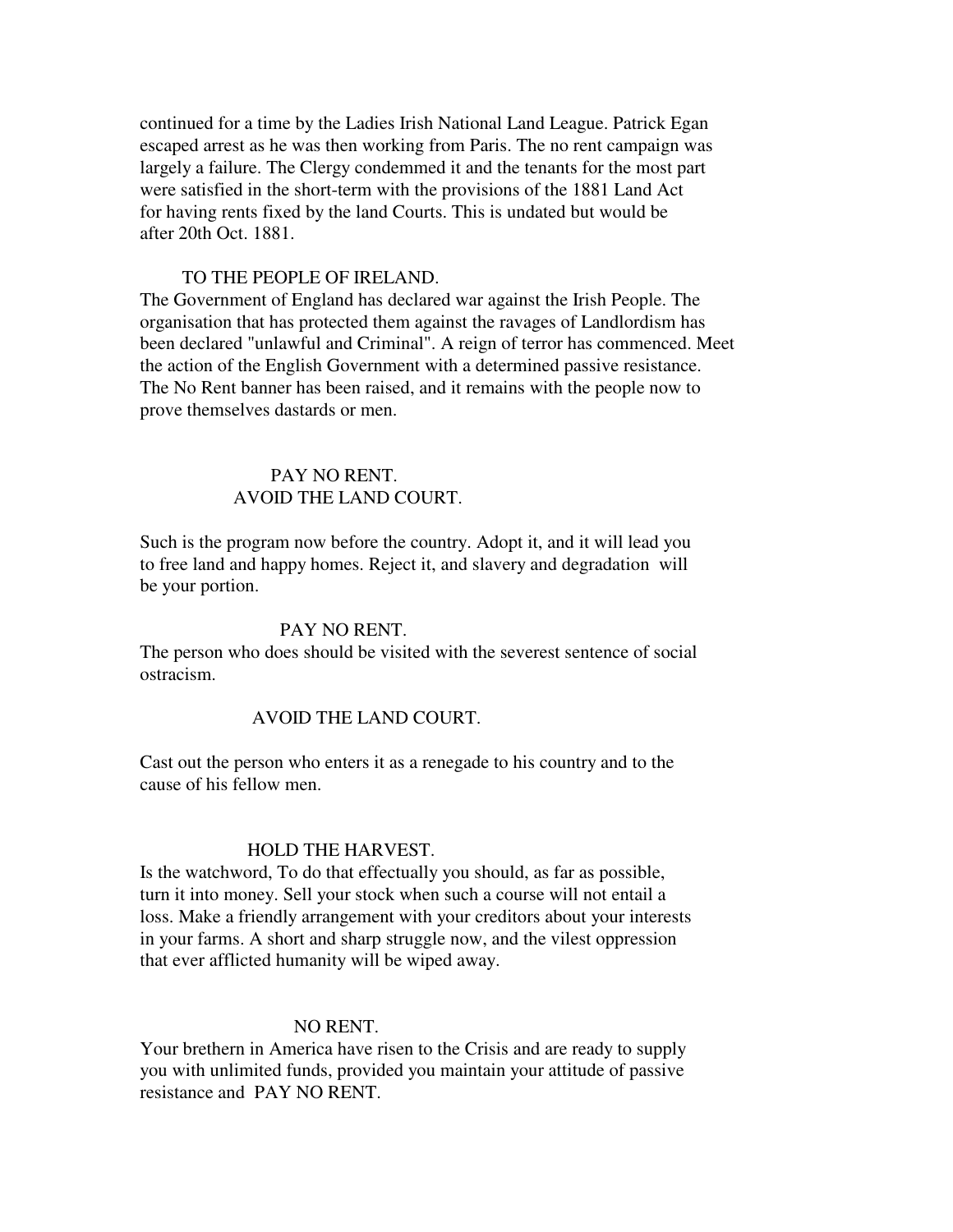continued for a time by the Ladies Irish National Land League. Patrick Egan escaped arrest as he was then working from Paris. The no rent campaign was largely a failure. The Clergy condemmed it and the tenants for the most part were satisfied in the short-term with the provisions of the 1881 Land Act for having rents fixed by the land Courts. This is undated but would be after 20th Oct. 1881.

TO THE PEOPLE OF IRELAND.

The Government of England has declared war against the Irish People. The organisation that has protected them against the ravages of Landlordism has been declared "unlawful and Criminal". A reign of terror has commenced. Meet the action of the English Government with a determined passive resistance. The No Rent banner has been raised, and it remains with the people now to prove themselves dastards or men.

PAY NO RENT.
AVOID THE LAND COURT.

Such is the program now before the country. Adopt it, and it will lead you to free land and happy homes. Reject it, and slavery and degradation will be your portion.

PAY NO RENT.

The person who does should be visited with the severest sentence of social ostracism.

AVOID THE LAND COURT.

Cast out the person who enters it as a renegade to his country and to the cause of his fellow men.

HOLD THE HARVEST.

Is the watchword, To do that effectually you should, as far as possible, turn it into money. Sell your stock when such a course will not entail a loss. Make a friendly arrangement with your creditors about your interests in your farms. A short and sharp struggle now, and the vilest oppression that ever afflicted humanity will be wiped away.

NO RENT.

Your brethern in America have risen to the Crisis and are ready to supply you with unlimited funds, provided you maintain your attitude of passive resistance and PAY NO RENT.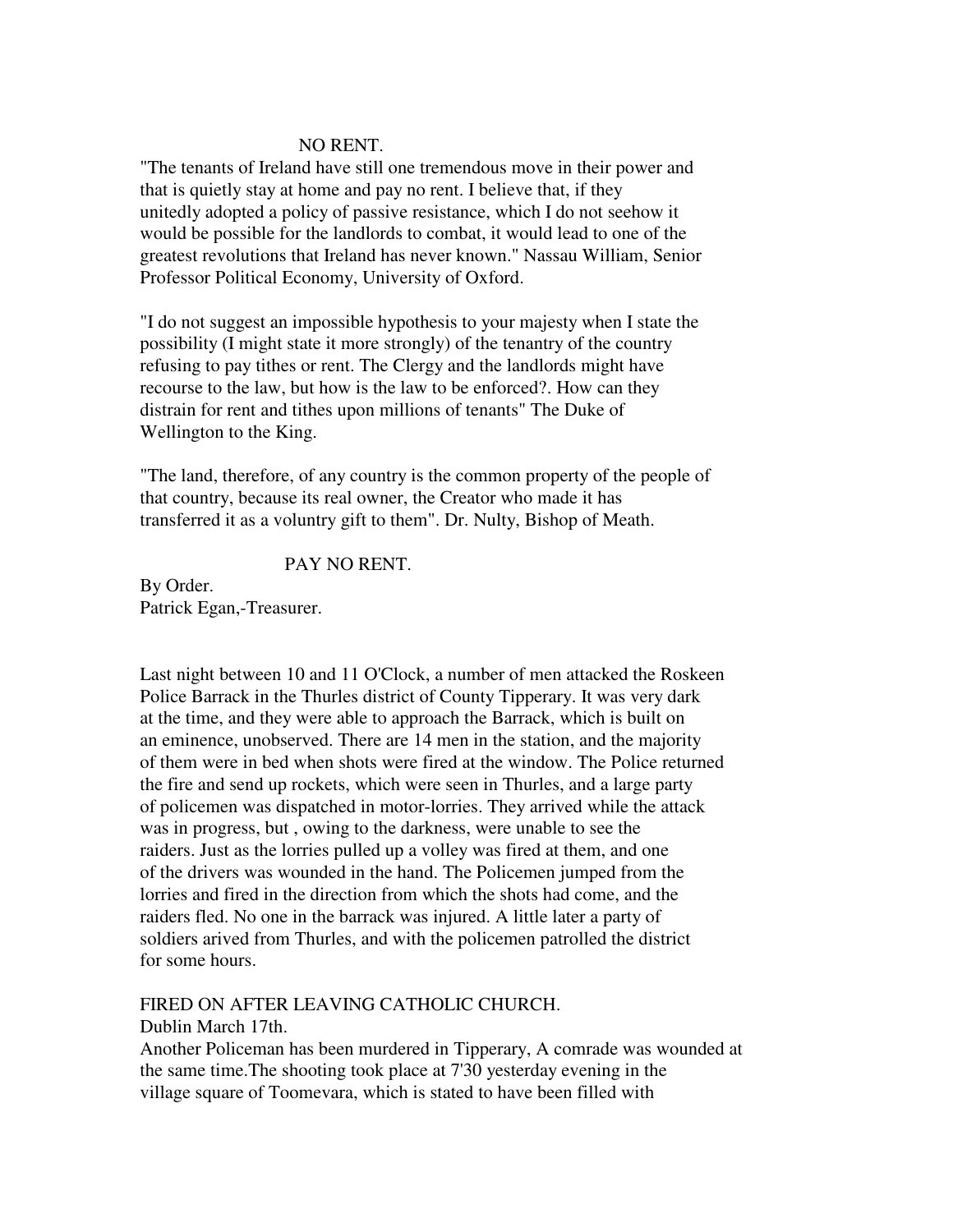NO RENT.

"The tenants of Ireland have still one tremendous move in their power and that is quietly stay at home and pay no rent. I believe that, if they unitedly adopted a policy of passive resistance, which I do not seehow it would be possible for the landlords to combat, it would lead to one of the greatest revolutions that Ireland has never known." Nassau William, Senior Professor Political Economy, University of Oxford.

"I do not suggest an impossible hypothesis to your majesty when I state the possibility (I might state it more strongly) of the tenantry of the country refusing to pay tithes or rent. The Clergy and the landlords might have recourse to the law, but how is the law to be enforced?. How can they distrain for rent and tithes upon millions of tenants" The Duke of Wellington to the King.

"The land, therefore, of any country is the common property of the people of that country, because its real owner, the Creator who made it has transferred it as a voluntry gift to them". Dr. Nulty, Bishop of Meath.

PAY NO RENT.

By Order.
Patrick Egan,-Treasurer.

Last night between 10 and 11 O'Clock, a number of men attacked the Roskeen Police Barrack in the Thurles district of County Tipperary. It was very dark at the time, and they were able to approach the Barrack, which is built on an eminence, unobserved. There are 14 men in the station, and the majority of them were in bed when shots were fired at the window. The Police returned the fire and send up rockets, which were seen in Thurles, and a large party of policemen was dispatched in motor-lorries. They arrived while the attack was in progress, but , owing to the darkness, were unable to see the raiders. Just as the lorries pulled up a volley was fired at them, and one of the drivers was wounded in the hand. The Policemen jumped from the lorries and fired in the direction from which the shots had come, and the raiders fled. No one in the barrack was injured. A little later a party of soldiers arived from Thurles, and with the policemen patrolled the district for some hours.

FIRED ON AFTER LEAVING CATHOLIC CHURCH.
Dublin March 17th.
Another Policeman has been murdered in Tipperary, A comrade was wounded at the same time.The shooting took place at 7'30 yesterday evening in the village square of Toomevara, which is stated to have been filled with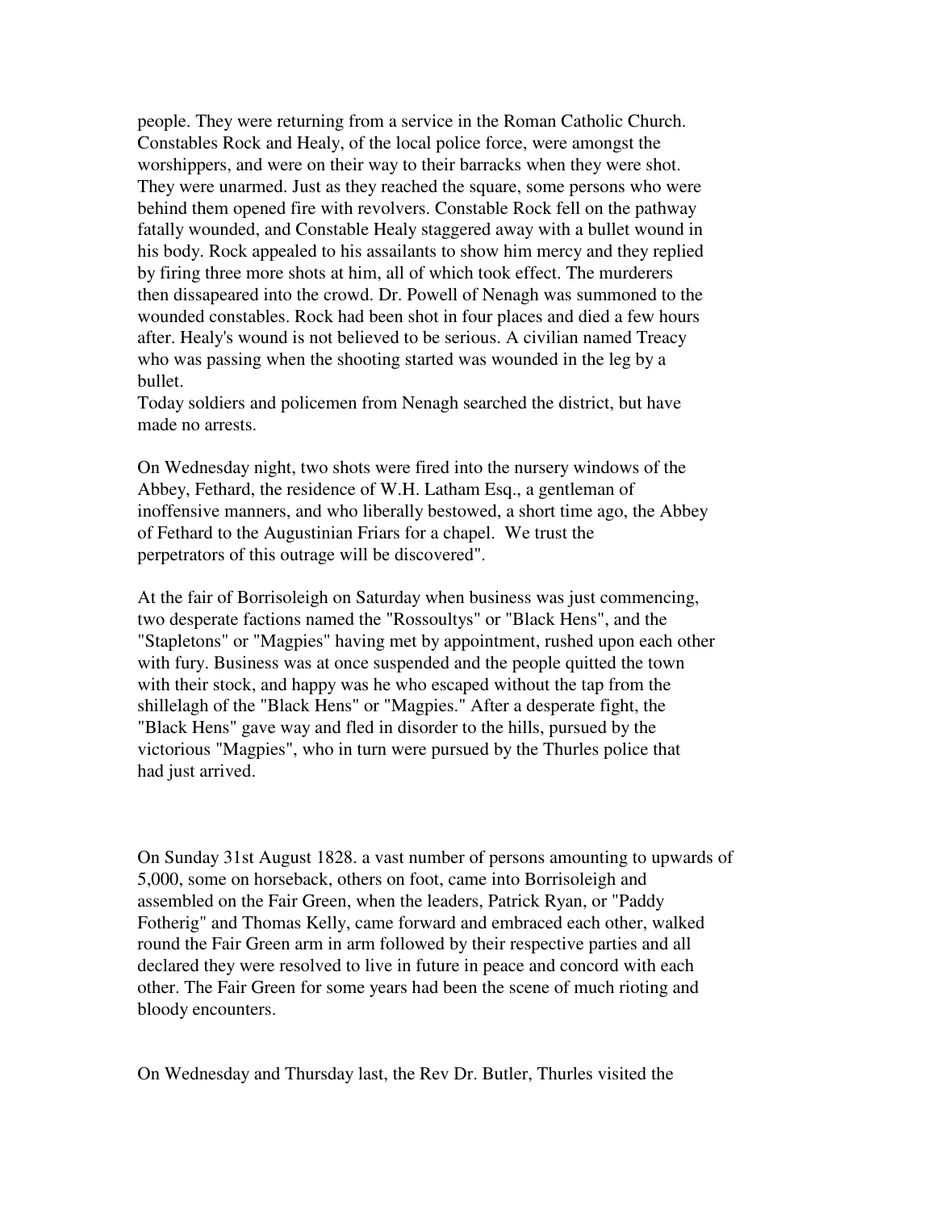people. They were returning from a service in the Roman Catholic Church. Constables Rock and Healy, of the local police force, were amongst the worshippers, and were on their way to their barracks when they were shot. They were unarmed. Just as they reached the square, some persons who were behind them opened fire with revolvers. Constable Rock fell on the pathway fatally wounded, and Constable Healy staggered away with a bullet wound in his body. Rock appealed to his assailants to show him mercy and they replied by firing three more shots at him, all of which took effect. The murderers then dissapeared into the crowd. Dr. Powell of Nenagh was summoned to the wounded constables. Rock had been shot in four places and died a few hours after. Healy's wound is not believed to be serious. A civilian named Treacy who was passing when the shooting started was wounded in the leg by a bullet.
Today soldiers and policemen from Nenagh searched the district, but have made no arrests.

On Wednesday night, two shots were fired into the nursery windows of the Abbey, Fethard, the residence of W.H. Latham Esq., a gentleman of inoffensive manners, and who liberally bestowed, a short time ago, the Abbey of Fethard to the Augustinian Friars for a chapel. We trust the perpetrators of this outrage will be discovered".

At the fair of Borrisoleigh on Saturday when business was just commencing, two desperate factions named the "Rossoultys" or "Black Hens", and the "Stapletons" or "Magpies" having met by appointment, rushed upon each other with fury. Business was at once suspended and the people quitted the town with their stock, and happy was he who escaped without the tap from the shillelagh of the "Black Hens" or "Magpies." After a desperate fight, the "Black Hens" gave way and fled in disorder to the hills, pursued by the victorious "Magpies", who in turn were pursued by the Thurles police that had just arrived.

On Sunday 31st August 1828. a vast number of persons amounting to upwards of 5,000, some on horseback, others on foot, came into Borrisoleigh and assembled on the Fair Green, when the leaders, Patrick Ryan, or "Paddy Fotherig" and Thomas Kelly, came forward and embraced each other, walked round the Fair Green arm in arm followed by their respective parties and all declared they were resolved to live in future in peace and concord with each other. The Fair Green for some years had been the scene of much rioting and bloody encounters.

On Wednesday and Thursday last, the Rev Dr. Butler, Thurles visited the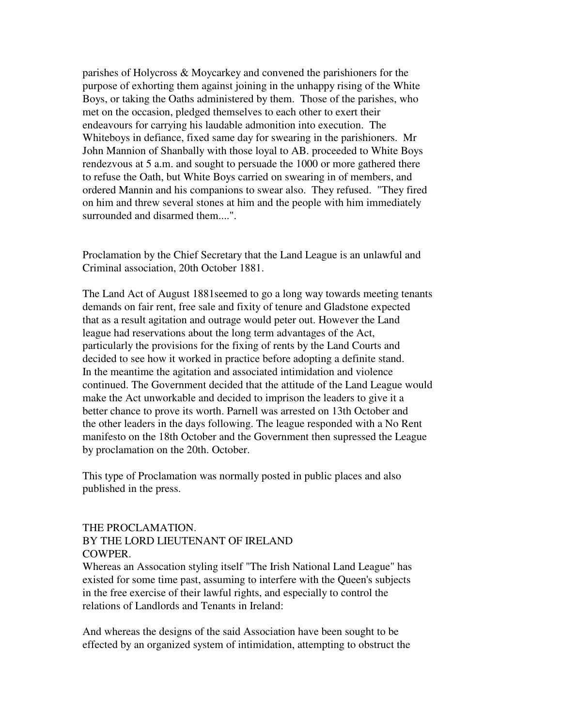parishes of Holycross & Moycarkey and convened the parishioners for the purpose of exhorting them against joining in the unhappy rising of the White Boys, or taking the Oaths administered by them. Those of the parishes, who met on the occasion, pledged themselves to each other to exert their endeavours for carrying his laudable admonition into execution. The Whiteboys in defiance, fixed same day for swearing in the parishioners. Mr John Mannion of Shanbally with those loyal to AB. proceeded to White Boys rendezvous at 5 a.m. and sought to persuade the 1000 or more gathered there to refuse the Oath, but White Boys carried on swearing in of members, and ordered Mannin and his companions to swear also. They refused. "They fired on him and threw several stones at him and the people with him immediately surrounded and disarmed them....".

Proclamation by the Chief Secretary that the Land League is an unlawful and Criminal association, 20th October 1881.

The Land Act of August 1881seemed to go a long way towards meeting tenants demands on fair rent, free sale and fixity of tenure and Gladstone expected that as a result agitation and outrage would peter out. However the Land league had reservations about the long term advantages of the Act, particularly the provisions for the fixing of rents by the Land Courts and decided to see how it worked in practice before adopting a definite stand. In the meantime the agitation and associated intimidation and violence continued. The Government decided that the attitude of the Land League would make the Act unworkable and decided to imprison the leaders to give it a better chance to prove its worth. Parnell was arrested on 13th October and the other leaders in the days following. The league responded with a No Rent manifesto on the 18th October and the Government then supressed the League by proclamation on the 20th. October.

This type of Proclamation was normally posted in public places and also published in the press.

THE PROCLAMATION.
BY THE LORD LIEUTENANT OF IRELAND
COWPER.

Whereas an Assocation styling itself "The Irish National Land League" has existed for some time past, assuming to interfere with the Queen's subjects in the free exercise of their lawful rights, and especially to control the relations of Landlords and Tenants in Ireland:

And whereas the designs of the said Association have been sought to be effected by an organized system of intimidation, attempting to obstruct the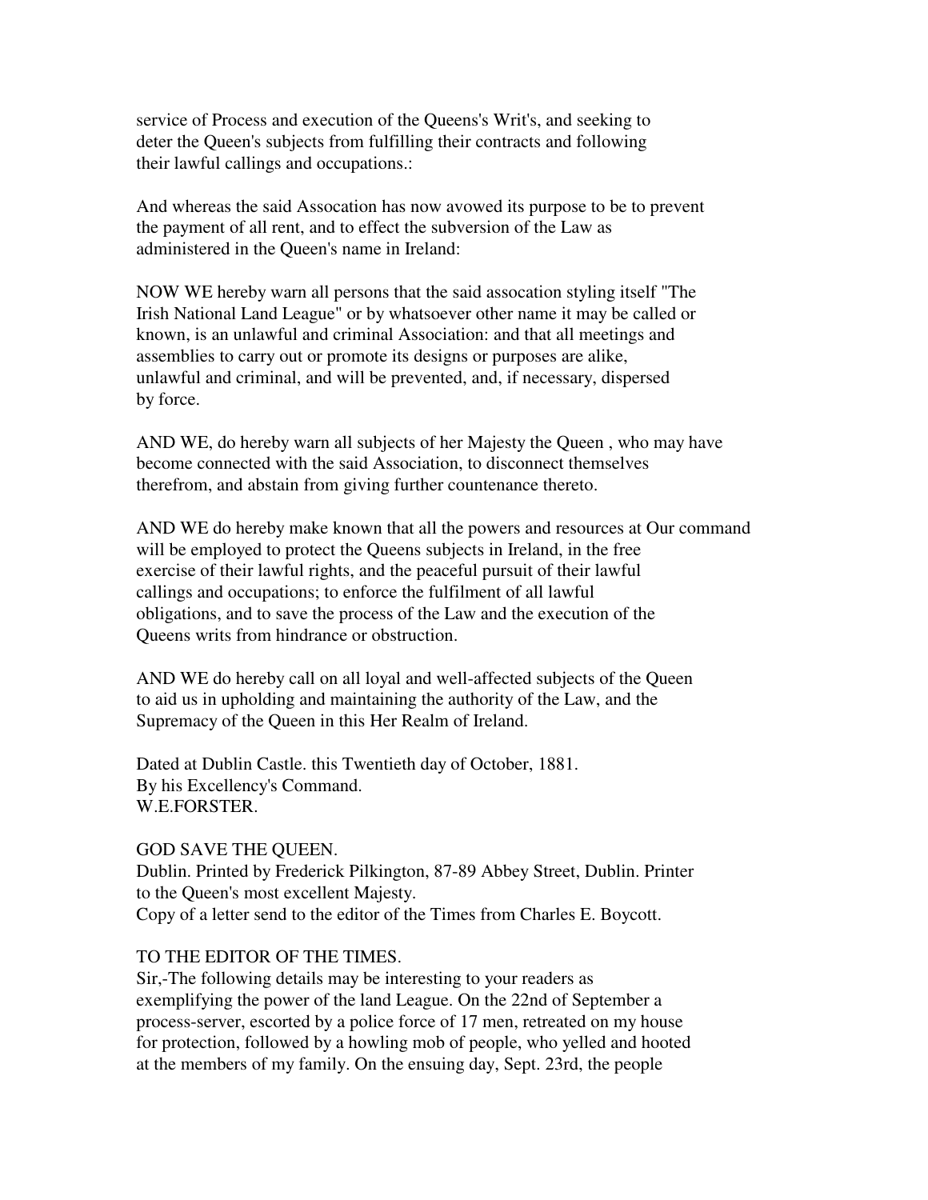service of Process and execution of the Queens's Writ's, and seeking to deter the Queen's subjects from fulfilling their contracts and following their lawful callings and occupations.:

And whereas the said Assocation has now avowed its purpose to be to prevent the payment of all rent, and to effect the subversion of the Law as administered in the Queen's name in Ireland:

NOW WE hereby warn all persons that the said assocation styling itself "The Irish National Land League" or by whatsoever other name it may be called or known, is an unlawful and criminal Association: and that all meetings and assemblies to carry out or promote its designs or purposes are alike, unlawful and criminal, and will be prevented, and, if necessary, dispersed by force.

AND WE, do hereby warn all subjects of her Majesty the Queen , who may have become connected with the said Association, to disconnect themselves therefrom, and abstain from giving further countenance thereto.

AND WE do hereby make known that all the powers and resources at Our command will be employed to protect the Queens subjects in Ireland, in the free exercise of their lawful rights, and the peaceful pursuit of their lawful callings and occupations; to enforce the fulfilment of all lawful obligations, and to save the process of the Law and the execution of the Queens writs from hindrance or obstruction.

AND WE do hereby call on all loyal and well-affected subjects of the Queen to aid us in upholding and maintaining the authority of the Law, and the Supremacy of the Queen in this Her Realm of Ireland.

Dated at Dublin Castle. this Twentieth day of October, 1881.
By his Excellency's Command.
W.E.FORSTER.

GOD SAVE THE QUEEN.
Dublin. Printed by Frederick Pilkington, 87-89 Abbey Street, Dublin. Printer to the Queen's most excellent Majesty.
Copy of a letter send to the editor of the Times from Charles E. Boycott.

TO THE EDITOR OF THE TIMES.
Sir,-The following details may be interesting to your readers as exemplifying the power of the land League. On the 22nd of September a process-server, escorted by a police force of 17 men, retreated on my house for protection, followed by a howling mob of people, who yelled and hooted at the members of my family. On the ensuing day, Sept. 23rd, the people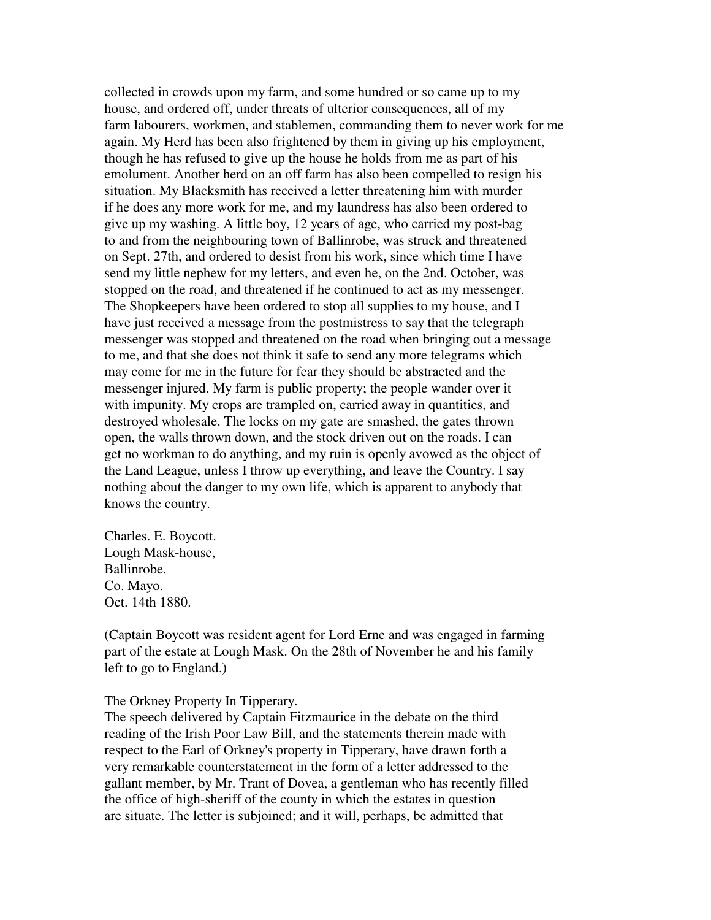collected in crowds upon my farm, and some hundred or so came up to my house, and ordered off, under threats of ulterior consequences, all of my farm labourers, workmen, and stablemen, commanding them to never work for me again. My Herd has been also frightened by them in giving up his employment, though he has refused to give up the house he holds from me as part of his emolument. Another herd on an off farm has also been compelled to resign his situation. My Blacksmith has received a letter threatening him with murder if he does any more work for me, and my laundress has also been ordered to give up my washing. A little boy, 12 years of age, who carried my post-bag to and from the neighbouring town of Ballinrobe, was struck and threatened on Sept. 27th, and ordered to desist from his work, since which time I have send my little nephew for my letters, and even he, on the 2nd. October, was stopped on the road, and threatened if he continued to act as my messenger. The Shopkeepers have been ordered to stop all supplies to my house, and I have just received a message from the postmistress to say that the telegraph messenger was stopped and threatened on the road when bringing out a message to me, and that she does not think it safe to send any more telegrams which may come for me in the future for fear they should be abstracted and the messenger injured. My farm is public property; the people wander over it with impunity. My crops are trampled on, carried away in quantities, and destroyed wholesale. The locks on my gate are smashed, the gates thrown open, the walls thrown down, and the stock driven out on the roads. I can get no workman to do anything, and my ruin is openly avowed as the object of the Land League, unless I throw up everything, and leave the Country. I say nothing about the danger to my own life, which is apparent to anybody that knows the country.

Charles. E. Boycott.
Lough Mask-house,
Ballinrobe.
Co. Mayo.
Oct. 14th 1880.

(Captain Boycott was resident agent for Lord Erne and was engaged in farming part of the estate at Lough Mask. On the 28th of November he and his family left to go to England.)

The Orkney Property In Tipperary.

The speech delivered by Captain Fitzmaurice in the debate on the third reading of the Irish Poor Law Bill, and the statements therein made with respect to the Earl of Orkney's property in Tipperary, have drawn forth a very remarkable counterstatement in the form of a letter addressed to the gallant member, by Mr. Trant of Dovea, a gentleman who has recently filled the office of high-sheriff of the county in which the estates in question are situate. The letter is subjoined; and it will, perhaps, be admitted that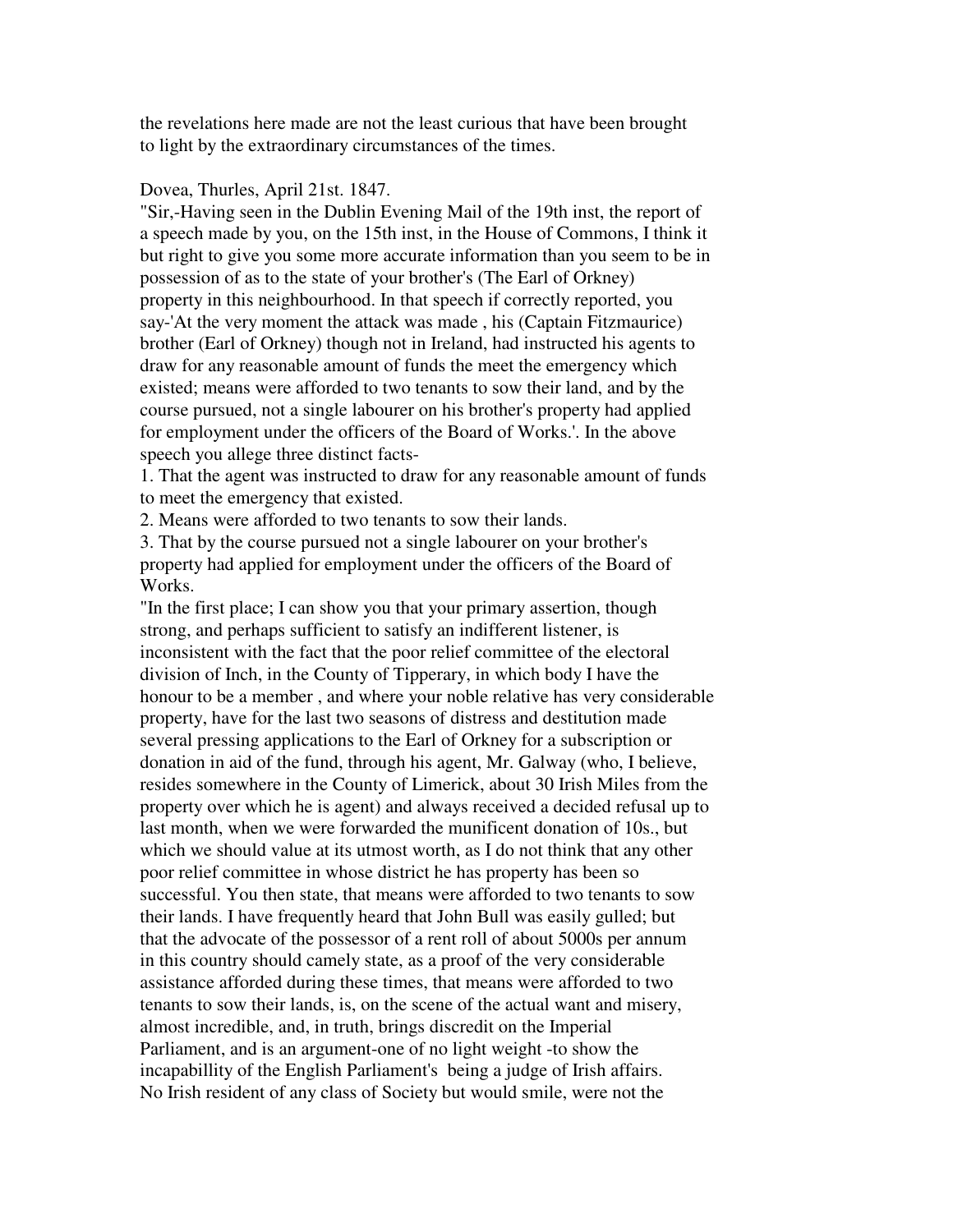the revelations here made are not the least curious that have been brought to light by the extraordinary circumstances of the times.

Dovea, Thurles, April 21st. 1847.

"Sir,-Having seen in the Dublin Evening Mail of the 19th inst, the report of a speech made by you, on the 15th inst, in the House of Commons, I think it but right to give you some more accurate information than you seem to be in possession of as to the state of your brother's (The Earl of Orkney) property in this neighbourhood. In that speech if correctly reported, you say-'At the very moment the attack was made , his (Captain Fitzmaurice) brother (Earl of Orkney) though not in Ireland, had instructed his agents to draw for any reasonable amount of funds the meet the emergency which existed; means were afforded to two tenants to sow their land, and by the course pursued, not a single labourer on his brother's property had applied for employment under the officers of the Board of Works.'. In the above speech you allege three distinct facts-

1. That the agent was instructed to draw for any reasonable amount of funds to meet the emergency that existed.
2. Means were afforded to two tenants to sow their lands.
3. That by the course pursued not a single labourer on your brother's property had applied for employment under the officers of the Board of Works.

"In the first place; I can show you that your primary assertion, though strong, and perhaps sufficient to satisfy an indifferent listener, is inconsistent with the fact that the poor relief committee of the electoral division of Inch, in the County of Tipperary, in which body I have the honour to be a member , and where your noble relative has very considerable property, have for the last two seasons of distress and destitution made several pressing applications to the Earl of Orkney for a subscription or donation in aid of the fund, through his agent, Mr. Galway (who, I believe, resides somewhere in the County of Limerick, about 30 Irish Miles from the property over which he is agent) and always received a decided refusal up to last month, when we were forwarded the munificent donation of 10s., but which we should value at its utmost worth, as I do not think that any other poor relief committee in whose district he has property has been so successful. You then state, that means were afforded to two tenants to sow their lands. I have frequently heard that John Bull was easily gulled; but that the advocate of the possessor of a rent roll of about 5000s per annum in this country should camely state, as a proof of the very considerable assistance afforded during these times, that means were afforded to two tenants to sow their lands, is, on the scene of the actual want and misery, almost incredible, and, in truth, brings discredit on the Imperial Parliament, and is an argument-one of no light weight -to show the incapabillity of the English Parliament's being a judge of Irish affairs. No Irish resident of any class of Society but would smile, were not the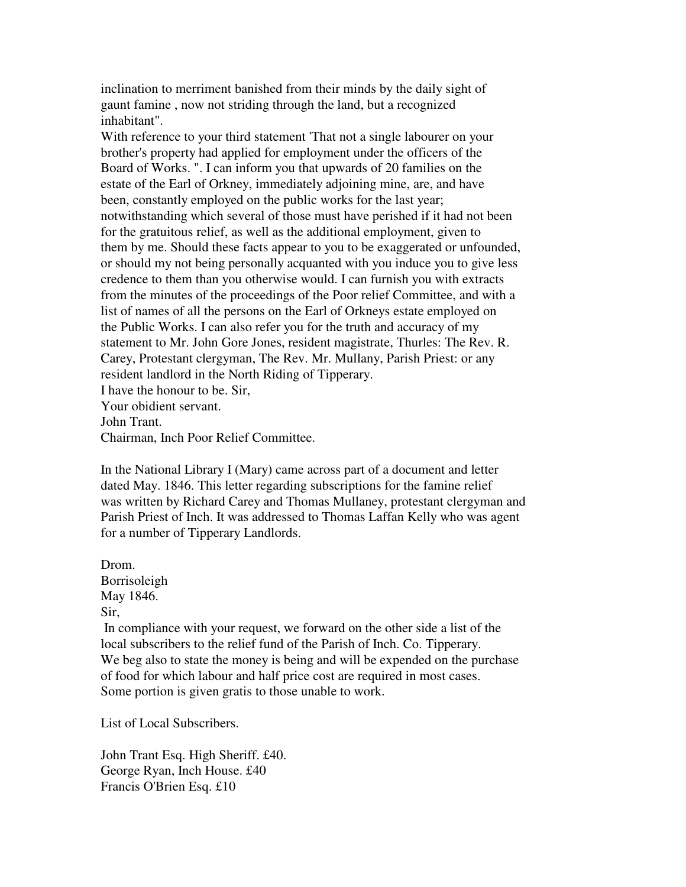inclination to merriment banished from their minds by the daily sight of gaunt famine , now not striding through the land, but a recognized inhabitant".

With reference to your third statement 'That not a single labourer on your brother's property had applied for employment under the officers of the Board of Works. ". I can inform you that upwards of 20 families on the estate of the Earl of Orkney, immediately adjoining mine, are, and have been, constantly employed on the public works for the last year; notwithstanding which several of those must have perished if it had not been for the gratuitous relief, as well as the additional employment, given to them by me. Should these facts appear to you to be exaggerated or unfounded, or should my not being personally acquanted with you induce you to give less credence to them than you otherwise would. I can furnish you with extracts from the minutes of the proceedings of the Poor relief Committee, and with a list of names of all the persons on the Earl of Orkneys estate employed on the Public Works. I can also refer you for the truth and accuracy of my statement to Mr. John Gore Jones, resident magistrate, Thurles: The Rev. R. Carey, Protestant clergyman, The Rev. Mr. Mullany, Parish Priest: or any resident landlord in the North Riding of Tipperary.

I have the honour to be. Sir,
Your obidient servant.
John Trant.
Chairman, Inch Poor Relief Committee.

In the National Library I (Mary) came across part of a document and letter dated May. 1846. This letter regarding subscriptions for the famine relief was written by Richard Carey and Thomas Mullaney, protestant clergyman and Parish Priest of Inch. It was addressed to Thomas Laffan Kelly who was agent for a number of Tipperary Landlords.

Drom.
Borrisoleigh
May 1846.
Sir,

In compliance with your request, we forward on the other side a list of the local subscribers to the relief fund of the Parish of Inch. Co. Tipperary. We beg also to state the money is being and will be expended on the purchase of food for which labour and half price cost are required in most cases. Some portion is given gratis to those unable to work.

List of Local Subscribers.

John Trant Esq. High Sheriff. £40.
George Ryan, Inch House. £40
Francis O'Brien Esq. £10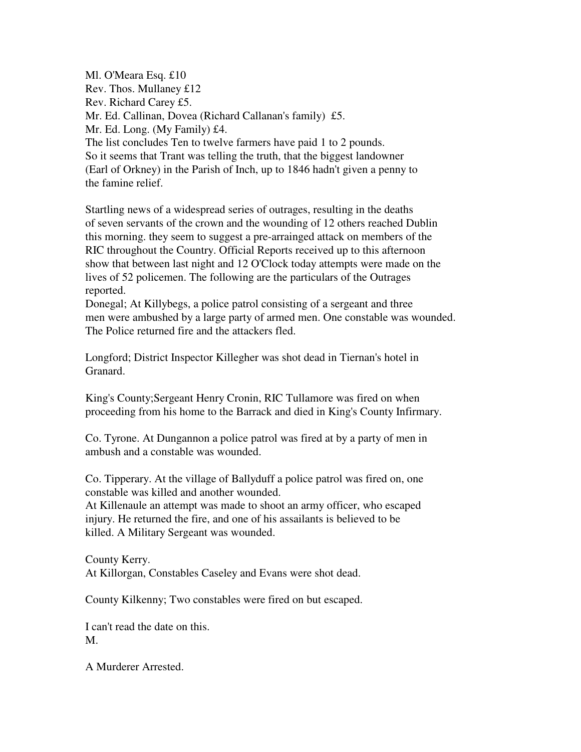Ml. O'Meara Esq. £10
Rev. Thos. Mullaney £12
Rev. Richard Carey £5.
Mr. Ed. Callinan, Dovea (Richard Callanan's family) £5.
Mr. Ed. Long. (My Family) £4.
The list concludes Ten to twelve farmers have paid 1 to 2 pounds.
So it seems that Trant was telling the truth, that the biggest landowner (Earl of Orkney) in the Parish of Inch, up to 1846 hadn't given a penny to the famine relief.

Startling news of a widespread series of outrages, resulting in the deaths of seven servants of the crown and the wounding of 12 others reached Dublin this morning. they seem to suggest a pre-arrainged attack on members of the RIC throughout the Country. Official Reports received up to this afternoon show that between last night and 12 O'Clock today attempts were made on the lives of 52 policemen. The following are the particulars of the Outrages reported.
Donegal; At Killybegs, a police patrol consisting of a sergeant and three men were ambushed by a large party of armed men. One constable was wounded. The Police returned fire and the attackers fled.

Longford; District Inspector Killegher was shot dead in Tiernan's hotel in Granard.

King's County;Sergeant Henry Cronin, RIC Tullamore was fired on when proceeding from his home to the Barrack and died in King's County Infirmary.

Co. Tyrone. At Dungannon a police patrol was fired at by a party of men in ambush and a constable was wounded.

Co. Tipperary. At the village of Ballyduff a police patrol was fired on, one constable was killed and another wounded.
At Killenaule an attempt was made to shoot an army officer, who escaped injury. He returned the fire, and one of his assailants is believed to be killed. A Military Sergeant was wounded.

County Kerry.
At Killorgan, Constables Caseley and Evans were shot dead.

County Kilkenny; Two constables were fired on but escaped.

I can't read the date on this.
M.

A Murderer Arrested.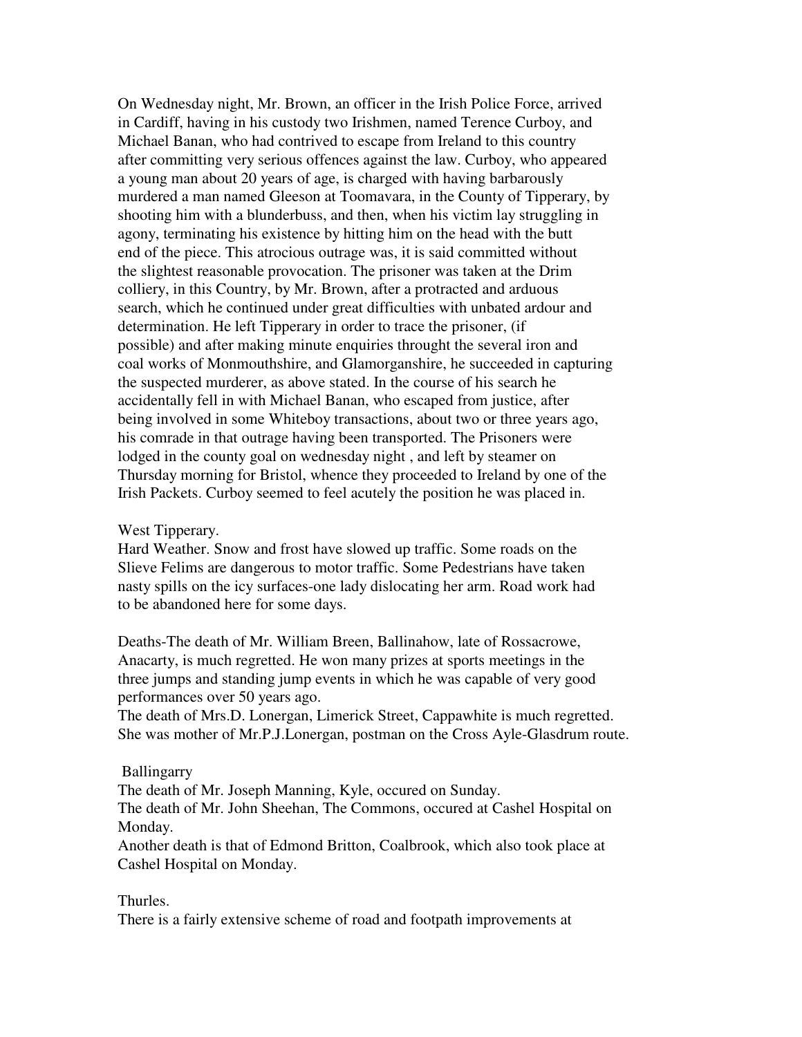On Wednesday night, Mr. Brown, an officer in the Irish Police Force, arrived in Cardiff, having in his custody two Irishmen, named Terence Curboy, and Michael Banan, who had contrived to escape from Ireland to this country after committing very serious offences against the law. Curboy, who appeared a young man about 20 years of age, is charged with having barbarously murdered a man named Gleeson at Toomavara, in the County of Tipperary, by shooting him with a blunderbuss, and then, when his victim lay struggling in agony, terminating his existence by hitting him on the head with the butt end of the piece. This atrocious outrage was, it is said committed without the slightest reasonable provocation. The prisoner was taken at the Drim colliery, in this Country, by Mr. Brown, after a protracted and arduous search, which he continued under great difficulties with unbated ardour and determination. He left Tipperary in order to trace the prisoner, (if possible) and after making minute enquiries throught the several iron and coal works of Monmouthshire, and Glamorganshire, he succeeded in capturing the suspected murderer, as above stated. In the course of his search he accidentally fell in with Michael Banan, who escaped from justice, after being involved in some Whiteboy transactions, about two or three years ago, his comrade in that outrage having been transported. The Prisoners were lodged in the county goal on wednesday night , and left by steamer on Thursday morning for Bristol, whence they proceeded to Ireland by one of the Irish Packets. Curboy seemed to feel acutely the position he was placed in.

West Tipperary.
Hard Weather. Snow and frost have slowed up traffic. Some roads on the Slieve Felims are dangerous to motor traffic. Some Pedestrians have taken nasty spills on the icy surfaces-one lady dislocating her arm. Road work had to be abandoned here for some days.

Deaths-The death of Mr. William Breen, Ballinahow, late of Rossacrowe, Anacarty, is much regretted. He won many prizes at sports meetings in the three jumps and standing jump events in which he was capable of very good performances over 50 years ago.
The death of Mrs.D. Lonergan, Limerick Street, Cappawhite is much regretted. She was mother of Mr.P.J.Lonergan, postman on the Cross Ayle-Glasdrum route.

Ballingarry
The death of Mr. Joseph Manning, Kyle, occured on Sunday.
The death of Mr. John Sheehan, The Commons, occured at Cashel Hospital on Monday.
Another death is that of Edmond Britton, Coalbrook, which also took place at Cashel Hospital on Monday.

Thurles.
There is a fairly extensive scheme of road and footpath improvements at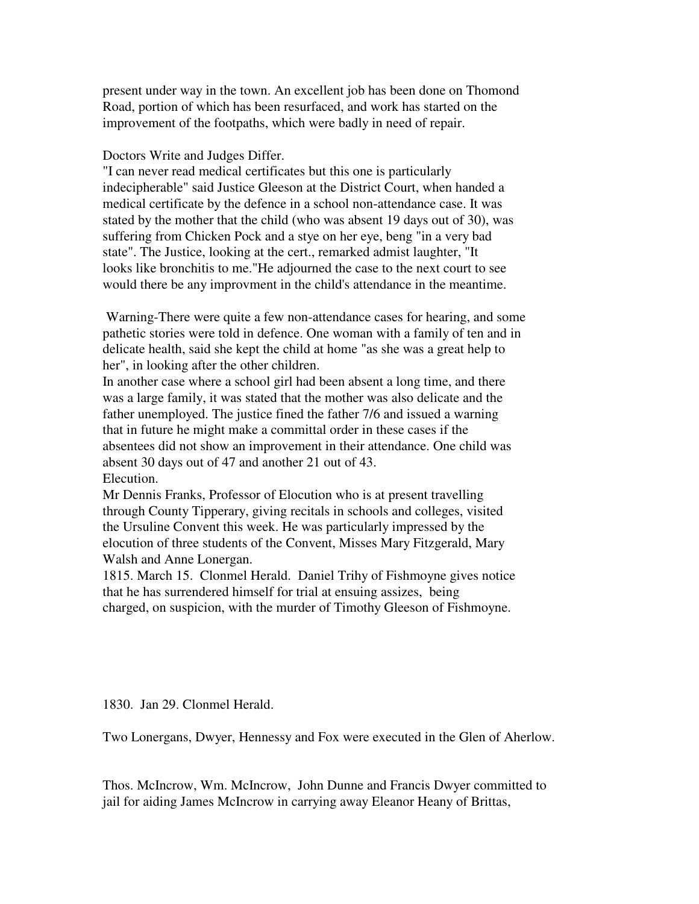present under way in the town. An excellent job has been done on Thomond Road, portion of which has been resurfaced, and work has started on the improvement of the footpaths, which were badly in need of repair.

Doctors Write and Judges Differ.
"I can never read medical certificates but this one is particularly indecipherable" said Justice Gleeson at the District Court, when handed a medical certificate by the defence in a school non-attendance case. It was stated by the mother that the child (who was absent 19 days out of 30), was suffering from Chicken Pock and a stye on her eye, beng "in a very bad state". The Justice, looking at the cert., remarked admist laughter, "It looks like bronchitis to me."He adjourned the case to the next court to see would there be any improvment in the child's attendance in the meantime.

Warning-There were quite a few non-attendance cases for hearing, and some pathetic stories were told in defence. One woman with a family of ten and in delicate health, said she kept the child at home "as she was a great help to her", in looking after the other children.
In another case where a school girl had been absent a long time, and there was a large family, it was stated that the mother was also delicate and the father unemployed. The justice fined the father 7/6 and issued a warning that in future he might make a committal order in these cases if the absentees did not show an improvement in their attendance. One child was absent 30 days out of 47 and another 21 out of 43.
Elecution.
Mr Dennis Franks, Professor of Elocution who is at present travelling through County Tipperary, giving recitals in schools and colleges, visited the Ursuline Convent this week. He was particularly impressed by the elocution of three students of the Convent, Misses Mary Fitzgerald, Mary Walsh and Anne Lonergan.
1815. March 15. Clonmel Herald. Daniel Trihy of Fishmoyne gives notice that he has surrendered himself for trial at ensuing assizes, being charged, on suspicion, with the murder of Timothy Gleeson of Fishmoyne.

1830. Jan 29. Clonmel Herald.

Two Lonergans, Dwyer, Hennessy and Fox were executed in the Glen of Aherlow.

Thos. McIncrow, Wm. McIncrow, John Dunne and Francis Dwyer committed to jail for aiding James McIncrow in carrying away Eleanor Heany of Brittas,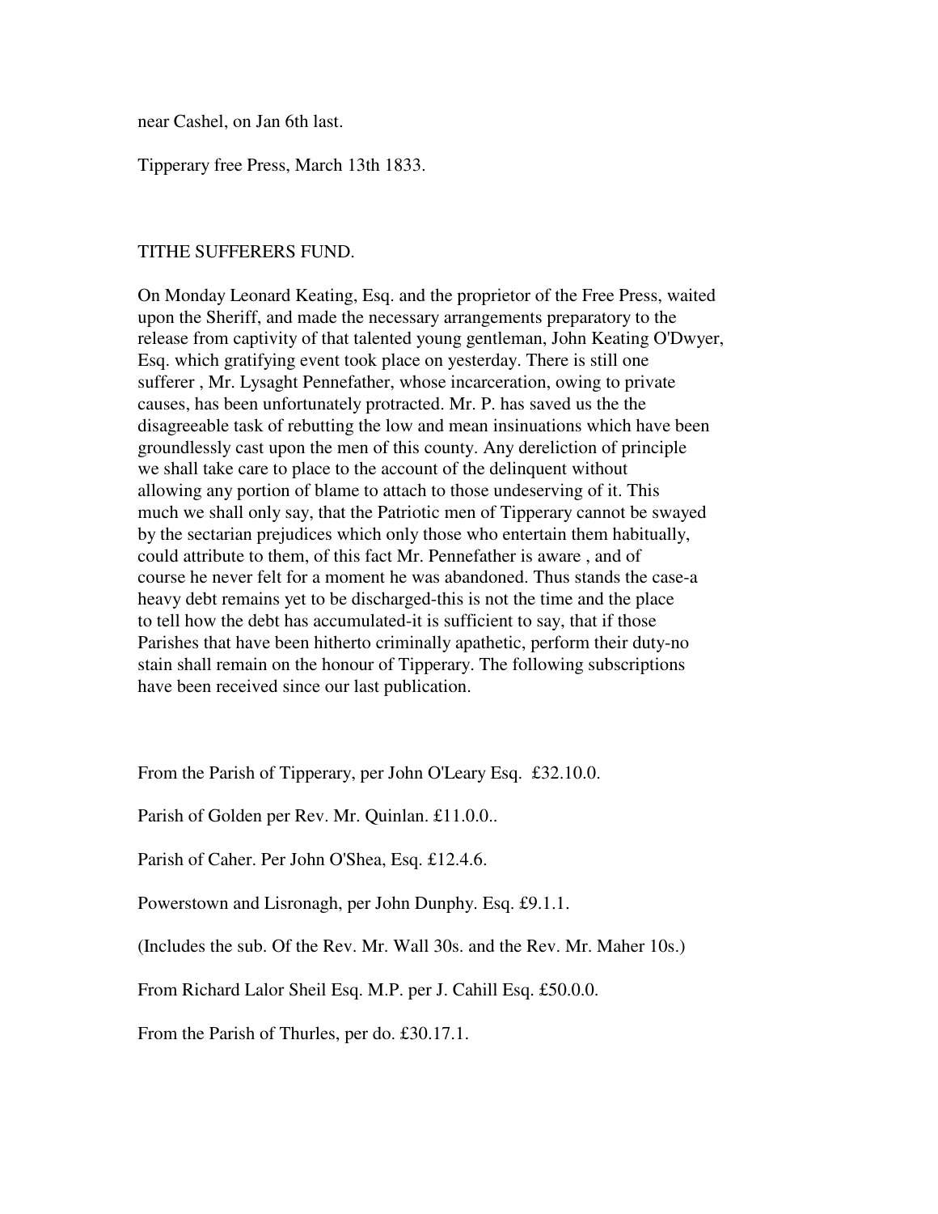near Cashel, on Jan 6th last.

Tipperary free Press, March 13th 1833.

TITHE SUFFERERS FUND.

On Monday Leonard Keating, Esq. and the proprietor of the Free Press, waited upon the Sheriff, and made the necessary arrangements preparatory to the release from captivity of that talented young gentleman, John Keating O'Dwyer, Esq. which gratifying event took place on yesterday. There is still one sufferer , Mr. Lysaght Pennefather, whose incarceration, owing to private causes, has been unfortunately protracted. Mr. P. has saved us the the disagreeable task of rebutting the low and mean insinuations which have been groundlessly cast upon the men of this county. Any dereliction of principle we shall take care to place to the account of the delinquent without allowing any portion of blame to attach to those undeserving of it. This much we shall only say, that the Patriotic men of Tipperary cannot be swayed by the sectarian prejudices which only those who entertain them habitually, could attribute to them, of this fact Mr. Pennefather is aware , and of course he never felt for a moment he was abandoned. Thus stands the case-a heavy debt remains yet to be discharged-this is not the time and the place to tell how the debt has accumulated-it is sufficient to say, that if those Parishes that have been hitherto criminally apathetic, perform their duty-no stain shall remain on the honour of Tipperary. The following subscriptions have been received since our last publication.

From the Parish of Tipperary, per John O'Leary Esq.  £32.10.0.

Parish of Golden per Rev. Mr. Quinlan. £11.0.0..

Parish of Caher. Per John O'Shea, Esq. £12.4.6.

Powerstown and Lisronagh, per John Dunphy. Esq. £9.1.1.

(Includes the sub. Of the Rev. Mr. Wall 30s. and the Rev. Mr. Maher 10s.)

From Richard Lalor Sheil Esq. M.P. per J. Cahill Esq. £50.0.0.

From the Parish of Thurles, per do. £30.17.1.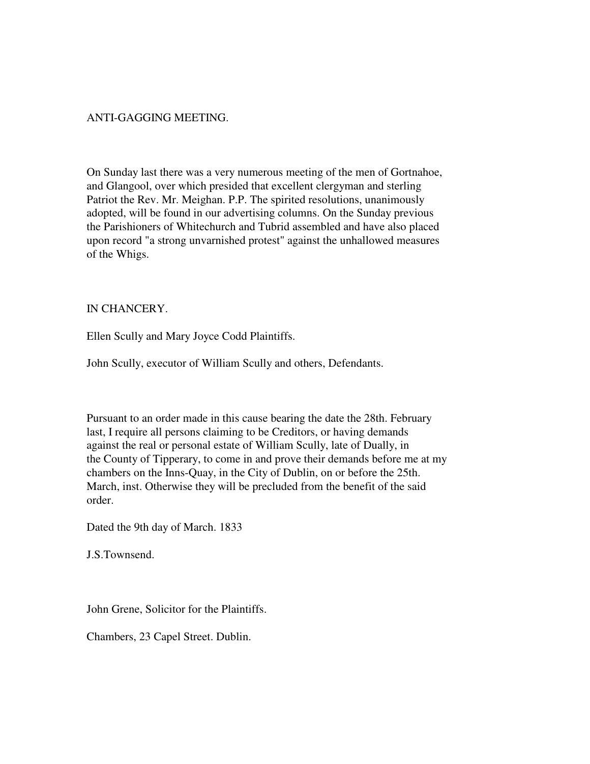## ANTI-GAGGING MEETING.

On Sunday last there was a very numerous meeting of the men of Gortnahoe, and Glangool, over which presided that excellent clergyman and sterling Patriot the Rev. Mr. Meighan. P.P. The spirited resolutions, unanimously adopted, will be found in our advertising columns. On the Sunday previous the Parishioners of Whitechurch and Tubrid assembled and have also placed upon record "a strong unvarnished protest" against the unhallowed measures of the Whigs.

## IN CHANCERY.

Ellen Scully and Mary Joyce Codd Plaintiffs.

John Scully, executor of William Scully and others, Defendants.

Pursuant to an order made in this cause bearing the date the 28th. February last, I require all persons claiming to be Creditors, or having demands against the real or personal estate of William Scully, late of Dually, in the County of Tipperary, to come in and prove their demands before me at my chambers on the Inns-Quay, in the City of Dublin, on or before the 25th. March, inst. Otherwise they will be precluded from the benefit of the said order.

Dated the 9th day of March. 1833

J.S.Townsend.

John Grene, Solicitor for the Plaintiffs.

Chambers, 23 Capel Street. Dublin.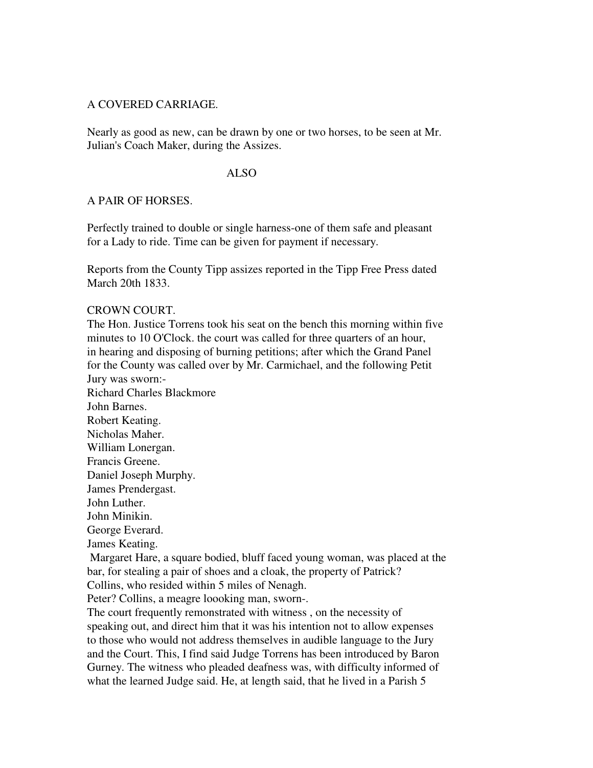A COVERED CARRIAGE.

Nearly as good as new, can be drawn by one or two horses, to be seen at Mr. Julian's Coach Maker, during the Assizes.

ALSO

A PAIR OF HORSES.

Perfectly trained to double or single harness-one of them safe and pleasant for a Lady to ride. Time can be given for payment if necessary.

Reports from the County Tipp assizes reported in the Tipp Free Press dated March 20th 1833.

CROWN COURT.

The Hon. Justice Torrens took his seat on the bench this morning within five minutes to 10 O'Clock. the court was called for three quarters of an hour, in hearing and disposing of burning petitions; after which the Grand Panel for the County was called over by Mr. Carmichael, and the following Petit Jury was sworn:-

Richard Charles Blackmore
John Barnes.
Robert Keating.
Nicholas Maher.
William Lonergan.
Francis Greene.
Daniel Joseph Murphy.
James Prendergast.
John Luther.
John Minikin.
George Everard.
James Keating.

Margaret Hare, a square bodied, bluff faced young woman, was placed at the bar, for stealing a pair of shoes and a cloak, the property of Patrick? Collins, who resided within 5 miles of Nenagh.

Peter? Collins, a meagre loooking man, sworn-.

The court frequently remonstrated with witness , on the necessity of speaking out, and direct him that it was his intention not to allow expenses to those who would not address themselves in audible language to the Jury and the Court. This, I find said Judge Torrens has been introduced by Baron Gurney. The witness who pleaded deafness was, with difficulty informed of what the learned Judge said. He, at length said, that he lived in a Parish 5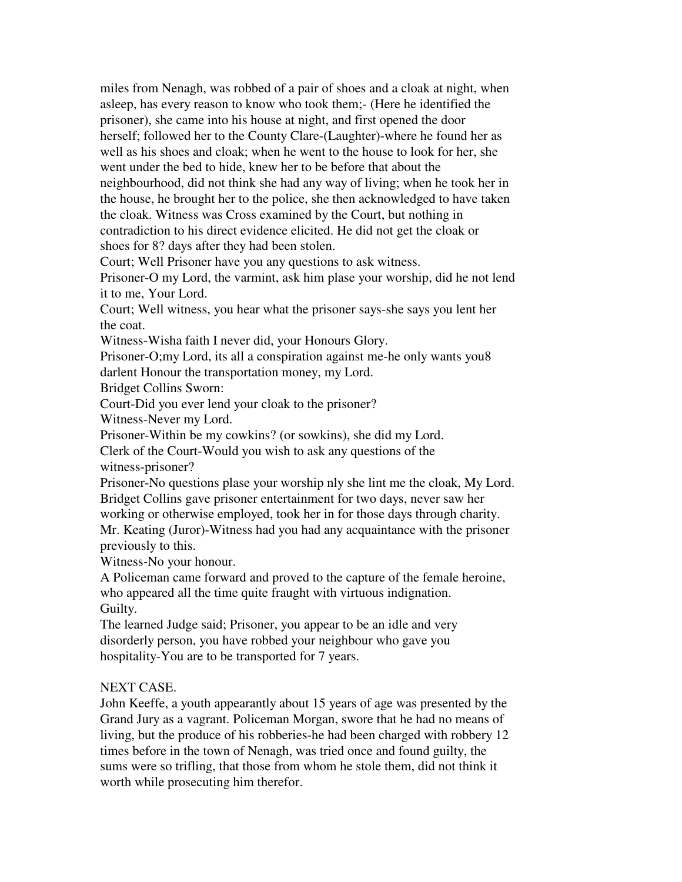miles from Nenagh, was robbed of a pair of shoes and a cloak at night, when asleep, has every reason to know who took them;- (Here he identified the prisoner), she came into his house at night, and first opened the door herself; followed her to the County Clare-(Laughter)-where he found her as well as his shoes and cloak; when he went to the house to look for her, she went under the bed to hide, knew her to be before that about the neighbourhood, did not think she had any way of living; when he took her in the house, he brought her to the police, she then acknowledged to have taken the cloak. Witness was Cross examined by the Court, but nothing in contradiction to his direct evidence elicited. He did not get the cloak or shoes for 8? days after they had been stolen.

Court; Well Prisoner have you any questions to ask witness.

Prisoner-O my Lord, the varmint, ask him plase your worship, did he not lend it to me, Your Lord.

Court; Well witness, you hear what the prisoner says-she says you lent her the coat.

Witness-Wisha faith I never did, your Honours Glory.

Prisoner-O;my Lord, its all a conspiration against me-he only wants you8 darlent Honour the transportation money, my Lord.

Bridget Collins Sworn:

Court-Did you ever lend your cloak to the prisoner?

Witness-Never my Lord.

Prisoner-Within be my cowkins? (or sowkins), she did my Lord.

Clerk of the Court-Would you wish to ask any questions of the witness-prisoner?

Prisoner-No questions plase your worship nly she lint me the cloak, My Lord.

Bridget Collins gave prisoner entertainment for two days, never saw her working or otherwise employed, took her in for those days through charity.

Mr. Keating (Juror)-Witness had you had any acquaintance with the prisoner previously to this.

Witness-No your honour.

A Policeman came forward and proved to the capture of the female heroine, who appeared all the time quite fraught with virtuous indignation.

Guilty.

The learned Judge said; Prisoner, you appear to be an idle and very disorderly person, you have robbed your neighbour who gave you hospitality-You are to be transported for 7 years.

NEXT CASE.

John Keeffe, a youth appearantly about 15 years of age was presented by the Grand Jury as a vagrant. Policeman Morgan, swore that he had no means of living, but the produce of his robberies-he had been charged with robbery 12 times before in the town of Nenagh, was tried once and found guilty, the sums were so trifling, that those from whom he stole them, did not think it worth while prosecuting him therefor.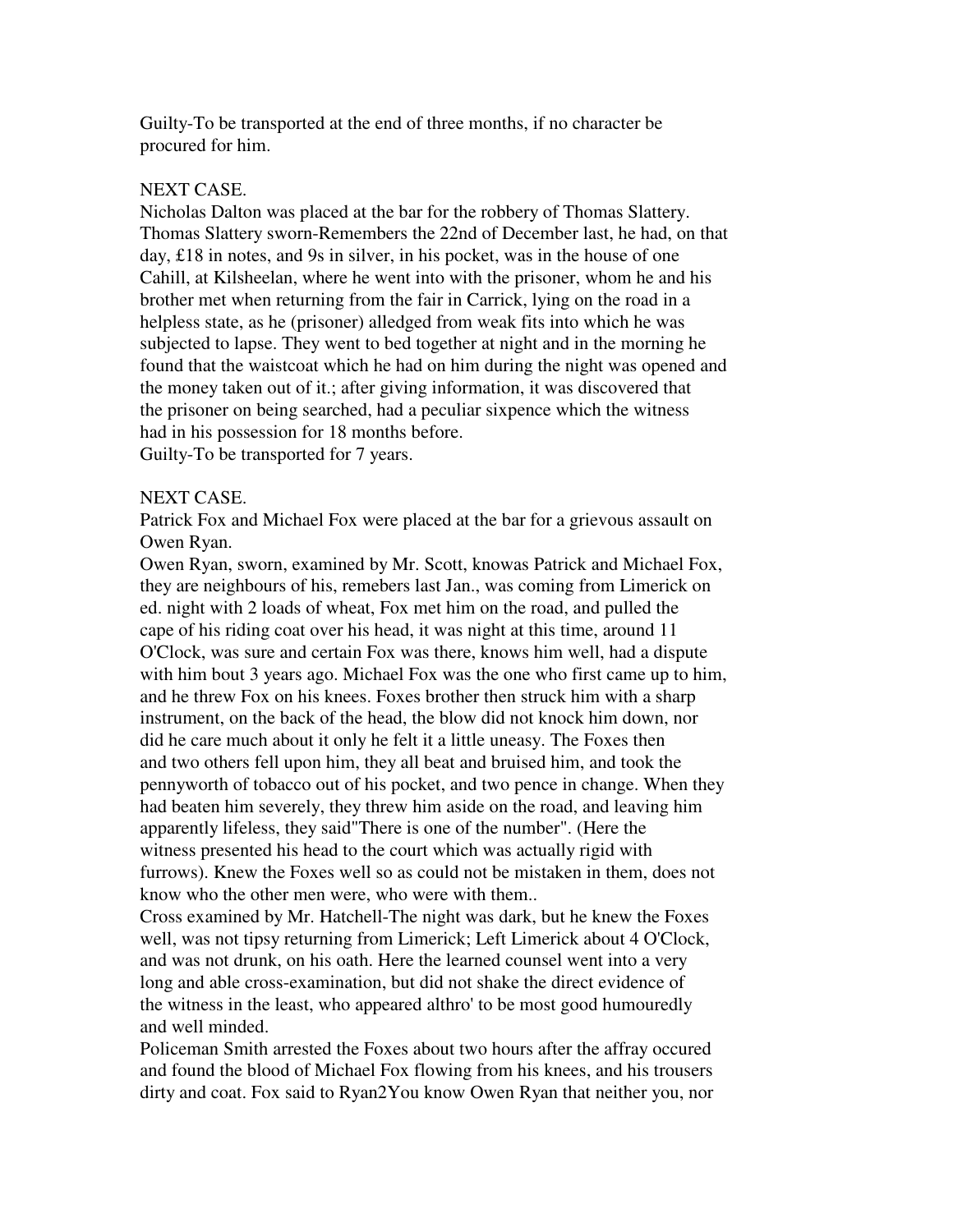Guilty-To be transported at the end of three months, if no character be procured for him.

NEXT CASE.

Nicholas Dalton was placed at the bar for the robbery of Thomas Slattery. Thomas Slattery sworn-Remembers the 22nd of December last, he had, on that day, £18 in notes, and 9s in silver, in his pocket, was in the house of one Cahill, at Kilsheelan, where he went into with the prisoner, whom he and his brother met when returning from the fair in Carrick, lying on the road in a helpless state, as he (prisoner) alledged from weak fits into which he was subjected to lapse. They went to bed together at night and in the morning he found that the waistcoat which he had on him during the night was opened and the money taken out of it.; after giving information, it was discovered that the prisoner on being searched, had a peculiar sixpence which the witness had in his possession for 18 months before.

Guilty-To be transported for 7 years.

NEXT CASE.

Patrick Fox and Michael Fox were placed at the bar for a grievous assault on Owen Ryan.

Owen Ryan, sworn, examined by Mr. Scott, knowas Patrick and Michael Fox, they are neighbours of his, remebers last Jan., was coming from Limerick on ed. night with 2 loads of wheat, Fox met him on the road, and pulled the cape of his riding coat over his head, it was night at this time, around 11 O'Clock, was sure and certain Fox was there, knows him well, had a dispute with him bout 3 years ago. Michael Fox was the one who first came up to him, and he threw Fox on his knees. Foxes brother then struck him with a sharp instrument, on the back of the head, the blow did not knock him down, nor did he care much about it only he felt it a little uneasy. The Foxes then and two others fell upon him, they all beat and bruised him, and took the pennyworth of tobacco out of his pocket, and two pence in change. When they had beaten him severely, they threw him aside on the road, and leaving him apparently lifeless, they said"There is one of the number". (Here the witness presented his head to the court which was actually rigid with furrows). Knew the Foxes well so as could not be mistaken in them, does not know who the other men were, who were with them..

Cross examined by Mr. Hatchell-The night was dark, but he knew the Foxes well, was not tipsy returning from Limerick; Left Limerick about 4 O'Clock, and was not drunk, on his oath. Here the learned counsel went into a very long and able cross-examination, but did not shake the direct evidence of the witness in the least, who appeared althro' to be most good humouredly and well minded.

Policeman Smith arrested the Foxes about two hours after the affray occured and found the blood of Michael Fox flowing from his knees, and his trousers dirty and coat. Fox said to Ryan2You know Owen Ryan that neither you, nor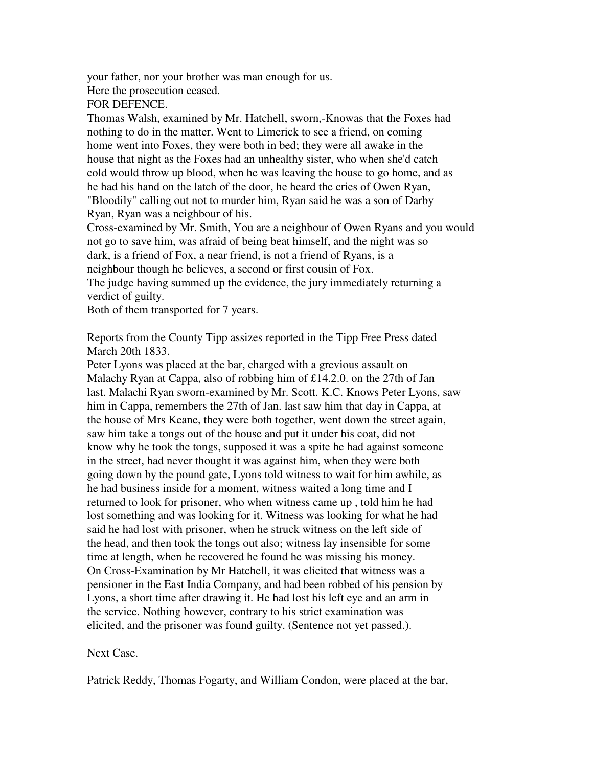your father, nor your brother was man enough for us.
Here the prosecution ceased.
FOR DEFENCE.
Thomas Walsh, examined by Mr. Hatchell, sworn,-Knowas that the Foxes had nothing to do in the matter. Went to Limerick to see a friend, on coming home went into Foxes, they were both in bed; they were all awake in the house that night as the Foxes had an unhealthy sister, who when she'd catch cold would throw up blood, when he was leaving the house to go home, and as he had his hand on the latch of the door, he heard the cries of Owen Ryan, "Bloodily" calling out not to murder him, Ryan said he was a son of Darby Ryan, Ryan was a neighbour of his.
Cross-examined by Mr. Smith, You are a neighbour of Owen Ryans and you would not go to save him, was afraid of being beat himself, and the night was so dark, is a friend of Fox, a near friend, is not a friend of Ryans, is a neighbour though he believes, a second or first cousin of Fox.
The judge having summed up the evidence, the jury immediately returning a verdict of guilty.
Both of them transported for 7 years.

Reports from the County Tipp assizes reported in the Tipp Free Press dated March 20th 1833.
Peter Lyons was placed at the bar, charged with a grevious assault on Malachy Ryan at Cappa, also of robbing him of £14.2.0. on the 27th of Jan last. Malachi Ryan sworn-examined by Mr. Scott. K.C. Knows Peter Lyons, saw him in Cappa, remembers the 27th of Jan. last saw him that day in Cappa, at the house of Mrs Keane, they were both together, went down the street again, saw him take a tongs out of the house and put it under his coat, did not know why he took the tongs, supposed it was a spite he had against someone in the street, had never thought it was against him, when they were both going down by the pound gate, Lyons told witness to wait for him awhile, as he had business inside for a moment, witness waited a long time and I returned to look for prisoner, who when witness came up , told him he had lost something and was looking for it. Witness was looking for what he had said he had lost with prisoner, when he struck witness on the left side of the head, and then took the tongs out also; witness lay insensible for some time at length, when he recovered he found he was missing his money.
On Cross-Examination by Mr Hatchell, it was elicited that witness was a pensioner in the East India Company, and had been robbed of his pension by Lyons, a short time after drawing it. He had lost his left eye and an arm in the service. Nothing however, contrary to his strict examination was elicited, and the prisoner was found guilty. (Sentence not yet passed.).

Next Case.

Patrick Reddy, Thomas Fogarty, and William Condon, were placed at the bar,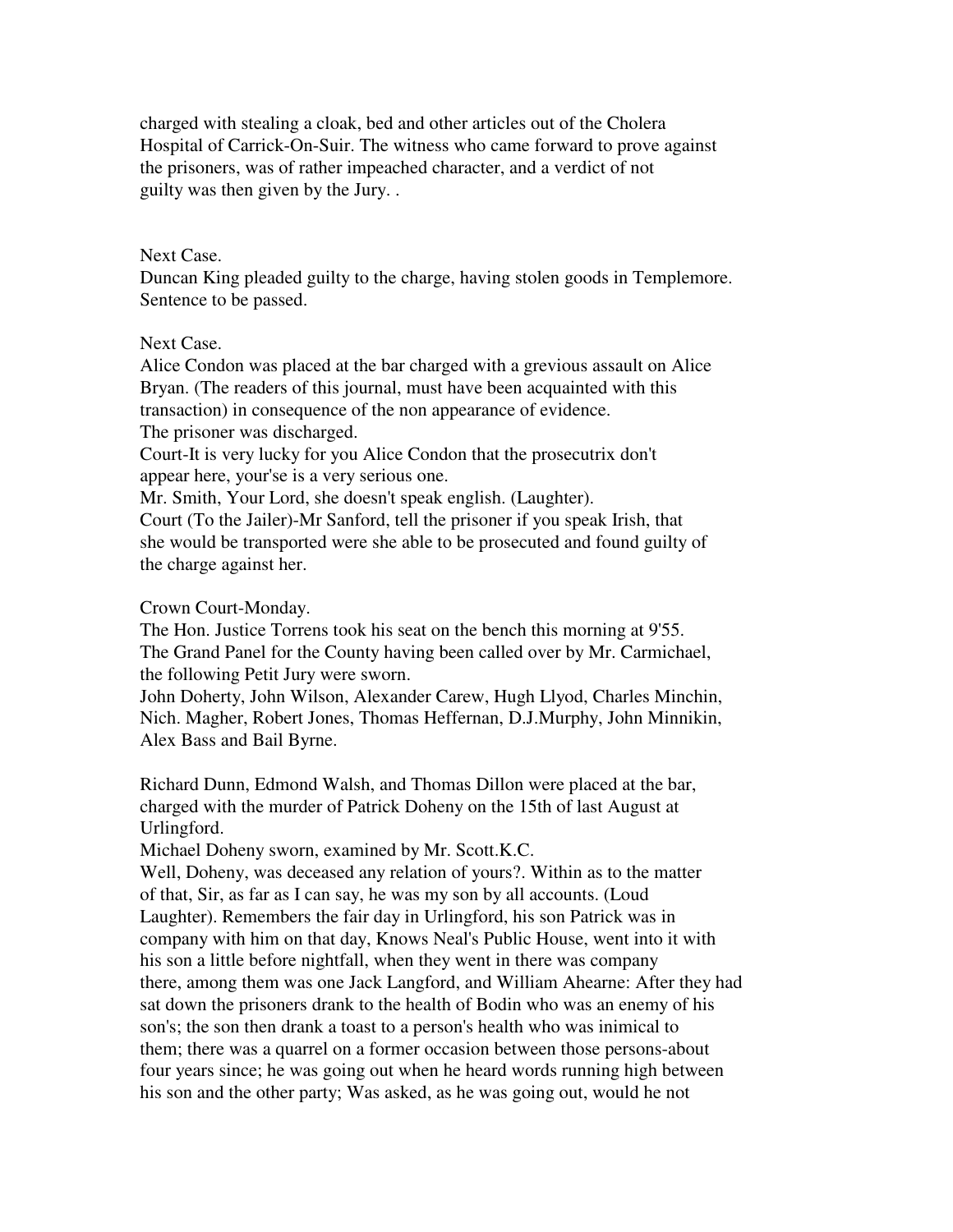charged with stealing a cloak, bed and other articles out of the Cholera Hospital of Carrick-On-Suir. The witness who came forward to prove against the prisoners, was of rather impeached character, and a verdict of not guilty was then given by the Jury. .

Next Case.
Duncan King pleaded guilty to the charge, having stolen goods in Templemore. Sentence to be passed.

Next Case.
Alice Condon was placed at the bar charged with a grevious assault on Alice Bryan. (The readers of this journal, must have been acquainted with this transaction) in consequence of the non appearance of evidence.
The prisoner was discharged.
Court-It is very lucky for you Alice Condon that the prosecutrix don't appear here, your'se is a very serious one.
Mr. Smith, Your Lord, she doesn't speak english. (Laughter).
Court (To the Jailer)-Mr Sanford, tell the prisoner if you speak Irish, that she would be transported were she able to be prosecuted and found guilty of the charge against her.

Crown Court-Monday.
The Hon. Justice Torrens took his seat on the bench this morning at 9'55.
The Grand Panel for the County having been called over by Mr. Carmichael, the following Petit Jury were sworn.
John Doherty, John Wilson, Alexander Carew, Hugh Llyod, Charles Minchin, Nich. Magher, Robert Jones, Thomas Heffernan, D.J.Murphy, John Minnikin, Alex Bass and Bail Byrne.

Richard Dunn, Edmond Walsh, and Thomas Dillon were placed at the bar, charged with the murder of Patrick Doheny on the 15th of last August at Urlingford.
Michael Doheny sworn, examined by Mr. Scott.K.C.
Well, Doheny, was deceased any relation of yours?. Within as to the matter of that, Sir, as far as I can say, he was my son by all accounts. (Loud Laughter). Remembers the fair day in Urlingford, his son Patrick was in company with him on that day, Knows Neal's Public House, went into it with his son a little before nightfall, when they went in there was company there, among them was one Jack Langford, and William Ahearne: After they had sat down the prisoners drank to the health of Bodin who was an enemy of his son's; the son then drank a toast to a person's health who was inimical to them; there was a quarrel on a former occasion between those persons-about four years since; he was going out when he heard words running high between his son and the other party; Was asked, as he was going out, would he not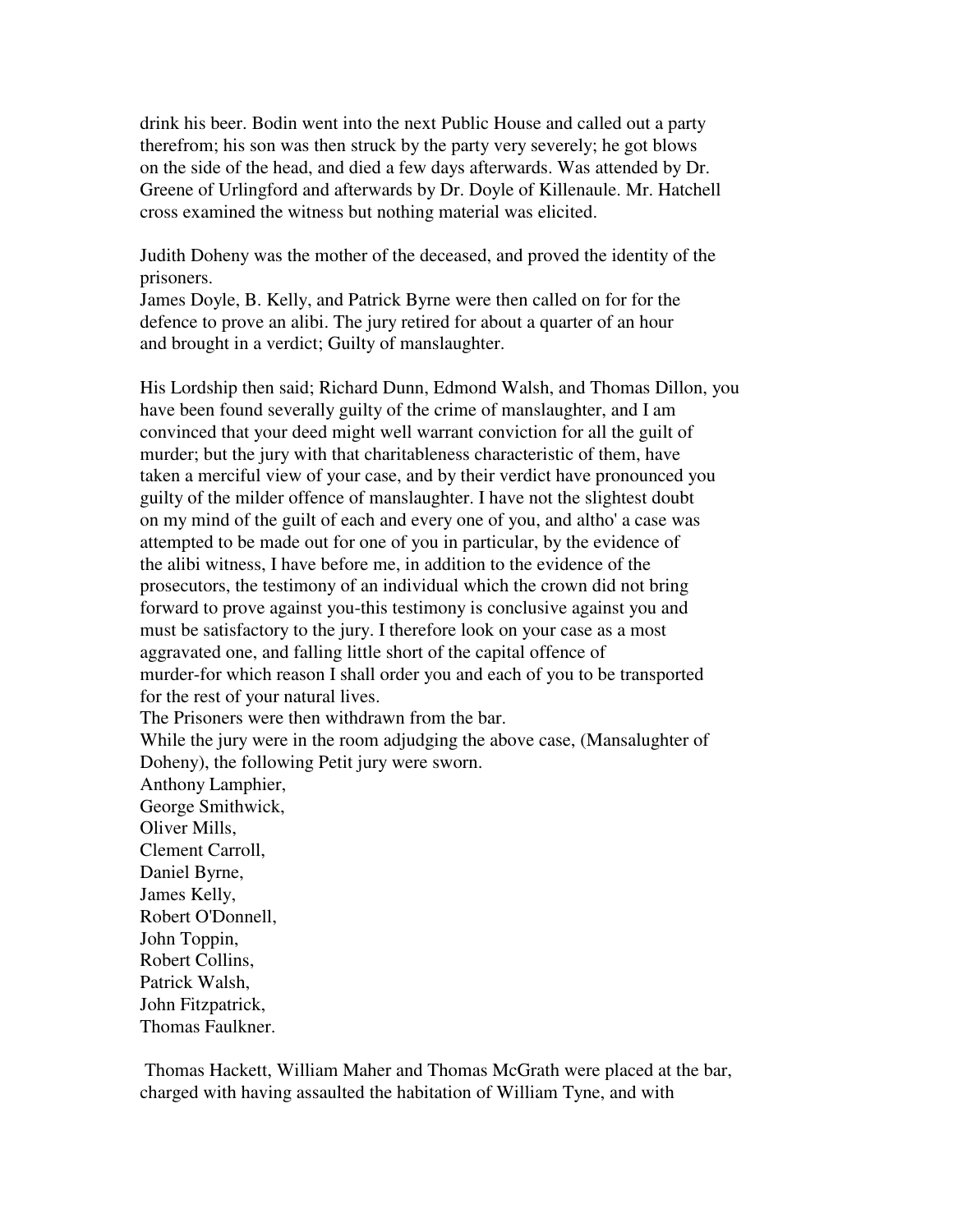drink his beer. Bodin went into the next Public House and called out a party therefrom; his son was then struck by the party very severely; he got blows on the side of the head, and died a few days afterwards. Was attended by Dr. Greene of Urlingford and afterwards by Dr. Doyle of Killenaule. Mr. Hatchell cross examined the witness but nothing material was elicited.

Judith Doheny was the mother of the deceased, and proved the identity of the prisoners.
James Doyle, B. Kelly, and Patrick Byrne were then called on for for the defence to prove an alibi. The jury retired for about a quarter of an hour and brought in a verdict; Guilty of manslaughter.

His Lordship then said; Richard Dunn, Edmond Walsh, and Thomas Dillon, you have been found severally guilty of the crime of manslaughter, and I am convinced that your deed might well warrant conviction for all the guilt of murder; but the jury with that charitableness characteristic of them, have taken a merciful view of your case, and by their verdict have pronounced you guilty of the milder offence of manslaughter. I have not the slightest doubt on my mind of the guilt of each and every one of you, and altho' a case was attempted to be made out for one of you in particular, by the evidence of the alibi witness, I have before me, in addition to the evidence of the prosecutors, the testimony of an individual which the crown did not bring forward to prove against you-this testimony is conclusive against you and must be satisfactory to the jury. I therefore look on your case as a most aggravated one, and falling little short of the capital offence of murder-for which reason I shall order you and each of you to be transported for the rest of your natural lives.
The Prisoners were then withdrawn from the bar.
While the jury were in the room adjudging the above case, (Mansalughter of Doheny), the following Petit jury were sworn.
Anthony Lamphier,
George Smithwick,
Oliver Mills,
Clement Carroll,
Daniel Byrne,
James Kelly,
Robert O'Donnell,
John Toppin,
Robert Collins,
Patrick Walsh,
John Fitzpatrick,
Thomas Faulkner.

Thomas Hackett, William Maher and Thomas McGrath were placed at the bar, charged with having assaulted the habitation of William Tyne, and with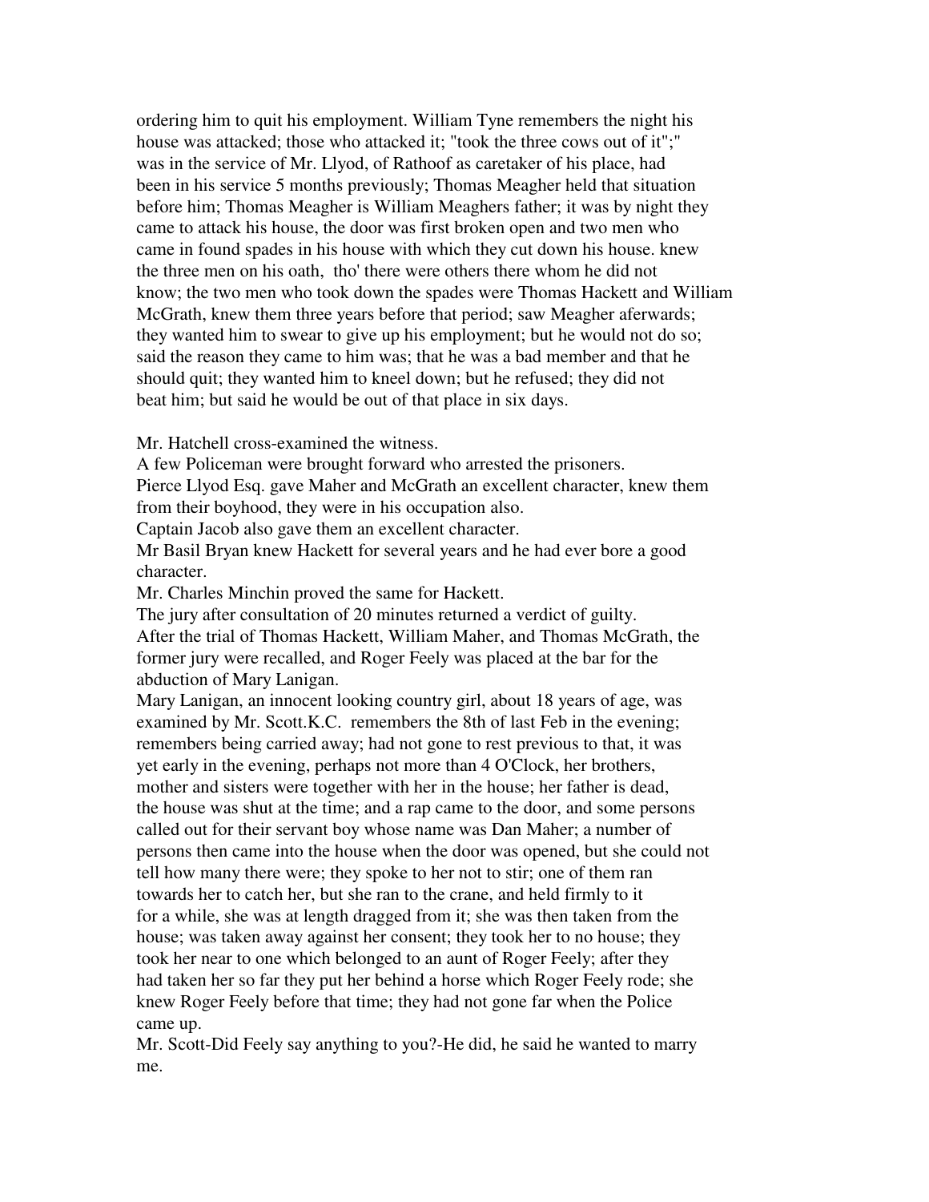ordering him to quit his employment. William Tyne remembers the night his house was attacked; those who attacked it; "took the three cows out of it";" was in the service of Mr. Llyod, of Rathoof as caretaker of his place, had been in his service 5 months previously; Thomas Meagher held that situation before him; Thomas Meagher is William Meaghers father; it was by night they came to attack his house, the door was first broken open and two men who came in found spades in his house with which they cut down his house. knew the three men on his oath, tho' there were others there whom he did not know; the two men who took down the spades were Thomas Hackett and William McGrath, knew them three years before that period; saw Meagher aferwards; they wanted him to swear to give up his employment; but he would not do so; said the reason they came to him was; that he was a bad member and that he should quit; they wanted him to kneel down; but he refused; they did not beat him; but said he would be out of that place in six days.

Mr. Hatchell cross-examined the witness.

A few Policeman were brought forward who arrested the prisoners.

Pierce Llyod Esq. gave Maher and McGrath an excellent character, knew them from their boyhood, they were in his occupation also.

Captain Jacob also gave them an excellent character.

Mr Basil Bryan knew Hackett for several years and he had ever bore a good character.

Mr. Charles Minchin proved the same for Hackett.

The jury after consultation of 20 minutes returned a verdict of guilty.

After the trial of Thomas Hackett, William Maher, and Thomas McGrath, the former jury were recalled, and Roger Feely was placed at the bar for the abduction of Mary Lanigan.

Mary Lanigan, an innocent looking country girl, about 18 years of age, was examined by Mr. Scott.K.C. remembers the 8th of last Feb in the evening; remembers being carried away; had not gone to rest previous to that, it was yet early in the evening, perhaps not more than 4 O'Clock, her brothers, mother and sisters were together with her in the house; her father is dead, the house was shut at the time; and a rap came to the door, and some persons called out for their servant boy whose name was Dan Maher; a number of persons then came into the house when the door was opened, but she could not tell how many there were; they spoke to her not to stir; one of them ran towards her to catch her, but she ran to the crane, and held firmly to it for a while, she was at length dragged from it; she was then taken from the house; was taken away against her consent; they took her to no house; they took her near to one which belonged to an aunt of Roger Feely; after they had taken her so far they put her behind a horse which Roger Feely rode; she knew Roger Feely before that time; they had not gone far when the Police came up.

Mr. Scott-Did Feely say anything to you?-He did, he said he wanted to marry me.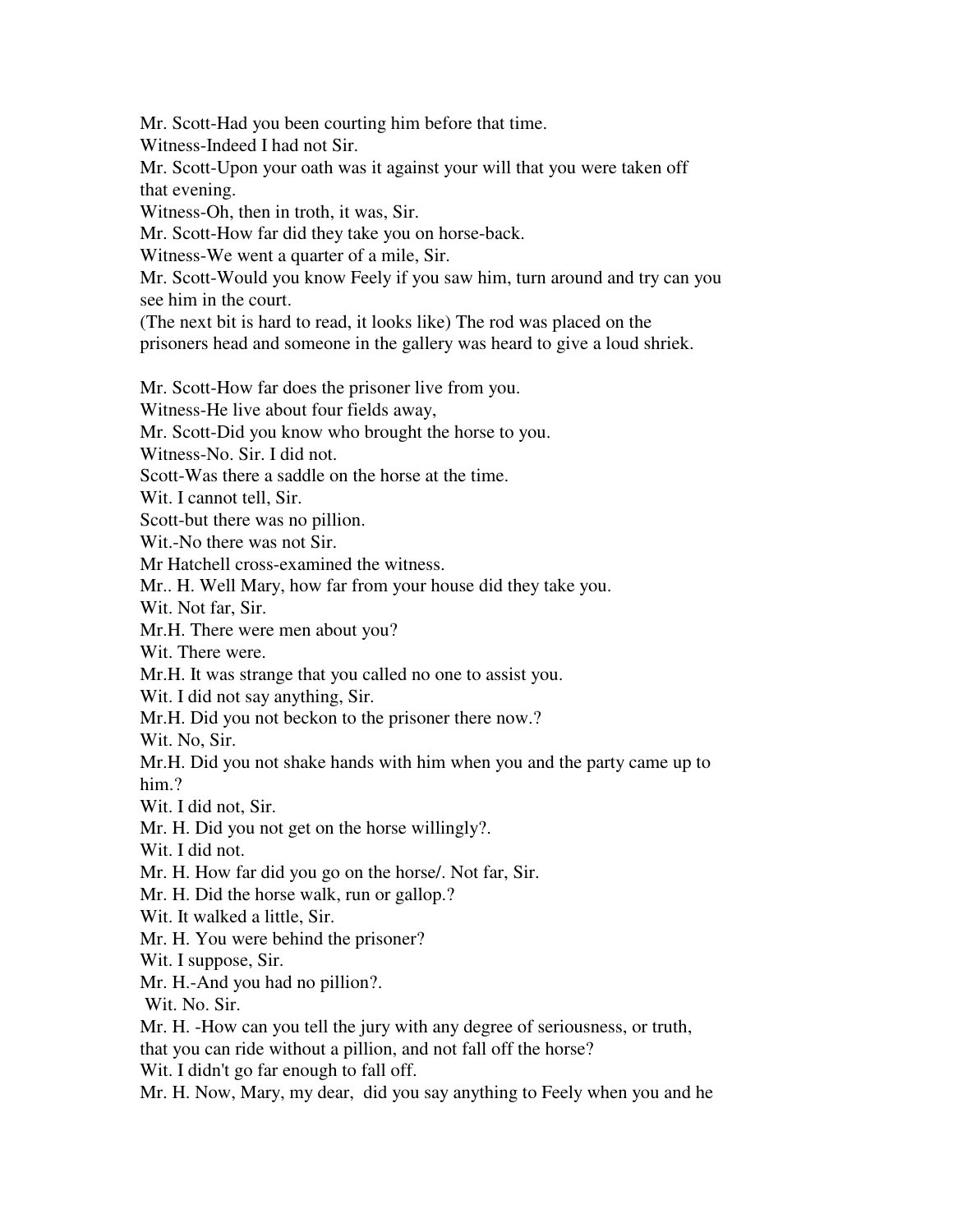Mr. Scott-Had you been courting him before that time.
Witness-Indeed I had not Sir.
Mr. Scott-Upon your oath was it against your will that you were taken off that evening.
Witness-Oh, then in troth, it was, Sir.
Mr. Scott-How far did they take you on horse-back.
Witness-We went a quarter of a mile, Sir.
Mr. Scott-Would you know Feely if you saw him, turn around and try can you see him in the court.
(The next bit is hard to read, it looks like) The rod was placed on the prisoners head and someone in the gallery was heard to give a loud shriek.

Mr. Scott-How far does the prisoner live from you.
Witness-He live about four fields away,
Mr. Scott-Did you know who brought the horse to you.
Witness-No. Sir. I did not.
Scott-Was there a saddle on the horse at the time.
Wit. I cannot tell, Sir.
Scott-but there was no pillion.
Wit.-No there was not Sir.
Mr Hatchell cross-examined the witness.
Mr.. H. Well Mary, how far from your house did they take you.
Wit. Not far, Sir.
Mr.H. There were men about you?
Wit. There were.
Mr.H. It was strange that you called no one to assist you.
Wit. I did not say anything, Sir.
Mr.H. Did you not beckon to the prisoner there now.?
Wit. No, Sir.
Mr.H. Did you not shake hands with him when you and the party came up to him.?
Wit. I did not, Sir.
Mr. H. Did you not get on the horse willingly?.
Wit. I did not.
Mr. H. How far did you go on the horse/. Not far, Sir.
Mr. H. Did the horse walk, run or gallop.?
Wit. It walked a little, Sir.
Mr. H. You were behind the prisoner?
Wit. I suppose, Sir.
Mr. H.-And you had no pillion?.
Wit. No. Sir.
Mr. H. -How can you tell the jury with any degree of seriousness, or truth, that you can ride without a pillion, and not fall off the horse?
Wit. I didn't go far enough to fall off.
Mr. H. Now, Mary, my dear, did you say anything to Feely when you and he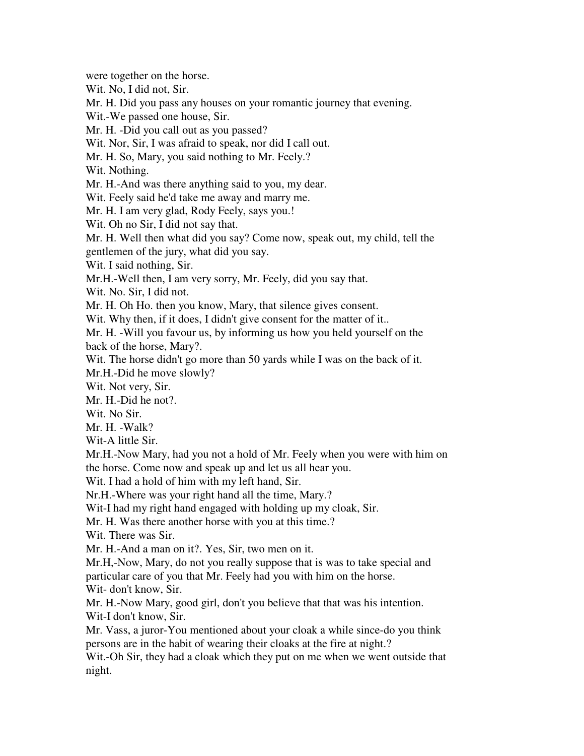were together on the horse.

Wit. No, I did not, Sir.

Mr. H. Did you pass any houses on your romantic journey that evening.

Wit.-We passed one house, Sir.

Mr. H. -Did you call out as you passed?

Wit. Nor, Sir, I was afraid to speak, nor did I call out.

Mr. H. So, Mary, you said nothing to Mr. Feely.?

Wit. Nothing.

Mr. H.-And was there anything said to you, my dear.

Wit. Feely said he'd take me away and marry me.

Mr. H. I am very glad, Rody Feely, says you.!

Wit. Oh no Sir, I did not say that.

Mr. H. Well then what did you say? Come now, speak out, my child, tell the gentlemen of the jury, what did you say.

Wit. I said nothing, Sir.

Mr.H.-Well then, I am very sorry, Mr. Feely, did you say that.

Wit. No. Sir, I did not.

Mr. H. Oh Ho. then you know, Mary, that silence gives consent.

Wit. Why then, if it does, I didn't give consent for the matter of it..

Mr. H. -Will you favour us, by informing us how you held yourself on the back of the horse, Mary?.

Wit. The horse didn't go more than 50 yards while I was on the back of it.

Mr.H.-Did he move slowly?

Wit. Not very, Sir.

Mr. H.-Did he not?.

Wit. No Sir.

Mr. H. -Walk?

Wit-A little Sir.

Mr.H.-Now Mary, had you not a hold of Mr. Feely when you were with him on the horse. Come now and speak up and let us all hear you.

Wit. I had a hold of him with my left hand, Sir.

Nr.H.-Where was your right hand all the time, Mary.?

Wit-I had my right hand engaged with holding up my cloak, Sir.

Mr. H. Was there another horse with you at this time.?

Wit. There was Sir.

Mr. H.-And a man on it?. Yes, Sir, two men on it.

Mr.H,-Now, Mary, do not you really suppose that is was to take special and particular care of you that Mr. Feely had you with him on the horse.

Wit- don't know, Sir.

Mr. H.-Now Mary, good girl, don't you believe that that was his intention.

Wit-I don't know, Sir.

Mr. Vass, a juror-You mentioned about your cloak a while since-do you think persons are in the habit of wearing their cloaks at the fire at night.?

Wit.-Oh Sir, they had a cloak which they put on me when we went outside that night.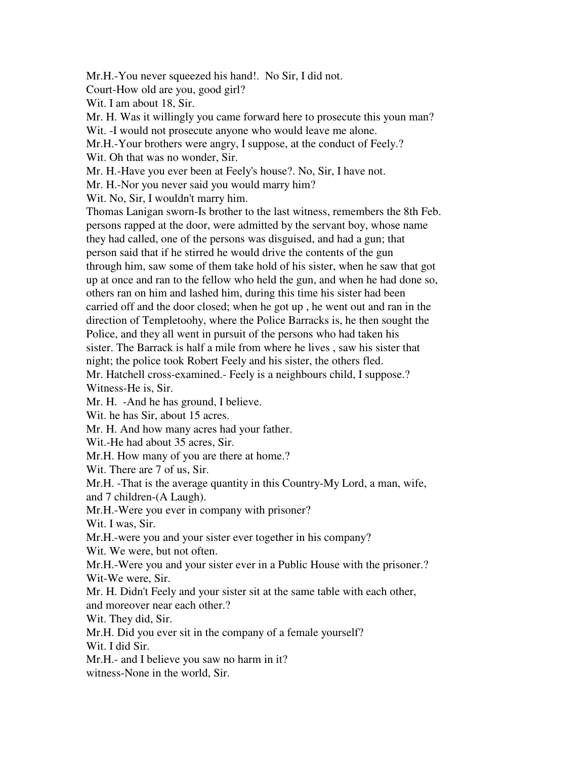Mr.H.-You never squeezed his hand!. No Sir, I did not.

Court-How old are you, good girl?

Wit. I am about 18, Sir.

Mr. H. Was it willingly you came forward here to prosecute this youn man?

Wit. -I would not prosecute anyone who would leave me alone.

Mr.H.-Your brothers were angry, I suppose, at the conduct of Feely.?

Wit. Oh that was no wonder, Sir.

Mr. H.-Have you ever been at Feely's house?. No, Sir, I have not.

Mr. H.-Nor you never said you would marry him?

Wit. No, Sir, I wouldn't marry him.

Thomas Lanigan sworn-Is brother to the last witness, remembers the 8th Feb. persons rapped at the door, were admitted by the servant boy, whose name they had called, one of the persons was disguised, and had a gun; that person said that if he stirred he would drive the contents of the gun through him, saw some of them take hold of his sister, when he saw that got up at once and ran to the fellow who held the gun, and when he had done so, others ran on him and lashed him, during this time his sister had been carried off and the door closed; when he got up , he went out and ran in the direction of Templetoohy, where the Police Barracks is, he then sought the Police, and they all went in pursuit of the persons who had taken his sister. The Barrack is half a mile from where he lives , saw his sister that night; the police took Robert Feely and his sister, the others fled.

Mr. Hatchell cross-examined.- Feely is a neighbours child, I suppose.?

Witness-He is, Sir.

Mr. H. -And he has ground, I believe.

Wit. he has Sir, about 15 acres.

Mr. H. And how many acres had your father.

Wit.-He had about 35 acres, Sir.

Mr.H. How many of you are there at home.?

Wit. There are 7 of us, Sir.

Mr.H. -That is the average quantity in this Country-My Lord, a man, wife, and 7 children-(A Laugh).

Mr.H.-Were you ever in company with prisoner?

Wit. I was, Sir.

Mr.H.-were you and your sister ever together in his company?

Wit. We were, but not often.

Mr.H.-Were you and your sister ever in a Public House with the prisoner.?

Wit-We were, Sir.

Mr. H. Didn't Feely and your sister sit at the same table with each other, and moreover near each other.?

Wit. They did, Sir.

Mr.H. Did you ever sit in the company of a female yourself?

Wit. I did Sir.

Mr.H.- and I believe you saw no harm in it?

witness-None in the world, Sir.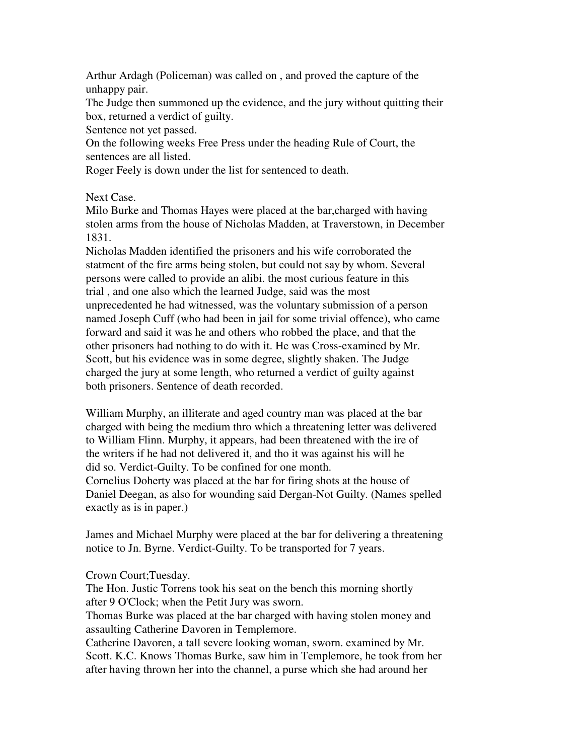Arthur Ardagh (Policeman) was called on , and proved the capture of the unhappy pair.
The Judge then summoned up the evidence, and the jury without quitting their box, returned a verdict of guilty.
Sentence not yet passed.
On the following weeks Free Press under the heading Rule of Court, the sentences are all listed.
Roger Feely is down under the list for sentenced to death.

Next Case.
Milo Burke and Thomas Hayes were placed at the bar,charged with having stolen arms from the house of Nicholas Madden, at Traverstown, in December 1831.
Nicholas Madden identified the prisoners and his wife corroborated the statment of the fire arms being stolen, but could not say by whom. Several persons were called to provide an alibi. the most curious feature in this trial , and one also which the learned Judge, said was the most unprecedented he had witnessed, was the voluntary submission of a person named Joseph Cuff (who had been in jail for some trivial offence), who came forward and said it was he and others who robbed the place, and that the other prisoners had nothing to do with it. He was Cross-examined by Mr. Scott, but his evidence was in some degree, slightly shaken. The Judge charged the jury at some length, who returned a verdict of guilty against both prisoners. Sentence of death recorded.

William Murphy, an illiterate and aged country man was placed at the bar charged with being the medium thro which a threatening letter was delivered to William Flinn. Murphy, it appears, had been threatened with the ire of the writers if he had not delivered it, and tho it was against his will he did so. Verdict-Guilty. To be confined for one month.
Cornelius Doherty was placed at the bar for firing shots at the house of Daniel Deegan, as also for wounding said Dergan-Not Guilty. (Names spelled exactly as is in paper.)

James and Michael Murphy were placed at the bar for delivering a threatening notice to Jn. Byrne. Verdict-Guilty. To be transported for 7 years.

Crown Court;Tuesday.
The Hon. Justic Torrens took his seat on the bench this morning shortly after 9 O'Clock; when the Petit Jury was sworn.
Thomas Burke was placed at the bar charged with having stolen money and assaulting Catherine Davoren in Templemore.
Catherine Davoren, a tall severe looking woman, sworn. examined by Mr. Scott. K.C. Knows Thomas Burke, saw him in Templemore, he took from her after having thrown her into the channel, a purse which she had around her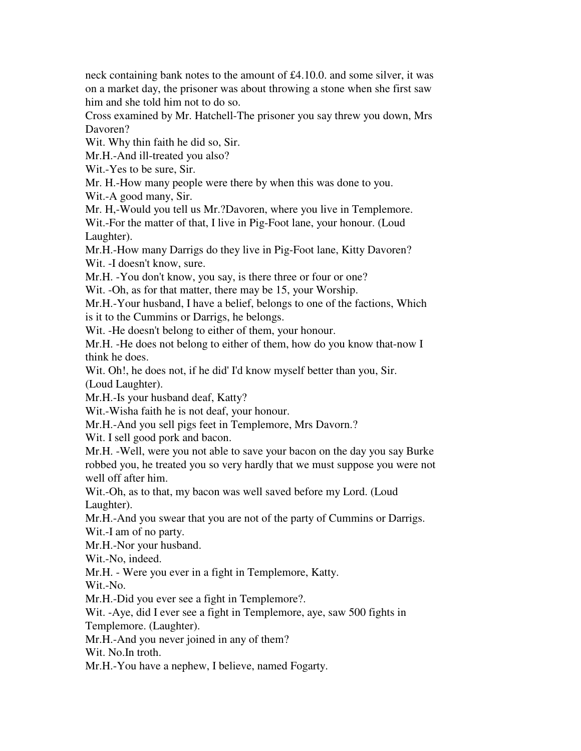neck containing bank notes to the amount of £4.10.0. and some silver, it was on a market day, the prisoner was about throwing a stone when she first saw him and she told him not to do so.

Cross examined by Mr. Hatchell-The prisoner you say threw you down, Mrs Davoren?

Wit. Why thin faith he did so, Sir.

Mr.H.-And ill-treated you also?

Wit.-Yes to be sure, Sir.

Mr. H.-How many people were there by when this was done to you.

Wit.-A good many, Sir.

Mr. H,-Would you tell us Mr.?Davoren, where you live in Templemore.

Wit.-For the matter of that, I live in Pig-Foot lane, your honour. (Loud Laughter).

Mr.H.-How many Darrigs do they live in Pig-Foot lane, Kitty Davoren?

Wit. -I doesn't know, sure.

Mr.H. -You don't know, you say, is there three or four or one?

Wit. -Oh, as for that matter, there may be 15, your Worship.

Mr.H.-Your husband, I have a belief, belongs to one of the factions, Which is it to the Cummins or Darrigs, he belongs.

Wit. -He doesn't belong to either of them, your honour.

Mr.H. -He does not belong to either of them, how do you know that-now I think he does.

Wit. Oh!, he does not, if he did' I'd know myself better than you, Sir. (Loud Laughter).

Mr.H.-Is your husband deaf, Katty?

Wit.-Wisha faith he is not deaf, your honour.

Mr.H.-And you sell pigs feet in Templemore, Mrs Davorn.?

Wit. I sell good pork and bacon.

Mr.H. -Well, were you not able to save your bacon on the day you say Burke robbed you, he treated you so very hardly that we must suppose you were not well off after him.

Wit.-Oh, as to that, my bacon was well saved before my Lord. (Loud Laughter).

Mr.H.-And you swear that you are not of the party of Cummins or Darrigs.

Wit.-I am of no party.

Mr.H.-Nor your husband.

Wit.-No, indeed.

Mr.H. - Were you ever in a fight in Templemore, Katty.

Wit.-No.

Mr.H.-Did you ever see a fight in Templemore?.

Wit. -Aye, did I ever see a fight in Templemore, aye, saw 500 fights in Templemore. (Laughter).

Mr.H.-And you never joined in any of them?

Wit. No.In troth.

Mr.H.-You have a nephew, I believe, named Fogarty.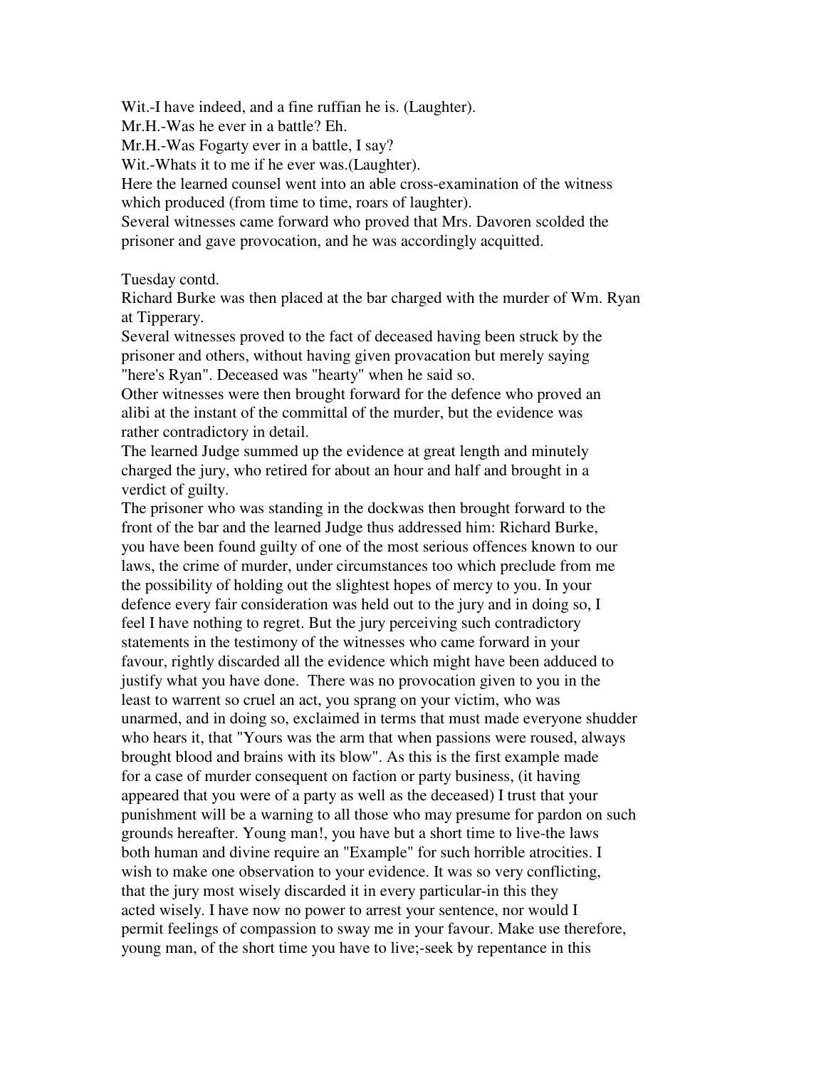Wit.-I have indeed, and a fine ruffian he is. (Laughter).

Mr.H.-Was he ever in a battle? Eh.

Mr.H.-Was Fogarty ever in a battle, I say?

Wit.-Whats it to me if he ever was.(Laughter).

Here the learned counsel went into an able cross-examination of the witness which produced (from time to time, roars of laughter).

Several witnesses came forward who proved that Mrs. Davoren scolded the prisoner and gave provocation, and he was accordingly acquitted.

Tuesday contd.

Richard Burke was then placed at the bar charged with the murder of Wm. Ryan at Tipperary.

Several witnesses proved to the fact of deceased having been struck by the prisoner and others, without having given provacation but merely saying "here's Ryan". Deceased was "hearty" when he said so.

Other witnesses were then brought forward for the defence who proved an alibi at the instant of the committal of the murder, but the evidence was rather contradictory in detail.

The learned Judge summed up the evidence at great length and minutely charged the jury, who retired for about an hour and half and brought in a verdict of guilty.

The prisoner who was standing in the dockwas then brought forward to the front of the bar and the learned Judge thus addressed him: Richard Burke, you have been found guilty of one of the most serious offences known to our laws, the crime of murder, under circumstances too which preclude from me the possibility of holding out the slightest hopes of mercy to you. In your defence every fair consideration was held out to the jury and in doing so, I feel I have nothing to regret. But the jury perceiving such contradictory statements in the testimony of the witnesses who came forward in your favour, rightly discarded all the evidence which might have been adduced to justify what you have done. There was no provocation given to you in the least to warrent so cruel an act, you sprang on your victim, who was unarmed, and in doing so, exclaimed in terms that must made everyone shudder who hears it, that "Yours was the arm that when passions were roused, always brought blood and brains with its blow". As this is the first example made for a case of murder consequent on faction or party business, (it having appeared that you were of a party as well as the deceased) I trust that your punishment will be a warning to all those who may presume for pardon on such grounds hereafter. Young man!, you have but a short time to live-the laws both human and divine require an "Example" for such horrible atrocities. I wish to make one observation to your evidence. It was so very conflicting, that the jury most wisely discarded it in every particular-in this they acted wisely. I have now no power to arrest your sentence, nor would I permit feelings of compassion to sway me in your favour. Make use therefore, young man, of the short time you have to live;-seek by repentance in this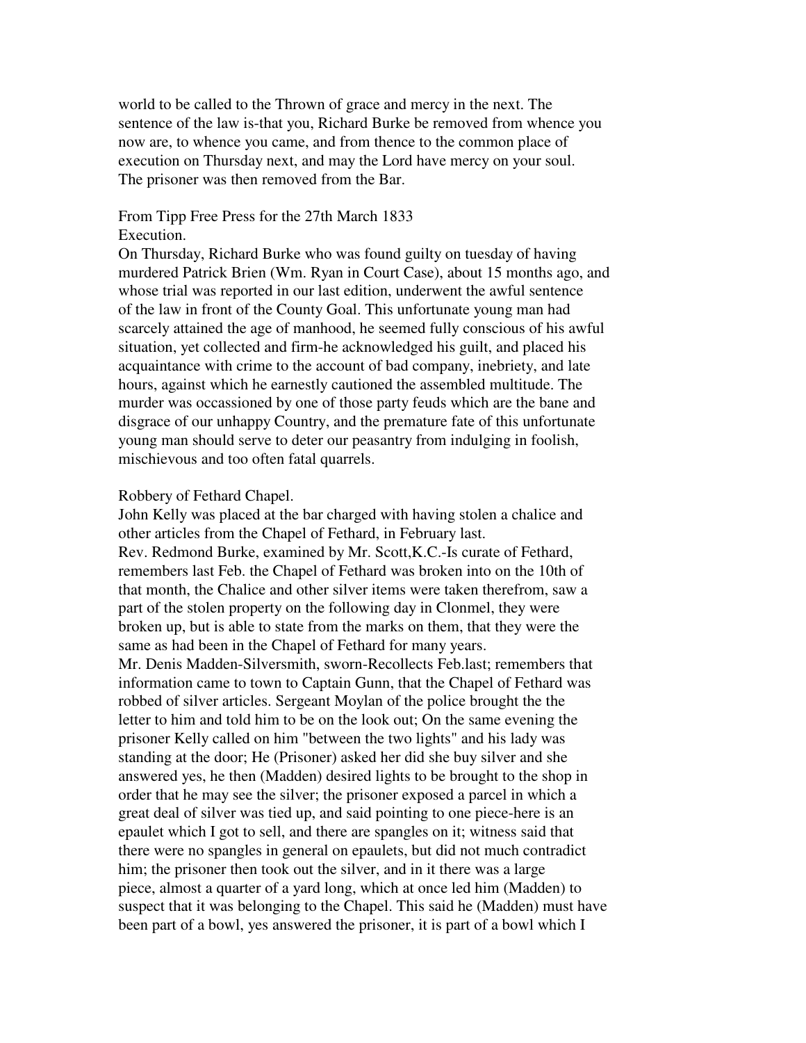world to be called to the Thrown of grace and mercy in the next. The sentence of the law is-that you, Richard Burke be removed from whence you now are, to whence you came, and from thence to the common place of execution on Thursday next, and may the Lord have mercy on your soul. The prisoner was then removed from the Bar.

From Tipp Free Press for the 27th March 1833
Execution.
On Thursday, Richard Burke who was found guilty on tuesday of having murdered Patrick Brien (Wm. Ryan in Court Case), about 15 months ago, and whose trial was reported in our last edition, underwent the awful sentence of the law in front of the County Goal. This unfortunate young man had scarcely attained the age of manhood, he seemed fully conscious of his awful situation, yet collected and firm-he acknowledged his guilt, and placed his acquaintance with crime to the account of bad company, inebriety, and late hours, against which he earnestly cautioned the assembled multitude. The murder was occassioned by one of those party feuds which are the bane and disgrace of our unhappy Country, and the premature fate of this unfortunate young man should serve to deter our peasantry from indulging in foolish, mischievous and too often fatal quarrels.

Robbery of Fethard Chapel.
John Kelly was placed at the bar charged with having stolen a chalice and other articles from the Chapel of Fethard, in February last.
Rev. Redmond Burke, examined by Mr. Scott,K.C.-Is curate of Fethard, remembers last Feb. the Chapel of Fethard was broken into on the 10th of that month, the Chalice and other silver items were taken therefrom, saw a part of the stolen property on the following day in Clonmel, they were broken up, but is able to state from the marks on them, that they were the same as had been in the Chapel of Fethard for many years.
Mr. Denis Madden-Silversmith, sworn-Recollects Feb.last; remembers that information came to town to Captain Gunn, that the Chapel of Fethard was robbed of silver articles. Sergeant Moylan of the police brought the the letter to him and told him to be on the look out; On the same evening the prisoner Kelly called on him "between the two lights" and his lady was standing at the door; He (Prisoner) asked her did she buy silver and she answered yes, he then (Madden) desired lights to be brought to the shop in order that he may see the silver; the prisoner exposed a parcel in which a great deal of silver was tied up, and said pointing to one piece-here is an epaulet which I got to sell, and there are spangles on it; witness said that there were no spangles in general on epaulets, but did not much contradict him; the prisoner then took out the silver, and in it there was a large piece, almost a quarter of a yard long, which at once led him (Madden) to suspect that it was belonging to the Chapel. This said he (Madden) must have been part of a bowl, yes answered the prisoner, it is part of a bowl which I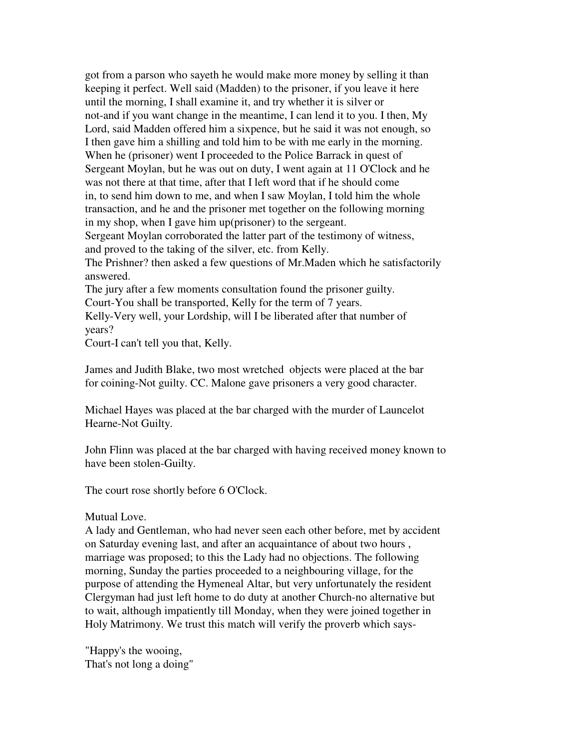got from a parson who sayeth he would make more money by selling it than keeping it perfect. Well said (Madden) to the prisoner, if you leave it here until the morning, I shall examine it, and try whether it is silver or not-and if you want change in the meantime, I can lend it to you. I then, My Lord, said Madden offered him a sixpence, but he said it was not enough, so I then gave him a shilling and told him to be with me early in the morning. When he (prisoner) went I proceeded to the Police Barrack in quest of Sergeant Moylan, but he was out on duty, I went again at 11 O'Clock and he was not there at that time, after that I left word that if he should come in, to send him down to me, and when I saw Moylan, I told him the whole transaction, and he and the prisoner met together on the following morning in my shop, when I gave him up(prisoner) to the sergeant.
Sergeant Moylan corroborated the latter part of the testimony of witness, and proved to the taking of the silver, etc. from Kelly.
The Prishner? then asked a few questions of Mr.Maden which he satisfactorily answered.
The jury after a few moments consultation found the prisoner guilty.
Court-You shall be transported, Kelly for the term of 7 years.
Kelly-Very well, your Lordship, will I be liberated after that number of years?
Court-I can't tell you that, Kelly.

James and Judith Blake, two most wretched objects were placed at the bar for coining-Not guilty. CC. Malone gave prisoners a very good character.

Michael Hayes was placed at the bar charged with the murder of Launcelot Hearne-Not Guilty.

John Flinn was placed at the bar charged with having received money known to have been stolen-Guilty.

The court rose shortly before 6 O'Clock.

Mutual Love.
A lady and Gentleman, who had never seen each other before, met by accident on Saturday evening last, and after an acquaintance of about two hours , marriage was proposed; to this the Lady had no objections. The following morning, Sunday the parties proceeded to a neighbouring village, for the purpose of attending the Hymeneal Altar, but very unfortunately the resident Clergyman had just left home to do duty at another Church-no alternative but to wait, although impatiently till Monday, when they were joined together in Holy Matrimony. We trust this match will verify the proverb which says-

"Happy's the wooing,
That's not long a doing"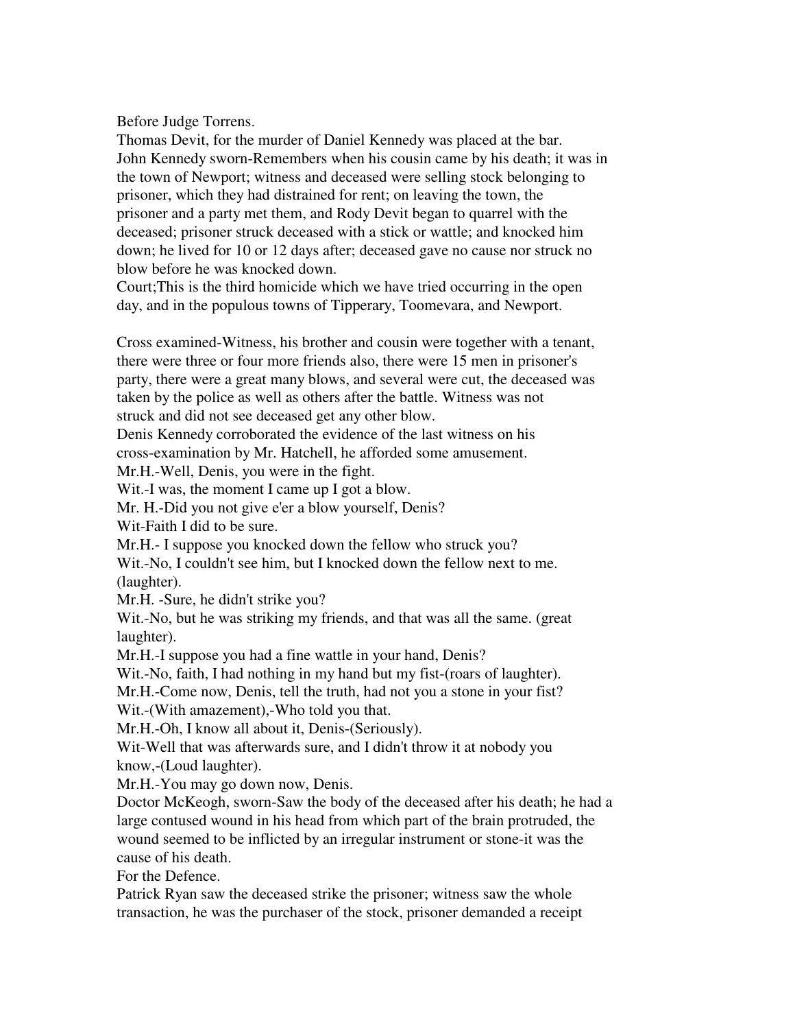Before Judge Torrens.

Thomas Devit, for the murder of Daniel Kennedy was placed at the bar.

John Kennedy sworn-Remembers when his cousin came by his death; it was in the town of Newport; witness and deceased were selling stock belonging to prisoner, which they had distrained for rent; on leaving the town, the prisoner and a party met them, and Rody Devit began to quarrel with the deceased; prisoner struck deceased with a stick or wattle; and knocked him down; he lived for 10 or 12 days after; deceased gave no cause nor struck no blow before he was knocked down.

Court;This is the third homicide which we have tried occurring in the open day, and in the populous towns of Tipperary, Toomevara, and Newport.

Cross examined-Witness, his brother and cousin were together with a tenant, there were three or four more friends also, there were 15 men in prisoner's party, there were a great many blows, and several were cut, the deceased was taken by the police as well as others after the battle. Witness was not struck and did not see deceased get any other blow.

Denis Kennedy corroborated the evidence of the last witness on his cross-examination by Mr. Hatchell, he afforded some amusement.

Mr.H.-Well, Denis, you were in the fight.

Wit.-I was, the moment I came up I got a blow.

Mr. H.-Did you not give e'er a blow yourself, Denis?

Wit-Faith I did to be sure.

Mr.H.- I suppose you knocked down the fellow who struck you?

Wit.-No, I couldn't see him, but I knocked down the fellow next to me. (laughter).

Mr.H. -Sure, he didn't strike you?

Wit.-No, but he was striking my friends, and that was all the same. (great laughter).

Mr.H.-I suppose you had a fine wattle in your hand, Denis?

Wit.-No, faith, I had nothing in my hand but my fist-(roars of laughter).

Mr.H.-Come now, Denis, tell the truth, had not you a stone in your fist?

Wit.-(With amazement),-Who told you that.

Mr.H.-Oh, I know all about it, Denis-(Seriously).

Wit-Well that was afterwards sure, and I didn't throw it at nobody you know,-(Loud laughter).

Mr.H.-You may go down now, Denis.

Doctor McKeogh, sworn-Saw the body of the deceased after his death; he had a large contused wound in his head from which part of the brain protruded, the wound seemed to be inflicted by an irregular instrument or stone-it was the cause of his death.

For the Defence.

Patrick Ryan saw the deceased strike the prisoner; witness saw the whole transaction, he was the purchaser of the stock, prisoner demanded a receipt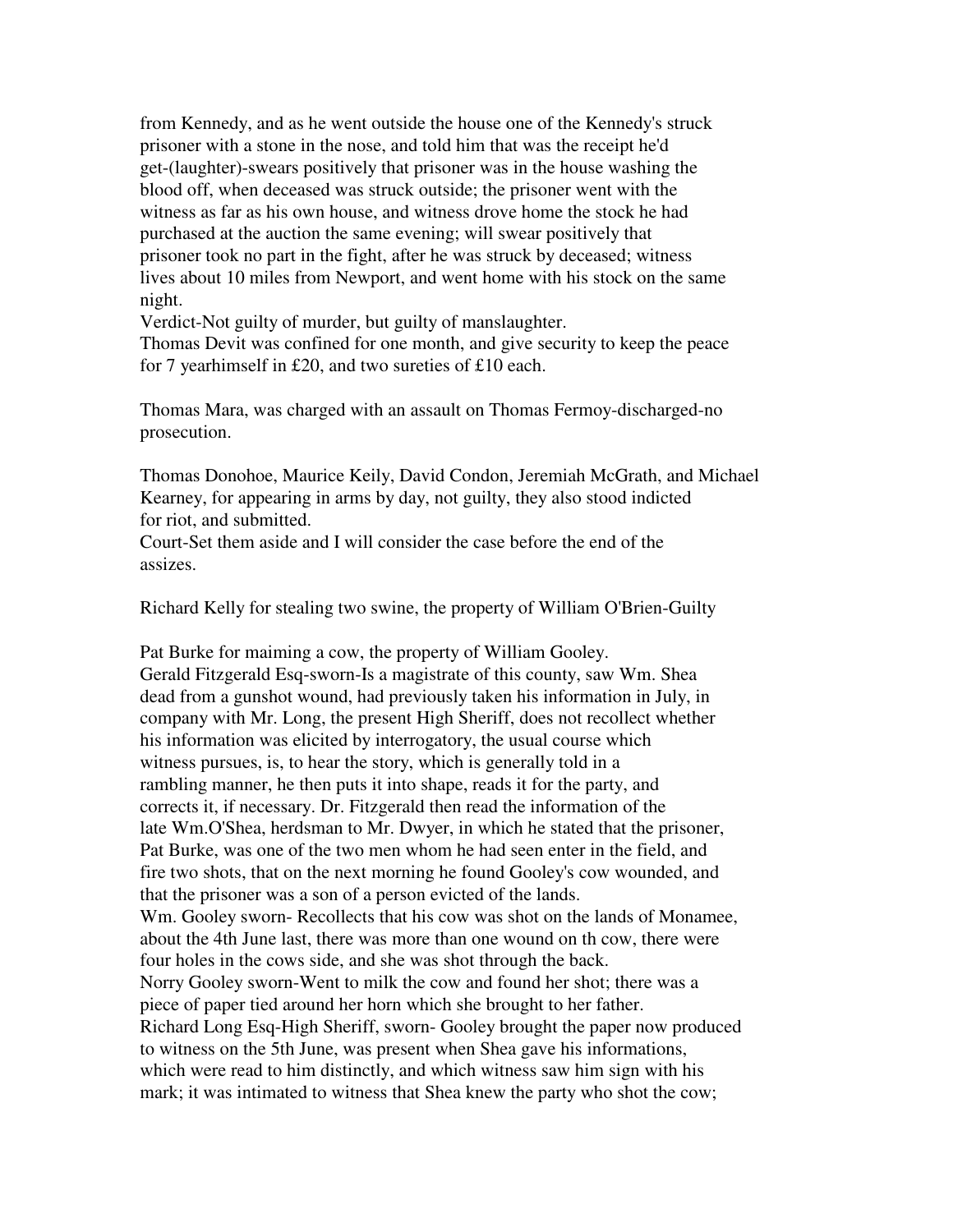from Kennedy, and as he went outside the house one of the Kennedy's struck prisoner with a stone in the nose, and told him that was the receipt he'd get-(laughter)-swears positively that prisoner was in the house washing the blood off, when deceased was struck outside; the prisoner went with the witness as far as his own house, and witness drove home the stock he had purchased at the auction the same evening; will swear positively that prisoner took no part in the fight, after he was struck by deceased; witness lives about 10 miles from Newport, and went home with his stock on the same night.
Verdict-Not guilty of murder, but guilty of manslaughter.
Thomas Devit was confined for one month, and give security to keep the peace for 7 yearhimself in £20, and two sureties of £10 each.

Thomas Mara, was charged with an assault on Thomas Fermoy-discharged-no prosecution.

Thomas Donohoe, Maurice Keily, David Condon, Jeremiah McGrath, and Michael Kearney, for appearing in arms by day, not guilty, they also stood indicted for riot, and submitted.
Court-Set them aside and I will consider the case before the end of the assizes.

Richard Kelly for stealing two swine, the property of William O'Brien-Guilty

Pat Burke for maiming a cow, the property of William Gooley.
Gerald Fitzgerald Esq-sworn-Is a magistrate of this county, saw Wm. Shea dead from a gunshot wound, had previously taken his information in July, in company with Mr. Long, the present High Sheriff, does not recollect whether his information was elicited by interrogatory, the usual course which witness pursues, is, to hear the story, which is generally told in a rambling manner, he then puts it into shape, reads it for the party, and corrects it, if necessary. Dr. Fitzgerald then read the information of the late Wm.O'Shea, herdsman to Mr. Dwyer, in which he stated that the prisoner, Pat Burke, was one of the two men whom he had seen enter in the field, and fire two shots, that on the next morning he found Gooley's cow wounded, and that the prisoner was a son of a person evicted of the lands.
Wm. Gooley sworn- Recollects that his cow was shot on the lands of Monamee, about the 4th June last, there was more than one wound on th cow, there were four holes in the cows side, and she was shot through the back.
Norry Gooley sworn-Went to milk the cow and found her shot; there was a piece of paper tied around her horn which she brought to her father.
Richard Long Esq-High Sheriff, sworn- Gooley brought the paper now produced to witness on the 5th June, was present when Shea gave his informations, which were read to him distinctly, and which witness saw him sign with his mark; it was intimated to witness that Shea knew the party who shot the cow;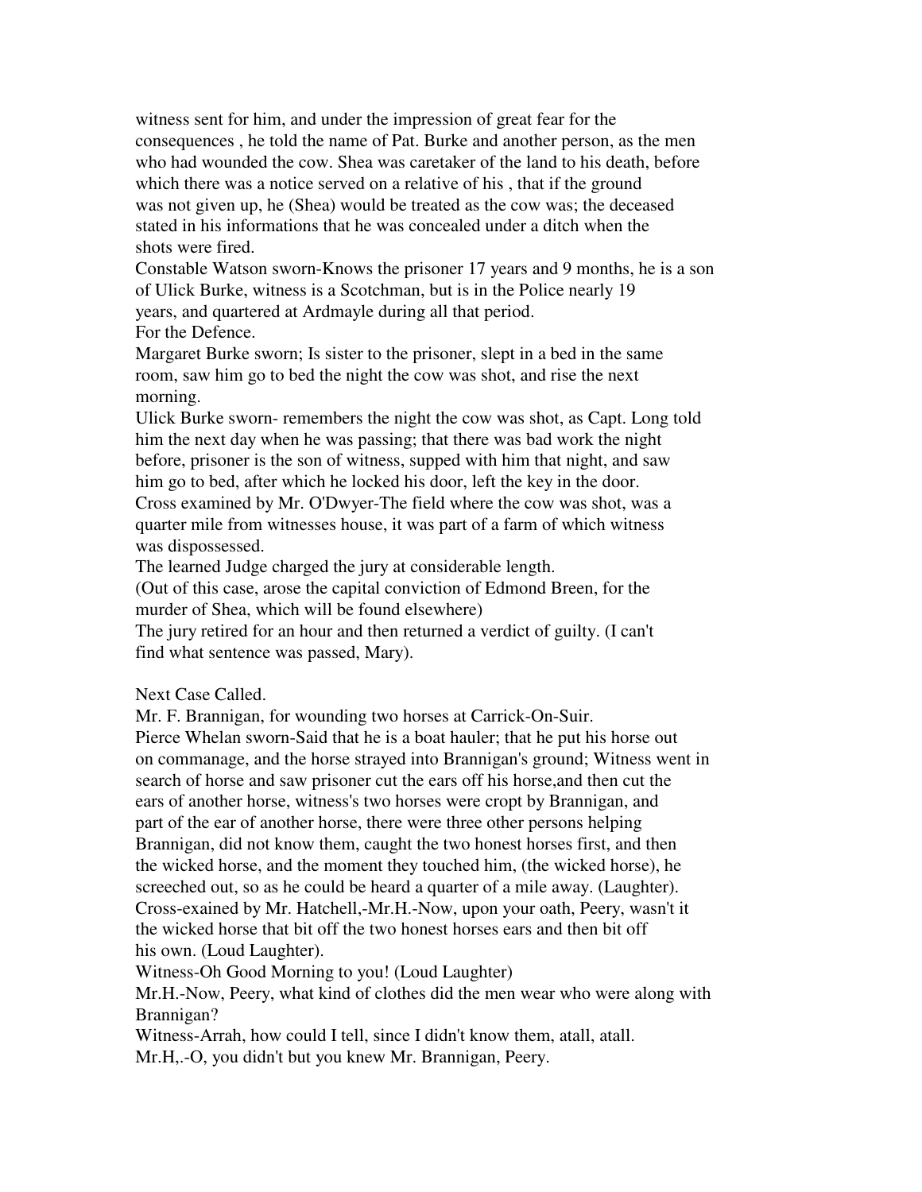witness sent for him, and under the impression of great fear for the consequences , he told the name of Pat. Burke and another person, as the men who had wounded the cow. Shea was caretaker of the land to his death, before which there was a notice served on a relative of his , that if the ground was not given up, he (Shea) would be treated as the cow was; the deceased stated in his informations that he was concealed under a ditch when the shots were fired.

Constable Watson sworn-Knows the prisoner 17 years and 9 months, he is a son of Ulick Burke, witness is a Scotchman, but is in the Police nearly 19 years, and quartered at Ardmayle during all that period.

For the Defence.

Margaret Burke sworn; Is sister to the prisoner, slept in a bed in the same room, saw him go to bed the night the cow was shot, and rise the next morning.

Ulick Burke sworn- remembers the night the cow was shot, as Capt. Long told him the next day when he was passing; that there was bad work the night before, prisoner is the son of witness, supped with him that night, and saw him go to bed, after which he locked his door, left the key in the door.

Cross examined by Mr. O'Dwyer-The field where the cow was shot, was a quarter mile from witnesses house, it was part of a farm of which witness was dispossessed.

The learned Judge charged the jury at considerable length.

(Out of this case, arose the capital conviction of Edmond Breen, for the murder of Shea, which will be found elsewhere)

The jury retired for an hour and then returned a verdict of guilty. (I can't find what sentence was passed, Mary).

Next Case Called.

Mr. F. Brannigan, for wounding two horses at Carrick-On-Suir.

Pierce Whelan sworn-Said that he is a boat hauler; that he put his horse out on commanage, and the horse strayed into Brannigan's ground; Witness went in search of horse and saw prisoner cut the ears off his horse,and then cut the ears of another horse, witness's two horses were cropt by Brannigan, and part of the ear of another horse, there were three other persons helping Brannigan, did not know them, caught the two honest horses first, and then the wicked horse, and the moment they touched him, (the wicked horse), he screeched out, so as he could be heard a quarter of a mile away. (Laughter).

Cross-exained by Mr. Hatchell,-Mr.H.-Now, upon your oath, Peery, wasn't it the wicked horse that bit off the two honest horses ears and then bit off his own. (Loud Laughter).

Witness-Oh Good Morning to you! (Loud Laughter)

Mr.H.-Now, Peery, what kind of clothes did the men wear who were along with Brannigan?

Witness-Arrah, how could I tell, since I didn't know them, atall, atall.

Mr.H,.-O, you didn't but you knew Mr. Brannigan, Peery.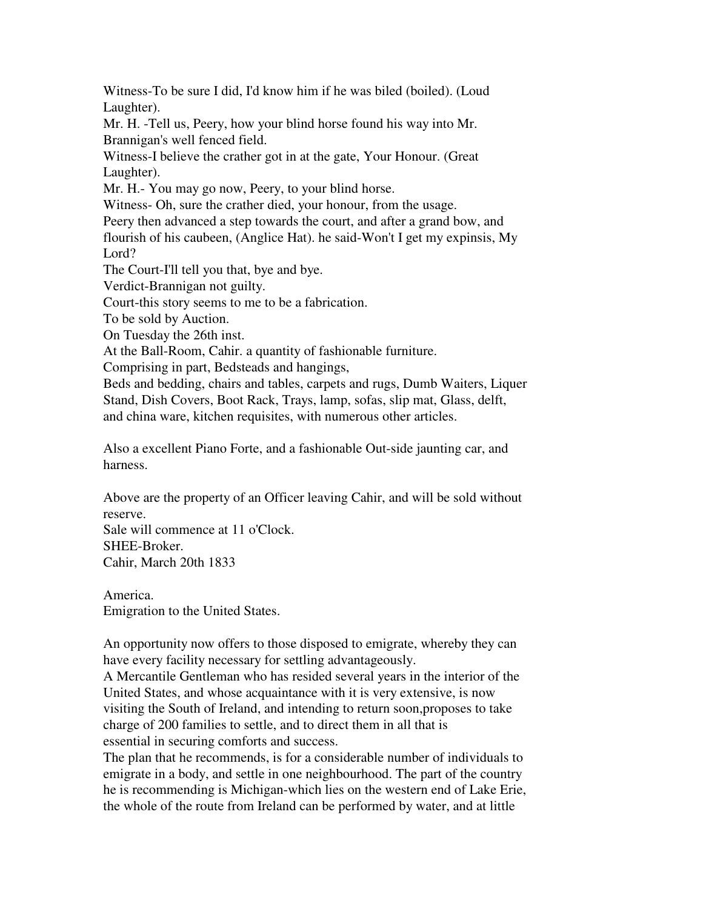Witness-To be sure I did, I'd know him if he was biled (boiled). (Loud Laughter).

Mr. H. -Tell us, Peery, how your blind horse found his way into Mr. Brannigan's well fenced field.

Witness-I believe the crather got in at the gate, Your Honour. (Great Laughter).

Mr. H.- You may go now, Peery, to your blind horse.

Witness- Oh, sure the crather died, your honour, from the usage.

Peery then advanced a step towards the court, and after a grand bow, and flourish of his caubeen, (Anglice Hat). he said-Won't I get my expinsis, My Lord?

The Court-I'll tell you that, bye and bye.

Verdict-Brannigan not guilty.

Court-this story seems to me to be a fabrication.

To be sold by Auction.

On Tuesday the 26th inst.

At the Ball-Room, Cahir. a quantity of fashionable furniture.

Comprising in part, Bedsteads and hangings,

Beds and bedding, chairs and tables, carpets and rugs, Dumb Waiters, Liquer Stand, Dish Covers, Boot Rack, Trays, lamp, sofas, slip mat, Glass, delft, and china ware, kitchen requisites, with numerous other articles.

Also a excellent Piano Forte, and a fashionable Out-side jaunting car, and harness.

Above are the property of an Officer leaving Cahir, and will be sold without reserve.

Sale will commence at 11 o'Clock.

SHEE-Broker.

Cahir, March 20th 1833

America.

Emigration to the United States.

An opportunity now offers to those disposed to emigrate, whereby they can have every facility necessary for settling advantageously.

A Mercantile Gentleman who has resided several years in the interior of the United States, and whose acquaintance with it is very extensive, is now visiting the South of Ireland, and intending to return soon,proposes to take charge of 200 families to settle, and to direct them in all that is essential in securing comforts and success.

The plan that he recommends, is for a considerable number of individuals to emigrate in a body, and settle in one neighbourhood. The part of the country he is recommending is Michigan-which lies on the western end of Lake Erie, the whole of the route from Ireland can be performed by water, and at little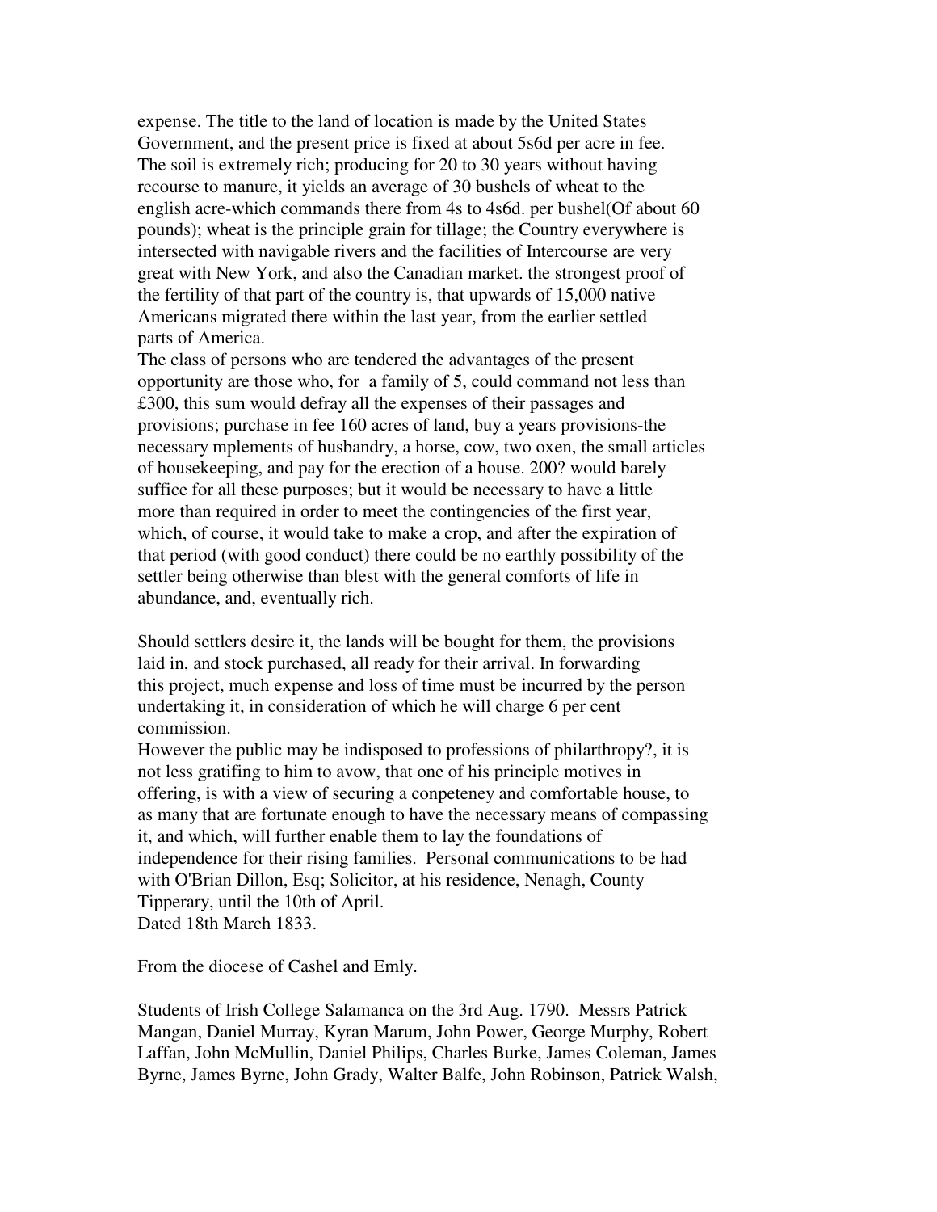expense. The title to the land of location is made by the United States Government, and the present price is fixed at about 5s6d per acre in fee. The soil is extremely rich; producing for 20 to 30 years without having recourse to manure, it yields an average of 30 bushels of wheat to the english acre-which commands there from 4s to 4s6d. per bushel(Of about 60 pounds); wheat is the principle grain for tillage; the Country everywhere is intersected with navigable rivers and the facilities of Intercourse are very great with New York, and also the Canadian market. the strongest proof of the fertility of that part of the country is, that upwards of 15,000 native Americans migrated there within the last year, from the earlier settled parts of America.

The class of persons who are tendered the advantages of the present opportunity are those who, for a family of 5, could command not less than £300, this sum would defray all the expenses of their passages and provisions; purchase in fee 160 acres of land, buy a years provisions-the necessary mplements of husbandry, a horse, cow, two oxen, the small articles of housekeeping, and pay for the erection of a house. 200? would barely suffice for all these purposes; but it would be necessary to have a little more than required in order to meet the contingencies of the first year, which, of course, it would take to make a crop, and after the expiration of that period (with good conduct) there could be no earthly possibility of the settler being otherwise than blest with the general comforts of life in abundance, and, eventually rich.

Should settlers desire it, the lands will be bought for them, the provisions laid in, and stock purchased, all ready for their arrival. In forwarding this project, much expense and loss of time must be incurred by the person undertaking it, in consideration of which he will charge 6 per cent commission.

However the public may be indisposed to professions of philarthropy?, it is not less gratifing to him to avow, that one of his principle motives in offering, is with a view of securing a conpeteney and comfortable house, to as many that are fortunate enough to have the necessary means of compassing it, and which, will further enable them to lay the foundations of independence for their rising families. Personal communications to be had with O'Brian Dillon, Esq; Solicitor, at his residence, Nenagh, County Tipperary, until the 10th of April.

Dated 18th March 1833.

From the diocese of Cashel and Emly.

Students of Irish College Salamanca on the 3rd Aug. 1790. Messrs Patrick Mangan, Daniel Murray, Kyran Marum, John Power, George Murphy, Robert Laffan, John McMullin, Daniel Philips, Charles Burke, James Coleman, James Byrne, James Byrne, John Grady, Walter Balfe, John Robinson, Patrick Walsh,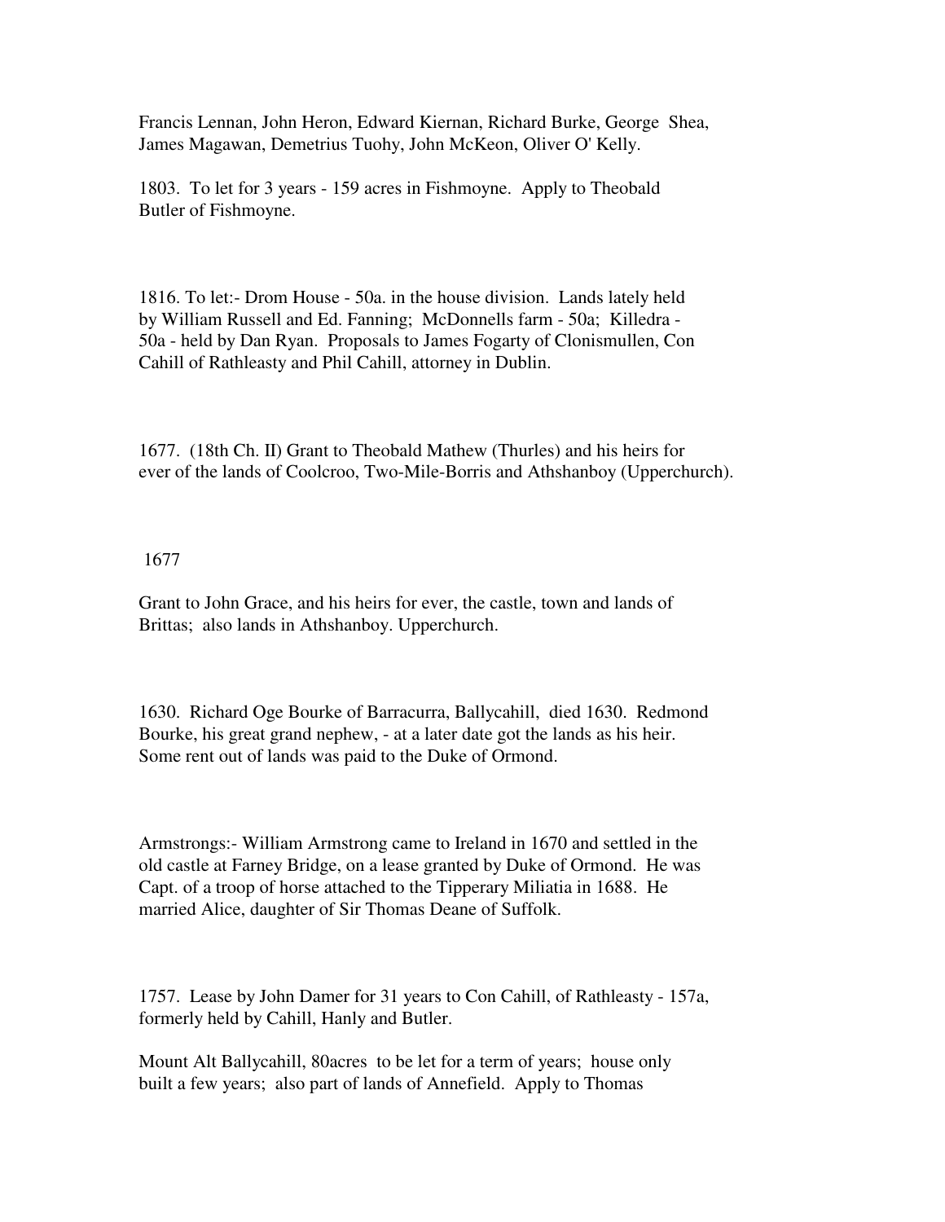Francis Lennan, John Heron, Edward Kiernan, Richard Burke, George Shea, James Magawan, Demetrius Tuohy, John McKeon, Oliver O' Kelly.

1803. To let for 3 years - 159 acres in Fishmoyne. Apply to Theobald Butler of Fishmoyne.

1816. To let:- Drom House - 50a. in the house division. Lands lately held by William Russell and Ed. Fanning; McDonnells farm - 50a; Killedra - 50a - held by Dan Ryan. Proposals to James Fogarty of Clonismullen, Con Cahill of Rathleasty and Phil Cahill, attorney in Dublin.

1677. (18th Ch. II) Grant to Theobald Mathew (Thurles) and his heirs for ever of the lands of Coolcroo, Two-Mile-Borris and Athshanboy (Upperchurch).

1677

Grant to John Grace, and his heirs for ever, the castle, town and lands of Brittas; also lands in Athshanboy. Upperchurch.

1630. Richard Oge Bourke of Barracurra, Ballycahill, died 1630. Redmond Bourke, his great grand nephew, - at a later date got the lands as his heir. Some rent out of lands was paid to the Duke of Ormond.

Armstrongs:- William Armstrong came to Ireland in 1670 and settled in the old castle at Farney Bridge, on a lease granted by Duke of Ormond. He was Capt. of a troop of horse attached to the Tipperary Miliatia in 1688. He married Alice, daughter of Sir Thomas Deane of Suffolk.

1757. Lease by John Damer for 31 years to Con Cahill, of Rathleasty - 157a, formerly held by Cahill, Hanly and Butler.

Mount Alt Ballycahill, 80acres to be let for a term of years; house only built a few years; also part of lands of Annefield. Apply to Thomas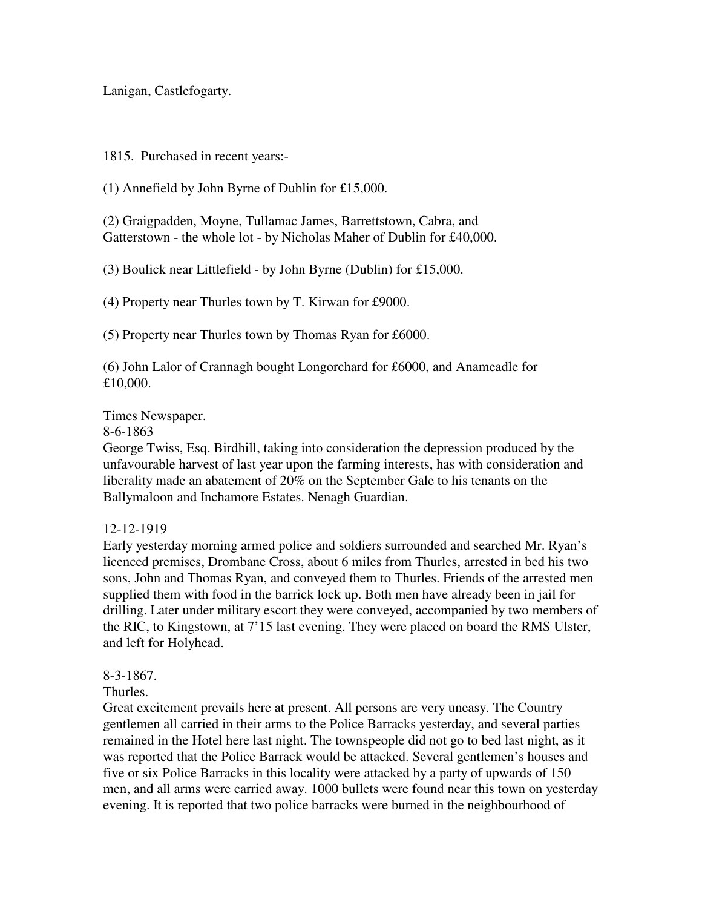Lanigan, Castlefogarty.

1815. Purchased in recent years:-

(1) Annefield by John Byrne of Dublin for £15,000.

(2) Graigpadden, Moyne, Tullamac James, Barrettstown, Cabra, and Gatterstown - the whole lot - by Nicholas Maher of Dublin for £40,000.

(3) Boulick near Littlefield - by John Byrne (Dublin) for £15,000.

(4) Property near Thurles town by T. Kirwan for £9000.

(5) Property near Thurles town by Thomas Ryan for £6000.

(6) John Lalor of Crannagh bought Longorchard for £6000, and Anameadle for £10,000.

Times Newspaper.
8-6-1863
George Twiss, Esq. Birdhill, taking into consideration the depression produced by the unfavourable harvest of last year upon the farming interests, has with consideration and liberality made an abatement of 20% on the September Gale to his tenants on the Ballymaloon and Inchamore Estates. Nenagh Guardian.

12-12-1919
Early yesterday morning armed police and soldiers surrounded and searched Mr. Ryan's licenced premises, Drombane Cross, about 6 miles from Thurles, arrested in bed his two sons, John and Thomas Ryan, and conveyed them to Thurles. Friends of the arrested men supplied them with food in the barrick lock up. Both men have already been in jail for drilling. Later under military escort they were conveyed, accompanied by two members of the RIC, to Kingstown, at 7'15 last evening. They were placed on board the RMS Ulster, and left for Holyhead.

8-3-1867.
Thurles.
Great excitement prevails here at present. All persons are very uneasy. The Country gentlemen all carried in their arms to the Police Barracks yesterday, and several parties remained in the Hotel here last night. The townspeople did not go to bed last night, as it was reported that the Police Barrack would be attacked. Several gentlemen's houses and five or six Police Barracks in this locality were attacked by a party of upwards of 150 men, and all arms were carried away. 1000 bullets were found near this town on yesterday evening. It is reported that two police barracks were burned in the neighbourhood of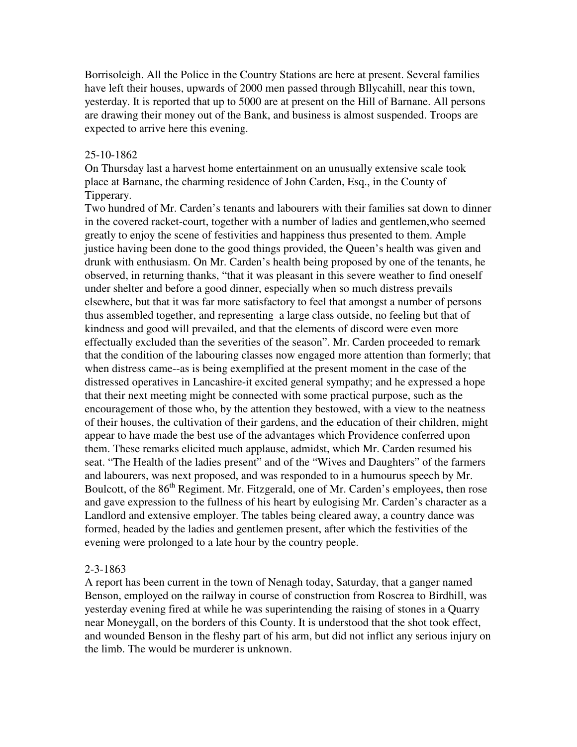Borrisoleigh. All the Police in the Country Stations are here at present. Several families have left their houses, upwards of 2000 men passed through Bllycahill, near this town, yesterday. It is reported that up to 5000 are at present on the Hill of Barnane. All persons are drawing their money out of the Bank, and business is almost suspended. Troops are expected to arrive here this evening.

25-10-1862

On Thursday last a harvest home entertainment on an unusually extensive scale took place at Barnane, the charming residence of John Carden, Esq., in the County of Tipperary.

Two hundred of Mr. Carden's tenants and labourers with their families sat down to dinner in the covered racket-court, together with a number of ladies and gentlemen,who seemed greatly to enjoy the scene of festivities and happiness thus presented to them. Ample justice having been done to the good things provided, the Queen's health was given and drunk with enthusiasm. On Mr. Carden's health being proposed by one of the tenants, he observed, in returning thanks, "that it was pleasant in this severe weather to find oneself under shelter and before a good dinner, especially when so much distress prevails elsewhere, but that it was far more satisfactory to feel that amongst a number of persons thus assembled together, and representing  a large class outside, no feeling but that of kindness and good will prevailed, and that the elements of discord were even more effectually excluded than the severities of the season". Mr. Carden proceeded to remark that the condition of the labouring classes now engaged more attention than formerly; that when distress came--as is being exemplified at the present moment in the case of the distressed operatives in Lancashire-it excited general sympathy; and he expressed a hope that their next meeting might be connected with some practical purpose, such as the encouragement of those who, by the attention they bestowed, with a view to the neatness of their houses, the cultivation of their gardens, and the education of their children, might appear to have made the best use of the advantages which Providence conferred upon them. These remarks elicited much applause, admidst, which Mr. Carden resumed his seat. "The Health of the ladies present" and of the "Wives and Daughters" of the farmers and labourers, was next proposed, and was responded to in a humourus speech by Mr. Boulcott, of the 86th Regiment. Mr. Fitzgerald, one of Mr. Carden's employees, then rose and gave expression to the fullness of his heart by eulogising Mr. Carden's character as a Landlord and extensive employer. The tables being cleared away, a country dance was formed, headed by the ladies and gentlemen present, after which the festivities of the evening were prolonged to a late hour by the country people.

2-3-1863

A report has been current in the town of Nenagh today, Saturday, that a ganger named Benson, employed on the railway in course of construction from Roscrea to Birdhill, was yesterday evening fired at while he was superintending the raising of stones in a Quarry near Moneygall, on the borders of this County. It is understood that the shot took effect, and wounded Benson in the fleshy part of his arm, but did not inflict any serious injury on the limb. The would be murderer is unknown.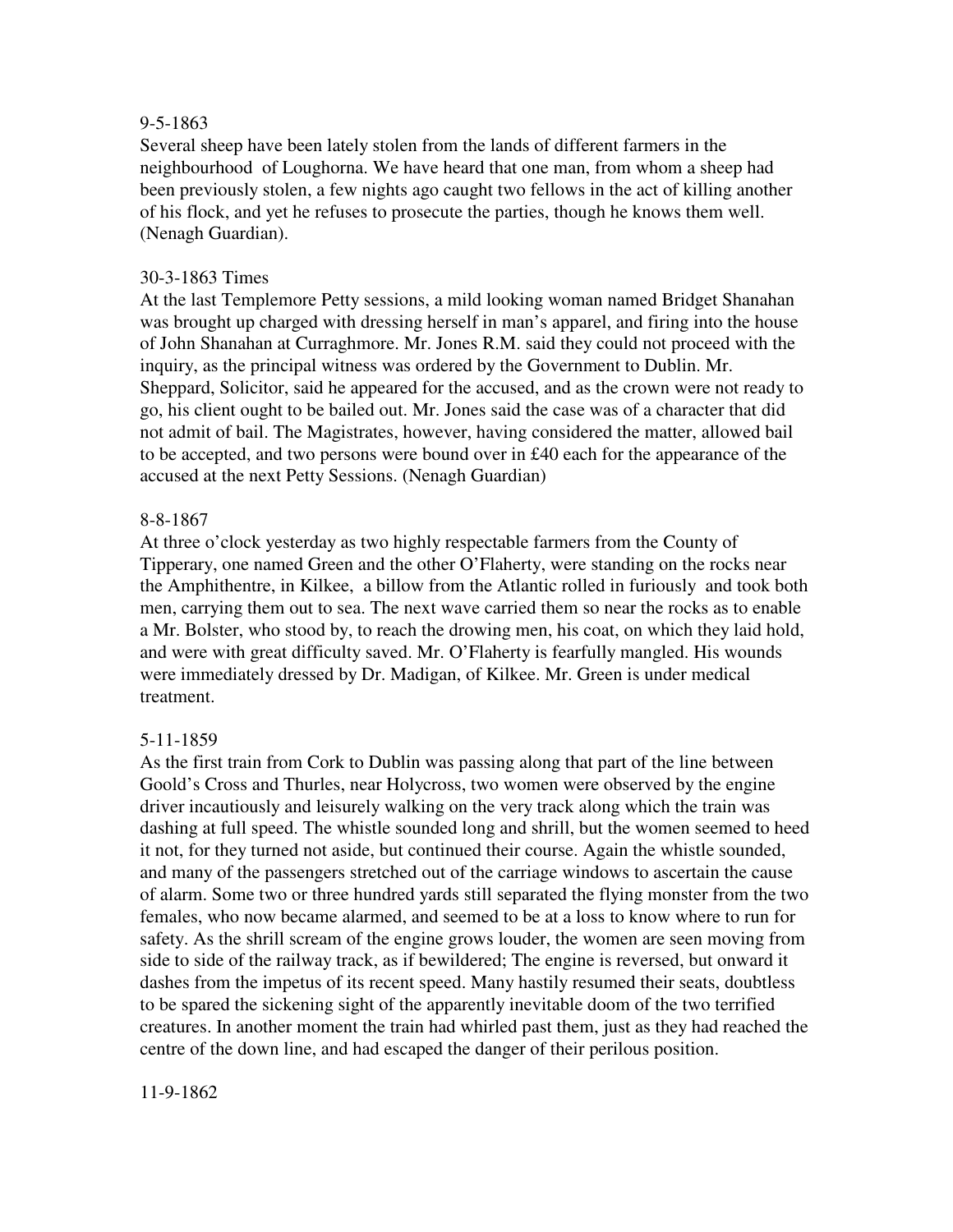9-5-1863

Several sheep have been lately stolen from the lands of different farmers in the neighbourhood of Loughorna. We have heard that one man, from whom a sheep had been previously stolen, a few nights ago caught two fellows in the act of killing another of his flock, and yet he refuses to prosecute the parties, though he knows them well. (Nenagh Guardian).

30-3-1863 Times

At the last Templemore Petty sessions, a mild looking woman named Bridget Shanahan was brought up charged with dressing herself in man's apparel, and firing into the house of John Shanahan at Curraghmore. Mr. Jones R.M. said they could not proceed with the inquiry, as the principal witness was ordered by the Government to Dublin. Mr. Sheppard, Solicitor, said he appeared for the accused, and as the crown were not ready to go, his client ought to be bailed out. Mr. Jones said the case was of a character that did not admit of bail. The Magistrates, however, having considered the matter, allowed bail to be accepted, and two persons were bound over in £40 each for the appearance of the accused at the next Petty Sessions. (Nenagh Guardian)

8-8-1867

At three o'clock yesterday as two highly respectable farmers from the County of Tipperary, one named Green and the other O'Flaherty, were standing on the rocks near the Amphithentre, in Kilkee, a billow from the Atlantic rolled in furiously and took both men, carrying them out to sea. The next wave carried them so near the rocks as to enable a Mr. Bolster, who stood by, to reach the drowing men, his coat, on which they laid hold, and were with great difficulty saved. Mr. O'Flaherty is fearfully mangled. His wounds were immediately dressed by Dr. Madigan, of Kilkee. Mr. Green is under medical treatment.

5-11-1859

As the first train from Cork to Dublin was passing along that part of the line between Goold's Cross and Thurles, near Holycross, two women were observed by the engine driver incautiously and leisurely walking on the very track along which the train was dashing at full speed. The whistle sounded long and shrill, but the women seemed to heed it not, for they turned not aside, but continued their course. Again the whistle sounded, and many of the passengers stretched out of the carriage windows to ascertain the cause of alarm. Some two or three hundred yards still separated the flying monster from the two females, who now became alarmed, and seemed to be at a loss to know where to run for safety. As the shrill scream of the engine grows louder, the women are seen moving from side to side of the railway track, as if bewildered; The engine is reversed, but onward it dashes from the impetus of its recent speed. Many hastily resumed their seats, doubtless to be spared the sickening sight of the apparently inevitable doom of the two terrified creatures. In another moment the train had whirled past them, just as they had reached the centre of the down line, and had escaped the danger of their perilous position.

11-9-1862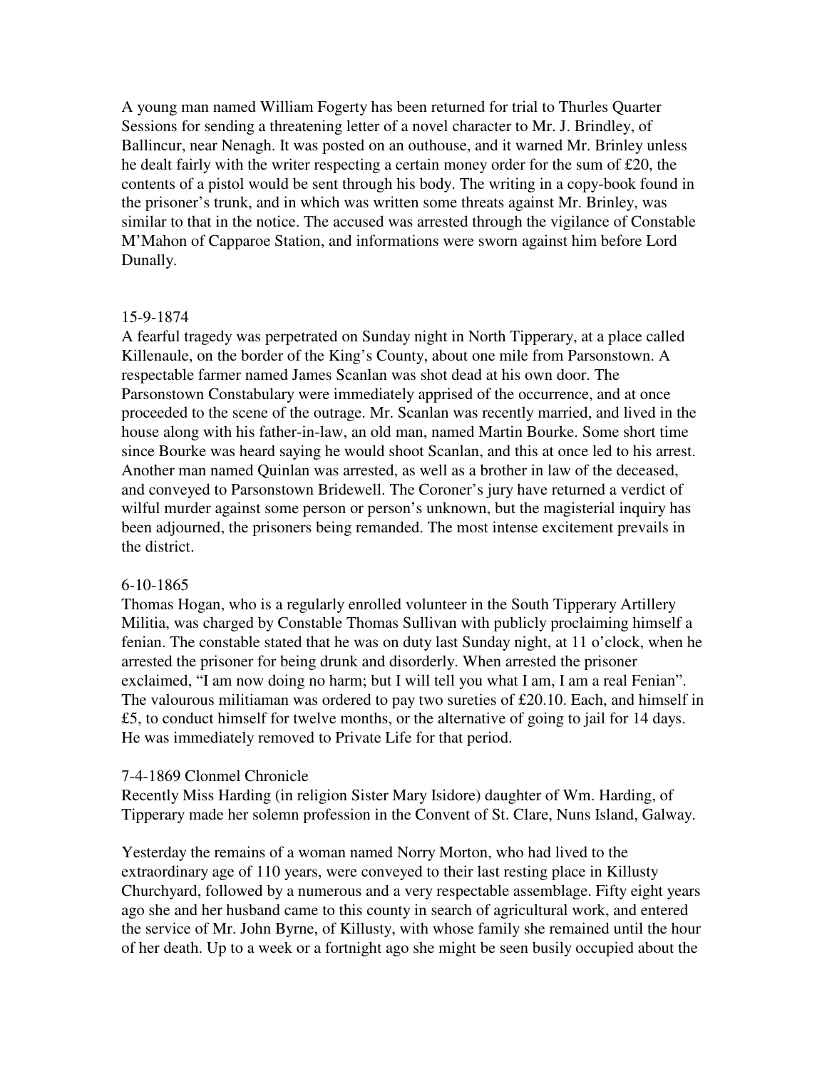A young man named William Fogerty has been returned for trial to Thurles Quarter Sessions for sending a threatening letter of a novel character to Mr. J. Brindley, of Ballincur, near Nenagh. It was posted on an outhouse, and it warned Mr. Brinley unless he dealt fairly with the writer respecting a certain money order for the sum of £20, the contents of a pistol would be sent through his body. The writing in a copy-book found in the prisoner's trunk, and in which was written some threats against Mr. Brinley, was similar to that in the notice. The accused was arrested through the vigilance of Constable M'Mahon of Capparoe Station, and informations were sworn against him before Lord Dunally.

15-9-1874
A fearful tragedy was perpetrated on Sunday night in North Tipperary, at a place called Killenaule, on the border of the King's County, about one mile from Parsonstown. A respectable farmer named James Scanlan was shot dead at his own door. The Parsonstown Constabulary were immediately apprised of the occurrence, and at once proceeded to the scene of the outrage. Mr. Scanlan was recently married, and lived in the house along with his father-in-law, an old man, named Martin Bourke. Some short time since Bourke was heard saying he would shoot Scanlan, and this at once led to his arrest. Another man named Quinlan was arrested, as well as a brother in law of the deceased, and conveyed to Parsonstown Bridewell. The Coroner's jury have returned a verdict of wilful murder against some person or person's unknown, but the magisterial inquiry has been adjourned, the prisoners being remanded. The most intense excitement prevails in the district.

6-10-1865
Thomas Hogan, who is a regularly enrolled volunteer in the South Tipperary Artillery Militia, was charged by Constable Thomas Sullivan with publicly proclaiming himself a fenian. The constable stated that he was on duty last Sunday night, at 11 o'clock, when he arrested the prisoner for being drunk and disorderly. When arrested the prisoner exclaimed, "I am now doing no harm; but I will tell you what I am, I am a real Fenian". The valourous militiaman was ordered to pay two sureties of £20.10. Each, and himself in £5, to conduct himself for twelve months, or the alternative of going to jail for 14 days. He was immediately removed to Private Life for that period.

7-4-1869 Clonmel Chronicle
Recently Miss Harding (in religion Sister Mary Isidore) daughter of Wm. Harding, of Tipperary made her solemn profession in the Convent of St. Clare, Nuns Island, Galway.

Yesterday the remains of a woman named Norry Morton, who had lived to the extraordinary age of 110 years, were conveyed to their last resting place in Killusty Churchyard, followed by a numerous and a very respectable assemblage. Fifty eight years ago she and her husband came to this county in search of agricultural work, and entered the service of Mr. John Byrne, of Killusty, with whose family she remained until the hour of her death. Up to a week or a fortnight ago she might be seen busily occupied about the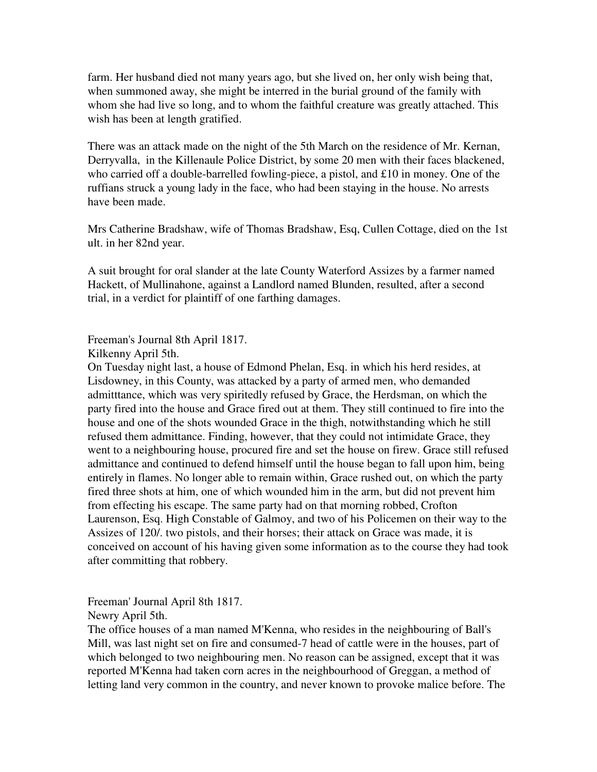farm. Her husband died not many years ago, but she lived on, her only wish being that, when summoned away, she might be interred in the burial ground of the family with whom she had live so long, and to whom the faithful creature was greatly attached. This wish has been at length gratified.

There was an attack made on the night of the 5th March on the residence of Mr. Kernan, Derryvalla, in the Killenaule Police District, by some 20 men with their faces blackened, who carried off a double-barrelled fowling-piece, a pistol, and £10 in money. One of the ruffians struck a young lady in the face, who had been staying in the house. No arrests have been made.

Mrs Catherine Bradshaw, wife of Thomas Bradshaw, Esq, Cullen Cottage, died on the 1st ult. in her 82nd year.

A suit brought for oral slander at the late County Waterford Assizes by a farmer named Hackett, of Mullinahone, against a Landlord named Blunden, resulted, after a second trial, in a verdict for plaintiff of one farthing damages.

Freeman's Journal 8th April 1817.
Kilkenny April 5th.
On Tuesday night last, a house of Edmond Phelan, Esq. in which his herd resides, at Lisdowney, in this County, was attacked by a party of armed men, who demanded admitttance, which was very spiritedly refused by Grace, the Herdsman, on which the party fired into the house and Grace fired out at them. They still continued to fire into the house and one of the shots wounded Grace in the thigh, notwithstanding which he still refused them admittance. Finding, however, that they could not intimidate Grace, they went to a neighbouring house, procured fire and set the house on firew. Grace still refused admittance and continued to defend himself until the house began to fall upon him, being entirely in flames. No longer able to remain within, Grace rushed out, on which the party fired three shots at him, one of which wounded him in the arm, but did not prevent him from effecting his escape. The same party had on that morning robbed, Crofton Laurenson, Esq. High Constable of Galmoy, and two of his Policemen on their way to the Assizes of 120/. two pistols, and their horses; their attack on Grace was made, it is conceived on account of his having given some information as to the course they had took after committing that robbery.

Freeman' Journal April 8th 1817.
Newry April 5th.
The office houses of a man named M'Kenna, who resides in the neighbouring of Ball's Mill, was last night set on fire and consumed-7 head of cattle were in the houses, part of which belonged to two neighbouring men. No reason can be assigned, except that it was reported M'Kenna had taken corn acres in the neighbourhood of Greggan, a method of letting land very common in the country, and never known to provoke malice before. The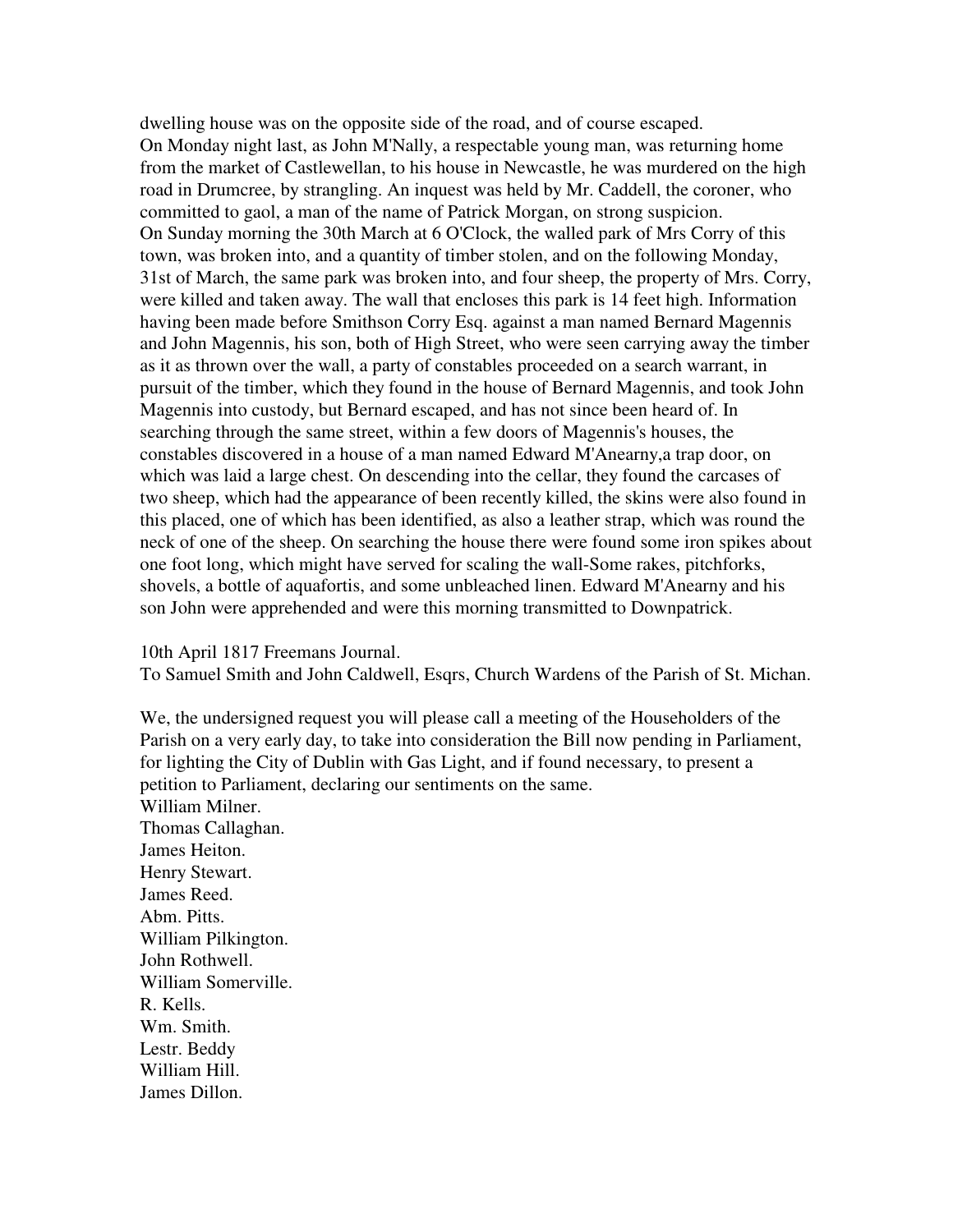dwelling house was on the opposite side of the road, and of course escaped.
On Monday night last, as John M'Nally, a respectable young man, was returning home from the market of Castlewellan, to his house in Newcastle, he was murdered on the high road in Drumcree, by strangling. An inquest was held by Mr. Caddell, the coroner, who committed to gaol, a man of the name of Patrick Morgan, on strong suspicion.
On Sunday morning the 30th March at 6 O'Clock, the walled park of Mrs Corry of this town, was broken into, and a quantity of timber stolen, and on the following Monday, 31st of March, the same park was broken into, and four sheep, the property of Mrs. Corry, were killed and taken away. The wall that encloses this park is 14 feet high. Information having been made before Smithson Corry Esq. against a man named Bernard Magennis and John Magennis, his son, both of High Street, who were seen carrying away the timber as it as thrown over the wall, a party of constables proceeded on a search warrant, in pursuit of the timber, which they found in the house of Bernard Magennis, and took John Magennis into custody, but Bernard escaped, and has not since been heard of. In searching through the same street, within a few doors of Magennis's houses, the constables discovered in a house of a man named Edward M'Anearny,a trap door, on which was laid a large chest. On descending into the cellar, they found the carcases of two sheep, which had the appearance of been recently killed, the skins were also found in this placed, one of which has been identified, as also a leather strap, which was round the neck of one of the sheep. On searching the house there were found some iron spikes about one foot long, which might have served for scaling the wall-Some rakes, pitchforks, shovels, a bottle of aquafortis, and some unbleached linen. Edward M'Anearny and his son John were apprehended and were this morning transmitted to Downpatrick.

10th April 1817 Freemans Journal.
To Samuel Smith and John Caldwell, Esqrs, Church Wardens of the Parish of St. Michan.

We, the undersigned request you will please call a meeting of the Householders of the Parish on a very early day, to take into consideration the Bill now pending in Parliament, for lighting the City of Dublin with Gas Light, and if found necessary, to present a petition to Parliament, declaring our sentiments on the same.
William Milner.
Thomas Callaghan.
James Heiton.
Henry Stewart.
James Reed.
Abm. Pitts.
William Pilkington.
John Rothwell.
William Somerville.
R. Kells.
Wm. Smith.
Lestr. Beddy
William Hill.
James Dillon.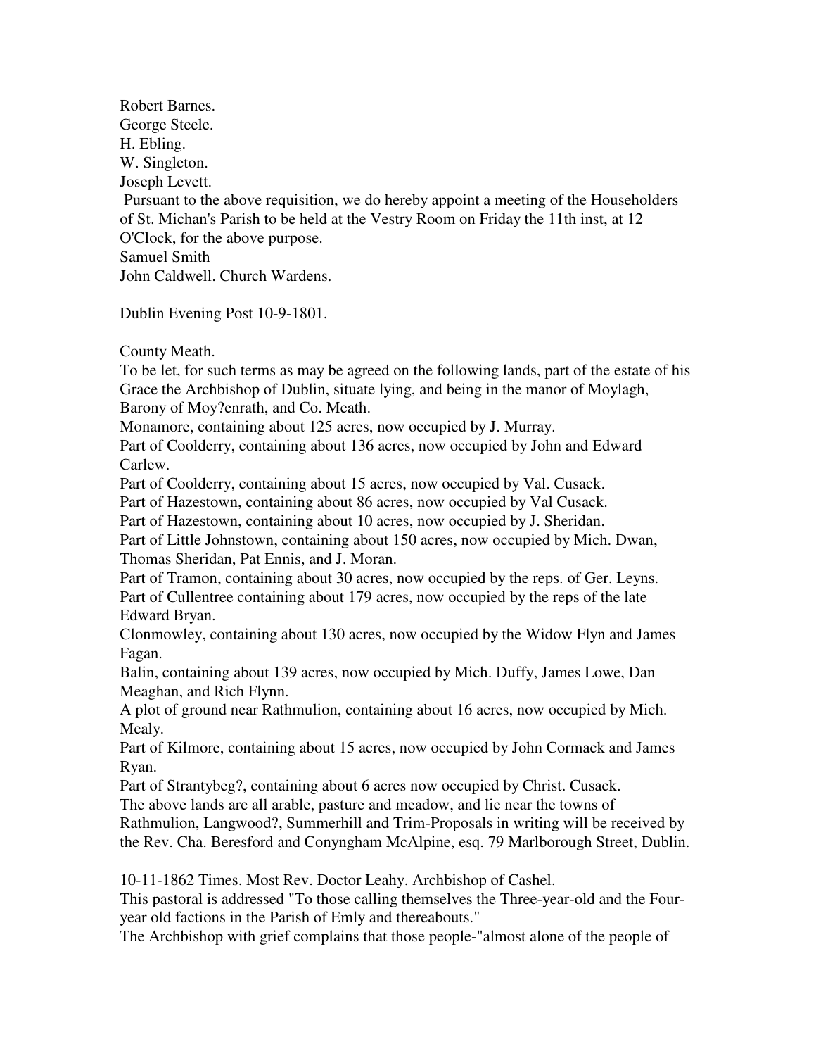Robert Barnes.
George Steele.
H. Ebling.
W. Singleton.
Joseph Levett.
Pursuant to the above requisition, we do hereby appoint a meeting of the Householders of St. Michan's Parish to be held at the Vestry Room on Friday the 11th inst, at 12 O'Clock, for the above purpose.
Samuel Smith
John Caldwell. Church Wardens.

Dublin Evening Post 10-9-1801.

County Meath.
To be let, for such terms as may be agreed on the following lands, part of the estate of his Grace the Archbishop of Dublin, situate lying, and being in the manor of Moylagh, Barony of Moy?enrath, and Co. Meath.
Monamore, containing about 125 acres, now occupied by J. Murray.
Part of Coolderry, containing about 136 acres, now occupied by John and Edward Carlew.
Part of Coolderry, containing about 15 acres, now occupied by Val. Cusack.
Part of Hazestown, containing about 86 acres, now occupied by Val Cusack.
Part of Hazestown, containing about 10 acres, now occupied by J. Sheridan.
Part of Little Johnstown, containing about 150 acres, now occupied by Mich. Dwan, Thomas Sheridan, Pat Ennis, and J. Moran.
Part of Tramon, containing about 30 acres, now occupied by the reps. of Ger. Leyns.
Part of Cullentree containing about 179 acres, now occupied by the reps of the late Edward Bryan.
Clonmowley, containing about 130 acres, now occupied by the Widow Flyn and James Fagan.
Balin, containing about 139 acres, now occupied by Mich. Duffy, James Lowe, Dan Meaghan, and Rich Flynn.
A plot of ground near Rathmulion, containing about 16 acres, now occupied by Mich. Mealy.
Part of Kilmore, containing about 15 acres, now occupied by John Cormack and James Ryan.
Part of Strantybeg?, containing about 6 acres now occupied by Christ. Cusack.
The above lands are all arable, pasture and meadow, and lie near the towns of Rathmulion, Langwood?, Summerhill and Trim-Proposals in writing will be received by the Rev. Cha. Beresford and Conyngham McAlpine, esq. 79 Marlborough Street, Dublin.

10-11-1862 Times. Most Rev. Doctor Leahy. Archbishop of Cashel.
This pastoral is addressed "To those calling themselves the Three-year-old and the Four-year old factions in the Parish of Emly and thereabouts."
The Archbishop with grief complains that those people-"almost alone of the people of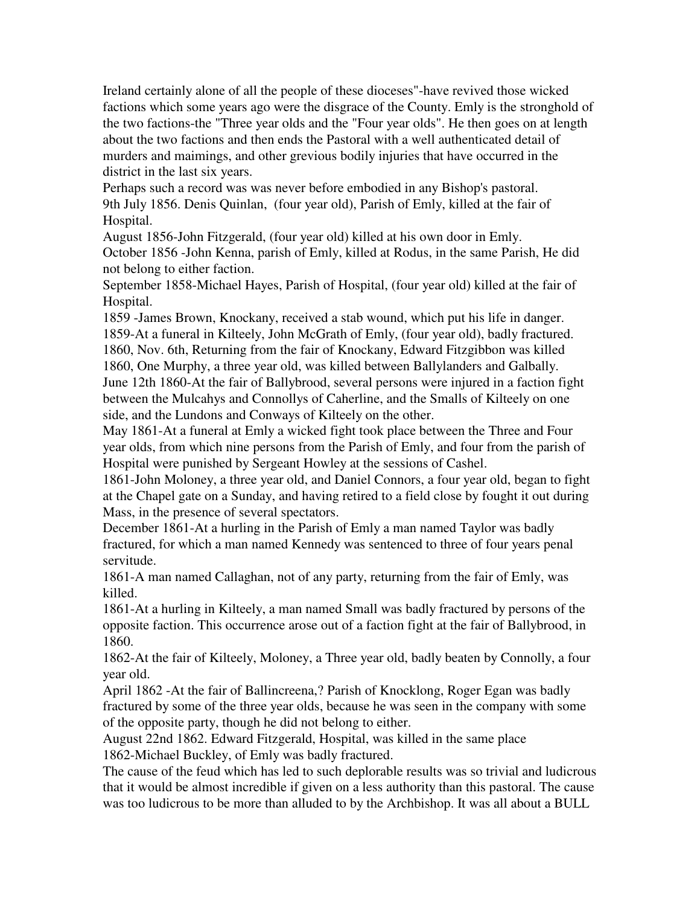Ireland certainly alone of all the people of these dioceses"-have revived those wicked factions which some years ago were the disgrace of the County. Emly is the stronghold of the two factions-the "Three year olds and the "Four year olds". He then goes on at length about the two factions and then ends the Pastoral with a well authenticated detail of murders and maimings, and other grevious bodily injuries that have occurred in the district in the last six years.

Perhaps such a record was was never before embodied in any Bishop's pastoral.

9th July 1856. Denis Quinlan, (four year old), Parish of Emly, killed at the fair of Hospital.

August 1856-John Fitzgerald, (four year old) killed at his own door in Emly.

October 1856 -John Kenna, parish of Emly, killed at Rodus, in the same Parish, He did not belong to either faction.

September 1858-Michael Hayes, Parish of Hospital, (four year old) killed at the fair of Hospital.

1859 -James Brown, Knockany, received a stab wound, which put his life in danger.

1859-At a funeral in Kilteely, John McGrath of Emly, (four year old), badly fractured.

1860, Nov. 6th, Returning from the fair of Knockany, Edward Fitzgibbon was killed

1860, One Murphy, a three year old, was killed between Ballylanders and Galbally.

June 12th 1860-At the fair of Ballybrood, several persons were injured in a faction fight between the Mulcahys and Connollys of Caherline, and the Smalls of Kilteely on one side, and the Lundons and Conways of Kilteely on the other.

May 1861-At a funeral at Emly a wicked fight took place between the Three and Four year olds, from which nine persons from the Parish of Emly, and four from the parish of Hospital were punished by Sergeant Howley at the sessions of Cashel.

1861-John Moloney, a three year old, and Daniel Connors, a four year old, began to fight at the Chapel gate on a Sunday, and having retired to a field close by fought it out during Mass, in the presence of several spectators.

December 1861-At a hurling in the Parish of Emly a man named Taylor was badly fractured, for which a man named Kennedy was sentenced to three of four years penal servitude.

1861-A man named Callaghan, not of any party, returning from the fair of Emly, was killed.

1861-At a hurling in Kilteely, a man named Small was badly fractured by persons of the opposite faction. This occurrence arose out of a faction fight at the fair of Ballybrood, in 1860.

1862-At the fair of Kilteely, Moloney, a Three year old, badly beaten by Connolly, a four year old.

April 1862 -At the fair of Ballincreena,? Parish of Knocklong, Roger Egan was badly fractured by some of the three year olds, because he was seen in the company with some of the opposite party, though he did not belong to either.

August 22nd 1862. Edward Fitzgerald, Hospital, was killed in the same place

1862-Michael Buckley, of Emly was badly fractured.

The cause of the feud which has led to such deplorable results was so trivial and ludicrous that it would be almost incredible if given on a less authority than this pastoral. The cause was too ludicrous to be more than alluded to by the Archbishop. It was all about a BULL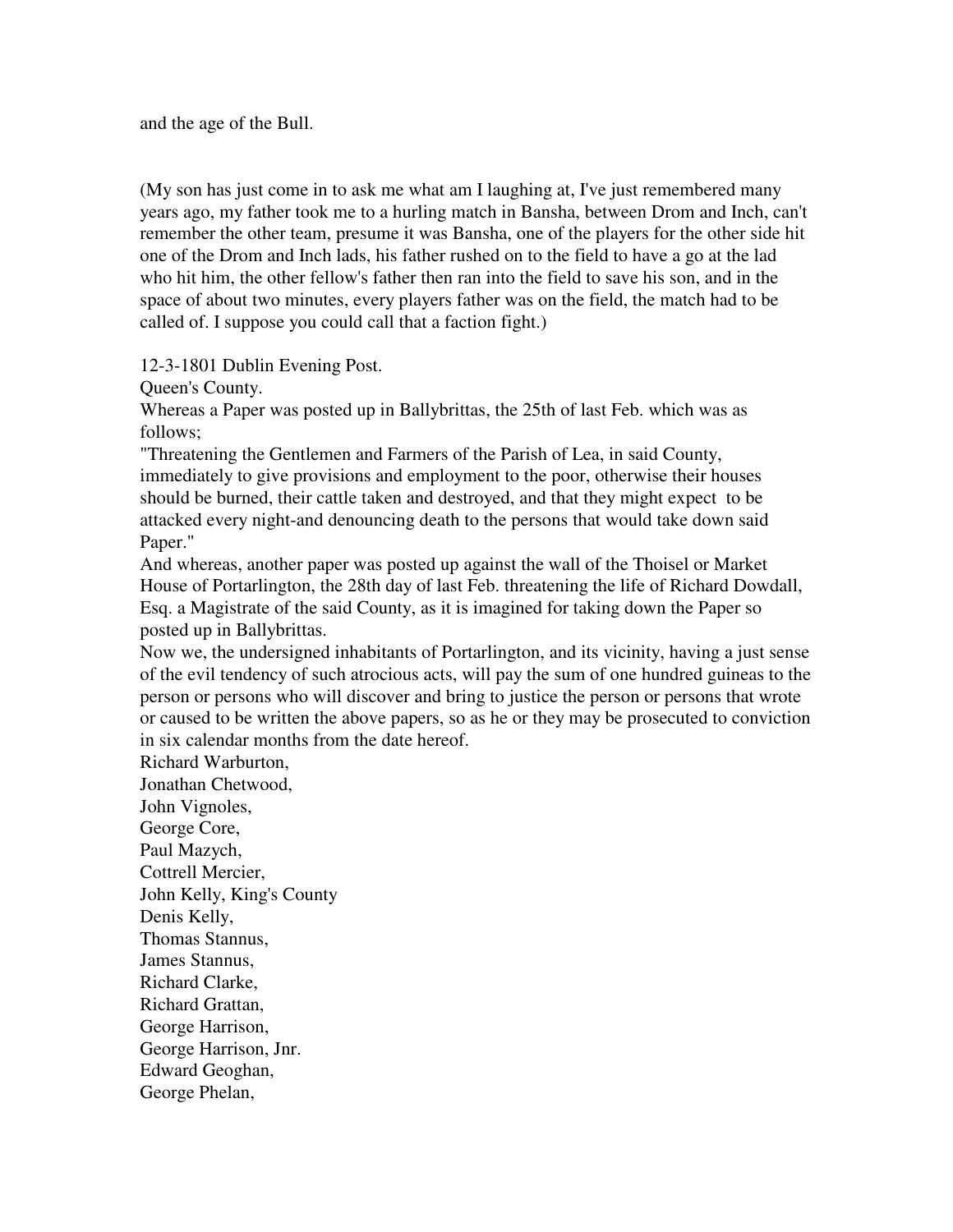and the age of the Bull.

(My son has just come in to ask me what am I laughing at, I've just remembered many years ago, my father took me to a hurling match in Bansha, between Drom and Inch, can't remember the other team, presume it was Bansha, one of the players for the other side hit one of the Drom and Inch lads, his father rushed on to the field to have a go at the lad who hit him, the other fellow's father then ran into the field to save his son, and in the space of about two minutes, every players father was on the field, the match had to be called of. I suppose you could call that a faction fight.)

12-3-1801 Dublin Evening Post.

Queen's County.

Whereas a Paper was posted up in Ballybrittas, the 25th of last Feb. which was as follows;

"Threatening the Gentlemen and Farmers of the Parish of Lea, in said County, immediately to give provisions and employment to the poor, otherwise their houses should be burned, their cattle taken and destroyed, and that they might expect to be attacked every night-and denouncing death to the persons that would take down said Paper."

And whereas, another paper was posted up against the wall of the Thoisel or Market House of Portarlington, the 28th day of last Feb. threatening the life of Richard Dowdall, Esq. a Magistrate of the said County, as it is imagined for taking down the Paper so posted up in Ballybrittas.

Now we, the undersigned inhabitants of Portarlington, and its vicinity, having a just sense of the evil tendency of such atrocious acts, will pay the sum of one hundred guineas to the person or persons who will discover and bring to justice the person or persons that wrote or caused to be written the above papers, so as he or they may be prosecuted to conviction in six calendar months from the date hereof.

Richard Warburton,
Jonathan Chetwood,
John Vignoles,
George Core,
Paul Mazych,
Cottrell Mercier,
John Kelly, King's County
Denis Kelly,
Thomas Stannus,
James Stannus,
Richard Clarke,
Richard Grattan,
George Harrison,
George Harrison, Jnr.
Edward Geoghan,
George Phelan,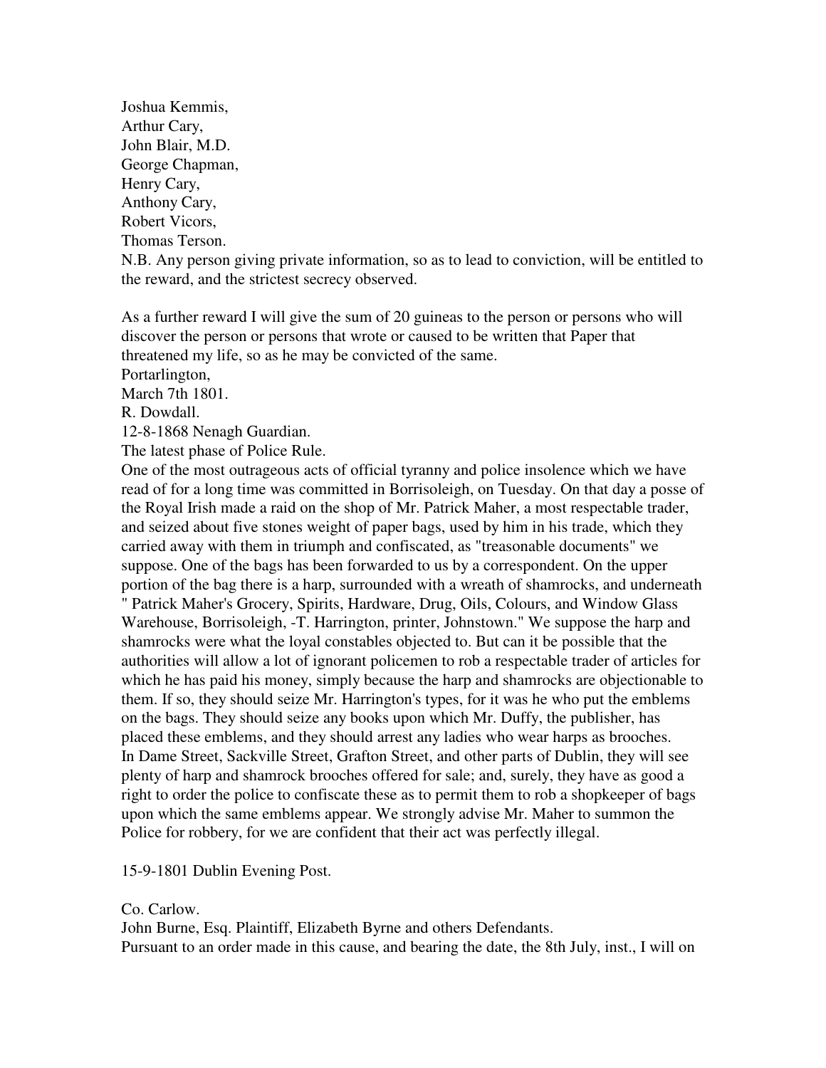Joshua Kemmis,
Arthur Cary,
John Blair, M.D.
George Chapman,
Henry Cary,
Anthony Cary,
Robert Vicors,
Thomas Terson.
N.B. Any person giving private information, so as to lead to conviction, will be entitled to the reward, and the strictest secrecy observed.

As a further reward I will give the sum of 20 guineas to the person or persons who will discover the person or persons that wrote or caused to be written that Paper that threatened my life, so as he may be convicted of the same.
Portarlington,
March 7th 1801.
R. Dowdall.
12-8-1868 Nenagh Guardian.
The latest phase of Police Rule.
One of the most outrageous acts of official tyranny and police insolence which we have read of for a long time was committed in Borrisoleigh, on Tuesday. On that day a posse of the Royal Irish made a raid on the shop of Mr. Patrick Maher, a most respectable trader, and seized about five stones weight of paper bags, used by him in his trade, which they carried away with them in triumph and confiscated, as "treasonable documents" we suppose. One of the bags has been forwarded to us by a correspondent. On the upper portion of the bag there is a harp, surrounded with a wreath of shamrocks, and underneath " Patrick Maher's Grocery, Spirits, Hardware, Drug, Oils, Colours, and Window Glass Warehouse, Borrisoleigh, -T. Harrington, printer, Johnstown." We suppose the harp and shamrocks were what the loyal constables objected to. But can it be possible that the authorities will allow a lot of ignorant policemen to rob a respectable trader of articles for which he has paid his money, simply because the harp and shamrocks are objectionable to them. If so, they should seize Mr. Harrington's types, for it was he who put the emblems on the bags. They should seize any books upon which Mr. Duffy, the publisher, has placed these emblems, and they should arrest any ladies who wear harps as brooches. In Dame Street, Sackville Street, Grafton Street, and other parts of Dublin, they will see plenty of harp and shamrock brooches offered for sale; and, surely, they have as good a right to order the police to confiscate these as to permit them to rob a shopkeeper of bags upon which the same emblems appear. We strongly advise Mr. Maher to summon the Police for robbery, for we are confident that their act was perfectly illegal.

15-9-1801 Dublin Evening Post.

Co. Carlow.
John Burne, Esq. Plaintiff, Elizabeth Byrne and others Defendants.
Pursuant to an order made in this cause, and bearing the date, the 8th July, inst., I will on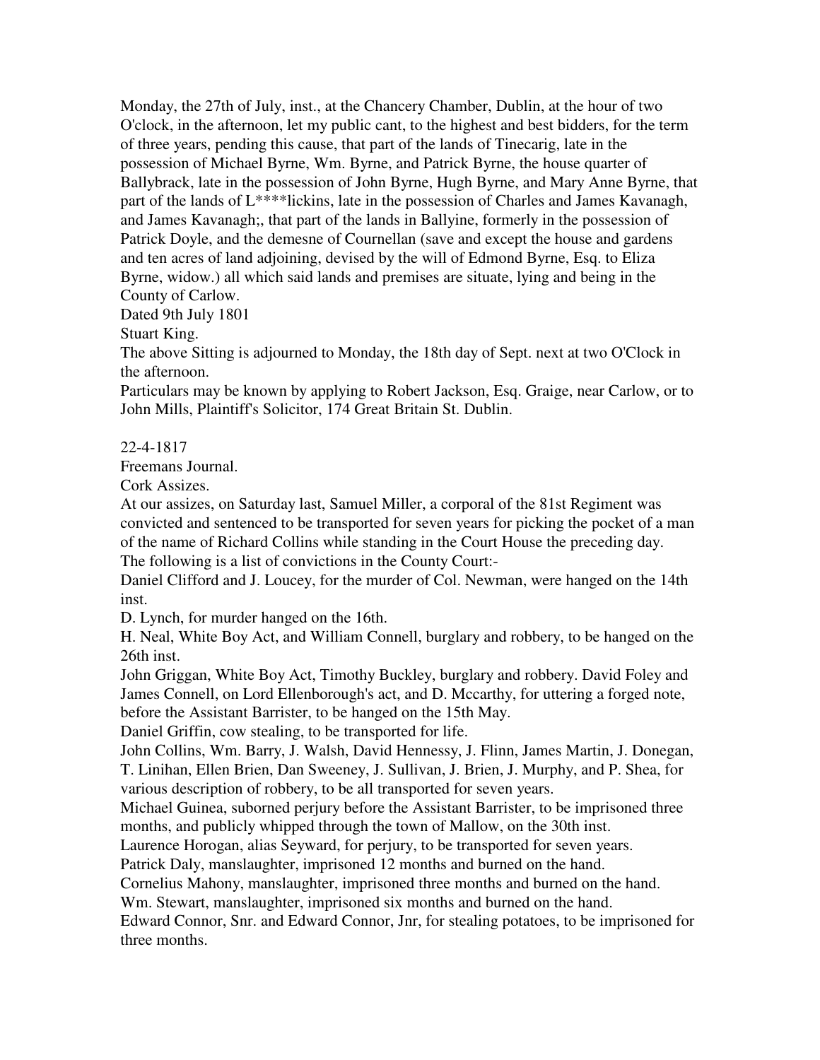Monday, the 27th of July, inst., at the Chancery Chamber, Dublin, at the hour of two O'clock, in the afternoon, let my public cant, to the highest and best bidders, for the term of three years, pending this cause, that part of the lands of Tinecarig, late in the possession of Michael Byrne, Wm. Byrne, and Patrick Byrne, the house quarter of Ballybrack, late in the possession of John Byrne, Hugh Byrne, and Mary Anne Byrne, that part of the lands of L****lickins, late in the possession of Charles and James Kavanagh, and James Kavanagh;, that part of the lands in Ballyine, formerly in the possession of Patrick Doyle, and the demesne of Cournellan (save and except the house and gardens and ten acres of land adjoining, devised by the will of Edmond Byrne, Esq. to Eliza Byrne, widow.) all which said lands and premises are situate, lying and being in the County of Carlow.

Dated 9th July 1801

Stuart King.

The above Sitting is adjourned to Monday, the 18th day of Sept. next at two O'Clock in the afternoon.

Particulars may be known by applying to Robert Jackson, Esq. Graige, near Carlow, or to John Mills, Plaintiff's Solicitor, 174 Great Britain St. Dublin.

22-4-1817

Freemans Journal.

Cork Assizes.

At our assizes, on Saturday last, Samuel Miller, a corporal of the 81st Regiment was convicted and sentenced to be transported for seven years for picking the pocket of a man of the name of Richard Collins while standing in the Court House the preceding day.

The following is a list of convictions in the County Court:-

Daniel Clifford and J. Loucey, for the murder of Col. Newman, were hanged on the 14th inst.

D. Lynch, for murder hanged on the 16th.

H. Neal, White Boy Act, and William Connell, burglary and robbery, to be hanged on the 26th inst.

John Griggan, White Boy Act, Timothy Buckley, burglary and robbery. David Foley and James Connell, on Lord Ellenborough's act, and D. Mccarthy, for uttering a forged note, before the Assistant Barrister, to be hanged on the 15th May.

Daniel Griffin, cow stealing, to be transported for life.

John Collins, Wm. Barry, J. Walsh, David Hennessy, J. Flinn, James Martin, J. Donegan, T. Linihan, Ellen Brien, Dan Sweeney, J. Sullivan, J. Brien, J. Murphy, and P. Shea, for various description of robbery, to be all transported for seven years.

Michael Guinea, suborned perjury before the Assistant Barrister, to be imprisoned three months, and publicly whipped through the town of Mallow, on the 30th inst.

Laurence Horogan, alias Seyward, for perjury, to be transported for seven years.

Patrick Daly, manslaughter, imprisoned 12 months and burned on the hand.

Cornelius Mahony, manslaughter, imprisoned three months and burned on the hand.

Wm. Stewart, manslaughter, imprisoned six months and burned on the hand.

Edward Connor, Snr. and Edward Connor, Jnr, for stealing potatoes, to be imprisoned for three months.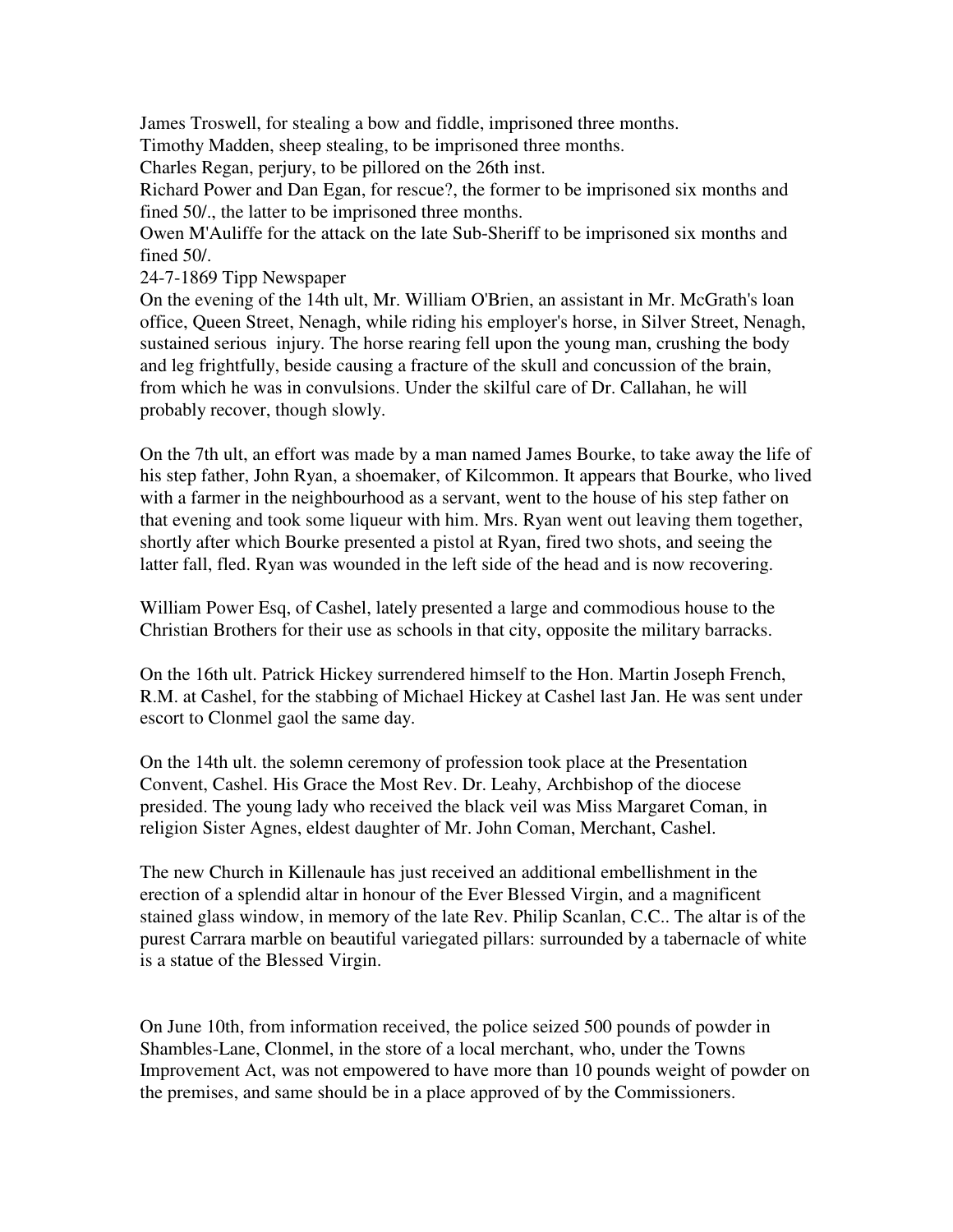James Troswell, for stealing a bow and fiddle, imprisoned three months.
Timothy Madden, sheep stealing, to be imprisoned three months.
Charles Regan, perjury, to be pillored on the 26th inst.
Richard Power and Dan Egan, for rescue?, the former to be imprisoned six months and fined 50/., the latter to be imprisoned three months.
Owen M'Auliffe for the attack on the late Sub-Sheriff to be imprisoned six months and fined 50/.
24-7-1869 Tipp Newspaper
On the evening of the 14th ult, Mr. William O'Brien, an assistant in Mr. McGrath's loan office, Queen Street, Nenagh, while riding his employer's horse, in Silver Street, Nenagh, sustained serious injury. The horse rearing fell upon the young man, crushing the body and leg frightfully, beside causing a fracture of the skull and concussion of the brain, from which he was in convulsions. Under the skilful care of Dr. Callahan, he will probably recover, though slowly.

On the 7th ult, an effort was made by a man named James Bourke, to take away the life of his step father, John Ryan, a shoemaker, of Kilcommon. It appears that Bourke, who lived with a farmer in the neighbourhood as a servant, went to the house of his step father on that evening and took some liqueur with him. Mrs. Ryan went out leaving them together, shortly after which Bourke presented a pistol at Ryan, fired two shots, and seeing the latter fall, fled. Ryan was wounded in the left side of the head and is now recovering.

William Power Esq, of Cashel, lately presented a large and commodious house to the Christian Brothers for their use as schools in that city, opposite the military barracks.

On the 16th ult. Patrick Hickey surrendered himself to the Hon. Martin Joseph French, R.M. at Cashel, for the stabbing of Michael Hickey at Cashel last Jan. He was sent under escort to Clonmel gaol the same day.

On the 14th ult. the solemn ceremony of profession took place at the Presentation Convent, Cashel. His Grace the Most Rev. Dr. Leahy, Archbishop of the diocese presided. The young lady who received the black veil was Miss Margaret Coman, in religion Sister Agnes, eldest daughter of Mr. John Coman, Merchant, Cashel.

The new Church in Killenaule has just received an additional embellishment in the erection of a splendid altar in honour of the Ever Blessed Virgin, and a magnificent stained glass window, in memory of the late Rev. Philip Scanlan, C.C.. The altar is of the purest Carrara marble on beautiful variegated pillars: surrounded by a tabernacle of white is a statue of the Blessed Virgin.

On June 10th, from information received, the police seized 500 pounds of powder in Shambles-Lane, Clonmel, in the store of a local merchant, who, under the Towns Improvement Act, was not empowered to have more than 10 pounds weight of powder on the premises, and same should be in a place approved of by the Commissioners.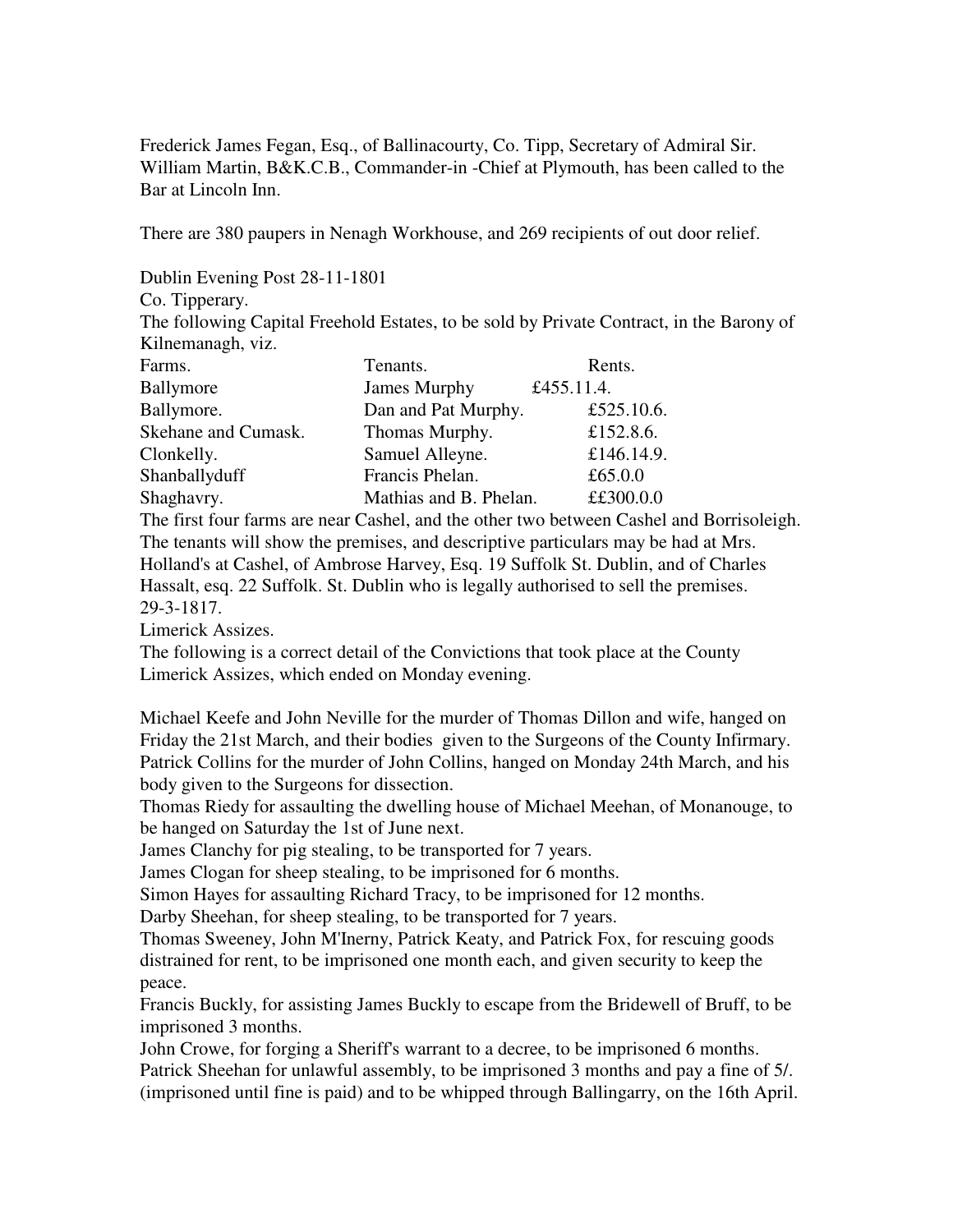Frederick James Fegan, Esq., of Ballinacourty, Co. Tipp, Secretary of Admiral Sir. William Martin, B&K.C.B., Commander-in -Chief at Plymouth, has been called to the Bar at Lincoln Inn.

There are 380 paupers in Nenagh Workhouse, and 269 recipients of out door relief.

Dublin Evening Post 28-11-1801

Co. Tipperary.

The following Capital Freehold Estates, to be sold by Private Contract, in the Barony of Kilnemanagh, viz.

| Farms. | Tenants. | Rents. |
|---|---|---|
| Ballymore | James Murphy | £455.11.4. |
| Ballymore. | Dan and Pat Murphy. | £525.10.6. |
| Skehane and Cumask. | Thomas Murphy. | £152.8.6. |
| Clonkelly. | Samuel Alleyne. | £146.14.9. |
| Shanballyduff | Francis Phelan. | £65.0.0 |
| Shaghavry. | Mathias and B. Phelan. | ££300.0.0 |

The first four farms are near Cashel, and the other two between Cashel and Borrisoleigh. The tenants will show the premises, and descriptive particulars may be had at Mrs. Holland's at Cashel, of Ambrose Harvey, Esq. 19 Suffolk St. Dublin, and of Charles Hassalt, esq. 22 Suffolk. St. Dublin who is legally authorised to sell the premises.

29-3-1817.

Limerick Assizes.

The following is a correct detail of the Convictions that took place at the County Limerick Assizes, which ended on Monday evening.

Michael Keefe and John Neville for the murder of Thomas Dillon and wife, hanged on Friday the 21st March, and their bodies given to the Surgeons of the County Infirmary.

Patrick Collins for the murder of John Collins, hanged on Monday 24th March, and his body given to the Surgeons for dissection.

Thomas Riedy for assaulting the dwelling house of Michael Meehan, of Monanouge, to be hanged on Saturday the 1st of June next.

James Clanchy for pig stealing, to be transported for 7 years.

James Clogan for sheep stealing, to be imprisoned for 6 months.

Simon Hayes for assaulting Richard Tracy, to be imprisoned for 12 months.

Darby Sheehan, for sheep stealing, to be transported for 7 years.

Thomas Sweeney, John M'Inerny, Patrick Keaty, and Patrick Fox, for rescuing goods distrained for rent, to be imprisoned one month each, and given security to keep the peace.

Francis Buckly, for assisting James Buckly to escape from the Bridewell of Bruff, to be imprisoned 3 months.

John Crowe, for forging a Sheriff's warrant to a decree, to be imprisoned 6 months.

Patrick Sheehan for unlawful assembly, to be imprisoned 3 months and pay a fine of 5/. (imprisoned until fine is paid) and to be whipped through Ballingarry, on the 16th April.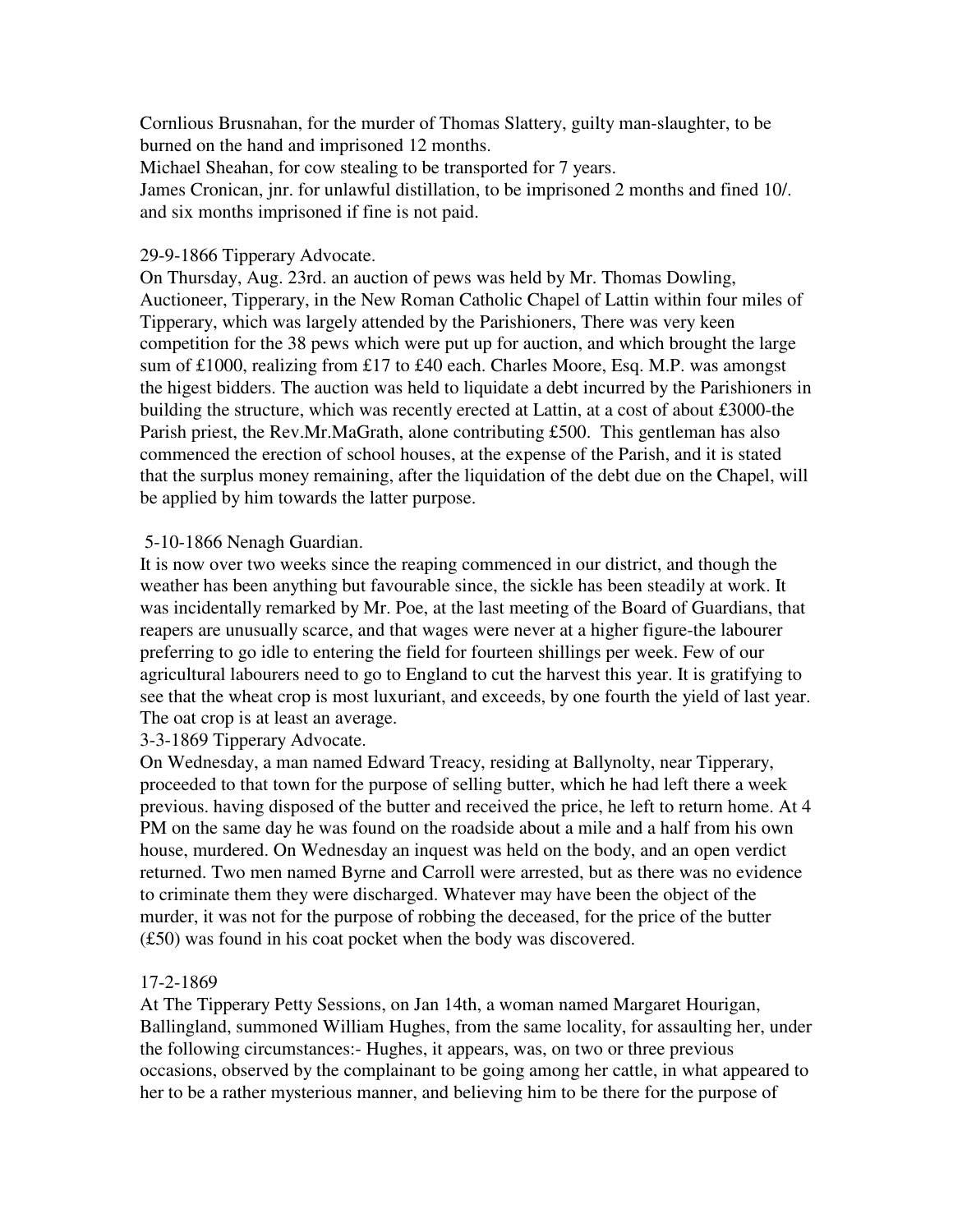Cornlious Brusnahan, for the murder of Thomas Slattery, guilty man-slaughter, to be burned on the hand and imprisoned 12 months.
Michael Sheahan, for cow stealing to be transported for 7 years.
James Cronican, jnr. for unlawful distillation, to be imprisoned 2 months and fined 10/. and six months imprisoned if fine is not paid.

29-9-1866 Tipperary Advocate.
On Thursday, Aug. 23rd. an auction of pews was held by Mr. Thomas Dowling, Auctioneer, Tipperary, in the New Roman Catholic Chapel of Lattin within four miles of Tipperary, which was largely attended by the Parishioners, There was very keen competition for the 38 pews which were put up for auction, and which brought the large sum of £1000, realizing from £17 to £40 each. Charles Moore, Esq. M.P. was amongst the higest bidders. The auction was held to liquidate a debt incurred by the Parishioners in building the structure, which was recently erected at Lattin, at a cost of about £3000-the Parish priest, the Rev.Mr.MaGrath, alone contributing £500. This gentleman has also commenced the erection of school houses, at the expense of the Parish, and it is stated that the surplus money remaining, after the liquidation of the debt due on the Chapel, will be applied by him towards the latter purpose.

5-10-1866 Nenagh Guardian.
It is now over two weeks since the reaping commenced in our district, and though the weather has been anything but favourable since, the sickle has been steadily at work. It was incidentally remarked by Mr. Poe, at the last meeting of the Board of Guardians, that reapers are unusually scarce, and that wages were never at a higher figure-the labourer preferring to go idle to entering the field for fourteen shillings per week. Few of our agricultural labourers need to go to England to cut the harvest this year. It is gratifying to see that the wheat crop is most luxuriant, and exceeds, by one fourth the yield of last year. The oat crop is at least an average.
3-3-1869 Tipperary Advocate.
On Wednesday, a man named Edward Treacy, residing at Ballynolty, near Tipperary, proceeded to that town for the purpose of selling butter, which he had left there a week previous. having disposed of the butter and received the price, he left to return home. At 4 PM on the same day he was found on the roadside about a mile and a half from his own house, murdered. On Wednesday an inquest was held on the body, and an open verdict returned. Two men named Byrne and Carroll were arrested, but as there was no evidence to criminate them they were discharged. Whatever may have been the object of the murder, it was not for the purpose of robbing the deceased, for the price of the butter (£50) was found in his coat pocket when the body was discovered.

17-2-1869
At The Tipperary Petty Sessions, on Jan 14th, a woman named Margaret Hourigan, Ballingland, summoned William Hughes, from the same locality, for assaulting her, under the following circumstances:- Hughes, it appears, was, on two or three previous occasions, observed by the complainant to be going among her cattle, in what appeared to her to be a rather mysterious manner, and believing him to be there for the purpose of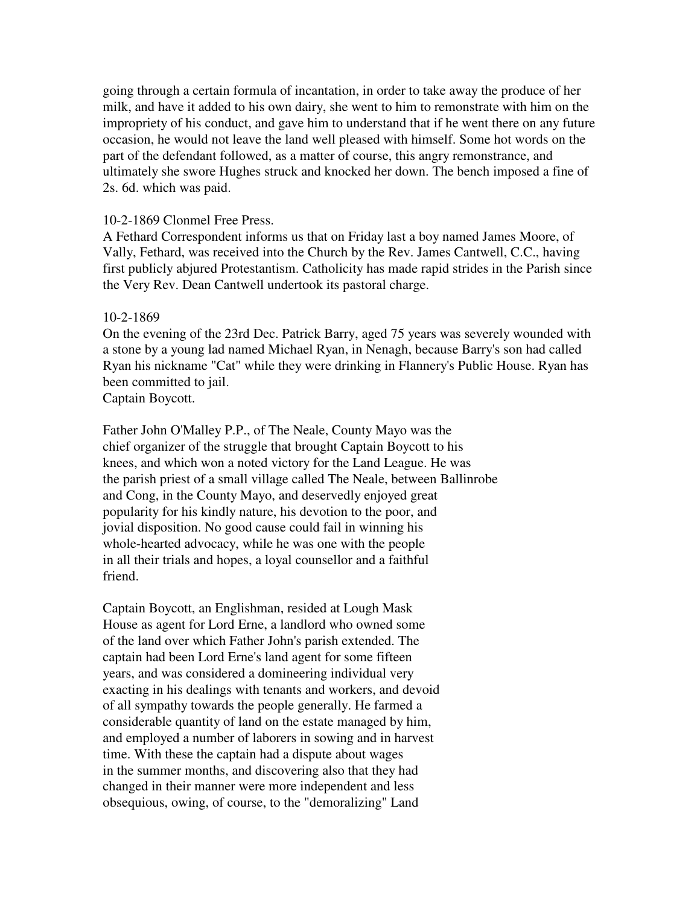going through a certain formula of incantation, in order to take away the produce of her milk, and have it added to his own dairy, she went to him to remonstrate with him on the impropriety of his conduct, and gave him to understand that if he went there on any future occasion, he would not leave the land well pleased with himself. Some hot words on the part of the defendant followed, as a matter of course, this angry remonstrance, and ultimately she swore Hughes struck and knocked her down. The bench imposed a fine of 2s. 6d. which was paid.

10-2-1869 Clonmel Free Press.
A Fethard Correspondent informs us that on Friday last a boy named James Moore, of Vally, Fethard, was received into the Church by the Rev. James Cantwell, C.C., having first publicly abjured Protestantism. Catholicity has made rapid strides in the Parish since the Very Rev. Dean Cantwell undertook its pastoral charge.

10-2-1869
On the evening of the 23rd Dec. Patrick Barry, aged 75 years was severely wounded with a stone by a young lad named Michael Ryan, in Nenagh, because Barry's son had called Ryan his nickname "Cat" while they were drinking in Flannery's Public House. Ryan has been committed to jail.
Captain Boycott.

Father John O'Malley P.P., of The Neale, County Mayo was the chief organizer of the struggle that brought Captain Boycott to his knees, and which won a noted victory for the Land League. He was the parish priest of a small village called The Neale, between Ballinrobe and Cong, in the County Mayo, and deservedly enjoyed great popularity for his kindly nature, his devotion to the poor, and jovial disposition. No good cause could fail in winning his whole-hearted advocacy, while he was one with the people in all their trials and hopes, a loyal counsellor and a faithful friend.

Captain Boycott, an Englishman, resided at Lough Mask House as agent for Lord Erne, a landlord who owned some of the land over which Father John's parish extended. The captain had been Lord Erne's land agent for some fifteen years, and was considered a domineering individual very exacting in his dealings with tenants and workers, and devoid of all sympathy towards the people generally. He farmed a considerable quantity of land on the estate managed by him, and employed a number of laborers in sowing and in harvest time. With these the captain had a dispute about wages in the summer months, and discovering also that they had changed in their manner were more independent and less obsequious, owing, of course, to the "demoralizing" Land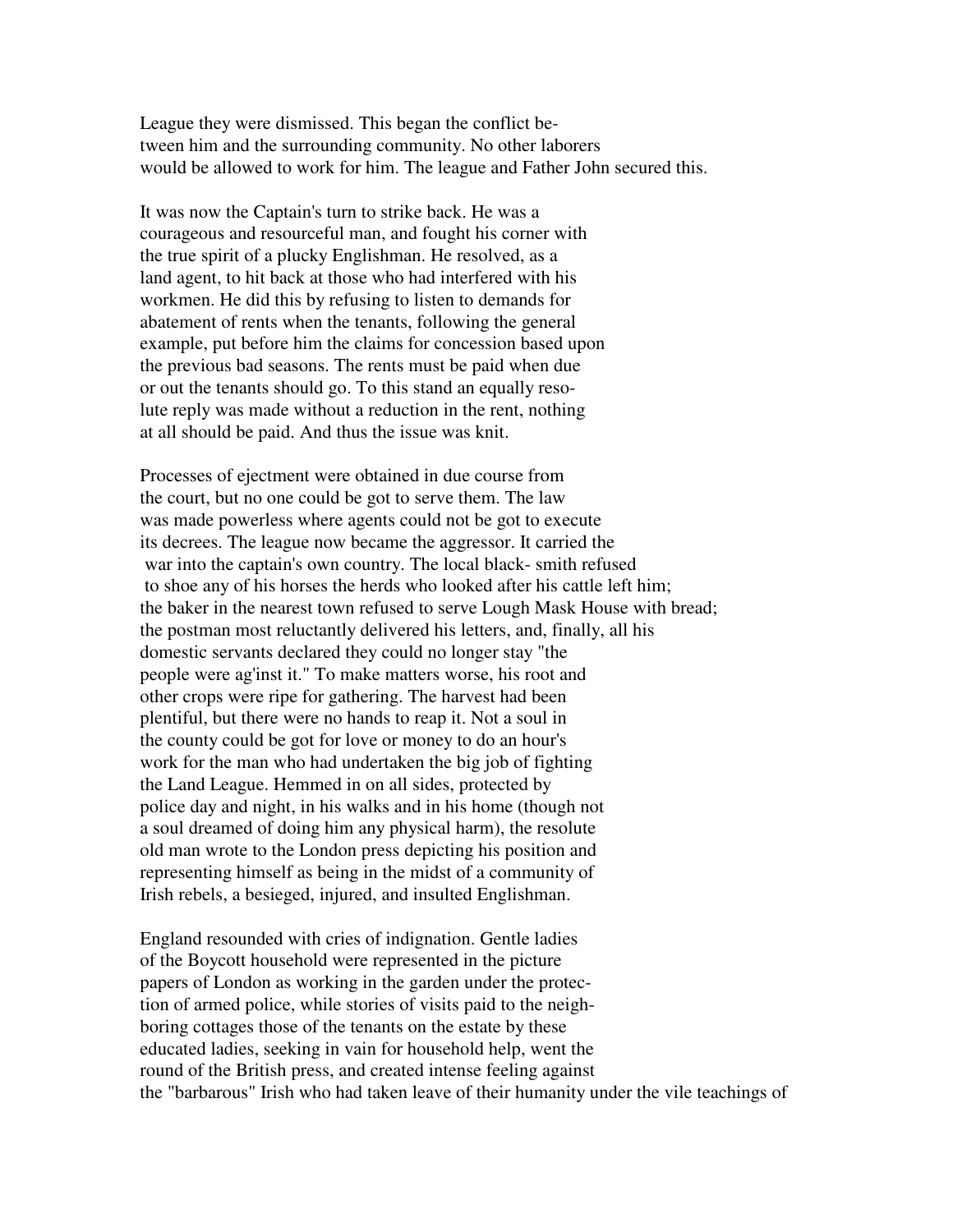League they were dismissed. This began the conflict between him and the surrounding community. No other laborers would be allowed to work for him. The league and Father John secured this.

It was now the Captain's turn to strike back. He was a courageous and resourceful man, and fought his corner with the true spirit of a plucky Englishman. He resolved, as a land agent, to hit back at those who had interfered with his workmen. He did this by refusing to listen to demands for abatement of rents when the tenants, following the general example, put before him the claims for concession based upon the previous bad seasons. The rents must be paid when due or out the tenants should go. To this stand an equally resolute reply was made without a reduction in the rent, nothing at all should be paid. And thus the issue was knit.

Processes of ejectment were obtained in due course from the court, but no one could be got to serve them. The law was made powerless where agents could not be got to execute its decrees. The league now became the aggressor. It carried the war into the captain's own country. The local black- smith refused to shoe any of his horses the herds who looked after his cattle left him; the baker in the nearest town refused to serve Lough Mask House with bread; the postman most reluctantly delivered his letters, and, finally, all his domestic servants declared they could no longer stay "the people were ag'inst it." To make matters worse, his root and other crops were ripe for gathering. The harvest had been plentiful, but there were no hands to reap it. Not a soul in the county could be got for love or money to do an hour's work for the man who had undertaken the big job of fighting the Land League. Hemmed in on all sides, protected by police day and night, in his walks and in his home (though not a soul dreamed of doing him any physical harm), the resolute old man wrote to the London press depicting his position and representing himself as being in the midst of a community of Irish rebels, a besieged, injured, and insulted Englishman.

England resounded with cries of indignation. Gentle ladies of the Boycott household were represented in the picture papers of London as working in the garden under the protection of armed police, while stories of visits paid to the neighboring cottages those of the tenants on the estate by these educated ladies, seeking in vain for household help, went the round of the British press, and created intense feeling against the "barbarous" Irish who had taken leave of their humanity under the vile teachings of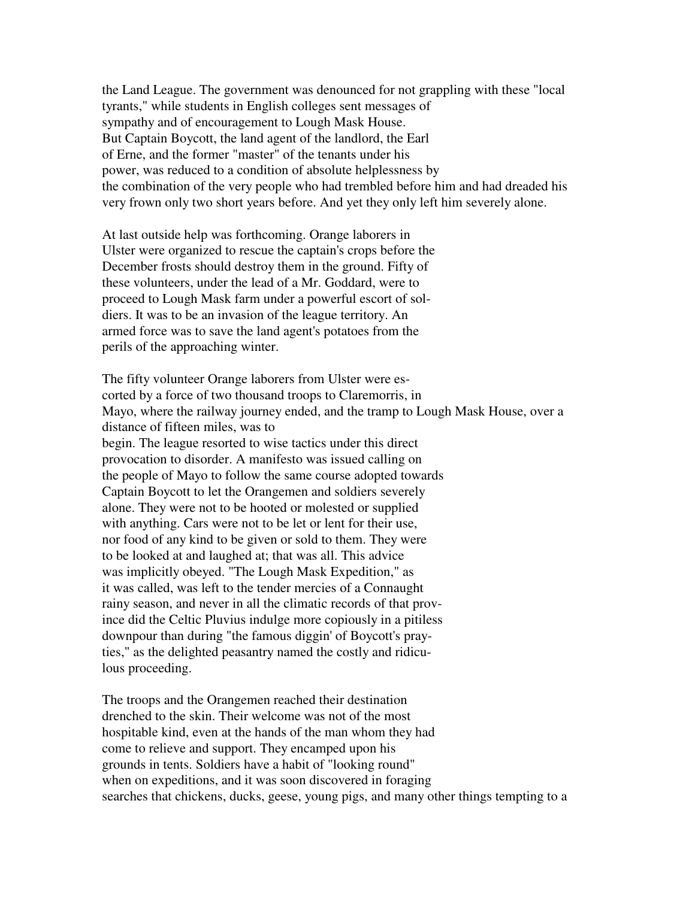the Land League. The government was denounced for not grappling with these "local tyrants," while students in English colleges sent messages of sympathy and of encouragement to Lough Mask House. But Captain Boycott, the land agent of the landlord, the Earl of Erne, and the former "master" of the tenants under his power, was reduced to a condition of absolute helplessness by the combination of the very people who had trembled before him and had dreaded his very frown only two short years before. And yet they only left him severely alone.

At last outside help was forthcoming. Orange laborers in Ulster were organized to rescue the captain's crops before the December frosts should destroy them in the ground. Fifty of these volunteers, under the lead of a Mr. Goddard, were to proceed to Lough Mask farm under a powerful escort of soldiers. It was to be an invasion of the league territory. An armed force was to save the land agent's potatoes from the perils of the approaching winter.

The fifty volunteer Orange laborers from Ulster were escorted by a force of two thousand troops to Claremorris, in Mayo, where the railway journey ended, and the tramp to Lough Mask House, over a distance of fifteen miles, was to begin. The league resorted to wise tactics under this direct provocation to disorder. A manifesto was issued calling on the people of Mayo to follow the same course adopted towards Captain Boycott to let the Orangemen and soldiers severely alone. They were not to be hooted or molested or supplied with anything. Cars were not to be let or lent for their use, nor food of any kind to be given or sold to them. They were to be looked at and laughed at; that was all. This advice was implicitly obeyed. "The Lough Mask Expedition," as it was called, was left to the tender mercies of a Connaught rainy season, and never in all the climatic records of that province did the Celtic Pluvius indulge more copiously in a pitiless downpour than during "the famous diggin' of Boycott's prayties," as the delighted peasantry named the costly and ridiculous proceeding.

The troops and the Orangemen reached their destination drenched to the skin. Their welcome was not of the most hospitable kind, even at the hands of the man whom they had come to relieve and support. They encamped upon his grounds in tents. Soldiers have a habit of "looking round" when on expeditions, and it was soon discovered in foraging searches that chickens, ducks, geese, young pigs, and many other things tempting to a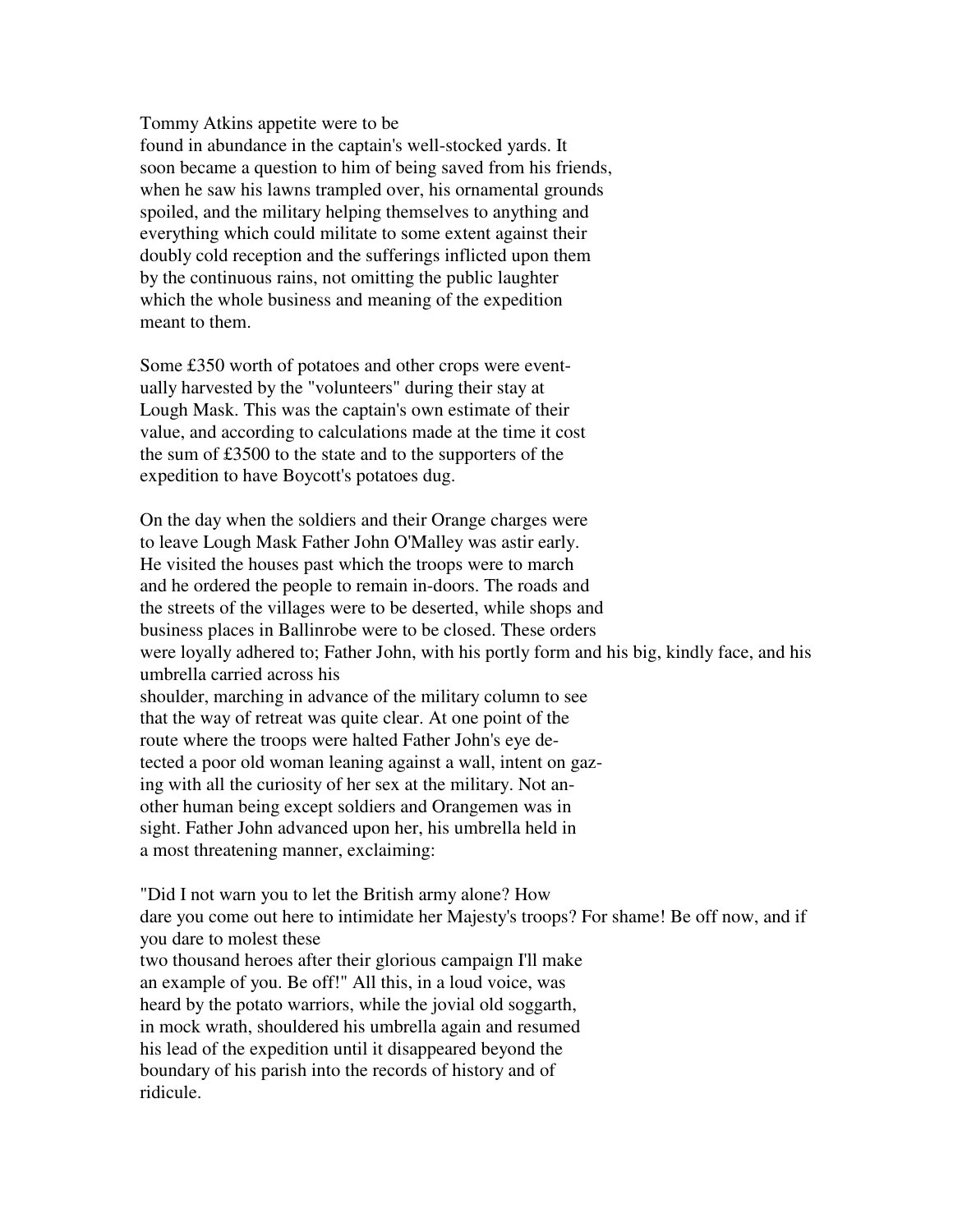Tommy Atkins appetite were to be found in abundance in the captain's well-stocked yards. It soon became a question to him of being saved from his friends, when he saw his lawns trampled over, his ornamental grounds spoiled, and the military helping themselves to anything and everything which could militate to some extent against their doubly cold reception and the sufferings inflicted upon them by the continuous rains, not omitting the public laughter which the whole business and meaning of the expedition meant to them.

Some £350 worth of potatoes and other crops were eventually harvested by the "volunteers" during their stay at Lough Mask. This was the captain's own estimate of their value, and according to calculations made at the time it cost the sum of £3500 to the state and to the supporters of the expedition to have Boycott's potatoes dug.

On the day when the soldiers and their Orange charges were to leave Lough Mask Father John O'Malley was astir early. He visited the houses past which the troops were to march and he ordered the people to remain in-doors. The roads and the streets of the villages were to be deserted, while shops and business places in Ballinrobe were to be closed. These orders were loyally adhered to; Father John, with his portly form and his big, kindly face, and his umbrella carried across his shoulder, marching in advance of the military column to see that the way of retreat was quite clear. At one point of the route where the troops were halted Father John's eye detected a poor old woman leaning against a wall, intent on gazing with all the curiosity of her sex at the military. Not another human being except soldiers and Orangemen was in sight. Father John advanced upon her, his umbrella held in a most threatening manner, exclaiming:

"Did I not warn you to let the British army alone? How dare you come out here to intimidate her Majesty's troops? For shame! Be off now, and if you dare to molest these two thousand heroes after their glorious campaign I'll make an example of you. Be off!" All this, in a loud voice, was heard by the potato warriors, while the jovial old soggarth, in mock wrath, shouldered his umbrella again and resumed his lead of the expedition until it disappeared beyond the boundary of his parish into the records of history and of ridicule.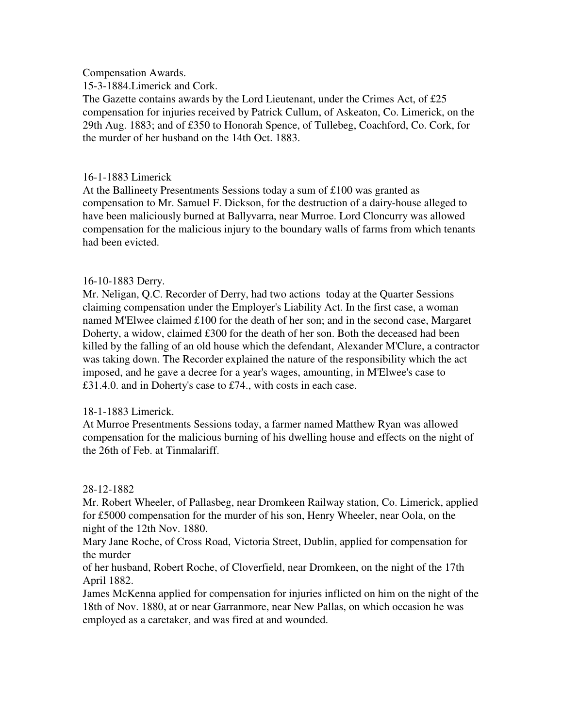Compensation Awards.

15-3-1884.Limerick and Cork.

The Gazette contains awards by the Lord Lieutenant, under the Crimes Act, of £25 compensation for injuries received by Patrick Cullum, of Askeaton, Co. Limerick, on the 29th Aug. 1883; and of £350 to Honorah Spence, of Tullebeg, Coachford, Co. Cork, for the murder of her husband on the 14th Oct. 1883.

16-1-1883 Limerick

At the Ballineety Presentments Sessions today a sum of £100 was granted as compensation to Mr. Samuel F. Dickson, for the destruction of a dairy-house alleged to have been maliciously burned at Ballyvarra, near Murroe. Lord Cloncurry was allowed compensation for the malicious injury to the boundary walls of farms from which tenants had been evicted.

16-10-1883 Derry.

Mr. Neligan, Q.C. Recorder of Derry, had two actions today at the Quarter Sessions claiming compensation under the Employer's Liability Act. In the first case, a woman named M'Elwee claimed £100 for the death of her son; and in the second case, Margaret Doherty, a widow, claimed £300 for the death of her son. Both the deceased had been killed by the falling of an old house which the defendant, Alexander M'Clure, a contractor was taking down. The Recorder explained the nature of the responsibility which the act imposed, and he gave a decree for a year's wages, amounting, in M'Elwee's case to £31.4.0. and in Doherty's case to £74., with costs in each case.

18-1-1883 Limerick.

At Murroe Presentments Sessions today, a farmer named Matthew Ryan was allowed compensation for the malicious burning of his dwelling house and effects on the night of the 26th of Feb. at Tinmalariff.

28-12-1882

Mr. Robert Wheeler, of Pallasbeg, near Dromkeen Railway station, Co. Limerick, applied for £5000 compensation for the murder of his son, Henry Wheeler, near Oola, on the night of the 12th Nov. 1880.

Mary Jane Roche, of Cross Road, Victoria Street, Dublin, applied for compensation for the murder of her husband, Robert Roche, of Cloverfield, near Dromkeen, on the night of the 17th April 1882.

James McKenna applied for compensation for injuries inflicted on him on the night of the 18th of Nov. 1880, at or near Garranmore, near New Pallas, on which occasion he was employed as a caretaker, and was fired at and wounded.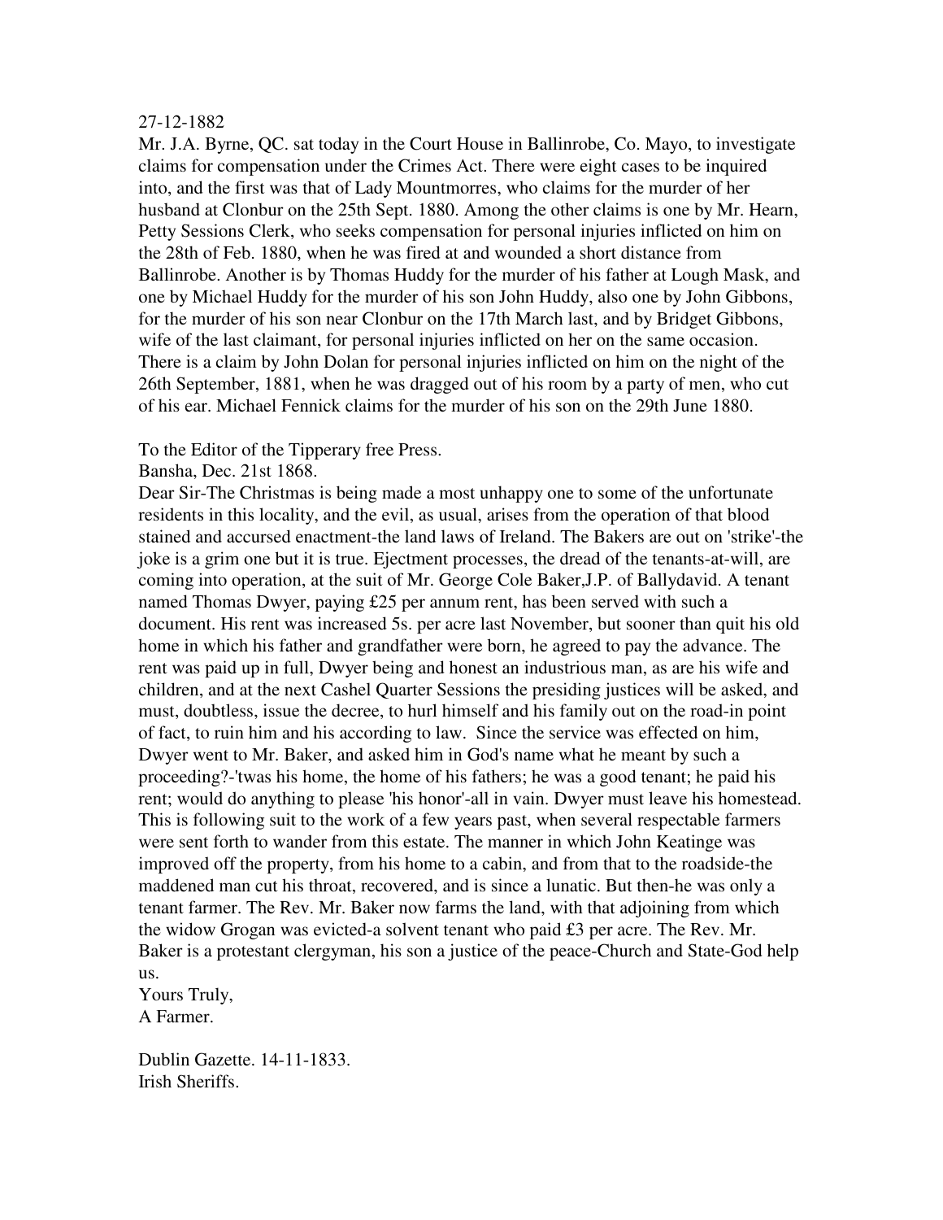27-12-1882

Mr. J.A. Byrne, QC. sat today in the Court House in Ballinrobe, Co. Mayo, to investigate claims for compensation under the Crimes Act. There were eight cases to be inquired into, and the first was that of Lady Mountmorres, who claims for the murder of her husband at Clonbur on the 25th Sept. 1880. Among the other claims is one by Mr. Hearn, Petty Sessions Clerk, who seeks compensation for personal injuries inflicted on him on the 28th of Feb. 1880, when he was fired at and wounded a short distance from Ballinrobe. Another is by Thomas Huddy for the murder of his father at Lough Mask, and one by Michael Huddy for the murder of his son John Huddy, also one by John Gibbons, for the murder of his son near Clonbur on the 17th March last, and by Bridget Gibbons, wife of the last claimant, for personal injuries inflicted on her on the same occasion. There is a claim by John Dolan for personal injuries inflicted on him on the night of the 26th September, 1881, when he was dragged out of his room by a party of men, who cut of his ear. Michael Fennick claims for the murder of his son on the 29th June 1880.

To the Editor of the Tipperary free Press.

Bansha, Dec. 21st 1868.

Dear Sir-The Christmas is being made a most unhappy one to some of the unfortunate residents in this locality, and the evil, as usual, arises from the operation of that blood stained and accursed enactment-the land laws of Ireland. The Bakers are out on 'strike'-the joke is a grim one but it is true. Ejectment processes, the dread of the tenants-at-will, are coming into operation, at the suit of Mr. George Cole Baker,J.P. of Ballydavid. A tenant named Thomas Dwyer, paying £25 per annum rent, has been served with such a document. His rent was increased 5s. per acre last November, but sooner than quit his old home in which his father and grandfather were born, he agreed to pay the advance. The rent was paid up in full, Dwyer being and honest an industrious man, as are his wife and children, and at the next Cashel Quarter Sessions the presiding justices will be asked, and must, doubtless, issue the decree, to hurl himself and his family out on the road-in point of fact, to ruin him and his according to law. Since the service was effected on him, Dwyer went to Mr. Baker, and asked him in God's name what he meant by such a proceeding?-'twas his home, the home of his fathers; he was a good tenant; he paid his rent; would do anything to please 'his honor'-all in vain. Dwyer must leave his homestead. This is following suit to the work of a few years past, when several respectable farmers were sent forth to wander from this estate. The manner in which John Keatinge was improved off the property, from his home to a cabin, and from that to the roadside-the maddened man cut his throat, recovered, and is since a lunatic. But then-he was only a tenant farmer. The Rev. Mr. Baker now farms the land, with that adjoining from which the widow Grogan was evicted-a solvent tenant who paid £3 per acre. The Rev. Mr. Baker is a protestant clergyman, his son a justice of the peace-Church and State-God help us.

Yours Truly,
A Farmer.

Dublin Gazette. 14-11-1833.
Irish Sheriffs.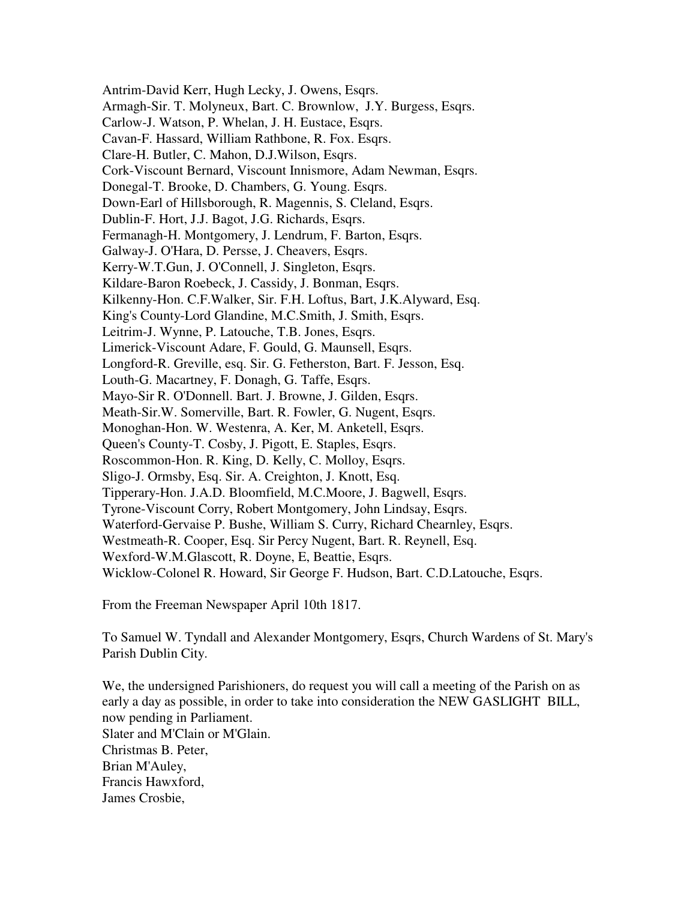Antrim-David Kerr, Hugh Lecky, J. Owens, Esqrs.
Armagh-Sir. T. Molyneux, Bart. C. Brownlow, J.Y. Burgess, Esqrs.
Carlow-J. Watson, P. Whelan, J. H. Eustace, Esqrs.
Cavan-F. Hassard, William Rathbone, R. Fox. Esqrs.
Clare-H. Butler, C. Mahon, D.J.Wilson, Esqrs.
Cork-Viscount Bernard, Viscount Innismore, Adam Newman, Esqrs.
Donegal-T. Brooke, D. Chambers, G. Young. Esqrs.
Down-Earl of Hillsborough, R. Magennis, S. Cleland, Esqrs.
Dublin-F. Hort, J.J. Bagot, J.G. Richards, Esqrs.
Fermanagh-H. Montgomery, J. Lendrum, F. Barton, Esqrs.
Galway-J. O'Hara, D. Persse, J. Cheavers, Esqrs.
Kerry-W.T.Gun, J. O'Connell, J. Singleton, Esqrs.
Kildare-Baron Roebeck, J. Cassidy, J. Bonman, Esqrs.
Kilkenny-Hon. C.F.Walker, Sir. F.H. Loftus, Bart, J.K.Alyward, Esq.
King's County-Lord Glandine, M.C.Smith, J. Smith, Esqrs.
Leitrim-J. Wynne, P. Latouche, T.B. Jones, Esqrs.
Limerick-Viscount Adare, F. Gould, G. Maunsell, Esqrs.
Longford-R. Greville, esq. Sir. G. Fetherston, Bart. F. Jesson, Esq.
Louth-G. Macartney, F. Donagh, G. Taffe, Esqrs.
Mayo-Sir R. O'Donnell. Bart. J. Browne, J. Gilden, Esqrs.
Meath-Sir.W. Somerville, Bart. R. Fowler, G. Nugent, Esqrs.
Monoghan-Hon. W. Westenra, A. Ker, M. Anketell, Esqrs.
Queen's County-T. Cosby, J. Pigott, E. Staples, Esqrs.
Roscommon-Hon. R. King, D. Kelly, C. Molloy, Esqrs.
Sligo-J. Ormsby, Esq. Sir. A. Creighton, J. Knott, Esq.
Tipperary-Hon. J.A.D. Bloomfield, M.C.Moore, J. Bagwell, Esqrs.
Tyrone-Viscount Corry, Robert Montgomery, John Lindsay, Esqrs.
Waterford-Gervaise P. Bushe, William S. Curry, Richard Chearnley, Esqrs.
Westmeath-R. Cooper, Esq. Sir Percy Nugent, Bart. R. Reynell, Esq.
Wexford-W.M.Glascott, R. Doyne, E, Beattie, Esqrs.
Wicklow-Colonel R. Howard, Sir George F. Hudson, Bart. C.D.Latouche, Esqrs.

From the Freeman Newspaper April 10th 1817.

To Samuel W. Tyndall and Alexander Montgomery, Esqrs, Church Wardens of St. Mary's Parish Dublin City.

We, the undersigned Parishioners, do request you will call a meeting of the Parish on as early a day as possible, in order to take into consideration the NEW GASLIGHT BILL, now pending in Parliament.
Slater and M'Clain or M'Glain.
Christmas B. Peter,
Brian M'Auley,
Francis Hawxford,
James Crosbie,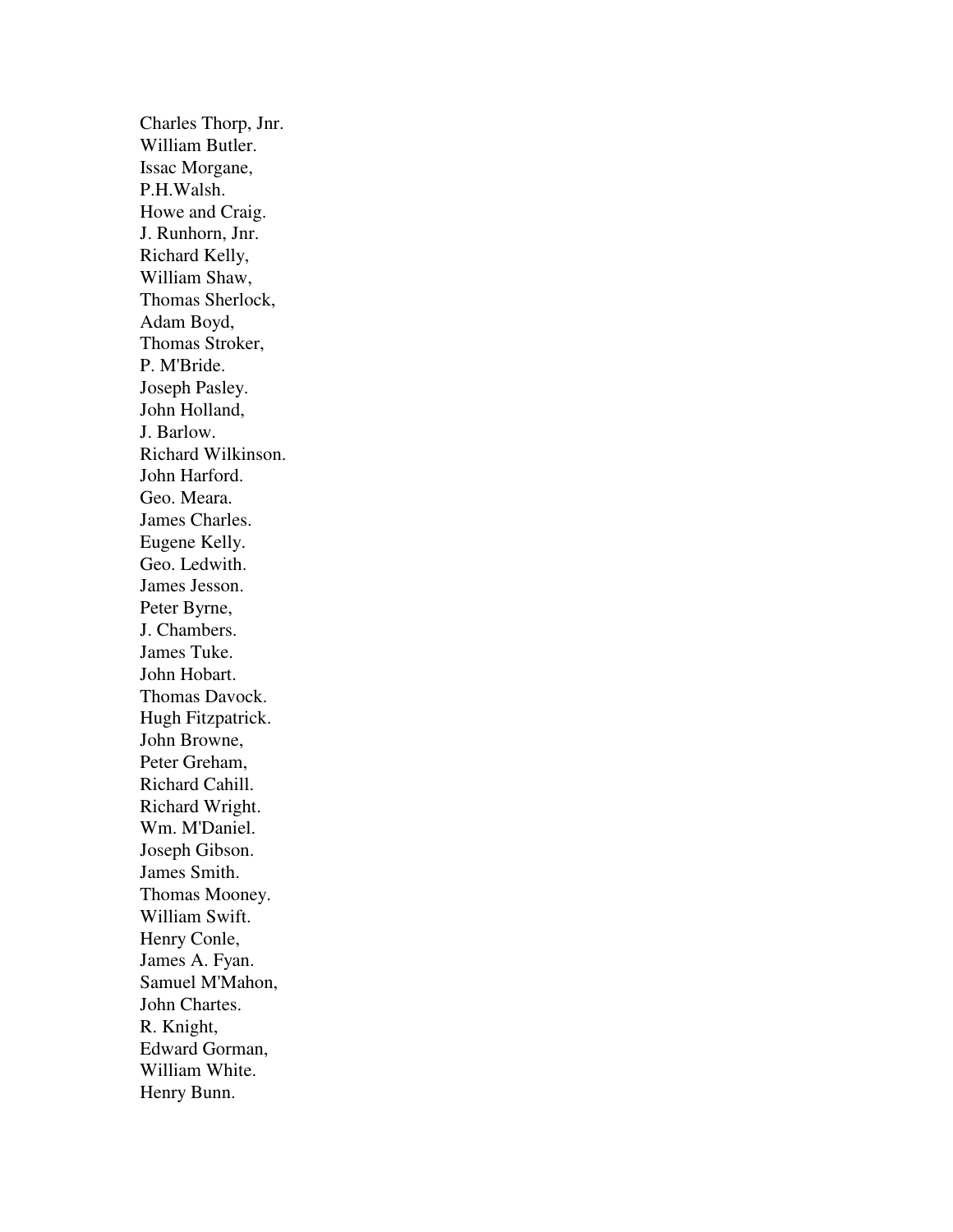Charles Thorp, Jnr.  
William Butler.  
Issac Morgane,  
P.H.Walsh.  
Howe and Craig.  
J. Runhorn, Jnr.  
Richard Kelly,  
William Shaw,  
Thomas Sherlock,  
Adam Boyd,  
Thomas Stroker,  
P. M'Bride.  
Joseph Pasley.  
John Holland,  
J. Barlow.  
Richard Wilkinson.  
John Harford.  
Geo. Meara.  
James Charles.  
Eugene Kelly.  
Geo. Ledwith.  
James Jesson.  
Peter Byrne,  
J. Chambers.  
James Tuke.  
John Hobart.  
Thomas Davock.  
Hugh Fitzpatrick.  
John Browne,  
Peter Greham,  
Richard Cahill.  
Richard Wright.  
Wm. M'Daniel.  
Joseph Gibson.  
James Smith.  
Thomas Mooney.  
William Swift.  
Henry Conle,  
James A. Fyan.  
Samuel M'Mahon,  
John Chartes.  
R. Knight,  
Edward Gorman,  
William White.  
Henry Bunn.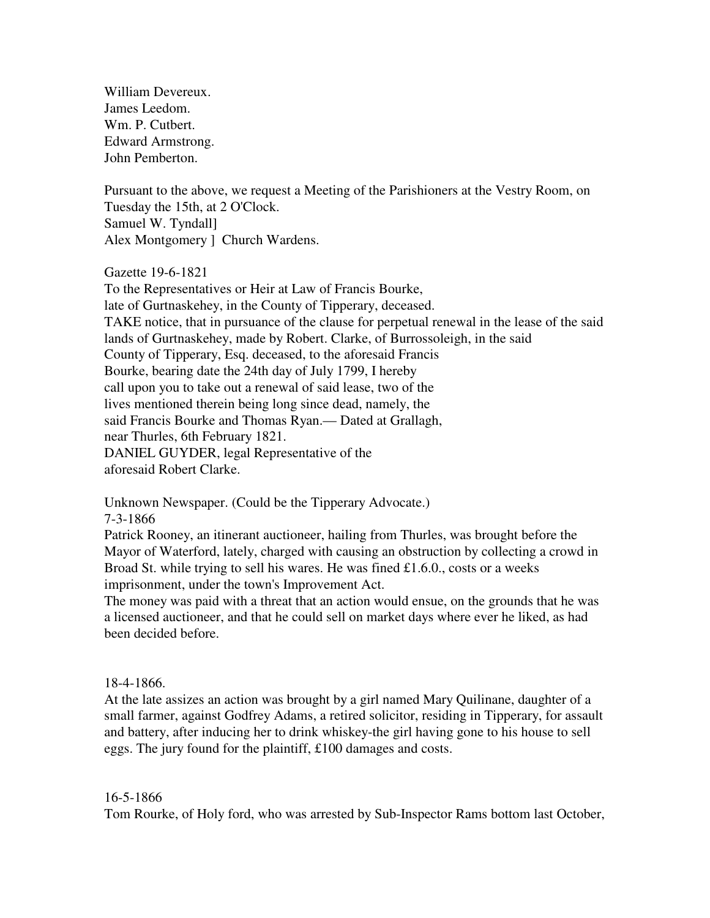William Devereux.
James Leedom.
Wm. P. Cutbert.
Edward Armstrong.
John Pemberton.

Pursuant to the above, we request a Meeting of the Parishioners at the Vestry Room, on Tuesday the 15th, at 2 O'Clock.
Samuel W. Tyndall]
Alex Montgomery ]  Church Wardens.

Gazette 19-6-1821
To the Representatives or Heir at Law of Francis Bourke,
late of Gurtnaskehey, in the County of Tipperary, deceased.
TAKE notice, that in pursuance of the clause for perpetual renewal in the lease of the said lands of Gurtnaskehey, made by Robert. Clarke, of Burrossoleigh, in the said County of Tipperary, Esq. deceased, to the aforesaid Francis Bourke, bearing date the 24th day of July 1799, I hereby call upon you to take out a renewal of said lease, two of the lives mentioned therein being long since dead, namely, the said Francis Bourke and Thomas Ryan.— Dated at Grallagh, near Thurles, 6th February 1821.
DANIEL GUYDER, legal Representative of the aforesaid Robert Clarke.

Unknown Newspaper. (Could be the Tipperary Advocate.)
7-3-1866
Patrick Rooney, an itinerant auctioneer, hailing from Thurles, was brought before the Mayor of Waterford, lately, charged with causing an obstruction by collecting a crowd in Broad St. while trying to sell his wares. He was fined £1.6.0., costs or a weeks imprisonment, under the town's Improvement Act.
The money was paid with a threat that an action would ensue, on the grounds that he was a licensed auctioneer, and that he could sell on market days where ever he liked, as had been decided before.

18-4-1866.
At the late assizes an action was brought by a girl named Mary Quilinane, daughter of a small farmer, against Godfrey Adams, a retired solicitor, residing in Tipperary, for assault and battery, after inducing her to drink whiskey-the girl having gone to his house to sell eggs. The jury found for the plaintiff, £100 damages and costs.

16-5-1866
Tom Rourke, of Holy ford, who was arrested by Sub-Inspector Rams bottom last October,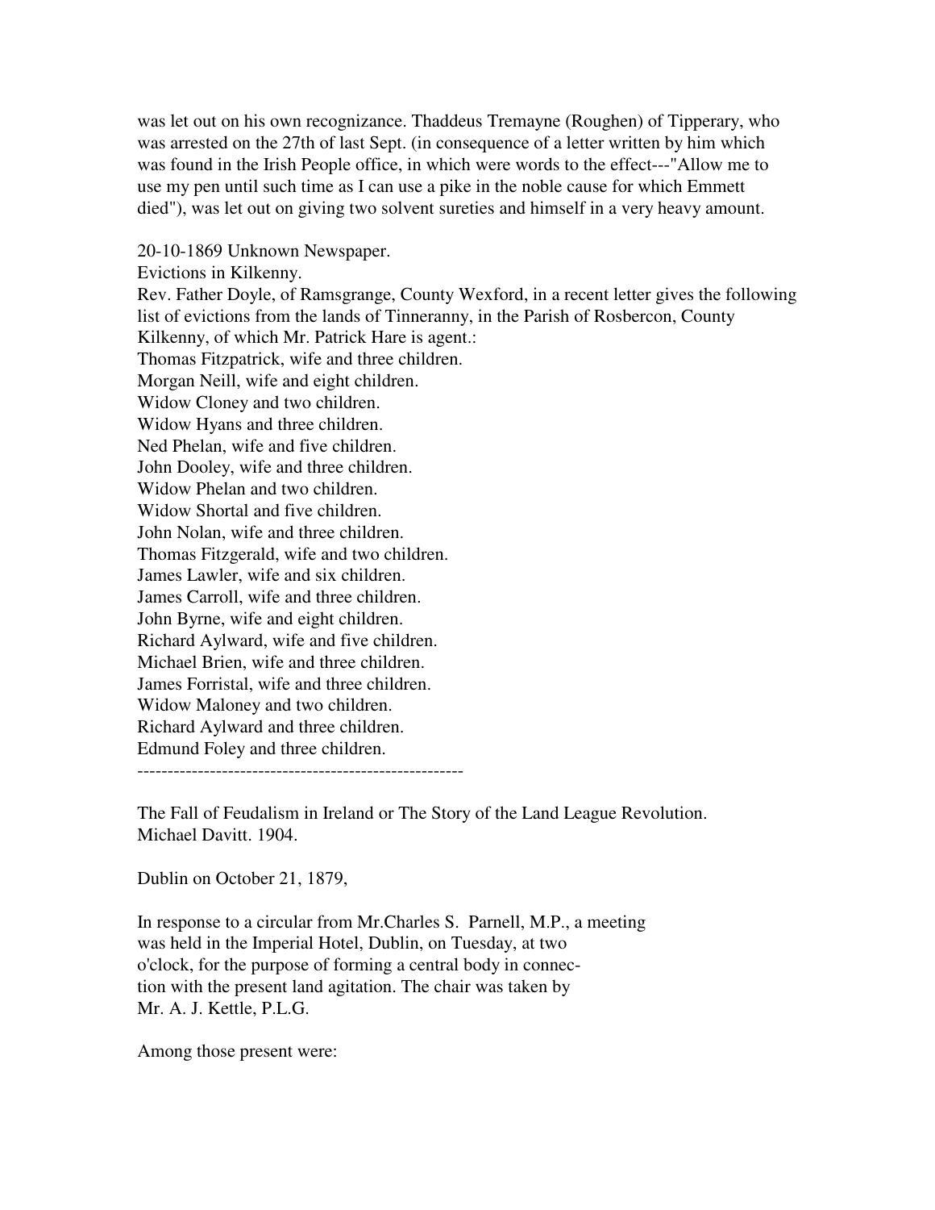was let out on his own recognizance. Thaddeus Tremayne (Roughen) of Tipperary, who was arrested on the 27th of last Sept. (in consequence of a letter written by him which was found in the Irish People office, in which were words to the effect---"Allow me to use my pen until such time as I can use a pike in the noble cause for which Emmett died"), was let out on giving two solvent sureties and himself in a very heavy amount.

20-10-1869 Unknown Newspaper.
Evictions in Kilkenny.
Rev. Father Doyle, of Ramsgrange, County Wexford, in a recent letter gives the following list of evictions from the lands of Tinneranny, in the Parish of Rosbercon, County Kilkenny, of which Mr. Patrick Hare is agent.:
Thomas Fitzpatrick, wife and three children.
Morgan Neill, wife and eight children.
Widow Cloney and two children.
Widow Hyans and three children.
Ned Phelan, wife and five children.
John Dooley, wife and three children.
Widow Phelan and two children.
Widow Shortal and five children.
John Nolan, wife and three children.
Thomas Fitzgerald, wife and two children.
James Lawler, wife and six children.
James Carroll, wife and three children.
John Byrne, wife and eight children.
Richard Aylward, wife and five children.
Michael Brien, wife and three children.
James Forristal, wife and three children.
Widow Maloney and two children.
Richard Aylward and three children.
Edmund Foley and three children.

-----------------------------------------------------

The Fall of Feudalism in Ireland or The Story of the Land League Revolution.
Michael Davitt. 1904.

Dublin on October 21, 1879,

In response to a circular from Mr.Charles S. Parnell, M.P., a meeting was held in the Imperial Hotel, Dublin, on Tuesday, at two o'clock, for the purpose of forming a central body in connection with the present land agitation. The chair was taken by Mr. A. J. Kettle, P.L.G.

Among those present were: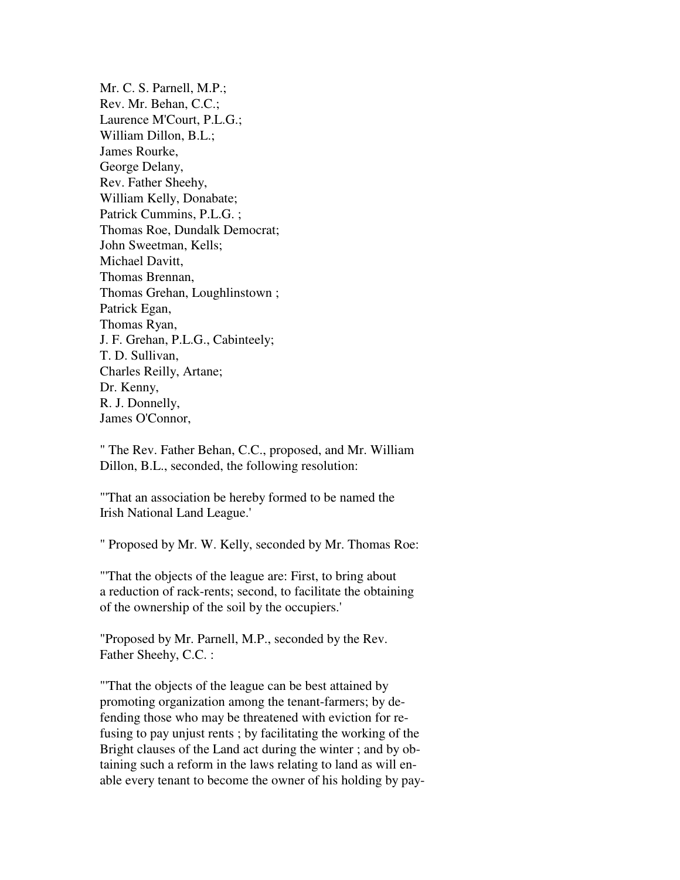Mr. C. S. Parnell, M.P.;  
Rev. Mr. Behan, C.C.;  
Laurence M'Court, P.L.G.;  
William Dillon, B.L.;  
James Rourke,  
George Delany,  
Rev. Father Sheehy,  
William Kelly, Donabate;  
Patrick Cummins, P.L.G. ;  
Thomas Roe, Dundalk Democrat;  
John Sweetman, Kells;  
Michael Davitt,  
Thomas Brennan,  
Thomas Grehan, Loughlinstown ;  
Patrick Egan,  
Thomas Ryan,  
J. F. Grehan, P.L.G., Cabinteely;  
T. D. Sullivan,  
Charles Reilly, Artane;  
Dr. Kenny,  
R. J. Donnelly,  
James O'Connor,

" The Rev. Father Behan, C.C., proposed, and Mr. William Dillon, B.L., seconded, the following resolution:

"'That an association be hereby formed to be named the Irish National Land League.'

" Proposed by Mr. W. Kelly, seconded by Mr. Thomas Roe:

"'That the objects of the league are: First, to bring about a reduction of rack-rents; second, to facilitate the obtaining of the ownership of the soil by the occupiers.'

"Proposed by Mr. Parnell, M.P., seconded by the Rev. Father Sheehy, C.C. :

"'That the objects of the league can be best attained by promoting organization among the tenant-farmers; by defending those who may be threatened with eviction for refusing to pay unjust rents ; by facilitating the working of the Bright clauses of the Land act during the winter ; and by obtaining such a reform in the laws relating to land as will enable every tenant to become the owner of his holding by pay-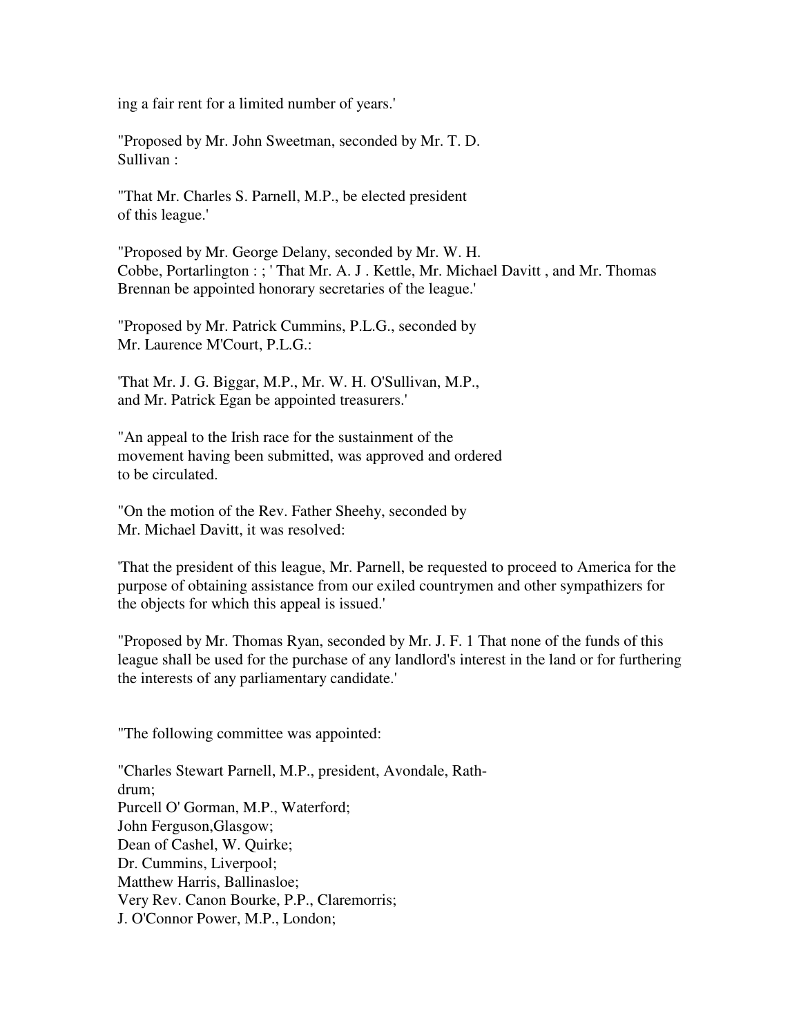ing a fair rent for a limited number of years.'

"Proposed by Mr. John Sweetman, seconded by Mr. T. D. Sullivan :

"That Mr. Charles S. Parnell, M.P., be elected president of this league.'

"Proposed by Mr. George Delany, seconded by Mr. W. H. Cobbe, Portarlington : ; ' That Mr. A. J . Kettle, Mr. Michael Davitt , and Mr. Thomas Brennan be appointed honorary secretaries of the league.'

"Proposed by Mr. Patrick Cummins, P.L.G., seconded by Mr. Laurence M'Court, P.L.G.:

'That Mr. J. G. Biggar, M.P., Mr. W. H. O'Sullivan, M.P., and Mr. Patrick Egan be appointed treasurers.'

"An appeal to the Irish race for the sustainment of the movement having been submitted, was approved and ordered to be circulated.

"On the motion of the Rev. Father Sheehy, seconded by Mr. Michael Davitt, it was resolved:

'That the president of this league, Mr. Parnell, be requested to proceed to America for the purpose of obtaining assistance from our exiled countrymen and other sympathizers for the objects for which this appeal is issued.'

"Proposed by Mr. Thomas Ryan, seconded by Mr. J. F. 1 That none of the funds of this league shall be used for the purchase of any landlord's interest in the land or for furthering the interests of any parliamentary candidate.'

"The following committee was appointed:

"Charles Stewart Parnell, M.P., president, Avondale, Rathdrum;
Purcell O' Gorman, M.P., Waterford;
John Ferguson,Glasgow;
Dean of Cashel, W. Quirke;
Dr. Cummins, Liverpool;
Matthew Harris, Ballinasloe;
Very Rev. Canon Bourke, P.P., Claremorris;
J. O'Connor Power, M.P., London;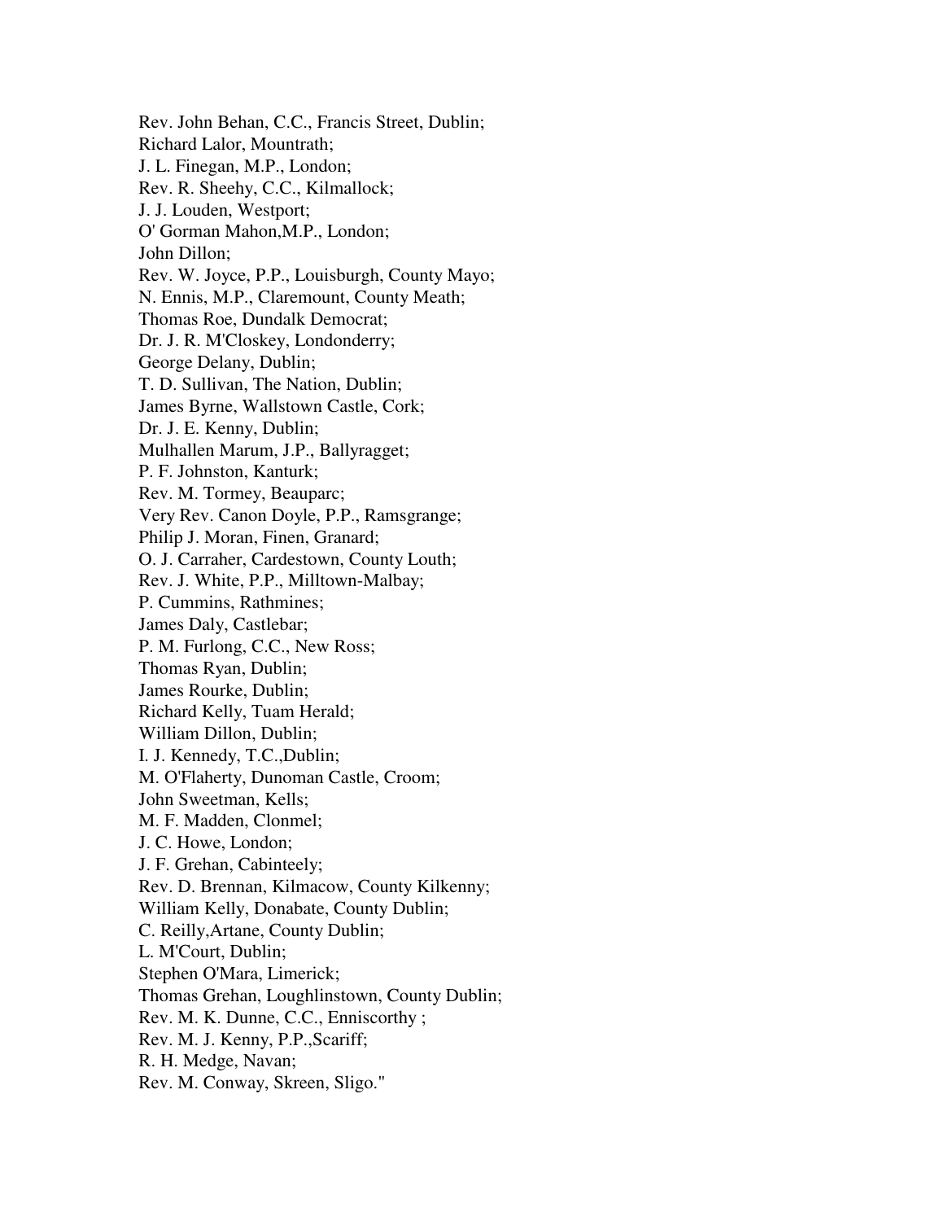Rev. John Behan, C.C., Francis Street, Dublin;
Richard Lalor, Mountrath;
J. L. Finegan, M.P., London;
Rev. R. Sheehy, C.C., Kilmallock;
J. J. Louden, Westport;
O' Gorman Mahon,M.P., London;
John Dillon;
Rev. W. Joyce, P.P., Louisburgh, County Mayo;
N. Ennis, M.P., Claremount, County Meath;
Thomas Roe, Dundalk Democrat;
Dr. J. R. M'Closkey, Londonderry;
George Delany, Dublin;
T. D. Sullivan, The Nation, Dublin;
James Byrne, Wallstown Castle, Cork;
Dr. J. E. Kenny, Dublin;
Mulhallen Marum, J.P., Ballyragget;
P. F. Johnston, Kanturk;
Rev. M. Tormey, Beauparc;
Very Rev. Canon Doyle, P.P., Ramsgrange;
Philip J. Moran, Finen, Granard;
O. J. Carraher, Cardestown, County Louth;
Rev. J. White, P.P., Milltown-Malbay;
P. Cummins, Rathmines;
James Daly, Castlebar;
P. M. Furlong, C.C., New Ross;
Thomas Ryan, Dublin;
James Rourke, Dublin;
Richard Kelly, Tuam Herald;
William Dillon, Dublin;
I. J. Kennedy, T.C.,Dublin;
M. O'Flaherty, Dunoman Castle, Croom;
John Sweetman, Kells;
M. F. Madden, Clonmel;
J. C. Howe, London;
J. F. Grehan, Cabinteely;
Rev. D. Brennan, Kilmacow, County Kilkenny;
William Kelly, Donabate, County Dublin;
C. Reilly,Artane, County Dublin;
L. M'Court, Dublin;
Stephen O'Mara, Limerick;
Thomas Grehan, Loughlinstown, County Dublin;
Rev. M. K. Dunne, C.C., Enniscorthy ;
Rev. M. J. Kenny, P.P.,Scariff;
R. H. Medge, Navan;
Rev. M. Conway, Skreen, Sligo."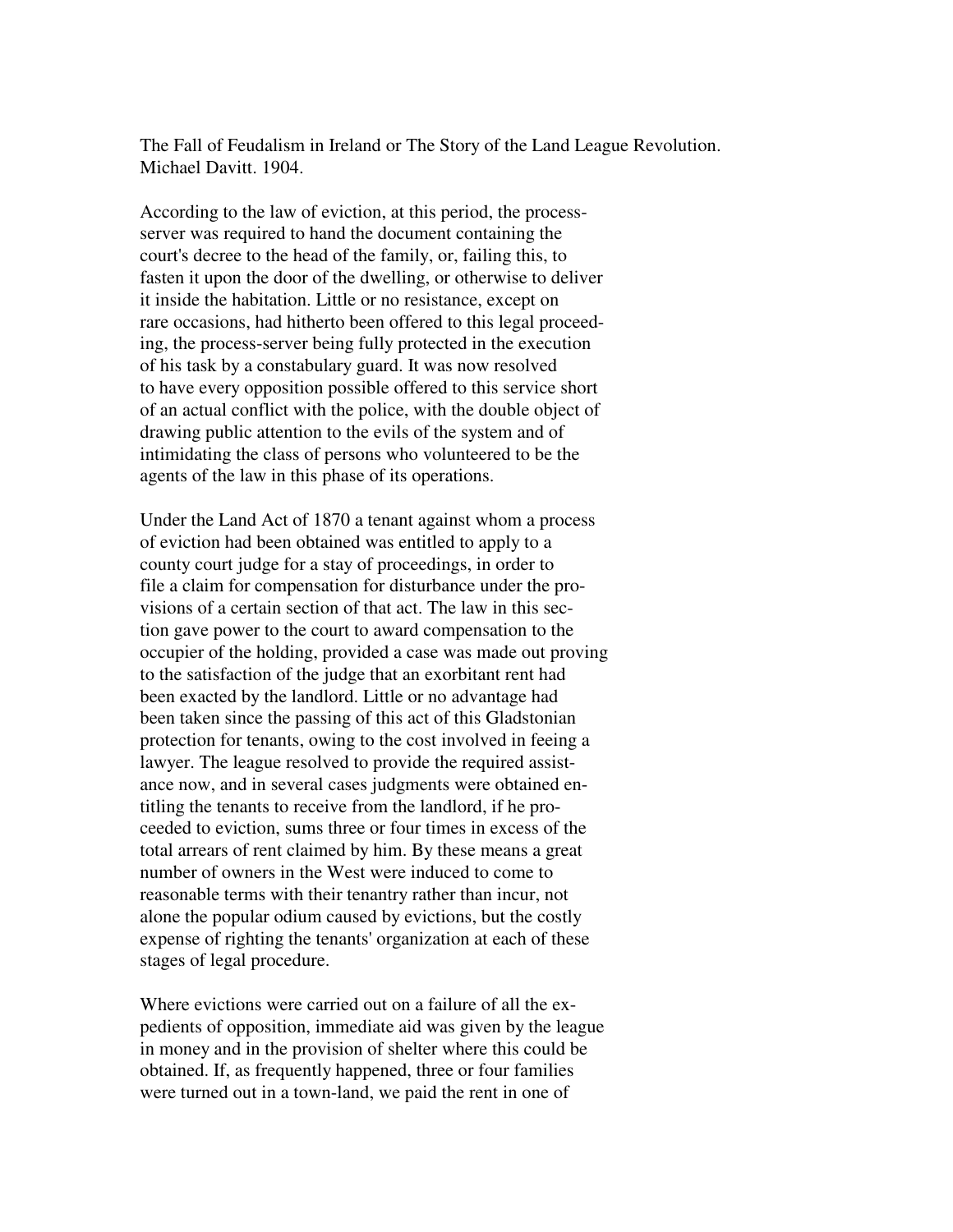The Fall of Feudalism in Ireland or The Story of the Land League Revolution. Michael Davitt. 1904.

According to the law of eviction, at this period, the process-server was required to hand the document containing the court's decree to the head of the family, or, failing this, to fasten it upon the door of the dwelling, or otherwise to deliver it inside the habitation. Little or no resistance, except on rare occasions, had hitherto been offered to this legal proceeding, the process-server being fully protected in the execution of his task by a constabulary guard. It was now resolved to have every opposition possible offered to this service short of an actual conflict with the police, with the double object of drawing public attention to the evils of the system and of intimidating the class of persons who volunteered to be the agents of the law in this phase of its operations.

Under the Land Act of 1870 a tenant against whom a process of eviction had been obtained was entitled to apply to a county court judge for a stay of proceedings, in order to file a claim for compensation for disturbance under the provisions of a certain section of that act. The law in this section gave power to the court to award compensation to the occupier of the holding, provided a case was made out proving to the satisfaction of the judge that an exorbitant rent had been exacted by the landlord. Little or no advantage had been taken since the passing of this act of this Gladstonian protection for tenants, owing to the cost involved in feeing a lawyer. The league resolved to provide the required assistance now, and in several cases judgments were obtained entitling the tenants to receive from the landlord, if he proceeded to eviction, sums three or four times in excess of the total arrears of rent claimed by him. By these means a great number of owners in the West were induced to come to reasonable terms with their tenantry rather than incur, not alone the popular odium caused by evictions, but the costly expense of righting the tenants' organization at each of these stages of legal procedure.

Where evictions were carried out on a failure of all the expedients of opposition, immediate aid was given by the league in money and in the provision of shelter where this could be obtained. If, as frequently happened, three or four families were turned out in a town-land, we paid the rent in one of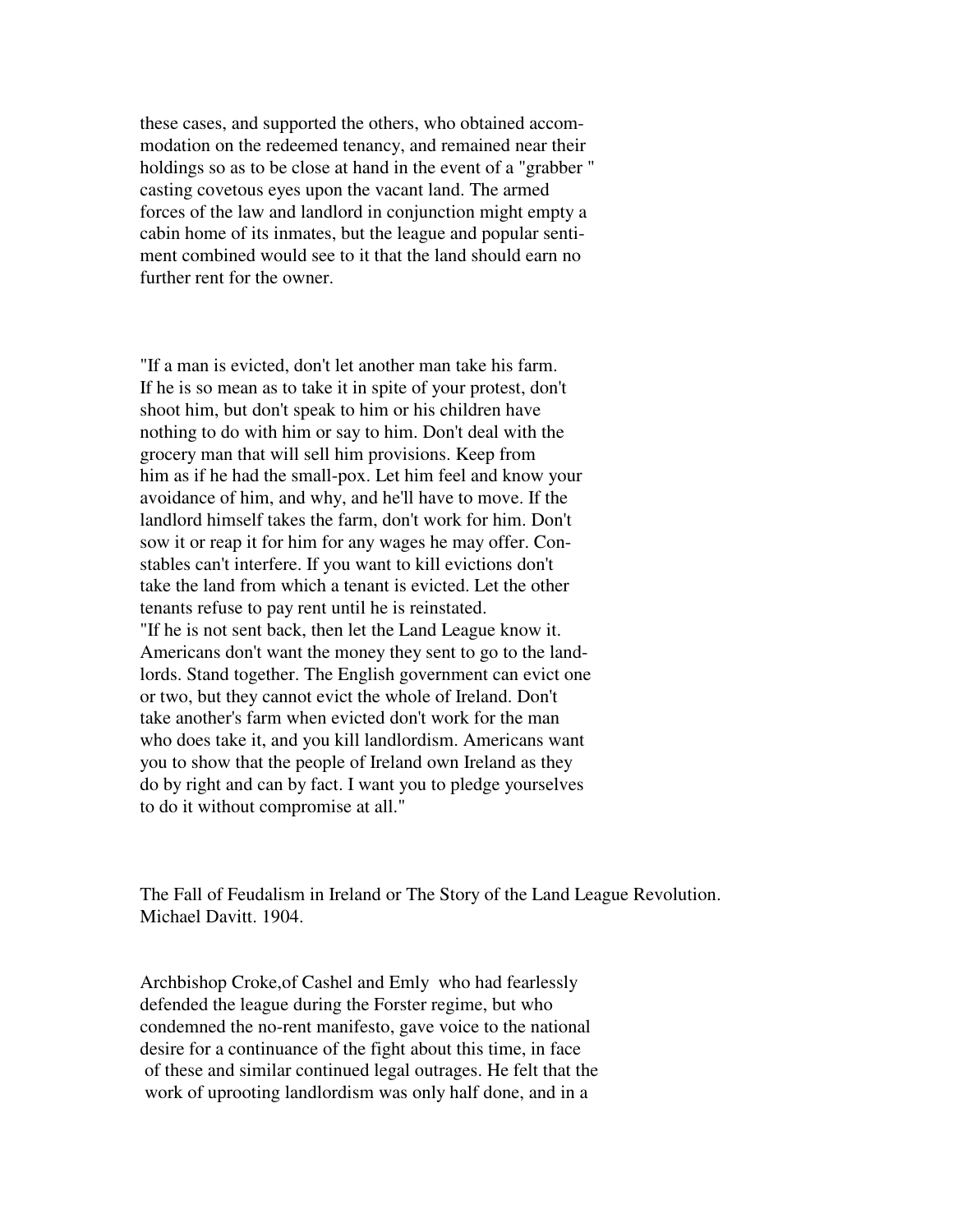these cases, and supported the others, who obtained accommodation on the redeemed tenancy, and remained near their holdings so as to be close at hand in the event of a "grabber " casting covetous eyes upon the vacant land. The armed forces of the law and landlord in conjunction might empty a cabin home of its inmates, but the league and popular sentiment combined would see to it that the land should earn no further rent for the owner.

"If a man is evicted, don't let another man take his farm. If he is so mean as to take it in spite of your protest, don't shoot him, but don't speak to him or his children have nothing to do with him or say to him. Don't deal with the grocery man that will sell him provisions. Keep from him as if he had the small-pox. Let him feel and know your avoidance of him, and why, and he'll have to move. If the landlord himself takes the farm, don't work for him. Don't sow it or reap it for him for any wages he may offer. Constables can't interfere. If you want to kill evictions don't take the land from which a tenant is evicted. Let the other tenants refuse to pay rent until he is reinstated.
"If he is not sent back, then let the Land League know it. Americans don't want the money they sent to go to the landlords. Stand together. The English government can evict one or two, but they cannot evict the whole of Ireland. Don't take another's farm when evicted don't work for the man who does take it, and you kill landlordism. Americans want you to show that the people of Ireland own Ireland as they do by right and can by fact. I want you to pledge yourselves to do it without compromise at all."

The Fall of Feudalism in Ireland or The Story of the Land League Revolution. Michael Davitt. 1904.

Archbishop Croke,of Cashel and Emly who had fearlessly defended the league during the Forster regime, but who condemned the no-rent manifesto, gave voice to the national desire for a continuance of the fight about this time, in face of these and similar continued legal outrages. He felt that the work of uprooting landlordism was only half done, and in a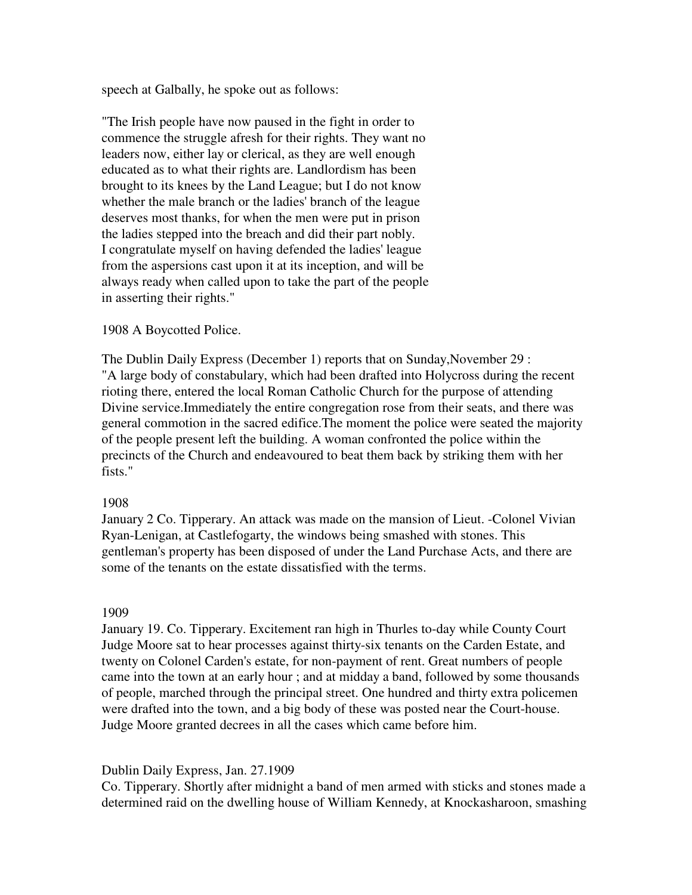speech at Galbally, he spoke out as follows:

"The Irish people have now paused in the fight in order to commence the struggle afresh for their rights. They want no leaders now, either lay or clerical, as they are well enough educated as to what their rights are. Landlordism has been brought to its knees by the Land League; but I do not know whether the male branch or the ladies' branch of the league deserves most thanks, for when the men were put in prison the ladies stepped into the breach and did their part nobly. I congratulate myself on having defended the ladies' league from the aspersions cast upon it at its inception, and will be always ready when called upon to take the part of the people in asserting their rights."

1908 A Boycotted Police.

The Dublin Daily Express (December 1) reports that on Sunday,November 29 :
"A large body of constabulary, which had been drafted into Holycross during the recent rioting there, entered the local Roman Catholic Church for the purpose of attending Divine service.Immediately the entire congregation rose from their seats, and there was general commotion in the sacred edifice.The moment the police were seated the majority of the people present left the building. A woman confronted the police within the precincts of the Church and endeavoured to beat them back by striking them with her fists."

1908
January 2 Co. Tipperary. An attack was made on the mansion of Lieut. -Colonel Vivian Ryan-Lenigan, at Castlefogarty, the windows being smashed with stones. This gentleman's property has been disposed of under the Land Purchase Acts, and there are some of the tenants on the estate dissatisfied with the terms.

1909
January 19. Co. Tipperary. Excitement ran high in Thurles to-day while County Court Judge Moore sat to hear processes against thirty-six tenants on the Carden Estate, and twenty on Colonel Carden's estate, for non-payment of rent. Great numbers of people came into the town at an early hour ; and at midday a band, followed by some thousands of people, marched through the principal street. One hundred and thirty extra policemen were drafted into the town, and a big body of these was posted near the Court-house. Judge Moore granted decrees in all the cases which came before him.

Dublin Daily Express, Jan. 27.1909
Co. Tipperary. Shortly after midnight a band of men armed with sticks and stones made a determined raid on the dwelling house of William Kennedy, at Knockasharoon, smashing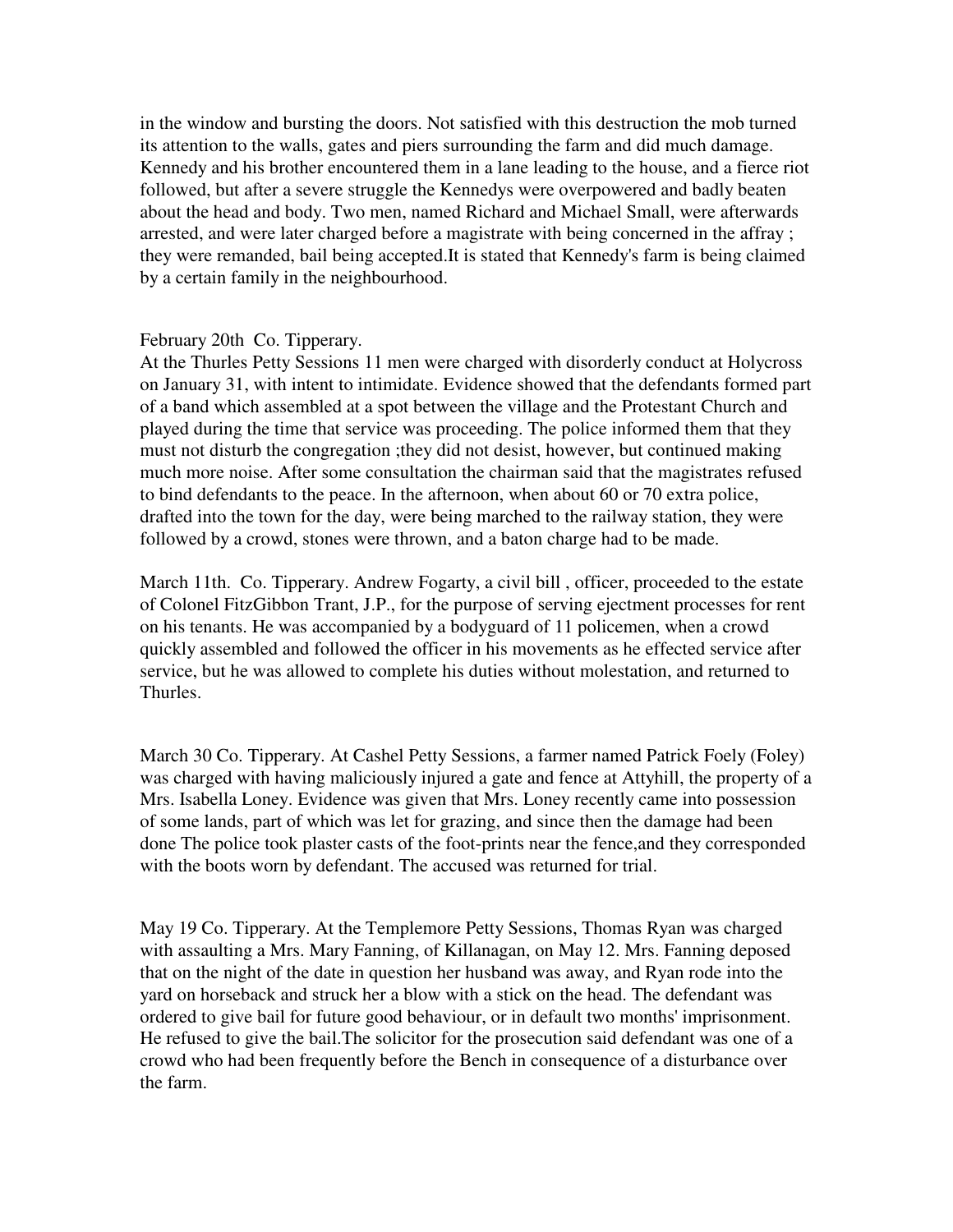in the window and bursting the doors. Not satisfied with this destruction the mob turned its attention to the walls, gates and piers surrounding the farm and did much damage. Kennedy and his brother encountered them in a lane leading to the house, and a fierce riot followed, but after a severe struggle the Kennedys were overpowered and badly beaten about the head and body. Two men, named Richard and Michael Small, were afterwards arrested, and were later charged before a magistrate with being concerned in the affray ; they were remanded, bail being accepted.It is stated that Kennedy's farm is being claimed by a certain family in the neighbourhood.

February 20th Co. Tipperary.
At the Thurles Petty Sessions 11 men were charged with disorderly conduct at Holycross on January 31, with intent to intimidate. Evidence showed that the defendants formed part of a band which assembled at a spot between the village and the Protestant Church and played during the time that service was proceeding. The police informed them that they must not disturb the congregation ;they did not desist, however, but continued making much more noise. After some consultation the chairman said that the magistrates refused to bind defendants to the peace. In the afternoon, when about 60 or 70 extra police, drafted into the town for the day, were being marched to the railway station, they were followed by a crowd, stones were thrown, and a baton charge had to be made.

March 11th. Co. Tipperary. Andrew Fogarty, a civil bill , officer, proceeded to the estate of Colonel FitzGibbon Trant, J.P., for the purpose of serving ejectment processes for rent on his tenants. He was accompanied by a bodyguard of 11 policemen, when a crowd quickly assembled and followed the officer in his movements as he effected service after service, but he was allowed to complete his duties without molestation, and returned to Thurles.

March 30 Co. Tipperary. At Cashel Petty Sessions, a farmer named Patrick Foely (Foley) was charged with having maliciously injured a gate and fence at Attyhill, the property of a Mrs. Isabella Loney. Evidence was given that Mrs. Loney recently came into possession of some lands, part of which was let for grazing, and since then the damage had been done The police took plaster casts of the foot-prints near the fence,and they corresponded with the boots worn by defendant. The accused was returned for trial.

May 19 Co. Tipperary. At the Templemore Petty Sessions, Thomas Ryan was charged with assaulting a Mrs. Mary Fanning, of Killanagan, on May 12. Mrs. Fanning deposed that on the night of the date in question her husband was away, and Ryan rode into the yard on horseback and struck her a blow with a stick on the head. The defendant was ordered to give bail for future good behaviour, or in default two months' imprisonment. He refused to give the bail.The solicitor for the prosecution said defendant was one of a crowd who had been frequently before the Bench in consequence of a disturbance over the farm.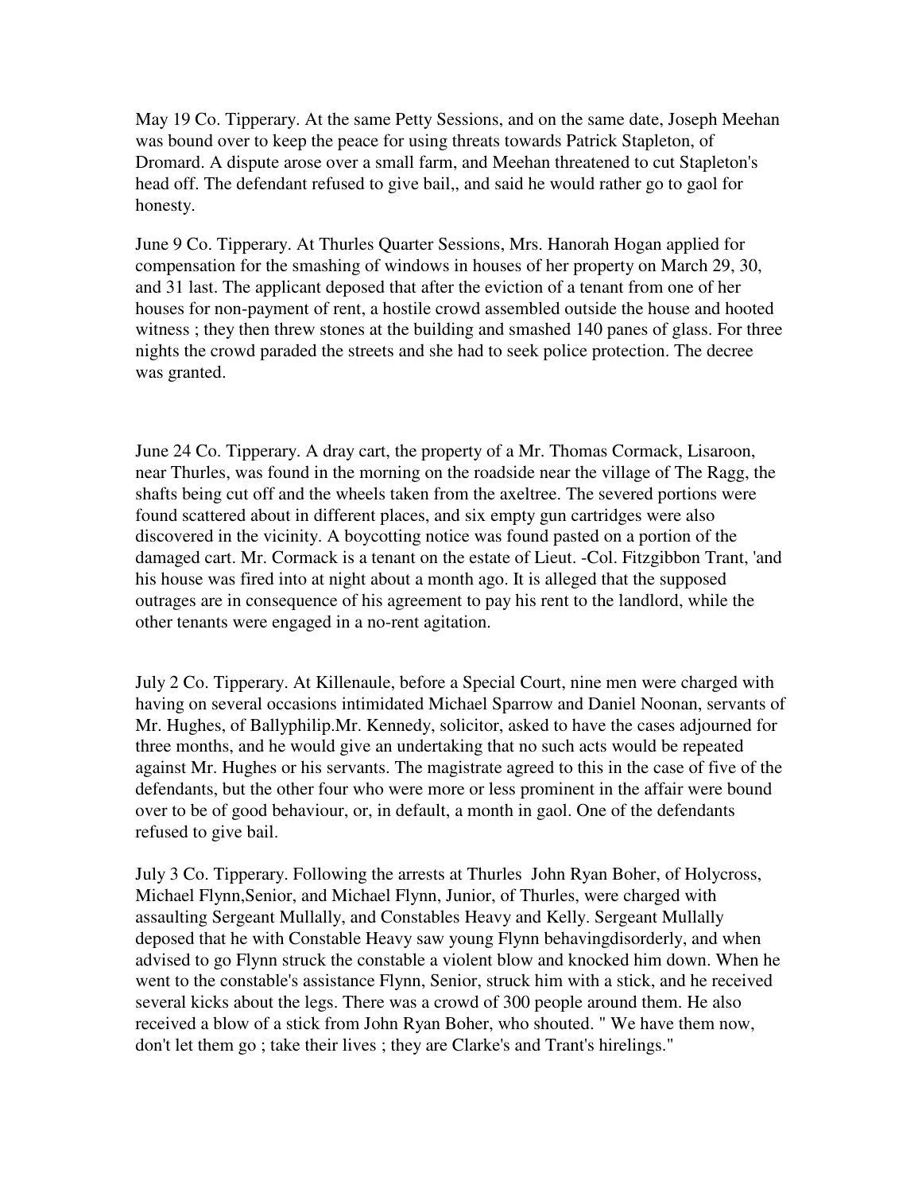May 19 Co. Tipperary. At the same Petty Sessions, and on the same date, Joseph Meehan was bound over to keep the peace for using threats towards Patrick Stapleton, of Dromard. A dispute arose over a small farm, and Meehan threatened to cut Stapleton's head off. The defendant refused to give bail,, and said he would rather go to gaol for honesty.

June 9 Co. Tipperary. At Thurles Quarter Sessions, Mrs. Hanorah Hogan applied for compensation for the smashing of windows in houses of her property on March 29, 30, and 31 last. The applicant deposed that after the eviction of a tenant from one of her houses for non-payment of rent, a hostile crowd assembled outside the house and hooted witness ; they then threw stones at the building and smashed 140 panes of glass. For three nights the crowd paraded the streets and she had to seek police protection. The decree was granted.

June 24 Co. Tipperary. A dray cart, the property of a Mr. Thomas Cormack, Lisaroon, near Thurles, was found in the morning on the roadside near the village of The Ragg, the shafts being cut off and the wheels taken from the axeltree. The severed portions were found scattered about in different places, and six empty gun cartridges were also discovered in the vicinity. A boycotting notice was found pasted on a portion of the damaged cart. Mr. Cormack is a tenant on the estate of Lieut. -Col. Fitzgibbon Trant, 'and his house was fired into at night about a month ago. It is alleged that the supposed outrages are in consequence of his agreement to pay his rent to the landlord, while the other tenants were engaged in a no-rent agitation.

July 2 Co. Tipperary. At Killenaule, before a Special Court, nine men were charged with having on several occasions intimidated Michael Sparrow and Daniel Noonan, servants of Mr. Hughes, of Ballyphilip.Mr. Kennedy, solicitor, asked to have the cases adjourned for three months, and he would give an undertaking that no such acts would be repeated against Mr. Hughes or his servants. The magistrate agreed to this in the case of five of the defendants, but the other four who were more or less prominent in the affair were bound over to be of good behaviour, or, in default, a month in gaol. One of the defendants refused to give bail.

July 3 Co. Tipperary. Following the arrests at Thurles John Ryan Boher, of Holycross, Michael Flynn,Senior, and Michael Flynn, Junior, of Thurles, were charged with assaulting Sergeant Mullally, and Constables Heavy and Kelly. Sergeant Mullally deposed that he with Constable Heavy saw young Flynn behavingdisorderly, and when advised to go Flynn struck the constable a violent blow and knocked him down. When he went to the constable's assistance Flynn, Senior, struck him with a stick, and he received several kicks about the legs. There was a crowd of 300 people around them. He also received a blow of a stick from John Ryan Boher, who shouted. " We have them now, don't let them go ; take their lives ; they are Clarke's and Trant's hirelings."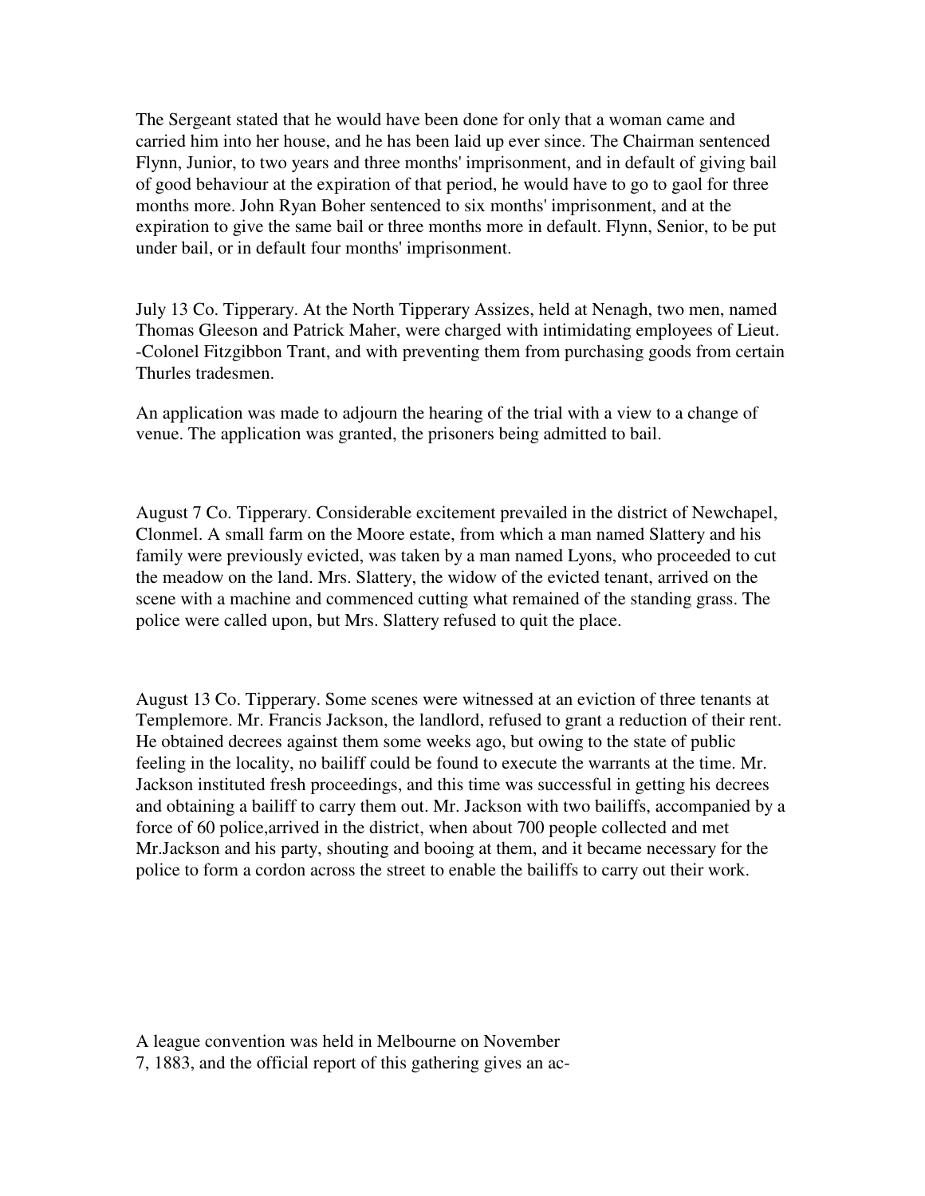The Sergeant stated that he would have been done for only that a woman came and carried him into her house, and he has been laid up ever since. The Chairman sentenced Flynn, Junior, to two years and three months' imprisonment, and in default of giving bail of good behaviour at the expiration of that period, he would have to go to gaol for three months more. John Ryan Boher sentenced to six months' imprisonment, and at the expiration to give the same bail or three months more in default. Flynn, Senior, to be put under bail, or in default four months' imprisonment.

July 13 Co. Tipperary. At the North Tipperary Assizes, held at Nenagh, two men, named Thomas Gleeson and Patrick Maher, were charged with intimidating employees of Lieut. -Colonel Fitzgibbon Trant, and with preventing them from purchasing goods from certain Thurles tradesmen.

An application was made to adjourn the hearing of the trial with a view to a change of venue. The application was granted, the prisoners being admitted to bail.

August 7 Co. Tipperary. Considerable excitement prevailed in the district of Newchapel, Clonmel. A small farm on the Moore estate, from which a man named Slattery and his family were previously evicted, was taken by a man named Lyons, who proceeded to cut the meadow on the land. Mrs. Slattery, the widow of the evicted tenant, arrived on the scene with a machine and commenced cutting what remained of the standing grass. The police were called upon, but Mrs. Slattery refused to quit the place.

August 13 Co. Tipperary. Some scenes were witnessed at an eviction of three tenants at Templemore. Mr. Francis Jackson, the landlord, refused to grant a reduction of their rent. He obtained decrees against them some weeks ago, but owing to the state of public feeling in the locality, no bailiff could be found to execute the warrants at the time. Mr. Jackson instituted fresh proceedings, and this time was successful in getting his decrees and obtaining a bailiff to carry them out. Mr. Jackson with two bailiffs, accompanied by a force of 60 police,arrived in the district, when about 700 people collected and met Mr.Jackson and his party, shouting and booing at them, and it became necessary for the police to form a cordon across the street to enable the bailiffs to carry out their work.

A league convention was held in Melbourne on November 7, 1883, and the official report of this gathering gives an ac-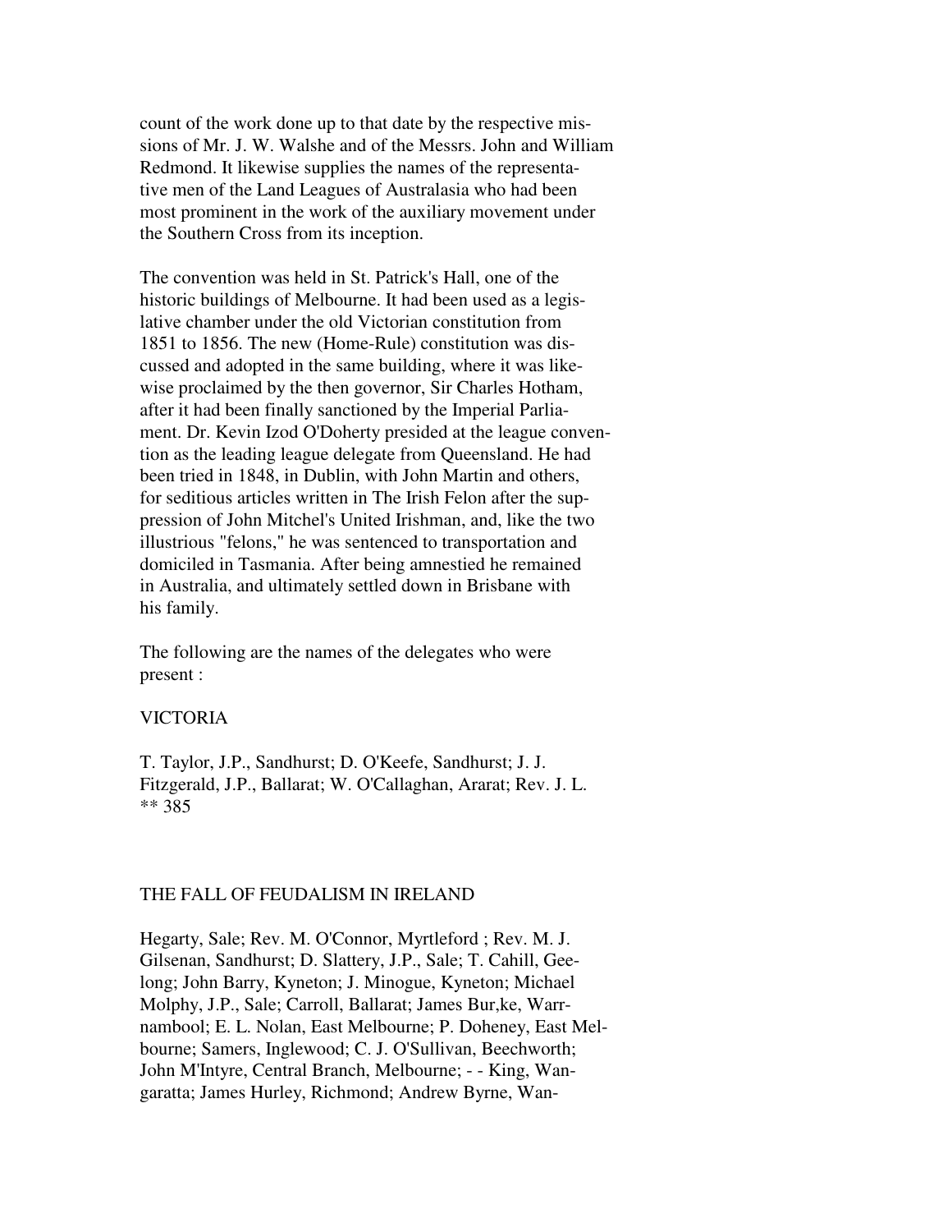count of the work done up to that date by the respective missions of Mr. J. W. Walshe and of the Messrs. John and William Redmond. It likewise supplies the names of the representative men of the Land Leagues of Australasia who had been most prominent in the work of the auxiliary movement under the Southern Cross from its inception.

The convention was held in St. Patrick's Hall, one of the historic buildings of Melbourne. It had been used as a legislative chamber under the old Victorian constitution from 1851 to 1856. The new (Home-Rule) constitution was discussed and adopted in the same building, where it was likewise proclaimed by the then governor, Sir Charles Hotham, after it had been finally sanctioned by the Imperial Parliament. Dr. Kevin Izod O'Doherty presided at the league convention as the leading league delegate from Queensland. He had been tried in 1848, in Dublin, with John Martin and others, for seditious articles written in The Irish Felon after the suppression of John Mitchel's United Irishman, and, like the two illustrious "felons," he was sentenced to transportation and domiciled in Tasmania. After being amnestied he remained in Australia, and ultimately settled down in Brisbane with his family.

The following are the names of the delegates who were present :

VICTORIA

T. Taylor, J.P., Sandhurst; D. O'Keefe, Sandhurst; J. J. Fitzgerald, J.P., Ballarat; W. O'Callaghan, Ararat; Rev. J. L. Hegarty, Sale; Rev. M. O'Connor, Myrtleford ; Rev. M. J. Gilsenan, Sandhurst; D. Slattery, J.P., Sale; T. Cahill, Geelong; John Barry, Kyneton; J. Minogue, Kyneton; Michael Molphy, J.P., Sale; Carroll, Ballarat; James Bur,ke, Warrnambool; E. L. Nolan, East Melbourne; P. Doheney, East Melbourne; Samers, Inglewood; C. J. O'Sullivan, Beechworth; John M'Intyre, Central Branch, Melbourne; - - King, Wangaratta; James Hurley, Richmond; Andrew Byrne, Wan-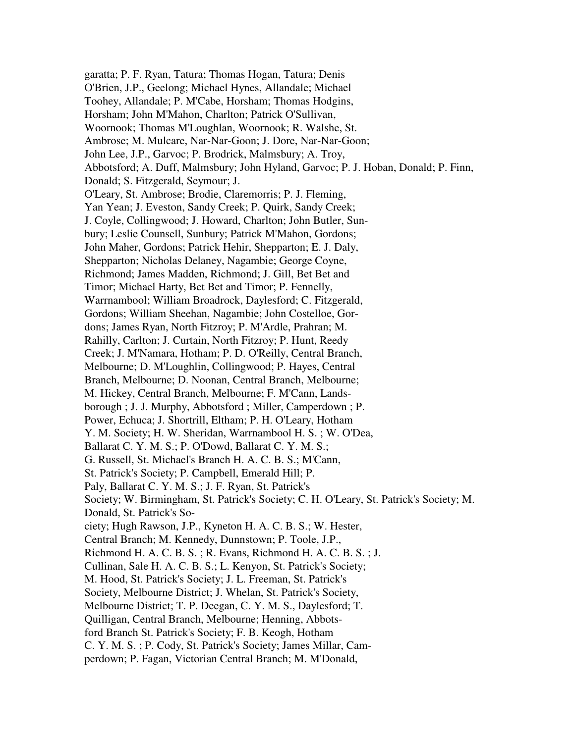garatta; P. F. Ryan, Tatura; Thomas Hogan, Tatura; Denis O'Brien, J.P., Geelong; Michael Hynes, Allandale; Michael Toohey, Allandale; P. M'Cabe, Horsham; Thomas Hodgins, Horsham; John M'Mahon, Charlton; Patrick O'Sullivan, Woornook; Thomas M'Loughlan, Woornook; R. Walshe, St. Ambrose; M. Mulcare, Nar-Nar-Goon; J. Dore, Nar-Nar-Goon; John Lee, J.P., Garvoc; P. Brodrick, Malmsbury; A. Troy, Abbotsford; A. Duff, Malmsbury; John Hyland, Garvoc; P. J. Hoban, Donald; P. Finn, Donald; S. Fitzgerald, Seymour; J. O'Leary, St. Ambrose; Brodie, Claremorris; P. J. Fleming, Yan Yean; J. Eveston, Sandy Creek; P. Quirk, Sandy Creek; J. Coyle, Collingwood; J. Howard, Charlton; John Butler, Sunbury; Leslie Counsell, Sunbury; Patrick M'Mahon, Gordons; John Maher, Gordons; Patrick Hehir, Shepparton; E. J. Daly, Shepparton; Nicholas Delaney, Nagambie; George Coyne, Richmond; James Madden, Richmond; J. Gill, Bet Bet and Timor; Michael Harty, Bet Bet and Timor; P. Fennelly, Warrnambool; William Broadrock, Daylesford; C. Fitzgerald, Gordons; William Sheehan, Nagambie; John Costelloe, Gordons; James Ryan, North Fitzroy; P. M'Ardle, Prahran; M. Rahilly, Carlton; J. Curtain, North Fitzroy; P. Hunt, Reedy Creek; J. M'Namara, Hotham; P. D. O'Reilly, Central Branch, Melbourne; D. M'Loughlin, Collingwood; P. Hayes, Central Branch, Melbourne; D. Noonan, Central Branch, Melbourne; M. Hickey, Central Branch, Melbourne; F. M'Cann, Landsborough ; J. J. Murphy, Abbotsford ; Miller, Camperdown ; P. Power, Echuca; J. Shortrill, Eltham; P. H. O'Leary, Hotham Y. M. Society; H. W. Sheridan, Warrnambool H. S. ; W. O'Dea, Ballarat C. Y. M. S.; P. O'Dowd, Ballarat C. Y. M. S.; G. Russell, St. Michael's Branch H. A. C. B. S.; M'Cann, St. Patrick's Society; P. Campbell, Emerald Hill; P. Paly, Ballarat C. Y. M. S.; J. F. Ryan, St. Patrick's Society; W. Birmingham, St. Patrick's Society; C. H. O'Leary, St. Patrick's Society; M. Donald, St. Patrick's Society; Hugh Rawson, J.P., Kyneton H. A. C. B. S.; W. Hester, Central Branch; M. Kennedy, Dunnstown; P. Toole, J.P., Richmond H. A. C. B. S. ; R. Evans, Richmond H. A. C. B. S. ; J. Cullinan, Sale H. A. C. B. S.; L. Kenyon, St. Patrick's Society; M. Hood, St. Patrick's Society; J. L. Freeman, St. Patrick's Society, Melbourne District; J. Whelan, St. Patrick's Society, Melbourne District; T. P. Deegan, C. Y. M. S., Daylesford; T. Quilligan, Central Branch, Melbourne; Henning, Abbotsford Branch St. Patrick's Society; F. B. Keogh, Hotham C. Y. M. S. ; P. Cody, St. Patrick's Society; James Millar, Camperdown; P. Fagan, Victorian Central Branch; M. M'Donald,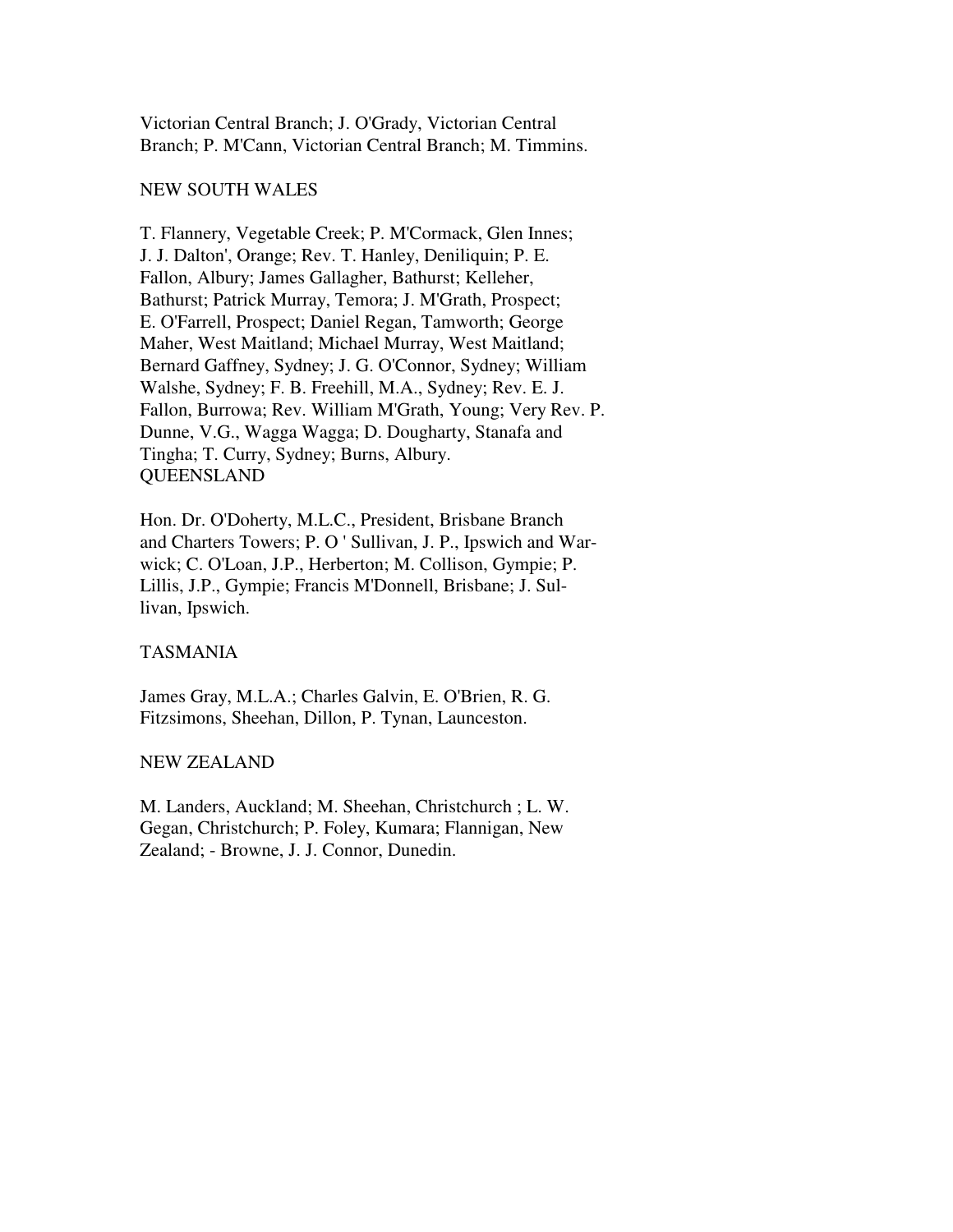Victorian Central Branch; J. O'Grady, Victorian Central Branch; P. M'Cann, Victorian Central Branch; M. Timmins.

NEW SOUTH WALES

T. Flannery, Vegetable Creek; P. M'Cormack, Glen Innes; J. J. Dalton', Orange; Rev. T. Hanley, Deniliquin; P. E. Fallon, Albury; James Gallagher, Bathurst; Kelleher, Bathurst; Patrick Murray, Temora; J. M'Grath, Prospect; E. O'Farrell, Prospect; Daniel Regan, Tamworth; George Maher, West Maitland; Michael Murray, West Maitland; Bernard Gaffney, Sydney; J. G. O'Connor, Sydney; William Walshe, Sydney; F. B. Freehill, M.A., Sydney; Rev. E. J. Fallon, Burrowa; Rev. William M'Grath, Young; Very Rev. P. Dunne, V.G., Wagga Wagga; D. Dougharty, Stanafa and Tingha; T. Curry, Sydney; Burns, Albury.

QUEENSLAND

Hon. Dr. O'Doherty, M.L.C., President, Brisbane Branch and Charters Towers; P. O ' Sullivan, J. P., Ipswich and Warwick; C. O'Loan, J.P., Herberton; M. Collison, Gympie; P. Lillis, J.P., Gympie; Francis M'Donnell, Brisbane; J. Sullivan, Ipswich.

TASMANIA

James Gray, M.L.A.; Charles Galvin, E. O'Brien, R. G. Fitzsimons, Sheehan, Dillon, P. Tynan, Launceston.

NEW ZEALAND

M. Landers, Auckland; M. Sheehan, Christchurch ; L. W. Gegan, Christchurch; P. Foley, Kumara; Flannigan, New Zealand; - Browne, J. J. Connor, Dunedin.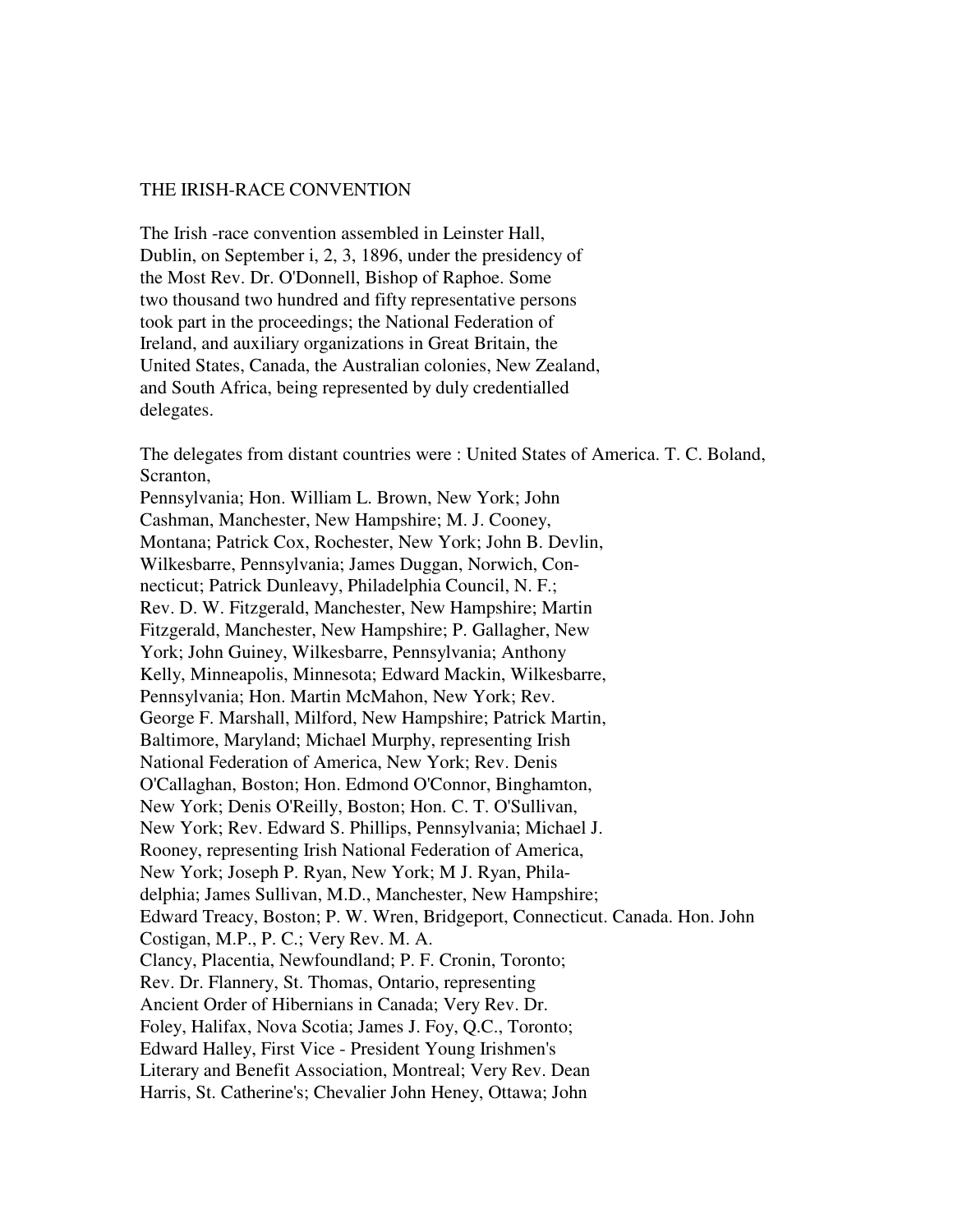## THE IRISH-RACE CONVENTION

The Irish -race convention assembled in Leinster Hall, Dublin, on September i, 2, 3, 1896, under the presidency of the Most Rev. Dr. O'Donnell, Bishop of Raphoe. Some two thousand two hundred and fifty representative persons took part in the proceedings; the National Federation of Ireland, and auxiliary organizations in Great Britain, the United States, Canada, the Australian colonies, New Zealand, and South Africa, being represented by duly credentialled delegates.

The delegates from distant countries were : United States of America. T. C. Boland, Scranton, Pennsylvania; Hon. William L. Brown, New York; John Cashman, Manchester, New Hampshire; M. J. Cooney, Montana; Patrick Cox, Rochester, New York; John B. Devlin, Wilkesbarre, Pennsylvania; James Duggan, Norwich, Connecticut; Patrick Dunleavy, Philadelphia Council, N. F.; Rev. D. W. Fitzgerald, Manchester, New Hampshire; Martin Fitzgerald, Manchester, New Hampshire; P. Gallagher, New York; John Guiney, Wilkesbarre, Pennsylvania; Anthony Kelly, Minneapolis, Minnesota; Edward Mackin, Wilkesbarre, Pennsylvania; Hon. Martin McMahon, New York; Rev. George F. Marshall, Milford, New Hampshire; Patrick Martin, Baltimore, Maryland; Michael Murphy, representing Irish National Federation of America, New York; Rev. Denis O'Callaghan, Boston; Hon. Edmond O'Connor, Binghamton, New York; Denis O'Reilly, Boston; Hon. C. T. O'Sullivan, New York; Rev. Edward S. Phillips, Pennsylvania; Michael J. Rooney, representing Irish National Federation of America, New York; Joseph P. Ryan, New York; M J. Ryan, Philadelphia; James Sullivan, M.D., Manchester, New Hampshire; Edward Treacy, Boston; P. W. Wren, Bridgeport, Connecticut. Canada. Hon. John Costigan, M.P., P. C.; Very Rev. M. A. Clancy, Placentia, Newfoundland; P. F. Cronin, Toronto; Rev. Dr. Flannery, St. Thomas, Ontario, representing Ancient Order of Hibernians in Canada; Very Rev. Dr. Foley, Halifax, Nova Scotia; James J. Foy, Q.C., Toronto; Edward Halley, First Vice - President Young Irishmen's Literary and Benefit Association, Montreal; Very Rev. Dean Harris, St. Catherine's; Chevalier John Heney, Ottawa; John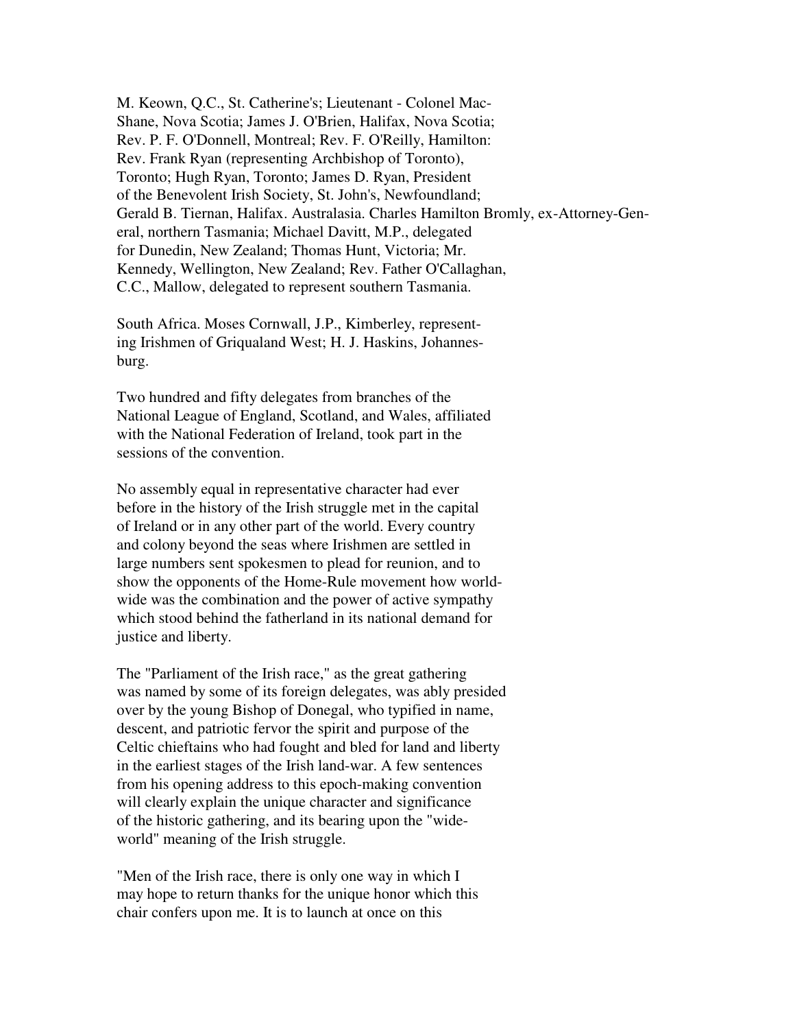M. Keown, Q.C., St. Catherine's; Lieutenant - Colonel MacShane, Nova Scotia; James J. O'Brien, Halifax, Nova Scotia; Rev. P. F. O'Donnell, Montreal; Rev. F. O'Reilly, Hamilton: Rev. Frank Ryan (representing Archbishop of Toronto), Toronto; Hugh Ryan, Toronto; James D. Ryan, President of the Benevolent Irish Society, St. John's, Newfoundland; Gerald B. Tiernan, Halifax. Australasia. Charles Hamilton Bromly, ex-Attorney-General, northern Tasmania; Michael Davitt, M.P., delegated for Dunedin, New Zealand; Thomas Hunt, Victoria; Mr. Kennedy, Wellington, New Zealand; Rev. Father O'Callaghan, C.C., Mallow, delegated to represent southern Tasmania.

South Africa. Moses Cornwall, J.P., Kimberley, representing Irishmen of Griqualand West; H. J. Haskins, Johannesburg.

Two hundred and fifty delegates from branches of the National League of England, Scotland, and Wales, affiliated with the National Federation of Ireland, took part in the sessions of the convention.

No assembly equal in representative character had ever before in the history of the Irish struggle met in the capital of Ireland or in any other part of the world. Every country and colony beyond the seas where Irishmen are settled in large numbers sent spokesmen to plead for reunion, and to show the opponents of the Home-Rule movement how world-wide was the combination and the power of active sympathy which stood behind the fatherland in its national demand for justice and liberty.

The "Parliament of the Irish race," as the great gathering was named by some of its foreign delegates, was ably presided over by the young Bishop of Donegal, who typified in name, descent, and patriotic fervor the spirit and purpose of the Celtic chieftains who had fought and bled for land and liberty in the earliest stages of the Irish land-war. A few sentences from his opening address to this epoch-making convention will clearly explain the unique character and significance of the historic gathering, and its bearing upon the "wide-world" meaning of the Irish struggle.

"Men of the Irish race, there is only one way in which I may hope to return thanks for the unique honor which this chair confers upon me. It is to launch at once on this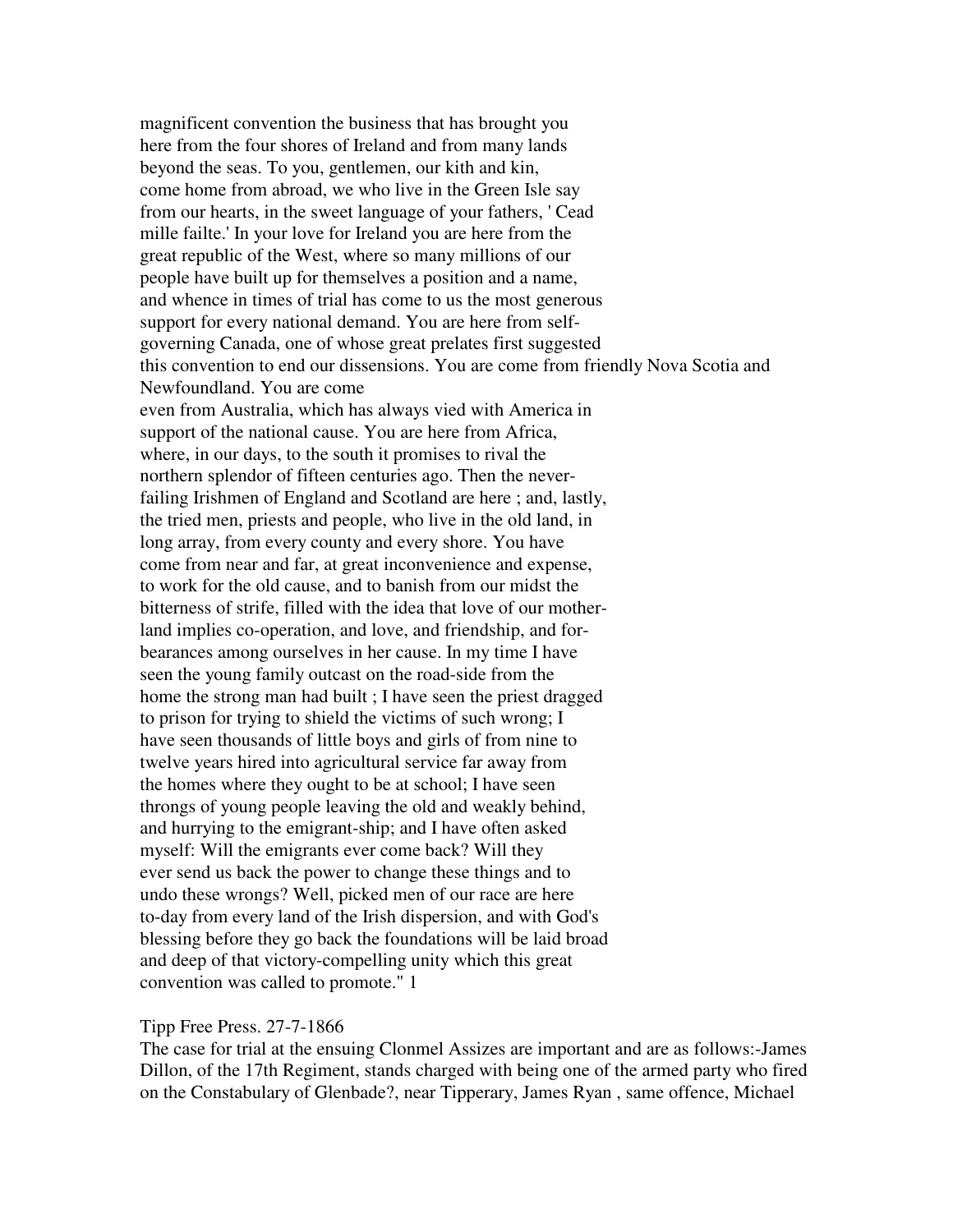magnificent convention the business that has brought you here from the four shores of Ireland and from many lands beyond the seas. To you, gentlemen, our kith and kin, come home from abroad, we who live in the Green Isle say from our hearts, in the sweet language of your fathers, ' Cead mille failte.' In your love for Ireland you are here from the great republic of the West, where so many millions of our people have built up for themselves a position and a name, and whence in times of trial has come to us the most generous support for every national demand. You are here from self-governing Canada, one of whose great prelates first suggested this convention to end our dissensions. You are come from friendly Nova Scotia and Newfoundland. You are come even from Australia, which has always vied with America in support of the national cause. You are here from Africa, where, in our days, to the south it promises to rival the northern splendor of fifteen centuries ago. Then the never-failing Irishmen of England and Scotland are here ; and, lastly, the tried men, priests and people, who live in the old land, in long array, from every county and every shore. You have come from near and far, at great inconvenience and expense, to work for the old cause, and to banish from our midst the bitterness of strife, filled with the idea that love of our mother-land implies co-operation, and love, and friendship, and forbearances among ourselves in her cause. In my time I have seen the young family outcast on the road-side from the home the strong man had built ; I have seen the priest dragged to prison for trying to shield the victims of such wrong; I have seen thousands of little boys and girls of from nine to twelve years hired into agricultural service far away from the homes where they ought to be at school; I have seen throngs of young people leaving the old and weakly behind, and hurrying to the emigrant-ship; and I have often asked myself: Will the emigrants ever come back? Will they ever send us back the power to change these things and to undo these wrongs? Well, picked men of our race are here to-day from every land of the Irish dispersion, and with God's blessing before they go back the foundations will be laid broad and deep of that victory-compelling unity which this great convention was called to promote." 1

Tipp Free Press. 27-7-1866

The case for trial at the ensuing Clonmel Assizes are important and are as follows:-James Dillon, of the 17th Regiment, stands charged with being one of the armed party who fired on the Constabulary of Glenbade?, near Tipperary, James Ryan , same offence, Michael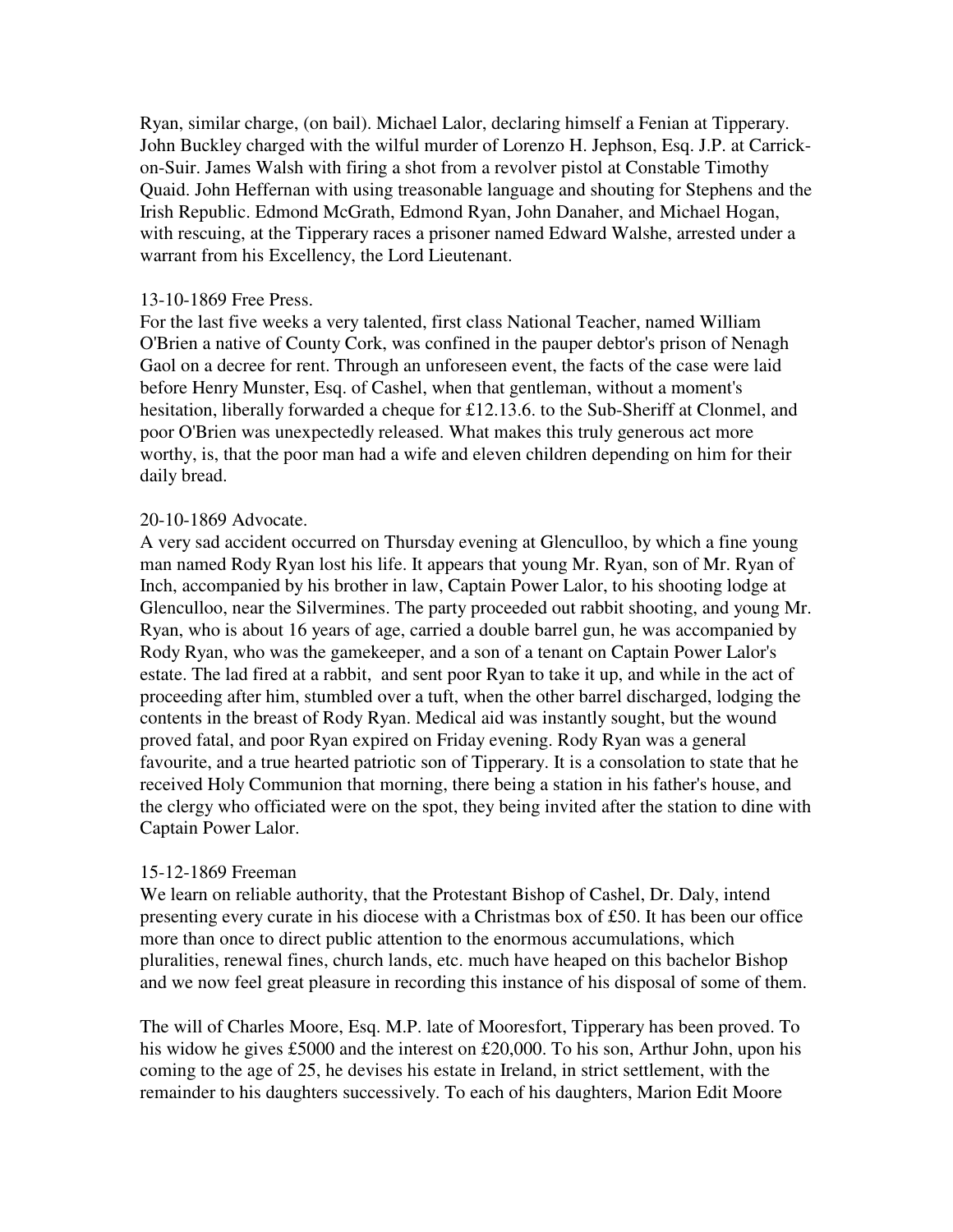Ryan, similar charge, (on bail). Michael Lalor, declaring himself a Fenian at Tipperary. John Buckley charged with the wilful murder of Lorenzo H. Jephson, Esq. J.P. at Carrick-on-Suir. James Walsh with firing a shot from a revolver pistol at Constable Timothy Quaid. John Heffernan with using treasonable language and shouting for Stephens and the Irish Republic. Edmond McGrath, Edmond Ryan, John Danaher, and Michael Hogan, with rescuing, at the Tipperary races a prisoner named Edward Walshe, arrested under a warrant from his Excellency, the Lord Lieutenant.

13-10-1869 Free Press.
For the last five weeks a very talented, first class National Teacher, named William O'Brien a native of County Cork, was confined in the pauper debtor's prison of Nenagh Gaol on a decree for rent. Through an unforeseen event, the facts of the case were laid before Henry Munster, Esq. of Cashel, when that gentleman, without a moment's hesitation, liberally forwarded a cheque for £12.13.6. to the Sub-Sheriff at Clonmel, and poor O'Brien was unexpectedly released. What makes this truly generous act more worthy, is, that the poor man had a wife and eleven children depending on him for their daily bread.

20-10-1869 Advocate.
A very sad accident occurred on Thursday evening at Glenculloo, by which a fine young man named Rody Ryan lost his life. It appears that young Mr. Ryan, son of Mr. Ryan of Inch, accompanied by his brother in law, Captain Power Lalor, to his shooting lodge at Glenculloo, near the Silvermines. The party proceeded out rabbit shooting, and young Mr. Ryan, who is about 16 years of age, carried a double barrel gun, he was accompanied by Rody Ryan, who was the gamekeeper, and a son of a tenant on Captain Power Lalor's estate. The lad fired at a rabbit, and sent poor Ryan to take it up, and while in the act of proceeding after him, stumbled over a tuft, when the other barrel discharged, lodging the contents in the breast of Rody Ryan. Medical aid was instantly sought, but the wound proved fatal, and poor Ryan expired on Friday evening. Rody Ryan was a general favourite, and a true hearted patriotic son of Tipperary. It is a consolation to state that he received Holy Communion that morning, there being a station in his father's house, and the clergy who officiated were on the spot, they being invited after the station to dine with Captain Power Lalor.

15-12-1869 Freeman
We learn on reliable authority, that the Protestant Bishop of Cashel, Dr. Daly, intend presenting every curate in his diocese with a Christmas box of £50. It has been our office more than once to direct public attention to the enormous accumulations, which pluralities, renewal fines, church lands, etc. much have heaped on this bachelor Bishop and we now feel great pleasure in recording this instance of his disposal of some of them.

The will of Charles Moore, Esq. M.P. late of Mooresfort, Tipperary has been proved. To his widow he gives £5000 and the interest on £20,000. To his son, Arthur John, upon his coming to the age of 25, he devises his estate in Ireland, in strict settlement, with the remainder to his daughters successively. To each of his daughters, Marion Edit Moore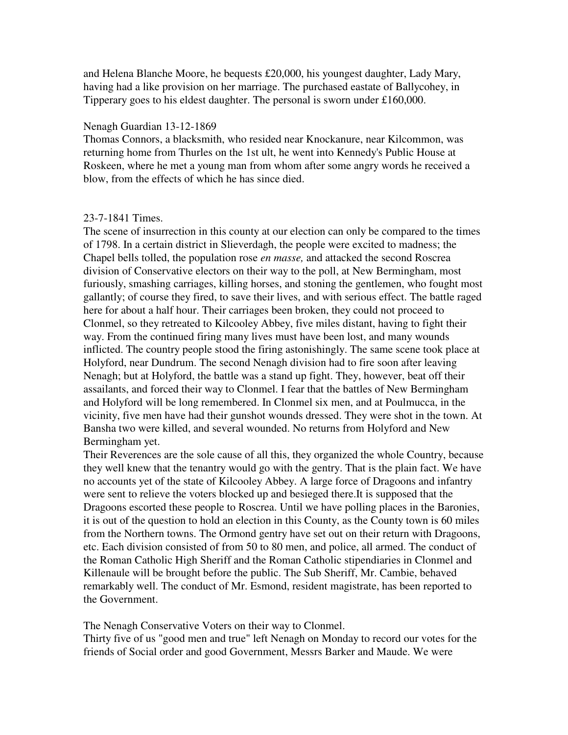and Helena Blanche Moore, he bequests £20,000, his youngest daughter, Lady Mary, having had a like provision on her marriage. The purchased eastate of Ballycohey, in Tipperary goes to his eldest daughter. The personal is sworn under £160,000.

Nenagh Guardian 13-12-1869
Thomas Connors, a blacksmith, who resided near Knockanure, near Kilcommon, was returning home from Thurles on the 1st ult, he went into Kennedy's Public House at Roskeen, where he met a young man from whom after some angry words he received a blow, from the effects of which he has since died.

23-7-1841 Times.
The scene of insurrection in this county at our election can only be compared to the times of 1798. In a certain district in Slieverdagh, the people were excited to madness; the Chapel bells tolled, the population rose *en masse,* and attacked the second Roscrea division of Conservative electors on their way to the poll, at New Bermingham, most furiously, smashing carriages, killing horses, and stoning the gentlemen, who fought most gallantly; of course they fired, to save their lives, and with serious effect. The battle raged here for about a half hour. Their carriages been broken, they could not proceed to Clonmel, so they retreated to Kilcooley Abbey, five miles distant, having to fight their way. From the continued firing many lives must have been lost, and many wounds inflicted. The country people stood the firing astonishingly. The same scene took place at Holyford, near Dundrum. The second Nenagh division had to fire soon after leaving Nenagh; but at Holyford, the battle was a stand up fight. They, however, beat off their assailants, and forced their way to Clonmel. I fear that the battles of New Bermingham and Holyford will be long remembered. In Clonmel six men, and at Poulmucca, in the vicinity, five men have had their gunshot wounds dressed. They were shot in the town. At Bansha two were killed, and several wounded. No returns from Holyford and New Bermingham yet.
Their Reverences are the sole cause of all this, they organized the whole Country, because they well knew that the tenantry would go with the gentry. That is the plain fact. We have no accounts yet of the state of Kilcooley Abbey. A large force of Dragoons and infantry were sent to relieve the voters blocked up and besieged there.It is supposed that the Dragoons escorted these people to Roscrea. Until we have polling places in the Baronies, it is out of the question to hold an election in this County, as the County town is 60 miles from the Northern towns. The Ormond gentry have set out on their return with Dragoons, etc. Each division consisted of from 50 to 80 men, and police, all armed. The conduct of the Roman Catholic High Sheriff and the Roman Catholic stipendiaries in Clonmel and Killenaule will be brought before the public. The Sub Sheriff, Mr. Cambie, behaved remarkably well. The conduct of Mr. Esmond, resident magistrate, has been reported to the Government.

The Nenagh Conservative Voters on their way to Clonmel.
Thirty five of us "good men and true" left Nenagh on Monday to record our votes for the friends of Social order and good Government, Messrs Barker and Maude. We were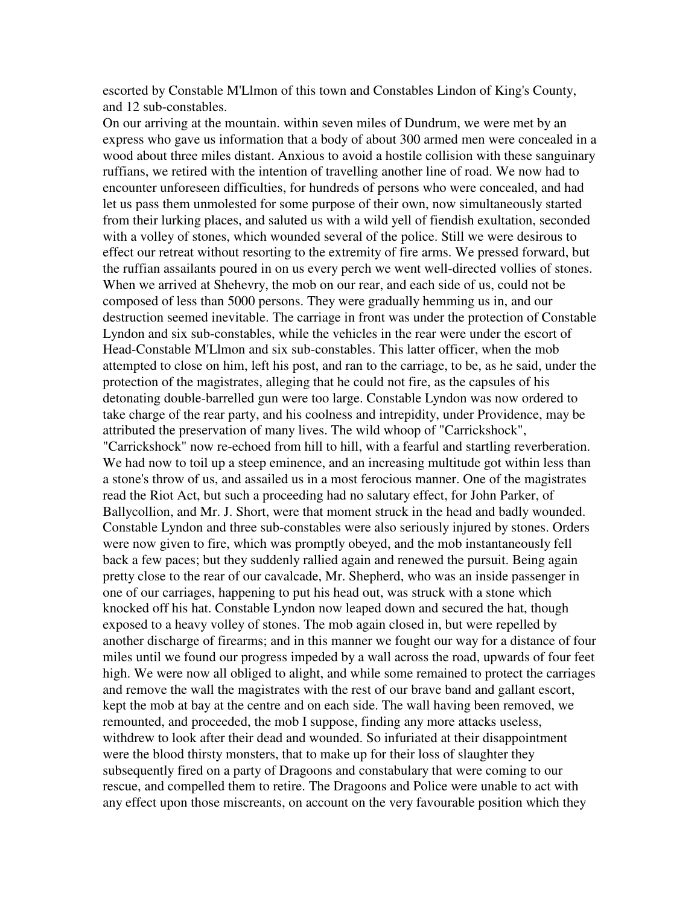escorted by Constable M'Llmon of this town and Constables Lindon of King's County, and 12 sub-constables.

On our arriving at the mountain. within seven miles of Dundrum, we were met by an express who gave us information that a body of about 300 armed men were concealed in a wood about three miles distant. Anxious to avoid a hostile collision with these sanguinary ruffians, we retired with the intention of travelling another line of road. We now had to encounter unforeseen difficulties, for hundreds of persons who were concealed, and had let us pass them unmolested for some purpose of their own, now simultaneously started from their lurking places, and saluted us with a wild yell of fiendish exultation, seconded with a volley of stones, which wounded several of the police. Still we were desirous to effect our retreat without resorting to the extremity of fire arms. We pressed forward, but the ruffian assailants poured in on us every perch we went well-directed vollies of stones. When we arrived at Shehevry, the mob on our rear, and each side of us, could not be composed of less than 5000 persons. They were gradually hemming us in, and our destruction seemed inevitable. The carriage in front was under the protection of Constable Lyndon and six sub-constables, while the vehicles in the rear were under the escort of Head-Constable M'Llmon and six sub-constables. This latter officer, when the mob attempted to close on him, left his post, and ran to the carriage, to be, as he said, under the protection of the magistrates, alleging that he could not fire, as the capsules of his detonating double-barrelled gun were too large. Constable Lyndon was now ordered to take charge of the rear party, and his coolness and intrepidity, under Providence, may be attributed the preservation of many lives. The wild whoop of "Carrickshock", "Carrickshock" now re-echoed from hill to hill, with a fearful and startling reverberation. We had now to toil up a steep eminence, and an increasing multitude got within less than a stone's throw of us, and assailed us in a most ferocious manner. One of the magistrates read the Riot Act, but such a proceeding had no salutary effect, for John Parker, of Ballycollion, and Mr. J. Short, were that moment struck in the head and badly wounded. Constable Lyndon and three sub-constables were also seriously injured by stones. Orders were now given to fire, which was promptly obeyed, and the mob instantaneously fell back a few paces; but they suddenly rallied again and renewed the pursuit. Being again pretty close to the rear of our cavalcade, Mr. Shepherd, who was an inside passenger in one of our carriages, happening to put his head out, was struck with a stone which knocked off his hat. Constable Lyndon now leaped down and secured the hat, though exposed to a heavy volley of stones. The mob again closed in, but were repelled by another discharge of firearms; and in this manner we fought our way for a distance of four miles until we found our progress impeded by a wall across the road, upwards of four feet high. We were now all obliged to alight, and while some remained to protect the carriages and remove the wall the magistrates with the rest of our brave band and gallant escort, kept the mob at bay at the centre and on each side. The wall having been removed, we remounted, and proceeded, the mob I suppose, finding any more attacks useless, withdrew to look after their dead and wounded. So infuriated at their disappointment were the blood thirsty monsters, that to make up for their loss of slaughter they subsequently fired on a party of Dragoons and constabulary that were coming to our rescue, and compelled them to retire. The Dragoons and Police were unable to act with any effect upon those miscreants, on account on the very favourable position which they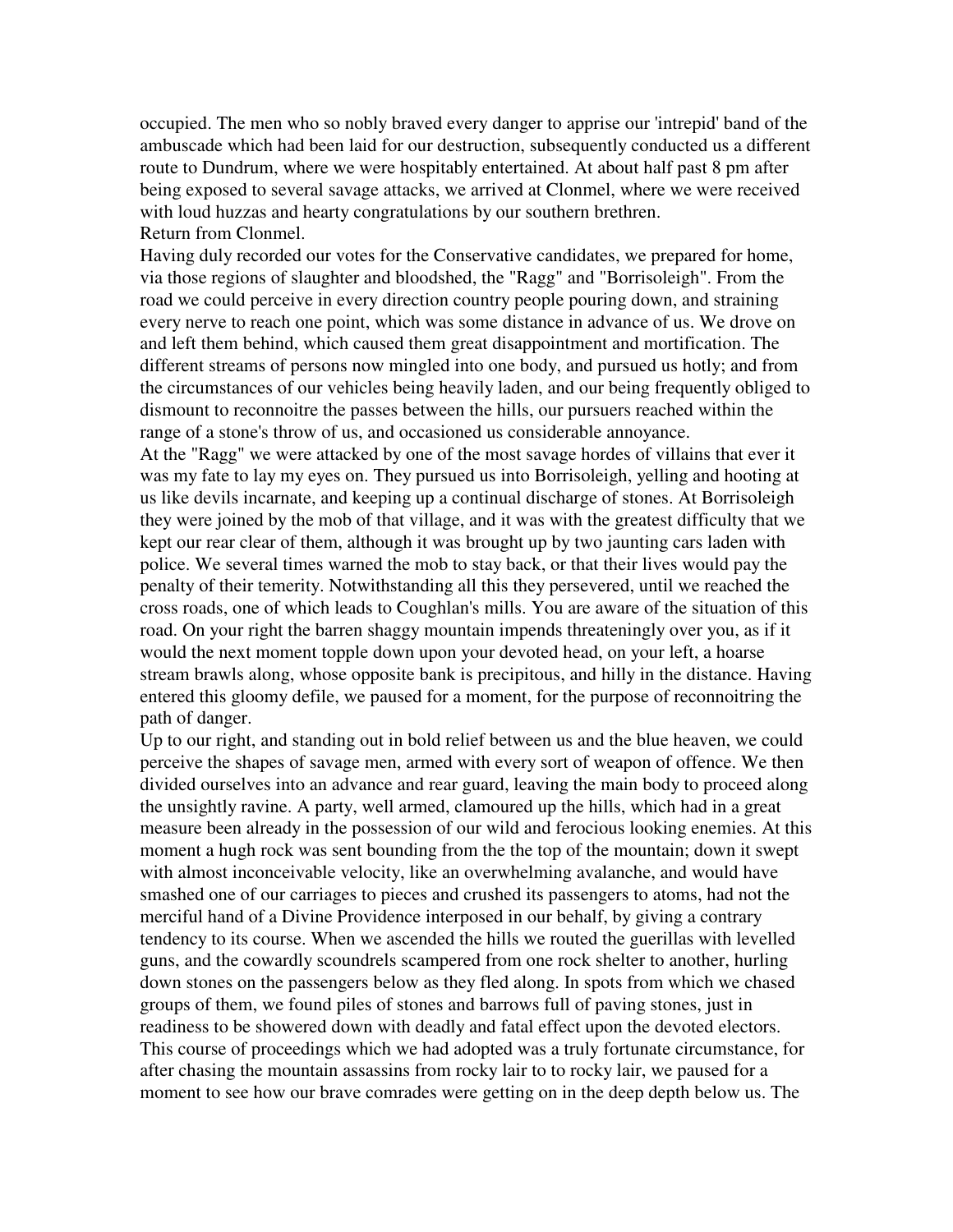occupied. The men who so nobly braved every danger to apprise our 'intrepid' band of the ambuscade which had been laid for our destruction, subsequently conducted us a different route to Dundrum, where we were hospitably entertained. At about half past 8 pm after being exposed to several savage attacks, we arrived at Clonmel, where we were received with loud huzzas and hearty congratulations by our southern brethren.

Return from Clonmel.

Having duly recorded our votes for the Conservative candidates, we prepared for home, via those regions of slaughter and bloodshed, the "Ragg" and "Borrisoleigh". From the road we could perceive in every direction country people pouring down, and straining every nerve to reach one point, which was some distance in advance of us. We drove on and left them behind, which caused them great disappointment and mortification. The different streams of persons now mingled into one body, and pursued us hotly; and from the circumstances of our vehicles being heavily laden, and our being frequently obliged to dismount to reconnoitre the passes between the hills, our pursuers reached within the range of a stone's throw of us, and occasioned us considerable annoyance.

At the "Ragg" we were attacked by one of the most savage hordes of villains that ever it was my fate to lay my eyes on. They pursued us into Borrisoleigh, yelling and hooting at us like devils incarnate, and keeping up a continual discharge of stones. At Borrisoleigh they were joined by the mob of that village, and it was with the greatest difficulty that we kept our rear clear of them, although it was brought up by two jaunting cars laden with police. We several times warned the mob to stay back, or that their lives would pay the penalty of their temerity. Notwithstanding all this they persevered, until we reached the cross roads, one of which leads to Coughlan's mills. You are aware of the situation of this road. On your right the barren shaggy mountain impends threateningly over you, as if it would the next moment topple down upon your devoted head, on your left, a hoarse stream brawls along, whose opposite bank is precipitous, and hilly in the distance. Having entered this gloomy defile, we paused for a moment, for the purpose of reconnoitring the path of danger.

Up to our right, and standing out in bold relief between us and the blue heaven, we could perceive the shapes of savage men, armed with every sort of weapon of offence. We then divided ourselves into an advance and rear guard, leaving the main body to proceed along the unsightly ravine. A party, well armed, clamoured up the hills, which had in a great measure been already in the possession of our wild and ferocious looking enemies. At this moment a hugh rock was sent bounding from the the top of the mountain; down it swept with almost inconceivable velocity, like an overwhelming avalanche, and would have smashed one of our carriages to pieces and crushed its passengers to atoms, had not the merciful hand of a Divine Providence interposed in our behalf, by giving a contrary tendency to its course. When we ascended the hills we routed the guerillas with levelled guns, and the cowardly scoundrels scampered from one rock shelter to another, hurling down stones on the passengers below as they fled along. In spots from which we chased groups of them, we found piles of stones and barrows full of paving stones, just in readiness to be showered down with deadly and fatal effect upon the devoted electors. This course of proceedings which we had adopted was a truly fortunate circumstance, for after chasing the mountain assassins from rocky lair to to rocky lair, we paused for a moment to see how our brave comrades were getting on in the deep depth below us. The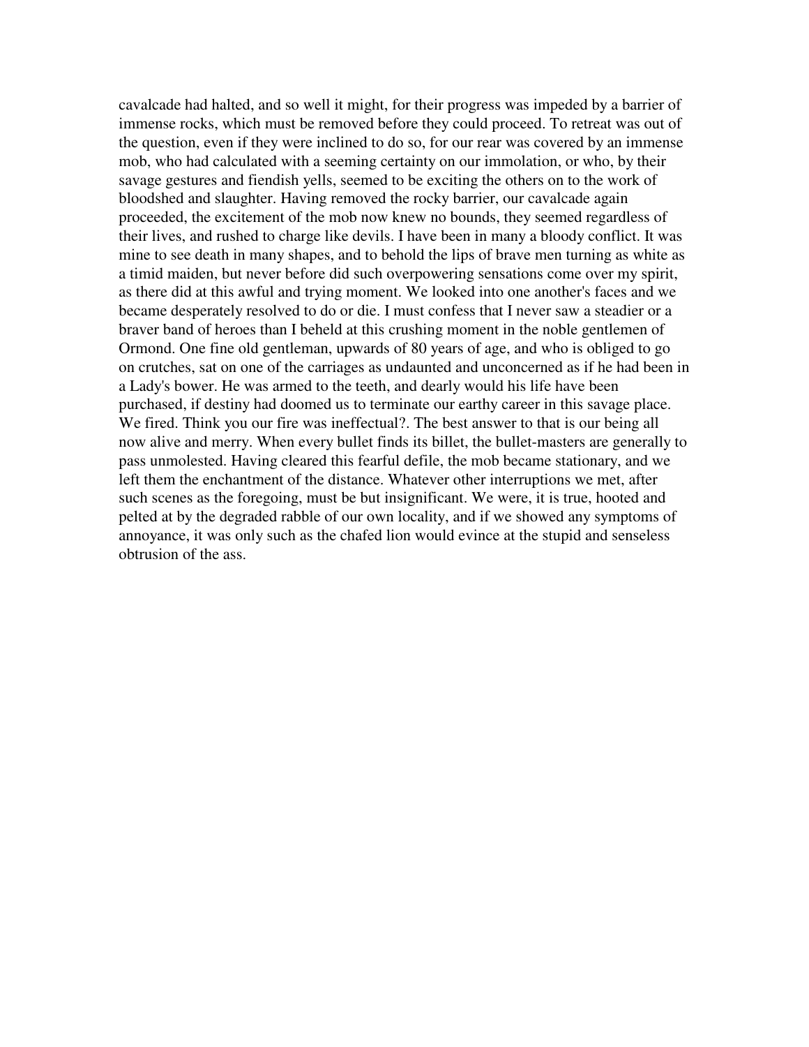cavalcade had halted, and so well it might, for their progress was impeded by a barrier of immense rocks, which must be removed before they could proceed. To retreat was out of the question, even if they were inclined to do so, for our rear was covered by an immense mob, who had calculated with a seeming certainty on our immolation, or who, by their savage gestures and fiendish yells, seemed to be exciting the others on to the work of bloodshed and slaughter. Having removed the rocky barrier, our cavalcade again proceeded, the excitement of the mob now knew no bounds, they seemed regardless of their lives, and rushed to charge like devils. I have been in many a bloody conflict. It was mine to see death in many shapes, and to behold the lips of brave men turning as white as a timid maiden, but never before did such overpowering sensations come over my spirit, as there did at this awful and trying moment. We looked into one another's faces and we became desperately resolved to do or die. I must confess that I never saw a steadier or a braver band of heroes than I beheld at this crushing moment in the noble gentlemen of Ormond. One fine old gentleman, upwards of 80 years of age, and who is obliged to go on crutches, sat on one of the carriages as undaunted and unconcerned as if he had been in a Lady's bower. He was armed to the teeth, and dearly would his life have been purchased, if destiny had doomed us to terminate our earthy career in this savage place. We fired. Think you our fire was ineffectual?. The best answer to that is our being all now alive and merry. When every bullet finds its billet, the bullet-masters are generally to pass unmolested. Having cleared this fearful defile, the mob became stationary, and we left them the enchantment of the distance. Whatever other interruptions we met, after such scenes as the foregoing, must be but insignificant. We were, it is true, hooted and pelted at by the degraded rabble of our own locality, and if we showed any symptoms of annoyance, it was only such as the chafed lion would evince at the stupid and senseless obtrusion of the ass.